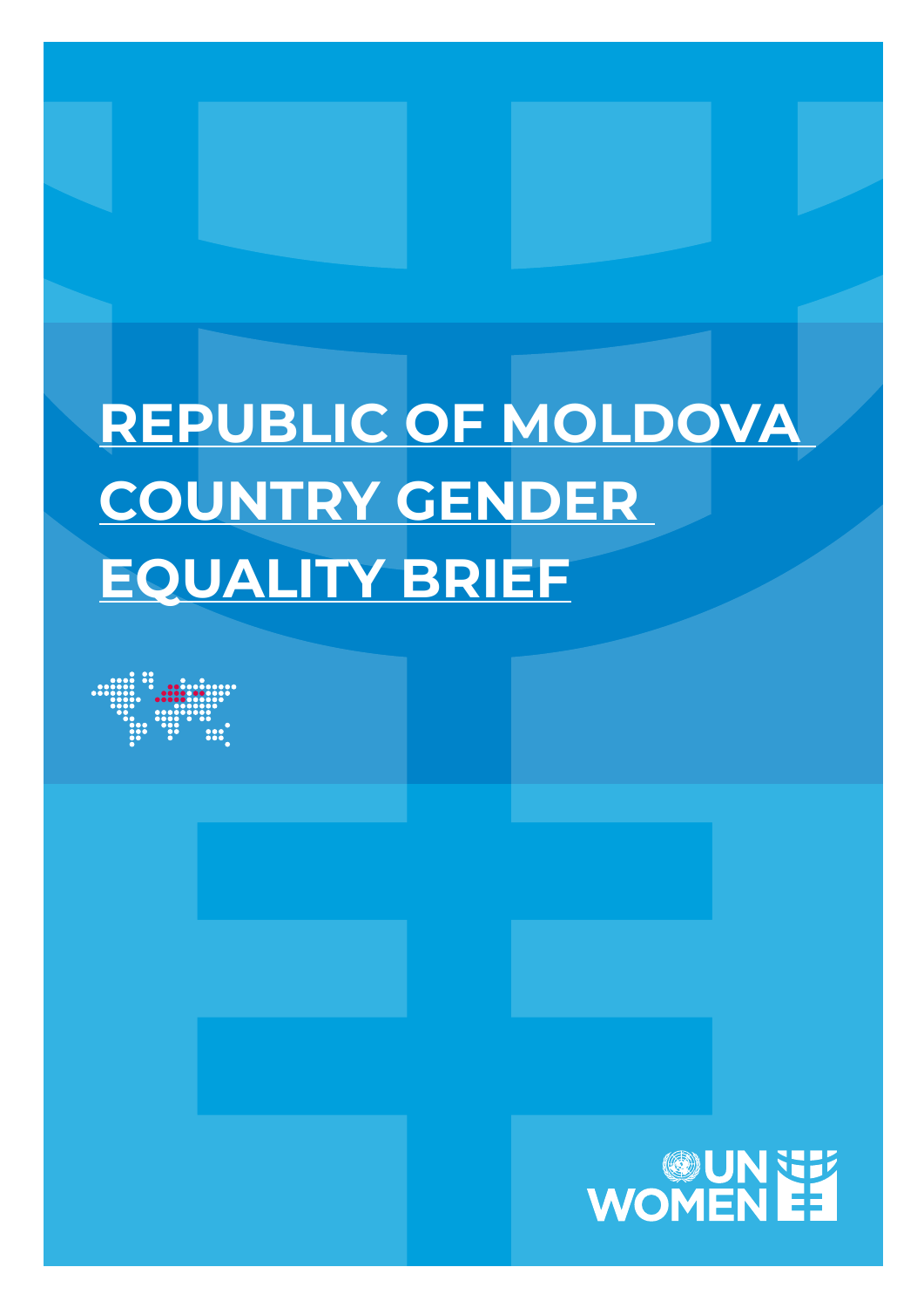# REPUBLIC OF MOLDOVA COUNTRY GENDER EQUALITY BRIEF

UN WOMEN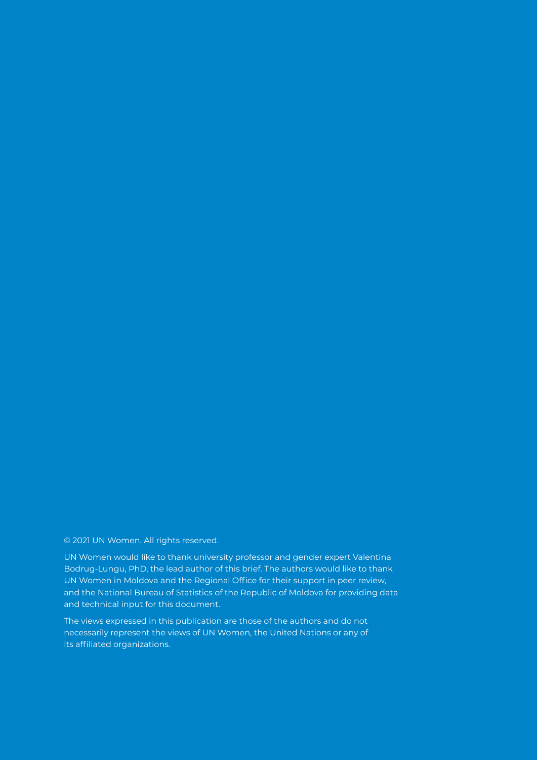© 2021 UN Women. All rights reserved.

UN Women would like to thank university professor and gender expert Valentina Bodrug-Lungu, PhD, the lead author of this brief. The authors would like to thank UN Women in Moldova and the Regional Office for their support in peer review, and the National Bureau of Statistics of the Republic of Moldova for providing data and technical input for this document.

The views expressed in this publication are those of the authors and do not necessarily represent the views of UN Women, the United Nations or any of its affiliated organizations.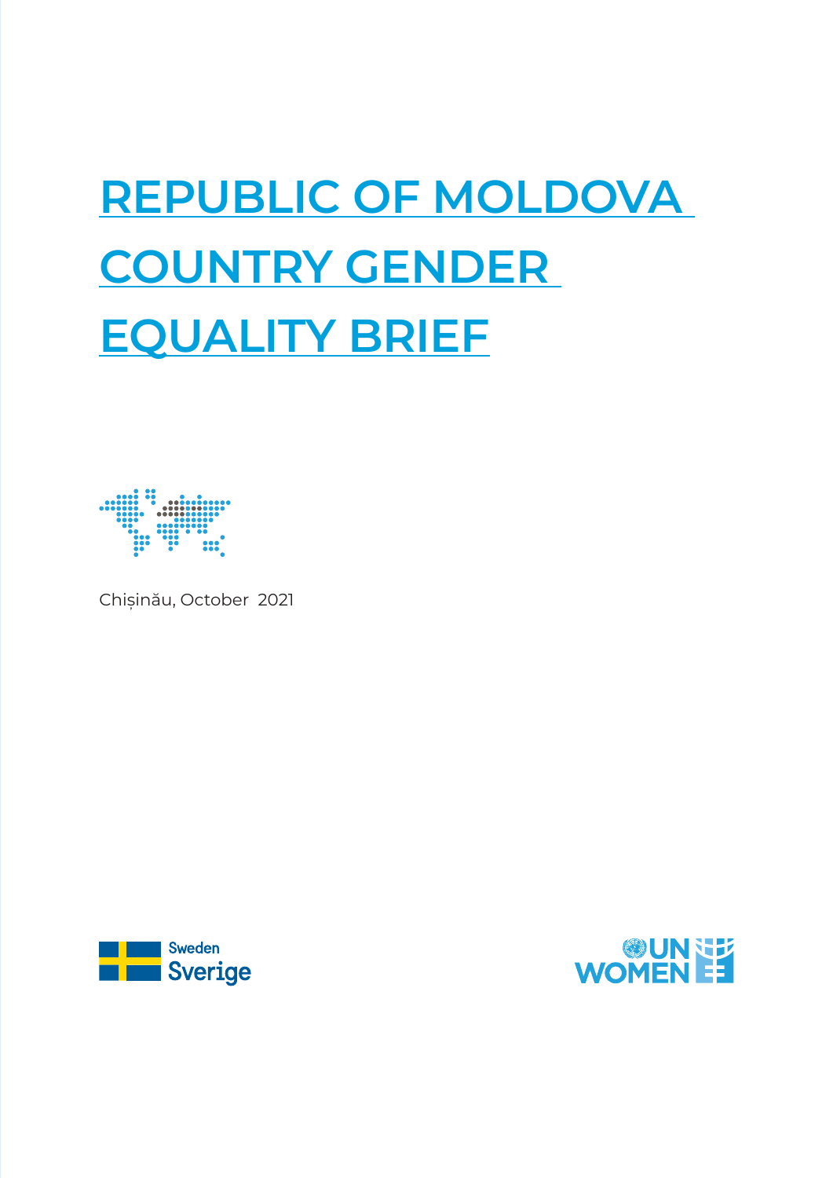# REPUBLIC OF MOLDOVA COUNTRY GENDER EQUALITY BRIEF

Chișinău, October 2021

Sweden Sverige

UN WOMEN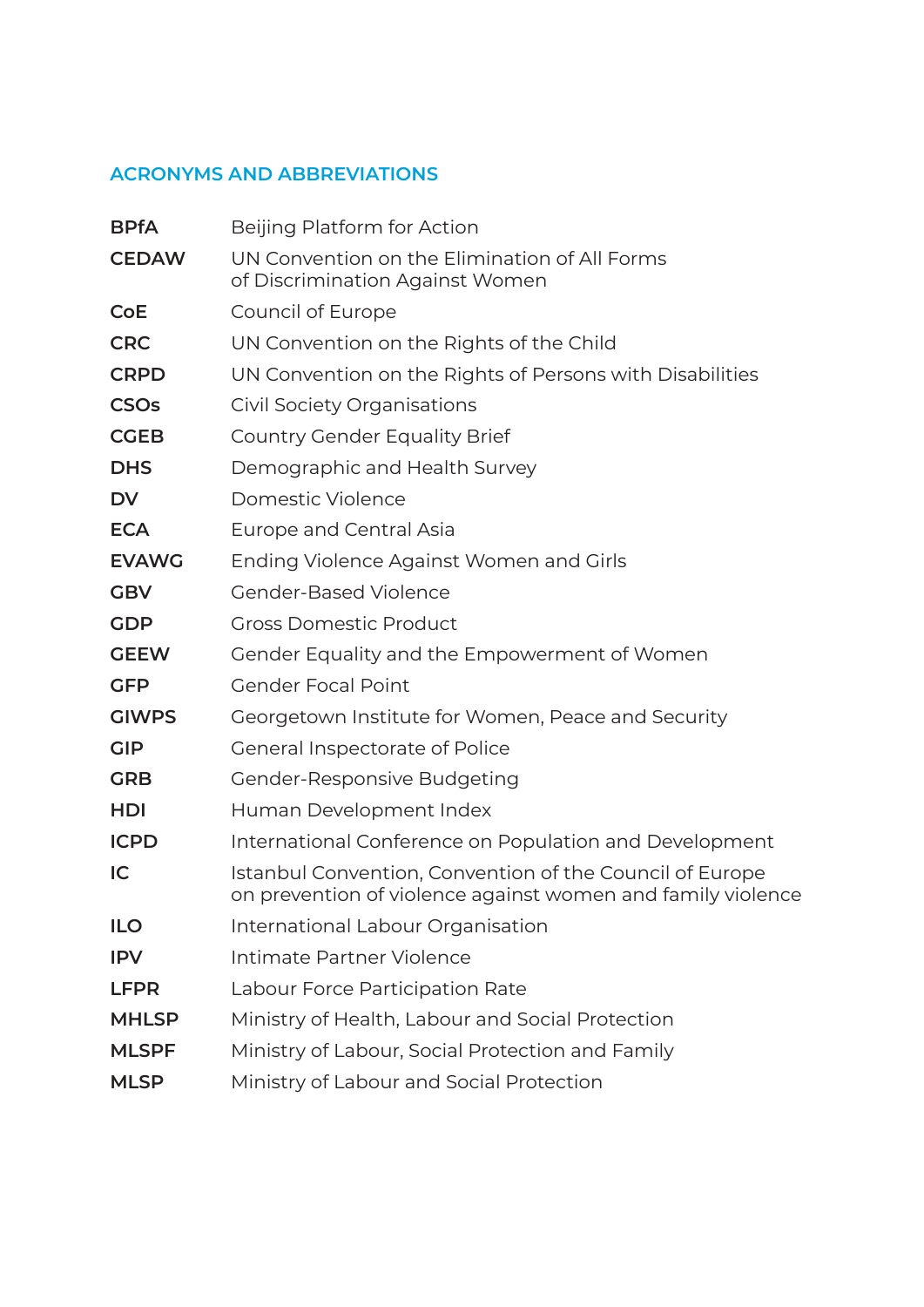## ACRONYMS AND ABBREVIATIONS

| | |
|---|---|
| **BPfA** | Beijing Platform for Action |
| **CEDAW** | UN Convention on the Elimination of All Forms of Discrimination Against Women |
| **CoE** | Council of Europe |
| **CRC** | UN Convention on the Rights of the Child |
| **CRPD** | UN Convention on the Rights of Persons with Disabilities |
| **CSOs** | Civil Society Organisations |
| **CGEB** | Country Gender Equality Brief |
| **DHS** | Demographic and Health Survey |
| **DV** | Domestic Violence |
| **ECA** | Europe and Central Asia |
| **EVAWG** | Ending Violence Against Women and Girls |
| **GBV** | Gender-Based Violence |
| **GDP** | Gross Domestic Product |
| **GEEW** | Gender Equality and the Empowerment of Women |
| **GFP** | Gender Focal Point |
| **GIWPS** | Georgetown Institute for Women, Peace and Security |
| **GIP** | General Inspectorate of Police |
| **GRB** | Gender-Responsive Budgeting |
| **HDI** | Human Development Index |
| **ICPD** | International Conference on Population and Development |
| **IC** | Istanbul Convention, Convention of the Council of Europe on prevention of violence against women and family violence |
| **ILO** | International Labour Organisation |
| **IPV** | Intimate Partner Violence |
| **LFPR** | Labour Force Participation Rate |
| **MHLSP** | Ministry of Health, Labour and Social Protection |
| **MLSPF** | Ministry of Labour, Social Protection and Family |
| **MLSP** | Ministry of Labour and Social Protection |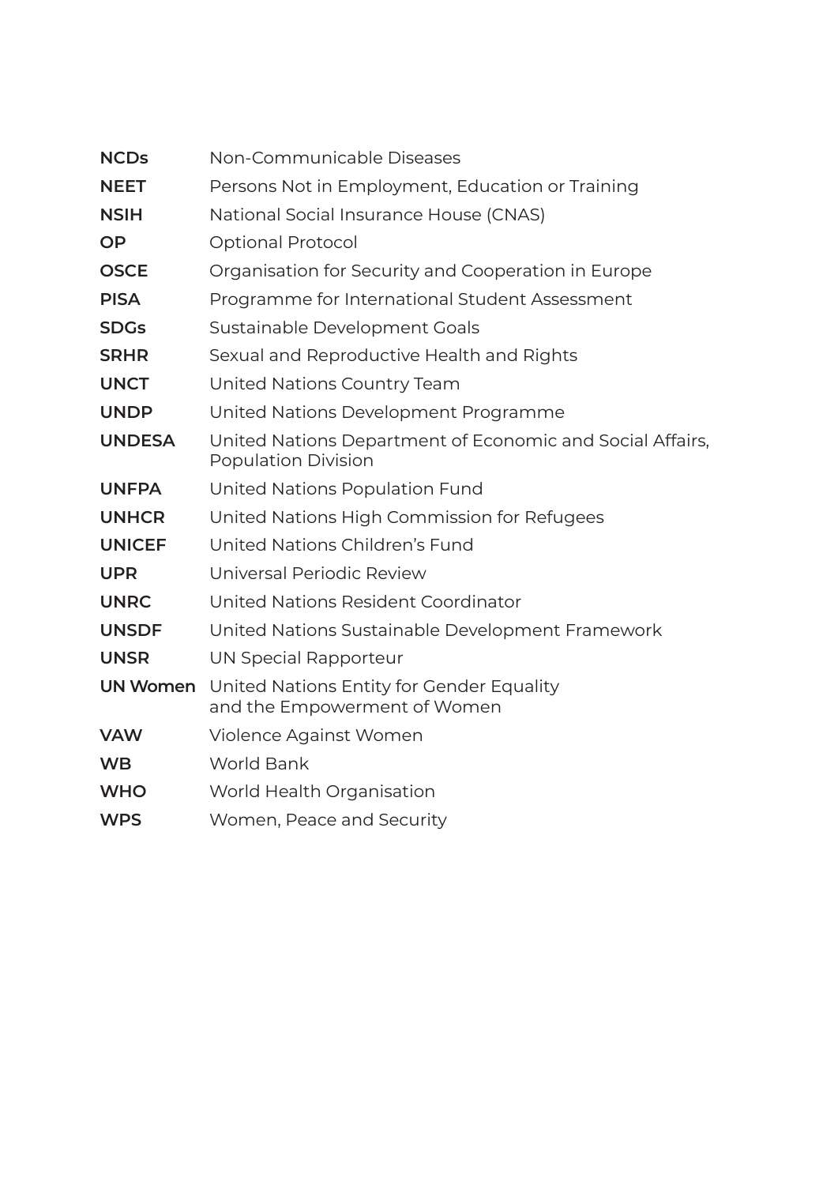| | |
|---|---|
| **NCDs** | Non-Communicable Diseases |
| **NEET** | Persons Not in Employment, Education or Training |
| **NSIH** | National Social Insurance House (CNAS) |
| **OP** | Optional Protocol |
| **OSCE** | Organisation for Security and Cooperation in Europe |
| **PISA** | Programme for International Student Assessment |
| **SDGs** | Sustainable Development Goals |
| **SRHR** | Sexual and Reproductive Health and Rights |
| **UNCT** | United Nations Country Team |
| **UNDP** | United Nations Development Programme |
| **UNDESA** | United Nations Department of Economic and Social Affairs, Population Division |
| **UNFPA** | United Nations Population Fund |
| **UNHCR** | United Nations High Commission for Refugees |
| **UNICEF** | United Nations Children's Fund |
| **UPR** | Universal Periodic Review |
| **UNRC** | United Nations Resident Coordinator |
| **UNSDF** | United Nations Sustainable Development Framework |
| **UNSR** | UN Special Rapporteur |
| **UN Women** | United Nations Entity for Gender Equality and the Empowerment of Women |
| **VAW** | Violence Against Women |
| **WB** | World Bank |
| **WHO** | World Health Organisation |
| **WPS** | Women, Peace and Security |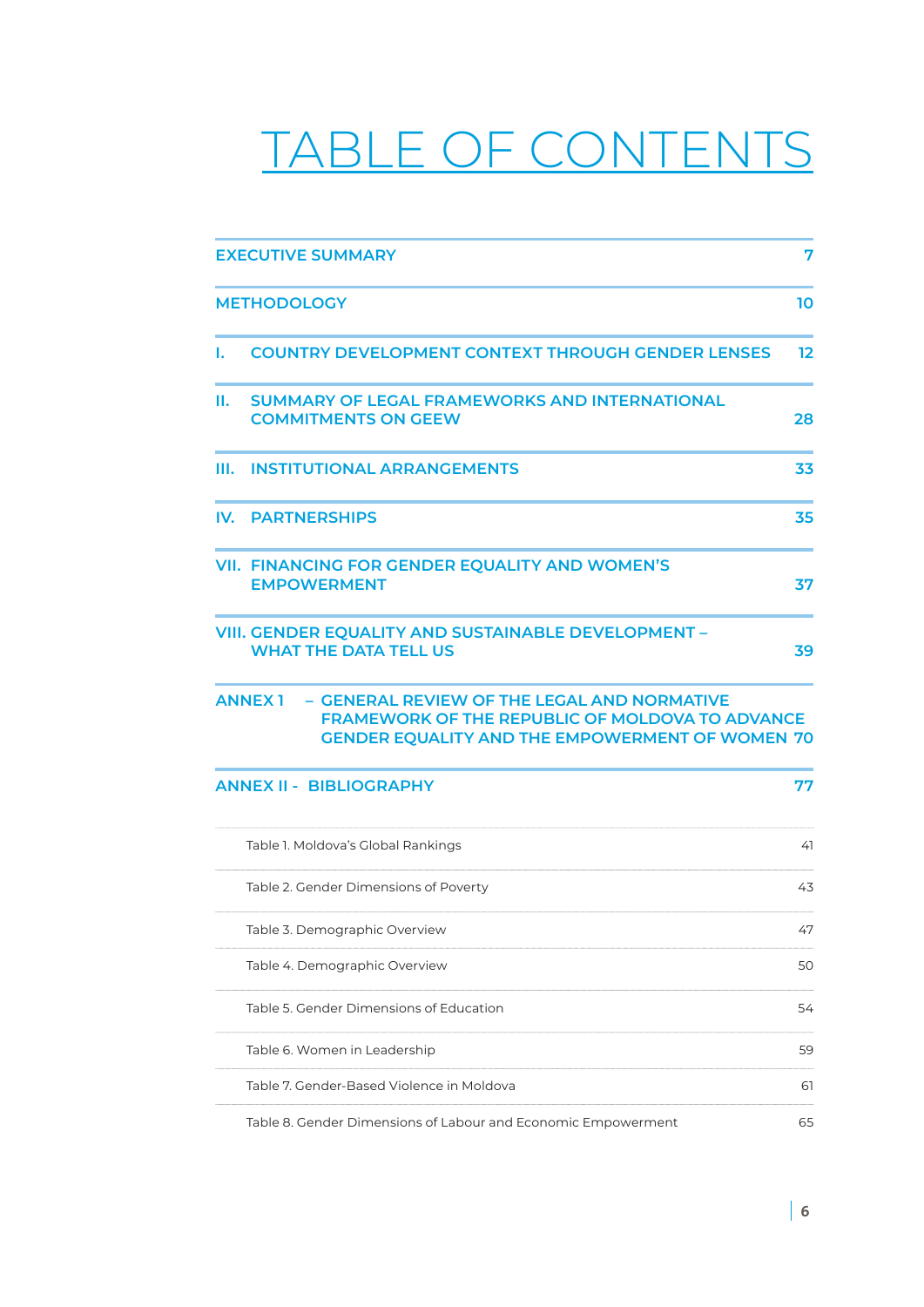# TABLE OF CONTENTS

| | |
|---|---|
| **EXECUTIVE SUMMARY** | **7** |
| **METHODOLOGY** | **10** |
| **I. COUNTRY DEVELOPMENT CONTEXT THROUGH GENDER LENSES** | **12** |
| **II. SUMMARY OF LEGAL FRAMEWORKS AND INTERNATIONAL COMMITMENTS ON GEEW** | **28** |
| **III. INSTITUTIONAL ARRANGEMENTS** | **33** |
| **IV. PARTNERSHIPS** | **35** |
| **VII. FINANCING FOR GENDER EQUALITY AND WOMEN'S EMPOWERMENT** | **37** |
| **VIII. GENDER EQUALITY AND SUSTAINABLE DEVELOPMENT – WHAT THE DATA TELL US** | **39** |
| **ANNEX 1 – GENERAL REVIEW OF THE LEGAL AND NORMATIVE FRAMEWORK OF THE REPUBLIC OF MOLDOVA TO ADVANCE GENDER EQUALITY AND THE EMPOWERMENT OF WOMEN** | **70** |
| **ANNEX II - BIBLIOGRAPHY** | **77** |

| | |
|---|---|
| Table 1. Moldova's Global Rankings | 41 |
| Table 2. Gender Dimensions of Poverty | 43 |
| Table 3. Demographic Overview | 47 |
| Table 4. Demographic Overview | 50 |
| Table 5. Gender Dimensions of Education | 54 |
| Table 6. Women in Leadership | 59 |
| Table 7. Gender-Based Violence in Moldova | 61 |
| Table 8. Gender Dimensions of Labour and Economic Empowerment | 65 |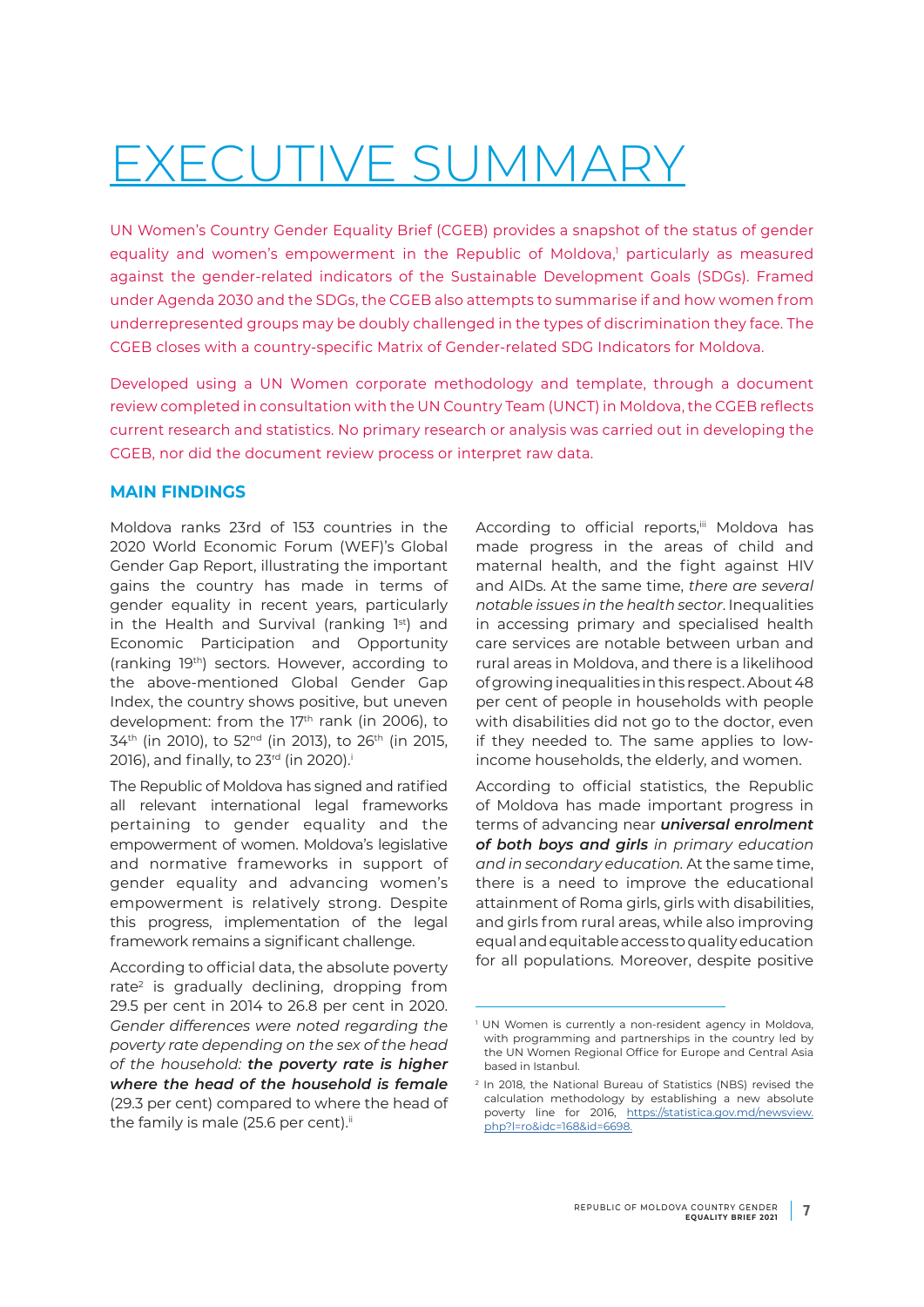# EXECUTIVE SUMMARY

UN Women's Country Gender Equality Brief (CGEB) provides a snapshot of the status of gender equality and women's empowerment in the Republic of Moldova,[1] particularly as measured against the gender-related indicators of the Sustainable Development Goals (SDGs). Framed under Agenda 2030 and the SDGs, the CGEB also attempts to summarise if and how women from underrepresented groups may be doubly challenged in the types of discrimination they face. The CGEB closes with a country-specific Matrix of Gender-related SDG Indicators for Moldova.

Developed using a UN Women corporate methodology and template, through a document review completed in consultation with the UN Country Team (UNCT) in Moldova, the CGEB reflects current research and statistics. No primary research or analysis was carried out in developing the CGEB, nor did the document review process or interpret raw data.

### MAIN FINDINGS

Moldova ranks 23rd of 153 countries in the 2020 World Economic Forum (WEF)'s Global Gender Gap Report, illustrating the important gains the country has made in terms of gender equality in recent years, particularly in the Health and Survival (ranking 1st) and Economic Participation and Opportunity (ranking 19th) sectors. However, according to the above-mentioned Global Gender Gap Index, the country shows positive, but uneven development: from the 17th rank (in 2006), to 34th (in 2010), to 52nd (in 2013), to 26th (in 2015, 2016), and finally, to 23rd (in 2020).[i]

The Republic of Moldova has signed and ratified all relevant international legal frameworks pertaining to gender equality and the empowerment of women. Moldova's legislative and normative frameworks in support of gender equality and advancing women's empowerment is relatively strong. Despite this progress, implementation of the legal framework remains a significant challenge.

According to official data, the absolute poverty rate[2] is gradually declining, dropping from 29.5 per cent in 2014 to 26.8 per cent in 2020. *Gender differences were noted regarding the poverty rate depending on the sex of the head of the household:* ***the poverty rate is higher where the head of the household is female*** (29.3 per cent) compared to where the head of the family is male (25.6 per cent).[ii]

According to official reports,[iii] Moldova has made progress in the areas of child and maternal health, and the fight against HIV and AIDs. At the same time, *there are several notable issues in the health sector*. Inequalities in accessing primary and specialised health care services are notable between urban and rural areas in Moldova, and there is a likelihood of growing inequalities in this respect. About 48 per cent of people in households with people with disabilities did not go to the doctor, even if they needed to. The same applies to low-income households, the elderly, and women.

According to official statistics, the Republic of Moldova has made important progress in terms of advancing near ***universal enrolment of both boys and girls*** *in primary education and in secondary education.* At the same time, there is a need to improve the educational attainment of Roma girls, girls with disabilities, and girls from rural areas, while also improving equal and equitable access to quality education for all populations. Moreover, despite positive

---

[1] UN Women is currently a non-resident agency in Moldova, with programming and partnerships in the country led by the UN Women Regional Office for Europe and Central Asia based in Istanbul.

[2] In 2018, the National Bureau of Statistics (NBS) revised the calculation methodology by establishing a new absolute poverty line for 2016, https://statistica.gov.md/newsview.php?l=ro&idc=168&id=6698.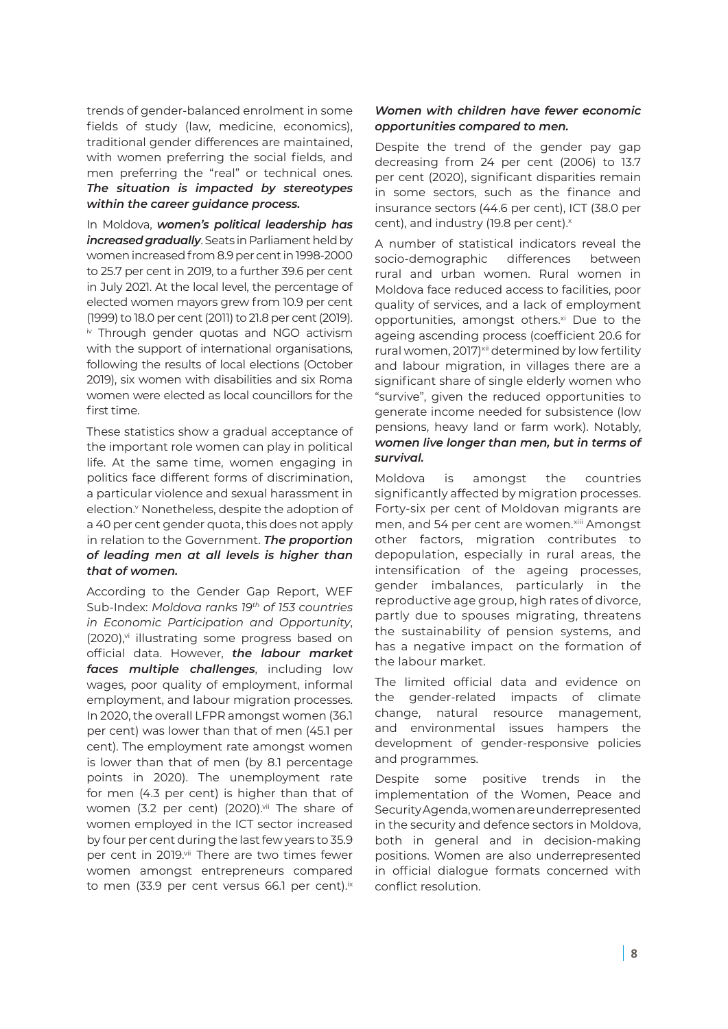trends of gender-balanced enrolment in some fields of study (law, medicine, economics), traditional gender differences are maintained, with women preferring the social fields, and men preferring the "real" or technical ones. ***The situation is impacted by stereotypes within the career guidance process.***

In Moldova, ***women's political leadership has increased gradually***. Seats in Parliament held by women increased from 8.9 per cent in 1998-2000 to 25.7 per cent in 2019, to a further 39.6 per cent in July 2021. At the local level, the percentage of elected women mayors grew from 10.9 per cent (1999) to 18.0 per cent (2011) to 21.8 per cent (2019).[iv] Through gender quotas and NGO activism with the support of international organisations, following the results of local elections (October 2019), six women with disabilities and six Roma women were elected as local councillors for the first time.

These statistics show a gradual acceptance of the important role women can play in political life. At the same time, women engaging in politics face different forms of discrimination, a particular violence and sexual harassment in election.[v] Nonetheless, despite the adoption of a 40 per cent gender quota, this does not apply in relation to the Government. ***The proportion of leading men at all levels is higher than that of women.***

According to the Gender Gap Report, WEF Sub-Index: *Moldova ranks 19th of 153 countries in Economic Participation and Opportunity*, (2020),[vi] illustrating some progress based on official data. However, ***the labour market faces multiple challenges***, including low wages, poor quality of employment, informal employment, and labour migration processes. In 2020, the overall LFPR amongst women (36.1 per cent) was lower than that of men (45.1 per cent). The employment rate amongst women is lower than that of men (by 8.1 percentage points in 2020). The unemployment rate for men (4.3 per cent) is higher than that of women (3.2 per cent) (2020).[vii] The share of women employed in the ICT sector increased by four per cent during the last few years to 35.9 per cent in 2019.[viii] There are two times fewer women amongst entrepreneurs compared to men (33.9 per cent versus 66.1 per cent).[ix]

***Women with children have fewer economic opportunities compared to men.***

Despite the trend of the gender pay gap decreasing from 24 per cent (2006) to 13.7 per cent (2020), significant disparities remain in some sectors, such as the finance and insurance sectors (44.6 per cent), ICT (38.0 per cent), and industry (19.8 per cent).[x]

A number of statistical indicators reveal the socio-demographic differences between rural and urban women. Rural women in Moldova face reduced access to facilities, poor quality of services, and a lack of employment opportunities, amongst others.[xi] Due to the ageing ascending process (coefficient 20.6 for rural women, 2017)[xii] determined by low fertility and labour migration, in villages there are a significant share of single elderly women who "survive", given the reduced opportunities to generate income needed for subsistence (low pensions, heavy land or farm work). Notably, ***women live longer than men, but in terms of survival.***

Moldova is amongst the countries significantly affected by migration processes. Forty-six per cent of Moldovan migrants are men, and 54 per cent are women.[xiii] Amongst other factors, migration contributes to depopulation, especially in rural areas, the intensification of the ageing processes, gender imbalances, particularly in the reproductive age group, high rates of divorce, partly due to spouses migrating, threatens the sustainability of pension systems, and has a negative impact on the formation of the labour market.

The limited official data and evidence on the gender-related impacts of climate change, natural resource management, and environmental issues hampers the development of gender-responsive policies and programmes.

Despite some positive trends in the implementation of the Women, Peace and Security Agenda, women are underrepresented in the security and defence sectors in Moldova, both in general and in decision-making positions. Women are also underrepresented in official dialogue formats concerned with conflict resolution.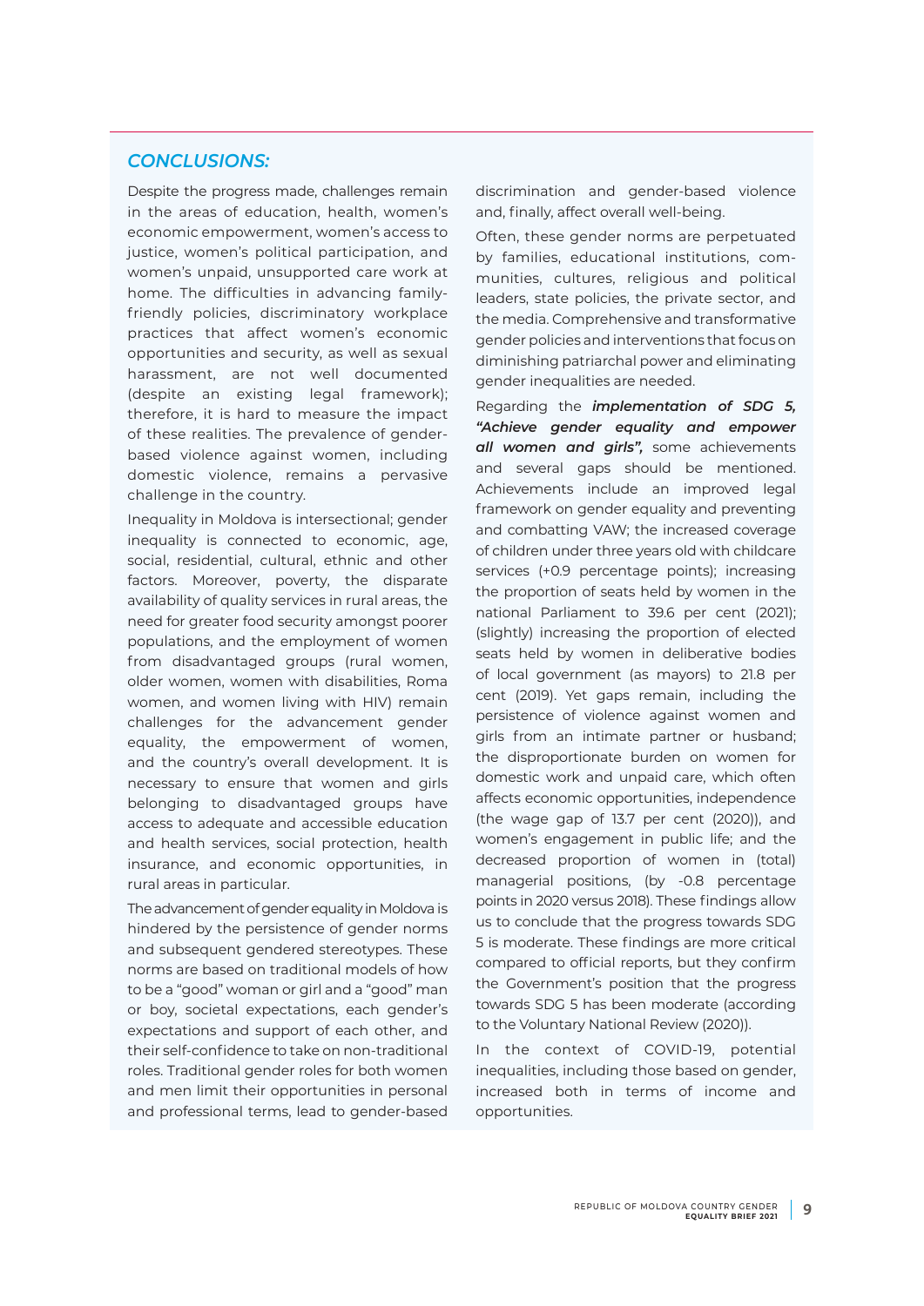## *CONCLUSIONS:*

Despite the progress made, challenges remain in the areas of education, health, women's economic empowerment, women's access to justice, women's political participation, and women's unpaid, unsupported care work at home. The difficulties in advancing family-friendly policies, discriminatory workplace practices that affect women's economic opportunities and security, as well as sexual harassment, are not well documented (despite an existing legal framework); therefore, it is hard to measure the impact of these realities. The prevalence of gender-based violence against women, including domestic violence, remains a pervasive challenge in the country.

Inequality in Moldova is intersectional; gender inequality is connected to economic, age, social, residential, cultural, ethnic and other factors. Moreover, poverty, the disparate availability of quality services in rural areas, the need for greater food security amongst poorer populations, and the employment of women from disadvantaged groups (rural women, older women, women with disabilities, Roma women, and women living with HIV) remain challenges for the advancement gender equality, the empowerment of women, and the country's overall development. It is necessary to ensure that women and girls belonging to disadvantaged groups have access to adequate and accessible education and health services, social protection, health insurance, and economic opportunities, in rural areas in particular.

The advancement of gender equality in Moldova is hindered by the persistence of gender norms and subsequent gendered stereotypes. These norms are based on traditional models of how to be a "good" woman or girl and a "good" man or boy, societal expectations, each gender's expectations and support of each other, and their self-confidence to take on non-traditional roles. Traditional gender roles for both women and men limit their opportunities in personal and professional terms, lead to gender-based discrimination and gender-based violence and, finally, affect overall well-being.

Often, these gender norms are perpetuated by families, educational institutions, communities, cultures, religious and political leaders, state policies, the private sector, and the media. Comprehensive and transformative gender policies and interventions that focus on diminishing patriarchal power and eliminating gender inequalities are needed.

Regarding the ***implementation of SDG 5, "Achieve gender equality and empower all women and girls",*** some achievements and several gaps should be mentioned. Achievements include an improved legal framework on gender equality and preventing and combatting VAW; the increased coverage of children under three years old with childcare services (+0.9 percentage points); increasing the proportion of seats held by women in the national Parliament to 39.6 per cent (2021); (slightly) increasing the proportion of elected seats held by women in deliberative bodies of local government (as mayors) to 21.8 per cent (2019). Yet gaps remain, including the persistence of violence against women and girls from an intimate partner or husband; the disproportionate burden on women for domestic work and unpaid care, which often affects economic opportunities, independence (the wage gap of 13.7 per cent (2020)), and women's engagement in public life; and the decreased proportion of women in (total) managerial positions, (by -0.8 percentage points in 2020 versus 2018). These findings allow us to conclude that the progress towards SDG 5 is moderate. These findings are more critical compared to official reports, but they confirm the Government's position that the progress towards SDG 5 has been moderate (according to the Voluntary National Review (2020)).

In the context of COVID-19, potential inequalities, including those based on gender, increased both in terms of income and opportunities.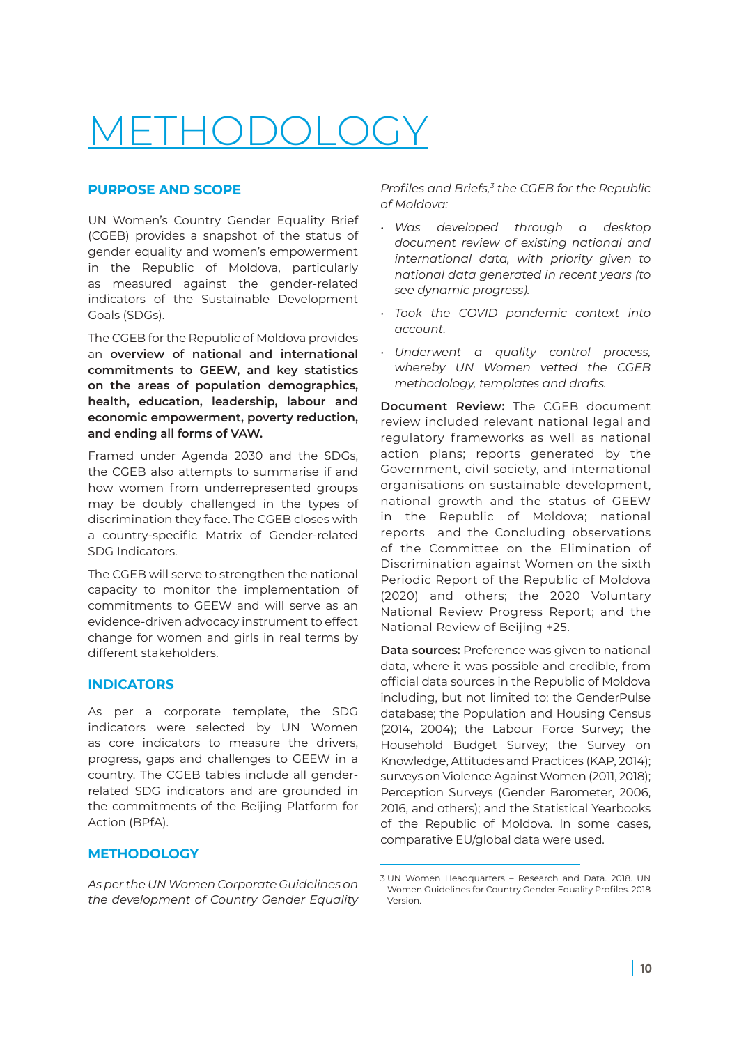# METHODOLOGY

## PURPOSE AND SCOPE

UN Women's Country Gender Equality Brief (CGEB) provides a snapshot of the status of gender equality and women's empowerment in the Republic of Moldova, particularly as measured against the gender-related indicators of the Sustainable Development Goals (SDGs).

The CGEB for the Republic of Moldova provides an **overview of national and international commitments to GEEW, and key statistics on the areas of population demographics, health, education, leadership, labour and economic empowerment, poverty reduction, and ending all forms of VAW.**

Framed under Agenda 2030 and the SDGs, the CGEB also attempts to summarise if and how women from underrepresented groups may be doubly challenged in the types of discrimination they face. The CGEB closes with a country-specific Matrix of Gender-related SDG Indicators.

The CGEB will serve to strengthen the national capacity to monitor the implementation of commitments to GEEW and will serve as an evidence-driven advocacy instrument to effect change for women and girls in real terms by different stakeholders.

## INDICATORS

As per a corporate template, the SDG indicators were selected by UN Women as core indicators to measure the drivers, progress, gaps and challenges to GEEW in a country. The CGEB tables include all gender-related SDG indicators and are grounded in the commitments of the Beijing Platform for Action (BPfA).

## METHODOLOGY

*As per the UN Women Corporate Guidelines on the development of Country Gender Equality Profiles and Briefs,*[3] *the CGEB for the Republic of Moldova:*

- *Was developed through a desktop document review of existing national and international data, with priority given to national data generated in recent years (to see dynamic progress).*
- *Took the COVID pandemic context into account.*
- *Underwent a quality control process, whereby UN Women vetted the CGEB methodology, templates and drafts.*

**Document Review:** The CGEB document review included relevant national legal and regulatory frameworks as well as national action plans; reports generated by the Government, civil society, and international organisations on sustainable development, national growth and the status of GEEW in the Republic of Moldova; national reports and the Concluding observations of the Committee on the Elimination of Discrimination against Women on the sixth Periodic Report of the Republic of Moldova (2020) and others; the 2020 Voluntary National Review Progress Report; and the National Review of Beijing +25.

**Data sources:** Preference was given to national data, where it was possible and credible, from official data sources in the Republic of Moldova including, but not limited to: the GenderPulse database; the Population and Housing Census (2014, 2004); the Labour Force Survey; the Household Budget Survey; the Survey on Knowledge, Attitudes and Practices (KAP, 2014); surveys on Violence Against Women (2011, 2018); Perception Surveys (Gender Barometer, 2006, 2016, and others); and the Statistical Yearbooks of the Republic of Moldova. In some cases, comparative EU/global data were used.

---

3 UN Women Headquarters – Research and Data. 2018. UN Women Guidelines for Country Gender Equality Profiles. 2018 Version.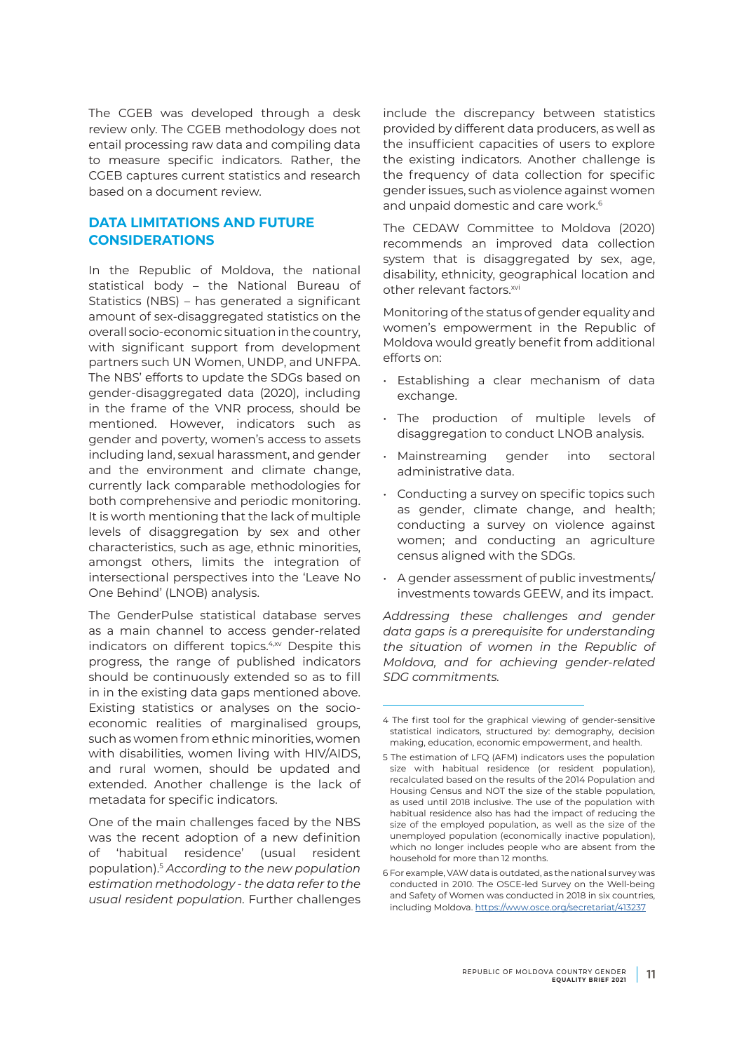The CGEB was developed through a desk review only. The CGEB methodology does not entail processing raw data and compiling data to measure specific indicators. Rather, the CGEB captures current statistics and research based on a document review.

## DATA LIMITATIONS AND FUTURE CONSIDERATIONS

In the Republic of Moldova, the national statistical body – the National Bureau of Statistics (NBS) – has generated a significant amount of sex-disaggregated statistics on the overall socio-economic situation in the country, with significant support from development partners such UN Women, UNDP, and UNFPA. The NBS' efforts to update the SDGs based on gender-disaggregated data (2020), including in the frame of the VNR process, should be mentioned. However, indicators such as gender and poverty, women's access to assets including land, sexual harassment, and gender and the environment and climate change, currently lack comparable methodologies for both comprehensive and periodic monitoring. It is worth mentioning that the lack of multiple levels of disaggregation by sex and other characteristics, such as age, ethnic minorities, amongst others, limits the integration of intersectional perspectives into the 'Leave No One Behind' (LNOB) analysis.

The GenderPulse statistical database serves as a main channel to access gender-related indicators on different topics.[4,xv] Despite this progress, the range of published indicators should be continuously extended so as to fill in in the existing data gaps mentioned above. Existing statistics or analyses on the socio-economic realities of marginalised groups, such as women from ethnic minorities, women with disabilities, women living with HIV/AIDS, and rural women, should be updated and extended. Another challenge is the lack of metadata for specific indicators.

One of the main challenges faced by the NBS was the recent adoption of a new definition of 'habitual residence' (usual resident population).[5] *According to the new population estimation methodology - the data refer to the usual resident population.* Further challenges include the discrepancy between statistics provided by different data producers, as well as the insufficient capacities of users to explore the existing indicators. Another challenge is the frequency of data collection for specific gender issues, such as violence against women and unpaid domestic and care work.[6]

The CEDAW Committee to Moldova (2020) recommends an improved data collection system that is disaggregated by sex, age, disability, ethnicity, geographical location and other relevant factors.[xvi]

Monitoring of the status of gender equality and women's empowerment in the Republic of Moldova would greatly benefit from additional efforts on:

- Establishing a clear mechanism of data exchange.
- The production of multiple levels of disaggregation to conduct LNOB analysis.
- Mainstreaming gender into sectoral administrative data.
- Conducting a survey on specific topics such as gender, climate change, and health; conducting a survey on violence against women; and conducting an agriculture census aligned with the SDGs.
- A gender assessment of public investments/ investments towards GEEW, and its impact.

*Addressing these challenges and gender data gaps is a prerequisite for understanding the situation of women in the Republic of Moldova, and for achieving gender-related SDG commitments.*

---

4 The first tool for the graphical viewing of gender-sensitive statistical indicators, structured by: demography, decision making, education, economic empowerment, and health.

5 The estimation of LFQ (AFM) indicators uses the population size with habitual residence (or resident population), recalculated based on the results of the 2014 Population and Housing Census and NOT the size of the stable population, as used until 2018 inclusive. The use of the population with habitual residence also has had the impact of reducing the size of the employed population, as well as the size of the unemployed population (economically inactive population), which no longer includes people who are absent from the household for more than 12 months.

6 For example, VAW data is outdated, as the national survey was conducted in 2010. The OSCE-led Survey on the Well-being and Safety of Women was conducted in 2018 in six countries, including Moldova. https://www.osce.org/secretariat/413237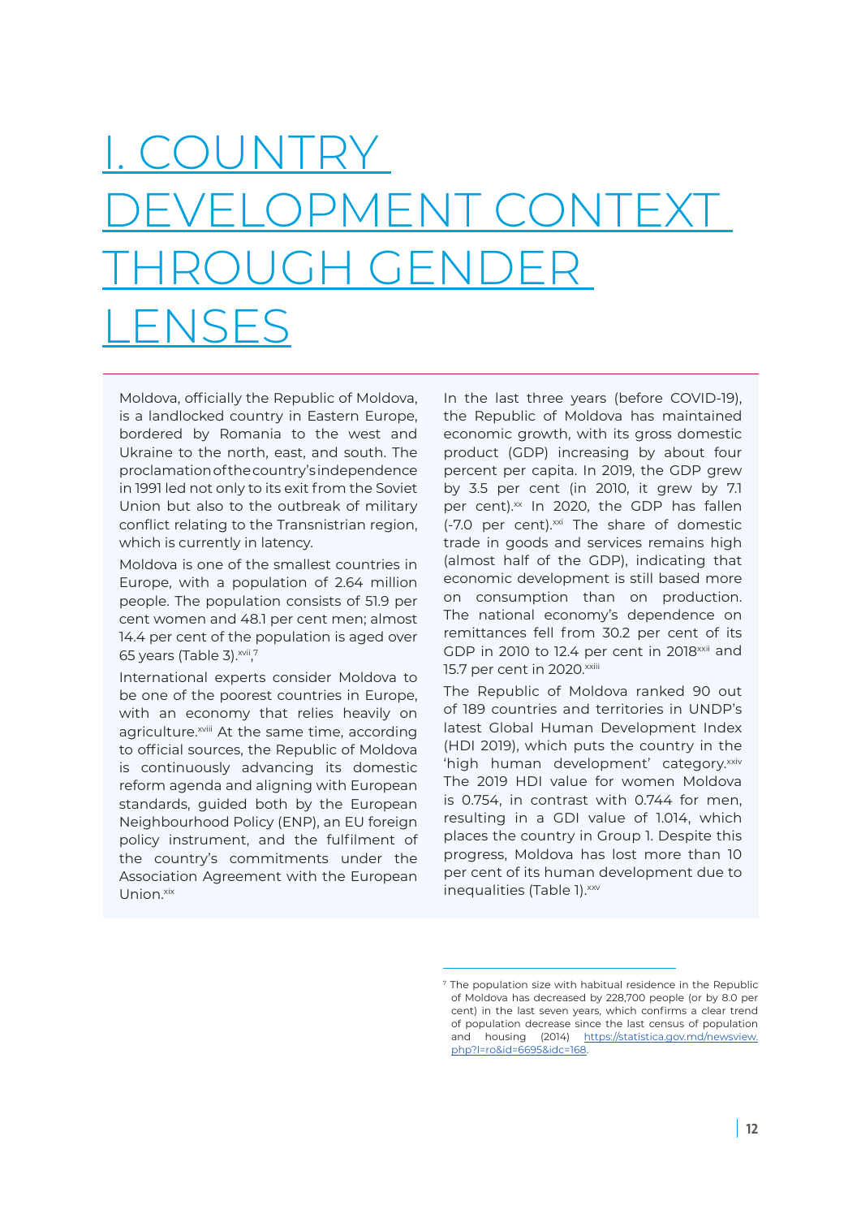# I. COUNTRY DEVELOPMENT CONTEXT THROUGH GENDER LENSES

Moldova, officially the Republic of Moldova, is a landlocked country in Eastern Europe, bordered by Romania to the west and Ukraine to the north, east, and south. The proclamation of the country's independence in 1991 led not only to its exit from the Soviet Union but also to the outbreak of military conflict relating to the Transnistrian region, which is currently in latency.

Moldova is one of the smallest countries in Europe, with a population of 2.64 million people. The population consists of 51.9 per cent women and 48.1 per cent men; almost 14.4 per cent of the population is aged over 65 years (Table 3).[xvii,7]

International experts consider Moldova to be one of the poorest countries in Europe, with an economy that relies heavily on agriculture.[xviii] At the same time, according to official sources, the Republic of Moldova is continuously advancing its domestic reform agenda and aligning with European standards, guided both by the European Neighbourhood Policy (ENP), an EU foreign policy instrument, and the fulfilment of the country's commitments under the Association Agreement with the European Union.[xix]

In the last three years (before COVID-19), the Republic of Moldova has maintained economic growth, with its gross domestic product (GDP) increasing by about four percent per capita. In 2019, the GDP grew by 3.5 per cent (in 2010, it grew by 7.1 per cent).[xx] In 2020, the GDP has fallen (-7.0 per cent).[xxi] The share of domestic trade in goods and services remains high (almost half of the GDP), indicating that economic development is still based more on consumption than on production. The national economy's dependence on remittances fell from 30.2 per cent of its GDP in 2010 to 12.4 per cent in 2018[xxii] and 15.7 per cent in 2020.[xxiii]

The Republic of Moldova ranked 90 out of 189 countries and territories in UNDP's latest Global Human Development Index (HDI 2019), which puts the country in the 'high human development' category.[xxiv] The 2019 HDI value for women Moldova is 0.754, in contrast with 0.744 for men, resulting in a GDI value of 1.014, which places the country in Group 1. Despite this progress, Moldova has lost more than 10 per cent of its human development due to inequalities (Table 1).[xxv]

---

[7] The population size with habitual residence in the Republic of Moldova has decreased by 228,700 people (or by 8.0 per cent) in the last seven years, which confirms a clear trend of population decrease since the last census of population and housing (2014) https://statistica.gov.md/newsview.php?l=ro&id=6695&idc=168.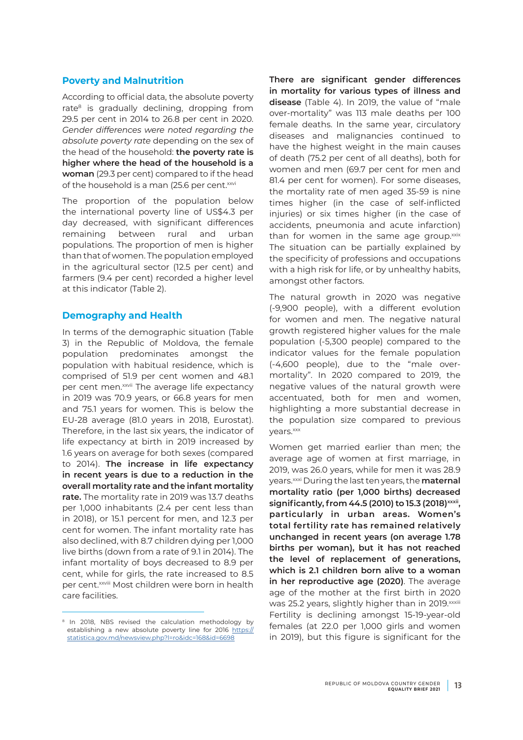## Poverty and Malnutrition

According to official data, the absolute poverty rate[8] is gradually declining, dropping from 29.5 per cent in 2014 to 26.8 per cent in 2020. *Gender differences were noted regarding the absolute poverty rate* depending on the sex of the head of the household: **the poverty rate is higher where the head of the household is a woman** (29.3 per cent) compared to if the head of the household is a man (25.6 per cent.[xxvi]

The proportion of the population below the international poverty line of US$4.3 per day decreased, with significant differences remaining between rural and urban populations. The proportion of men is higher than that of women. The population employed in the agricultural sector (12.5 per cent) and farmers (9.4 per cent) recorded a higher level at this indicator (Table 2).

## Demography and Health

In terms of the demographic situation (Table 3) in the Republic of Moldova, the female population predominates amongst the population with habitual residence, which is comprised of 51.9 per cent women and 48.1 per cent men.[xxvii] The average life expectancy in 2019 was 70.9 years, or 66.8 years for men and 75.1 years for women. This is below the EU-28 average (81.0 years in 2018, Eurostat). Therefore, in the last six years, the indicator of life expectancy at birth in 2019 increased by 1.6 years on average for both sexes (compared to 2014). **The increase in life expectancy in recent years is due to a reduction in the overall mortality rate and the infant mortality rate.** The mortality rate in 2019 was 13.7 deaths per 1,000 inhabitants (2.4 per cent less than in 2018), or 15.1 percent for men, and 12.3 per cent for women. The infant mortality rate has also declined, with 8.7 children dying per 1,000 live births (down from a rate of 9.1 in 2014). The infant mortality of boys decreased to 8.9 per cent, while for girls, the rate increased to 8.5 per cent.[xxviii] Most children were born in health care facilities.

**There are significant gender differences in mortality for various types of illness and disease** (Table 4). In 2019, the value of "male over-mortality" was 113 male deaths per 100 female deaths. In the same year, circulatory diseases and malignancies continued to have the highest weight in the main causes of death (75.2 per cent of all deaths), both for women and men (69.7 per cent for men and 81.4 per cent for women). For some diseases, the mortality rate of men aged 35-59 is nine times higher (in the case of self-inflicted injuries) or six times higher (in the case of accidents, pneumonia and acute infarction) than for women in the same age group.[xxix] The situation can be partially explained by the specificity of professions and occupations with a high risk for life, or by unhealthy habits, amongst other factors.

The natural growth in 2020 was negative (-9,900 people), with a different evolution for women and men. The negative natural growth registered higher values for the male population (-5,300 people) compared to the indicator values for the female population (-4,600 people), due to the "male over-mortality". In 2020 compared to 2019, the negative values of the natural growth were accentuated, both for men and women, highlighting a more substantial decrease in the population size compared to previous years.[xxx]

Women get married earlier than men; the average age of women at first marriage, in 2019, was 26.0 years, while for men it was 28.9 years.[xxxi] During the last ten years, the **maternal mortality ratio (per 1,000 births) decreased significantly, from 44.5 (2010) to 15.3 (2018)[xxxii], particularly in urban areas. Women's total fertility rate has remained relatively unchanged in recent years (on average 1.78 births per woman), but it has not reached the level of replacement of generations, which is 2.1 children born alive to a woman in her reproductive age (2020)**. The average age of the mother at the first birth in 2020 was 25.2 years, slightly higher than in 2019.[xxxiii] Fertility is declining amongst 15-19-year-old females (at 22.0 per 1,000 girls and women in 2019), but this figure is significant for the

---

[8] In 2018, NBS revised the calculation methodology by establishing a new absolute poverty line for 2016 https://statistica.gov.md/newsview.php?l=ro&idc=168&id=6698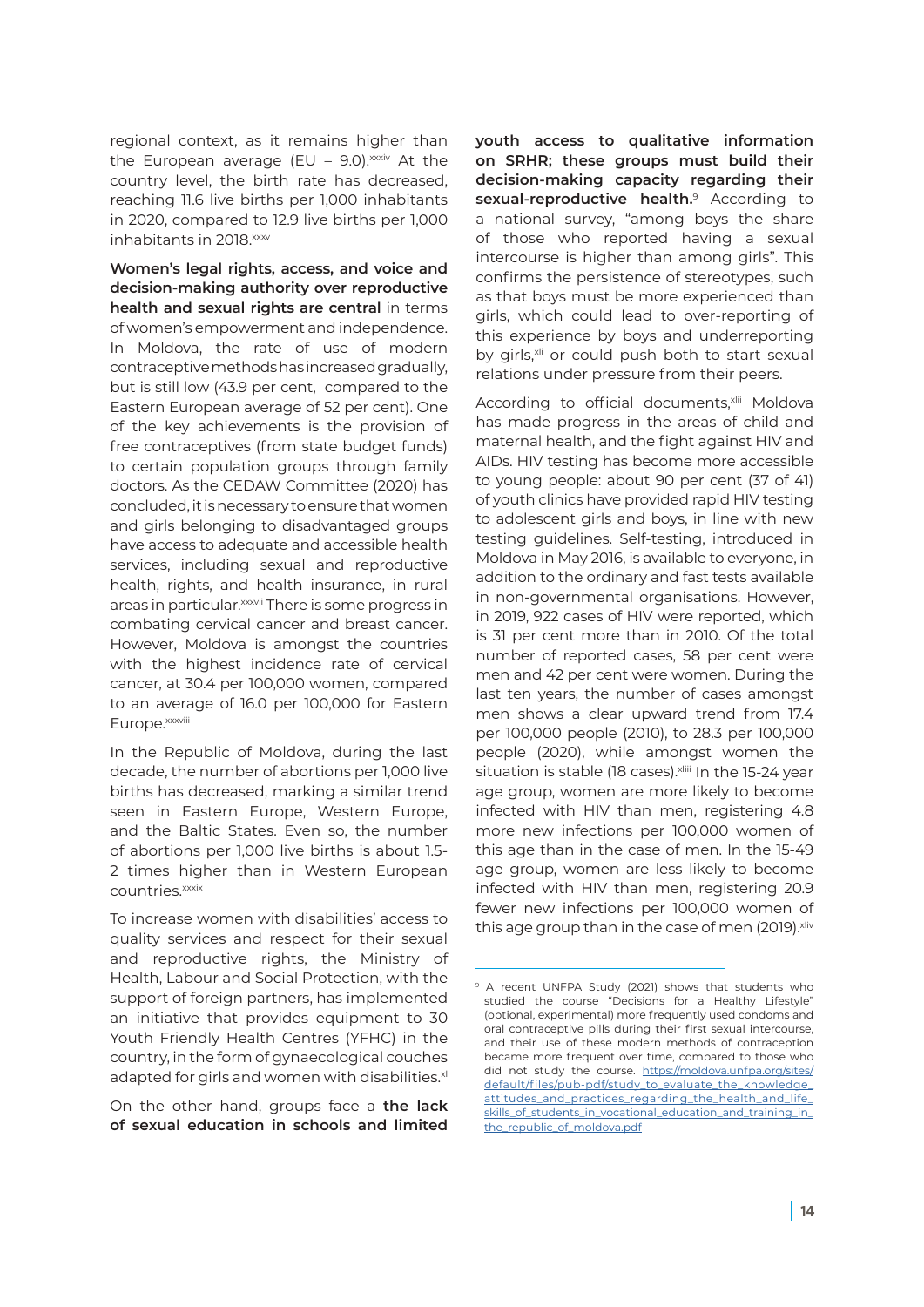regional context, as it remains higher than the European average (EU – 9.0).[xxxiv] At the country level, the birth rate has decreased, reaching 11.6 live births per 1,000 inhabitants in 2020, compared to 12.9 live births per 1,000 inhabitants in 2018.[xxxv]

**Women's legal rights, access, and voice and decision-making authority over reproductive health and sexual rights are central** in terms of women's empowerment and independence. In Moldova, the rate of use of modern contraceptive methods has increased gradually, but is still low (43.9 per cent, compared to the Eastern European average of 52 per cent). One of the key achievements is the provision of free contraceptives (from state budget funds) to certain population groups through family doctors. As the CEDAW Committee (2020) has concluded, it is necessary to ensure that women and girls belonging to disadvantaged groups have access to adequate and accessible health services, including sexual and reproductive health, rights, and health insurance, in rural areas in particular.[xxxvii] There is some progress in combating cervical cancer and breast cancer. However, Moldova is amongst the countries with the highest incidence rate of cervical cancer, at 30.4 per 100,000 women, compared to an average of 16.0 per 100,000 for Eastern Europe.[xxxviii]

In the Republic of Moldova, during the last decade, the number of abortions per 1,000 live births has decreased, marking a similar trend seen in Eastern Europe, Western Europe, and the Baltic States. Even so, the number of abortions per 1,000 live births is about 1.5-2 times higher than in Western European countries.[xxxix]

To increase women with disabilities' access to quality services and respect for their sexual and reproductive rights, the Ministry of Health, Labour and Social Protection, with the support of foreign partners, has implemented an initiative that provides equipment to 30 Youth Friendly Health Centres (YFHC) in the country, in the form of gynaecological couches adapted for girls and women with disabilities.[xl]

On the other hand, groups face a **the lack of sexual education in schools and limited youth access to qualitative information on SRHR; these groups must build their decision-making capacity regarding their sexual-reproductive health.**[9] According to a national survey, "among boys the share of those who reported having a sexual intercourse is higher than among girls". This confirms the persistence of stereotypes, such as that boys must be more experienced than girls, which could lead to over-reporting of this experience by boys and underreporting by girls,[xli] or could push both to start sexual relations under pressure from their peers.

According to official documents,[xlii] Moldova has made progress in the areas of child and maternal health, and the fight against HIV and AIDs. HIV testing has become more accessible to young people: about 90 per cent (37 of 41) of youth clinics have provided rapid HIV testing to adolescent girls and boys, in line with new testing guidelines. Self-testing, introduced in Moldova in May 2016, is available to everyone, in addition to the ordinary and fast tests available in non-governmental organisations. However, in 2019, 922 cases of HIV were reported, which is 31 per cent more than in 2010. Of the total number of reported cases, 58 per cent were men and 42 per cent were women. During the last ten years, the number of cases amongst men shows a clear upward trend from 17.4 per 100,000 people (2010), to 28.3 per 100,000 people (2020), while amongst women the situation is stable (18 cases).[xliii] In the 15-24 year age group, women are more likely to become infected with HIV than men, registering 4.8 more new infections per 100,000 women of this age than in the case of men. In the 15-49 age group, women are less likely to become infected with HIV than men, registering 20.9 fewer new infections per 100,000 women of this age group than in the case of men (2019).[xliv]

---

[9] A recent UNFPA Study (2021) shows that students who studied the course "Decisions for a Healthy Lifestyle" (optional, experimental) more frequently used condoms and oral contraceptive pills during their first sexual intercourse, and their use of these modern methods of contraception became more frequent over time, compared to those who did not study the course. https://moldova.unfpa.org/sites/default/files/pub-pdf/study_to_evaluate_the_knowledge_attitudes_and_practices_regarding_the_health_and_life_skills_of_students_in_vocational_education_and_training_in_the_republic_of_moldova.pdf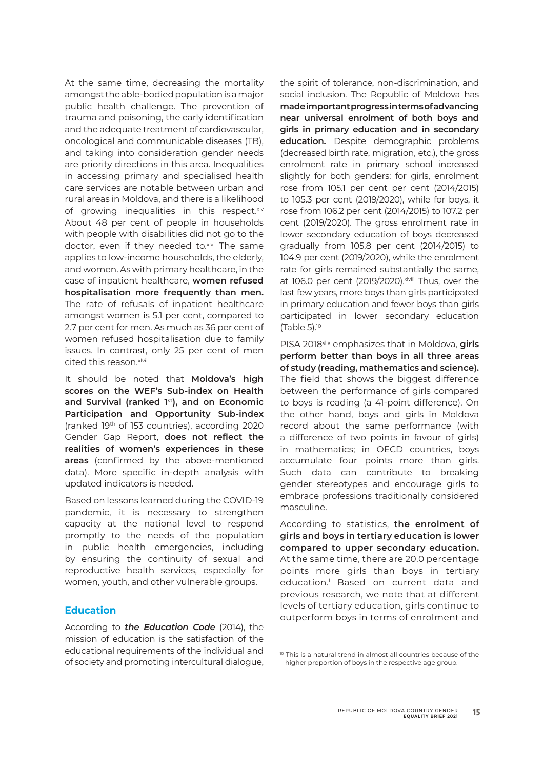At the same time, decreasing the mortality amongst the able-bodied population is a major public health challenge. The prevention of trauma and poisoning, the early identification and the adequate treatment of cardiovascular, oncological and communicable diseases (TB), and taking into consideration gender needs are priority directions in this area. Inequalities in accessing primary and specialised health care services are notable between urban and rural areas in Moldova, and there is a likelihood of growing inequalities in this respect.[xlv] About 48 per cent of people in households with people with disabilities did not go to the doctor, even if they needed to.[xlvi] The same applies to low-income households, the elderly, and women. As with primary healthcare, in the case of inpatient healthcare, **women refused hospitalisation more frequently than men.** The rate of refusals of inpatient healthcare amongst women is 5.1 per cent, compared to 2.7 per cent for men. As much as 36 per cent of women refused hospitalisation due to family issues. In contrast, only 25 per cent of men cited this reason.[xlvii]

It should be noted that **Moldova's high scores on the WEF's Sub-index on Health and Survival (ranked 1st), and on Economic Participation and Opportunity Sub-index** (ranked 19th of 153 countries), according 2020 Gender Gap Report, **does not reflect the realities of women's experiences in these areas** (confirmed by the above-mentioned data). More specific in-depth analysis with updated indicators is needed.

Based on lessons learned during the COVID-19 pandemic, it is necessary to strengthen capacity at the national level to respond promptly to the needs of the population in public health emergencies, including by ensuring the continuity of sexual and reproductive health services, especially for women, youth, and other vulnerable groups.

## Education

According to ***the Education Code*** (2014), the mission of education is the satisfaction of the educational requirements of the individual and of society and promoting intercultural dialogue, the spirit of tolerance, non-discrimination, and social inclusion. The Republic of Moldova has **made important progress in terms of advancing near universal enrolment of both boys and girls in primary education and in secondary education.** Despite demographic problems (decreased birth rate, migration, etc.), the gross enrolment rate in primary school increased slightly for both genders: for girls, enrolment rose from 105.1 per cent per cent (2014/2015) to 105.3 per cent (2019/2020), while for boys, it rose from 106.2 per cent (2014/2015) to 107.2 per cent (2019/2020). The gross enrolment rate in lower secondary education of boys decreased gradually from 105.8 per cent (2014/2015) to 104.9 per cent (2019/2020), while the enrolment rate for girls remained substantially the same, at 106.0 per cent (2019/2020).[xlviii] Thus, over the last few years, more boys than girls participated in primary education and fewer boys than girls participated in lower secondary education (Table 5).[10]

PISA 2018[xlix] emphasizes that in Moldova, **girls perform better than boys in all three areas of study (reading, mathematics and science).** The field that shows the biggest difference between the performance of girls compared to boys is reading (a 41-point difference). On the other hand, boys and girls in Moldova record about the same performance (with a difference of two points in favour of girls) in mathematics; in OECD countries, boys accumulate four points more than girls. Such data can contribute to breaking gender stereotypes and encourage girls to embrace professions traditionally considered masculine.

According to statistics, **the enrolment of girls and boys in tertiary education is lower compared to upper secondary education.** At the same time, there are 20.0 percentage points more girls than boys in tertiary education.[l] Based on current data and previous research, we note that at different levels of tertiary education, girls continue to outperform boys in terms of enrolment and

[10] This is a natural trend in almost all countries because of the higher proportion of boys in the respective age group.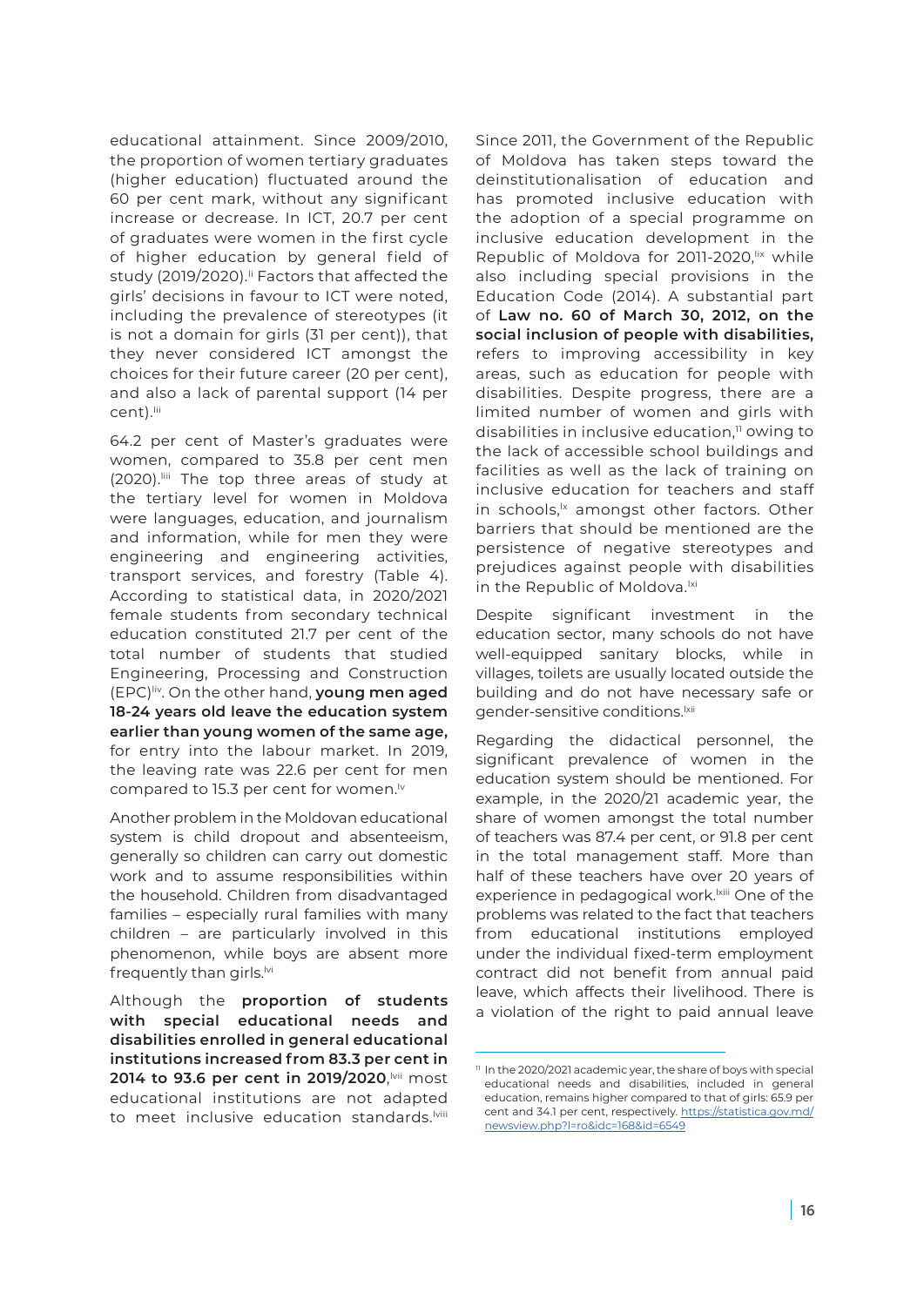educational attainment. Since 2009/2010, the proportion of women tertiary graduates (higher education) fluctuated around the 60 per cent mark, without any significant increase or decrease. In ICT, 20.7 per cent of graduates were women in the first cycle of higher education by general field of study (2019/2020).[li] Factors that affected the girls' decisions in favour to ICT were noted, including the prevalence of stereotypes (it is not a domain for girls (31 per cent)), that they never considered ICT amongst the choices for their future career (20 per cent), and also a lack of parental support (14 per cent).[lii]

64.2 per cent of Master's graduates were women, compared to 35.8 per cent men (2020).[liii] The top three areas of study at the tertiary level for women in Moldova were languages, education, and journalism and information, while for men they were engineering and engineering activities, transport services, and forestry (Table 4). According to statistical data, in 2020/2021 female students from secondary technical education constituted 21.7 per cent of the total number of students that studied Engineering, Processing and Construction (EPC)[liv]. On the other hand, **young men aged 18-24 years old leave the education system earlier than young women of the same age,** for entry into the labour market. In 2019, the leaving rate was 22.6 per cent for men compared to 15.3 per cent for women.[lv]

Another problem in the Moldovan educational system is child dropout and absenteeism, generally so children can carry out domestic work and to assume responsibilities within the household. Children from disadvantaged families – especially rural families with many children – are particularly involved in this phenomenon, while boys are absent more frequently than girls.[lvi]

Although the **proportion of students with special educational needs and disabilities enrolled in general educational institutions increased from 83.3 per cent in 2014 to 93.6 per cent in 2019/2020**,[lvii] most educational institutions are not adapted to meet inclusive education standards.[lviii]

Since 2011, the Government of the Republic of Moldova has taken steps toward the deinstitutionalisation of education and has promoted inclusive education with the adoption of a special programme on inclusive education development in the Republic of Moldova for 2011-2020,[lix] while also including special provisions in the Education Code (2014). A substantial part of **Law no. 60 of March 30, 2012, on the social inclusion of people with disabilities,** refers to improving accessibility in key areas, such as education for people with disabilities. Despite progress, there are a limited number of women and girls with disabilities in inclusive education,[11] owing to the lack of accessible school buildings and facilities as well as the lack of training on inclusive education for teachers and staff in schools,[lx] amongst other factors. Other barriers that should be mentioned are the persistence of negative stereotypes and prejudices against people with disabilities in the Republic of Moldova.[lxi]

Despite significant investment in the education sector, many schools do not have well-equipped sanitary blocks, while in villages, toilets are usually located outside the building and do not have necessary safe or gender-sensitive conditions.[lxii]

Regarding the didactical personnel, the significant prevalence of women in the education system should be mentioned. For example, in the 2020/21 academic year, the share of women amongst the total number of teachers was 87.4 per cent, or 91.8 per cent in the total management staff. More than half of these teachers have over 20 years of experience in pedagogical work.[lxiii] One of the problems was related to the fact that teachers from educational institutions employed under the individual fixed-term employment contract did not benefit from annual paid leave, which affects their livelihood. There is a violation of the right to paid annual leave

[11] In the 2020/2021 academic year, the share of boys with special educational needs and disabilities, included in general education, remains higher compared to that of girls: 65.9 per cent and 34.1 per cent, respectively. https://statistica.gov.md/newsview.php?l=ro&idc=168&id=6549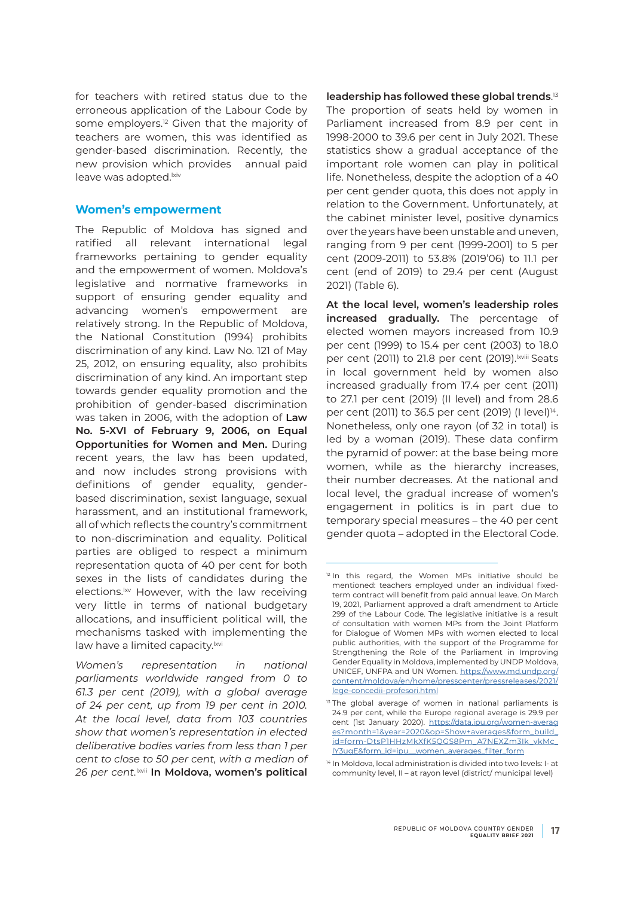for teachers with retired status due to the erroneous application of the Labour Code by some employers.[12] Given that the majority of teachers are women, this was identified as gender-based discrimination. Recently, the new provision which provides annual paid leave was adopted.[lxiv]

## Women's empowerment

The Republic of Moldova has signed and ratified all relevant international legal frameworks pertaining to gender equality and the empowerment of women. Moldova's legislative and normative frameworks in support of ensuring gender equality and advancing women's empowerment are relatively strong. In the Republic of Moldova, the National Constitution (1994) prohibits discrimination of any kind. Law No. 121 of May 25, 2012, on ensuring equality, also prohibits discrimination of any kind. An important step towards gender equality promotion and the prohibition of gender-based discrimination was taken in 2006, with the adoption of **Law No. 5-XVI of February 9, 2006, on Equal Opportunities for Women and Men.** During recent years, the law has been updated, and now includes strong provisions with definitions of gender equality, gender-based discrimination, sexist language, sexual harassment, and an institutional framework, all of which reflects the country's commitment to non-discrimination and equality. Political parties are obliged to respect a minimum representation quota of 40 per cent for both sexes in the lists of candidates during the elections.[lxv] However, with the law receiving very little in terms of national budgetary allocations, and insufficient political will, the mechanisms tasked with implementing the law have a limited capacity.[lxvi]

*Women's representation in national parliaments worldwide ranged from 0 to 61.3 per cent (2019), with a global average of 24 per cent, up from 19 per cent in 2010. At the local level, data from 103 countries show that women's representation in elected deliberative bodies varies from less than 1 per cent to close to 50 per cent, with a median of 26 per cent.*[lxvii] **In Moldova, women's political leadership has followed these global trends**.[13] The proportion of seats held by women in Parliament increased from 8.9 per cent in 1998-2000 to 39.6 per cent in July 2021. These statistics show a gradual acceptance of the important role women can play in political life. Nonetheless, despite the adoption of a 40 per cent gender quota, this does not apply in relation to the Government. Unfortunately, at the cabinet minister level, positive dynamics over the years have been unstable and uneven, ranging from 9 per cent (1999-2001) to 5 per cent (2009-2011) to 53.8% (2019'06) to 11.1 per cent (end of 2019) to 29.4 per cent (August 2021) (Table 6).

**At the local level, women's leadership roles increased gradually.** The percentage of elected women mayors increased from 10.9 per cent (1999) to 15.4 per cent (2003) to 18.0 per cent (2011) to 21.8 per cent (2019).[lxviii] Seats in local government held by women also increased gradually from 17.4 per cent (2011) to 27.1 per cent (2019) (II level) and from 28.6 per cent (2011) to 36.5 per cent (2019) (I level)[14]. Nonetheless, only one rayon (of 32 in total) is led by a woman (2019). These data confirm the pyramid of power: at the base being more women, while as the hierarchy increases, their number decreases. At the national and local level, the gradual increase of women's engagement in politics is in part due to temporary special measures – the 40 per cent gender quota – adopted in the Electoral Code.

---

[12] In this regard, the Women MPs initiative should be mentioned: teachers employed under an individual fixed-term contract will benefit from paid annual leave. On March 19, 2021, Parliament approved a draft amendment to Article 299 of the Labour Code. The legislative initiative is a result of consultation with women MPs from the Joint Platform for Dialogue of Women MPs with women elected to local public authorities, with the support of the Programme for Strengthening the Role of the Parliament in Improving Gender Equality in Moldova, implemented by UNDP Moldova, UNICEF, UNFPA and UN Women. https://www.md.undp.org/content/moldova/en/home/presscenter/pressreleases/2021/lege-concedii-profesori.html

[13] The global average of women in national parliaments is 24.9 per cent, while the Europe regional average is 29.9 per cent (1st January 2020). https://data.ipu.org/women-averages?month=1&year=2020&op=Show+averages&form_build_id=form-DtsP1HHzMkXfK5QGS8Pm_A7NEXZm3Ik_vkMc_lY3ugE&form_id=ipu__women_averages_filter_form

[14] In Moldova, local administration is divided into two levels: I- at community level, II – at rayon level (district/ municipal level)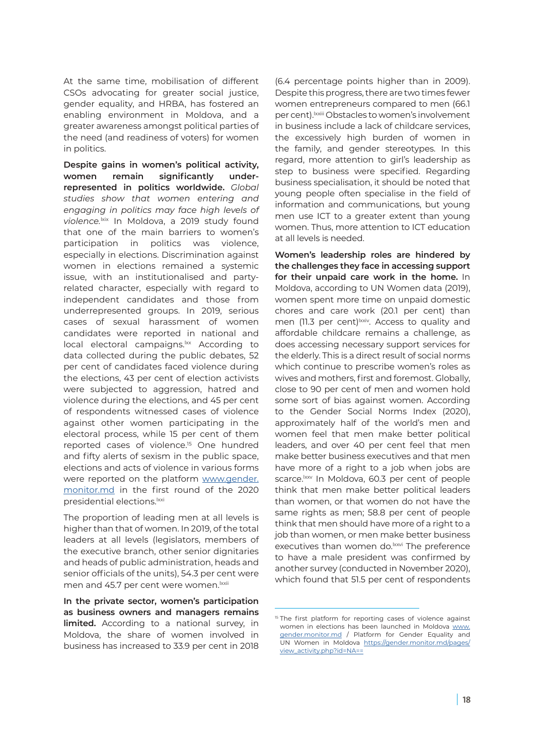At the same time, mobilisation of different CSOs advocating for greater social justice, gender equality, and HRBA, has fostered an enabling environment in Moldova, and a greater awareness amongst political parties of the need (and readiness of voters) for women in politics.

**Despite gains in women's political activity, women remain significantly under-represented in politics worldwide.** *Global studies show that women entering and engaging in politics may face high levels of violence.*[lxix] In Moldova, a 2019 study found that one of the main barriers to women's participation in politics was violence, especially in elections. Discrimination against women in elections remained a systemic issue, with an institutionalised and party-related character, especially with regard to independent candidates and those from underrepresented groups. In 2019, serious cases of sexual harassment of women candidates were reported in national and local electoral campaigns.[lxx] According to data collected during the public debates, 52 per cent of candidates faced violence during the elections, 43 per cent of election activists were subjected to aggression, hatred and violence during the elections, and 45 per cent of respondents witnessed cases of violence against other women participating in the electoral process, while 15 per cent of them reported cases of violence.[15] One hundred and fifty alerts of sexism in the public space, elections and acts of violence in various forms were reported on the platform [www.gender.monitor.md](www.gender.monitor.md) in the first round of the 2020 presidential elections.[lxxi]

The proportion of leading men at all levels is higher than that of women. In 2019, of the total leaders at all levels (legislators, members of the executive branch, other senior dignitaries and heads of public administration, heads and senior officials of the units), 54.3 per cent were men and 45.7 per cent were women.[lxxii]

**In the private sector, women's participation as business owners and managers remains limited.** According to a national survey, in Moldova, the share of women involved in business has increased to 33.9 per cent in 2018 (6.4 percentage points higher than in 2009). Despite this progress, there are two times fewer women entrepreneurs compared to men (66.1 per cent).[lxxiii] Obstacles to women's involvement in business include a lack of childcare services, the excessively high burden of women in the family, and gender stereotypes. In this regard, more attention to girl's leadership as step to business were specified. Regarding business specialisation, it should be noted that young people often specialise in the field of information and communications, but young men use ICT to a greater extent than young women. Thus, more attention to ICT education at all levels is needed.

**Women's leadership roles are hindered by the challenges they face in accessing support for their unpaid care work in the home.** In Moldova, according to UN Women data (2019), women spent more time on unpaid domestic chores and care work (20.1 per cent) than men (11.3 per cent)[lxxiv]. Access to quality and affordable childcare remains a challenge, as does accessing necessary support services for the elderly. This is a direct result of social norms which continue to prescribe women's roles as wives and mothers, first and foremost. Globally, close to 90 per cent of men and women hold some sort of bias against women. According to the Gender Social Norms Index (2020), approximately half of the world's men and women feel that men make better political leaders, and over 40 per cent feel that men make better business executives and that men have more of a right to a job when jobs are scarce.[lxxv] In Moldova, 60.3 per cent of people think that men make better political leaders than women, or that women do not have the same rights as men; 58.8 per cent of people think that men should have more of a right to a job than women, or men make better business executives than women do.[lxxvi] The preference to have a male president was confirmed by another survey (conducted in November 2020), which found that 51.5 per cent of respondents

---

[15] The first platform for reporting cases of violence against women in elections has been launched in Moldova [www.gender.monitor.md](www.gender.monitor.md) / Platform for Gender Equality and UN Women in Moldova [https://gender.monitor.md/pages/view_activity.php?id=NA==](https://gender.monitor.md/pages/view_activity.php?id=NA==)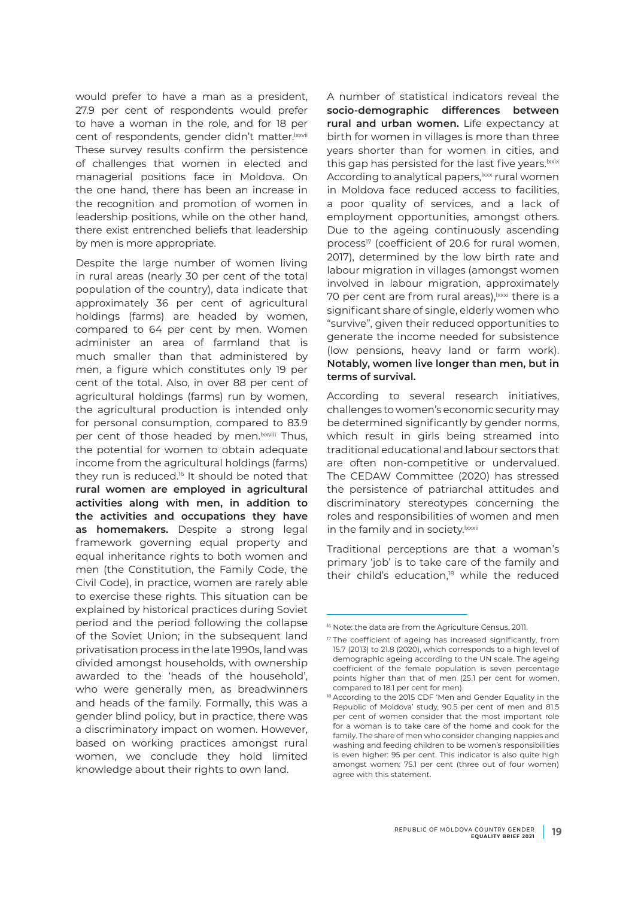would prefer to have a man as a president, 27.9 per cent of respondents would prefer to have a woman in the role, and for 18 per cent of respondents, gender didn't matter.[lxxvii] These survey results confirm the persistence of challenges that women in elected and managerial positions face in Moldova. On the one hand, there has been an increase in the recognition and promotion of women in leadership positions, while on the other hand, there exist entrenched beliefs that leadership by men is more appropriate.

Despite the large number of women living in rural areas (nearly 30 per cent of the total population of the country), data indicate that approximately 36 per cent of agricultural holdings (farms) are headed by women, compared to 64 per cent by men. Women administer an area of farmland that is much smaller than that administered by men, a figure which constitutes only 19 per cent of the total. Also, in over 88 per cent of agricultural holdings (farms) run by women, the agricultural production is intended only for personal consumption, compared to 83.9 per cent of those headed by men.[lxxviii] Thus, the potential for women to obtain adequate income from the agricultural holdings (farms) they run is reduced.[16] It should be noted that **rural women are employed in agricultural activities along with men, in addition to the activities and occupations they have as homemakers.** Despite a strong legal framework governing equal property and equal inheritance rights to both women and men (the Constitution, the Family Code, the Civil Code), in practice, women are rarely able to exercise these rights. This situation can be explained by historical practices during Soviet period and the period following the collapse of the Soviet Union; in the subsequent land privatisation process in the late 1990s, land was divided amongst households, with ownership awarded to the 'heads of the household', who were generally men, as breadwinners and heads of the family. Formally, this was a gender blind policy, but in practice, there was a discriminatory impact on women. However, based on working practices amongst rural women, we conclude they hold limited knowledge about their rights to own land.

A number of statistical indicators reveal the **socio-demographic differences between rural and urban women.** Life expectancy at birth for women in villages is more than three years shorter than for women in cities, and this gap has persisted for the last five years.[lxxix] According to analytical papers,[lxxx] rural women in Moldova face reduced access to facilities, a poor quality of services, and a lack of employment opportunities, amongst others. Due to the ageing continuously ascending process[17] (coefficient of 20.6 for rural women, 2017), determined by the low birth rate and labour migration in villages (amongst women involved in labour migration, approximately 70 per cent are from rural areas),[lxxxi] there is a significant share of single, elderly women who "survive", given their reduced opportunities to generate the income needed for subsistence (low pensions, heavy land or farm work). **Notably, women live longer than men, but in terms of survival.**

According to several research initiatives, challenges to women's economic security may be determined significantly by gender norms, which result in girls being streamed into traditional educational and labour sectors that are often non-competitive or undervalued. The CEDAW Committee (2020) has stressed the persistence of patriarchal attitudes and discriminatory stereotypes concerning the roles and responsibilities of women and men in the family and in society.[lxxxii]

Traditional perceptions are that a woman's primary 'job' is to take care of the family and their child's education,[18] while the reduced

---

[16] Note: the data are from the Agriculture Census, 2011.

[17] The coefficient of ageing has increased significantly, from 15.7 (2013) to 21.8 (2020), which corresponds to a high level of demographic ageing according to the UN scale. The ageing coefficient of the female population is seven percentage points higher than that of men (25.1 per cent for women, compared to 18.1 per cent for men).

[18] According to the 2015 CDF 'Men and Gender Equality in the Republic of Moldova' study, 90.5 per cent of men and 81.5 per cent of women consider that the most important role for a woman is to take care of the home and cook for the family. The share of men who consider changing nappies and washing and feeding children to be women's responsibilities is even higher: 95 per cent. This indicator is also quite high amongst women: 75.1 per cent (three out of four women) agree with this statement.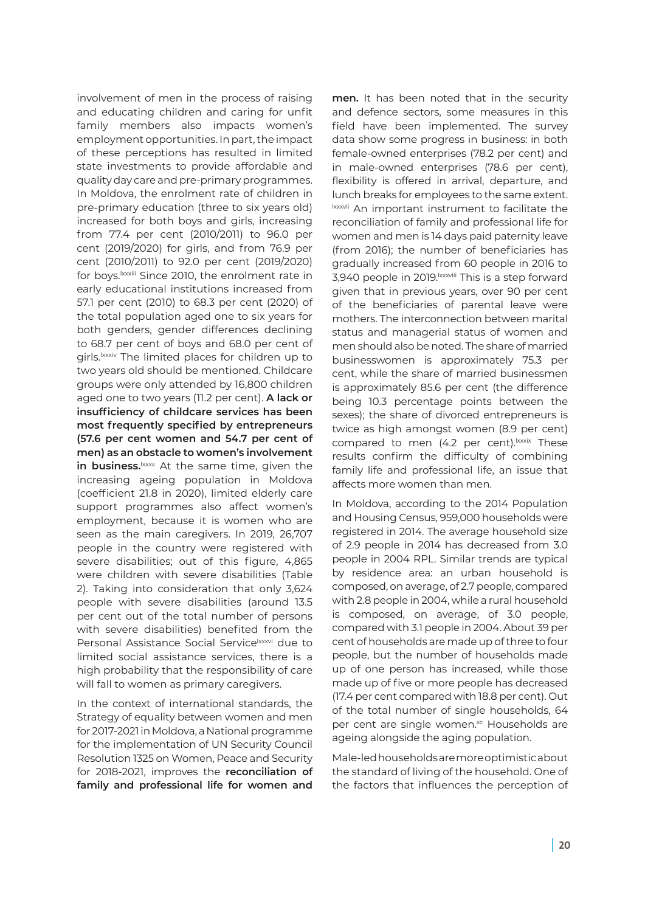involvement of men in the process of raising and educating children and caring for unfit family members also impacts women's employment opportunities. In part, the impact of these perceptions has resulted in limited state investments to provide affordable and quality day care and pre-primary programmes. In Moldova, the enrolment rate of children in pre-primary education (three to six years old) increased for both boys and girls, increasing from 77.4 per cent (2010/2011) to 96.0 per cent (2019/2020) for girls, and from 76.9 per cent (2010/2011) to 92.0 per cent (2019/2020) for boys.[lxxxiii] Since 2010, the enrolment rate in early educational institutions increased from 57.1 per cent (2010) to 68.3 per cent (2020) of the total population aged one to six years for both genders, gender differences declining to 68.7 per cent of boys and 68.0 per cent of girls.[lxxxiv] The limited places for children up to two years old should be mentioned. Childcare groups were only attended by 16,800 children aged one to two years (11.2 per cent). **A lack or insufficiency of childcare services has been most frequently specified by entrepreneurs (57.6 per cent women and 54.7 per cent of men) as an obstacle to women's involvement in business.**[lxxxv] At the same time, given the increasing ageing population in Moldova (coefficient 21.8 in 2020), limited elderly care support programmes also affect women's employment, because it is women who are seen as the main caregivers. In 2019, 26,707 people in the country were registered with severe disabilities; out of this figure, 4,865 were children with severe disabilities (Table 2). Taking into consideration that only 3,624 people with severe disabilities (around 13.5 per cent out of the total number of persons with severe disabilities) benefited from the Personal Assistance Social Service[lxxxvi] due to limited social assistance services, there is a high probability that the responsibility of care will fall to women as primary caregivers.

In the context of international standards, the Strategy of equality between women and men for 2017-2021 in Moldova, a National programme for the implementation of UN Security Council Resolution 1325 on Women, Peace and Security for 2018-2021, improves the **reconciliation of family and professional life for women and men.** It has been noted that in the security and defence sectors, some measures in this field have been implemented. The survey data show some progress in business: in both female-owned enterprises (78.2 per cent) and in male-owned enterprises (78.6 per cent), flexibility is offered in arrival, departure, and lunch breaks for employees to the same extent.[lxxxvii] An important instrument to facilitate the reconciliation of family and professional life for women and men is 14 days paid paternity leave (from 2016); the number of beneficiaries has gradually increased from 60 people in 2016 to 3,940 people in 2019.[lxxxviii] This is a step forward given that in previous years, over 90 per cent of the beneficiaries of parental leave were mothers. The interconnection between marital status and managerial status of women and men should also be noted. The share of married businesswomen is approximately 75.3 per cent, while the share of married businessmen is approximately 85.6 per cent (the difference being 10.3 percentage points between the sexes); the share of divorced entrepreneurs is twice as high amongst women (8.9 per cent) compared to men (4.2 per cent).[lxxxix] These results confirm the difficulty of combining family life and professional life, an issue that affects more women than men.

In Moldova, according to the 2014 Population and Housing Census, 959,000 households were registered in 2014. The average household size of 2.9 people in 2014 has decreased from 3.0 people in 2004 RPL. Similar trends are typical by residence area: an urban household is composed, on average, of 2.7 people, compared with 2.8 people in 2004, while a rural household is composed, on average, of 3.0 people, compared with 3.1 people in 2004. About 39 per cent of households are made up of three to four people, but the number of households made up of one person has increased, while those made up of five or more people has decreased (17.4 per cent compared with 18.8 per cent). Out of the total number of single households, 64 per cent are single women.[xc] Households are ageing alongside the aging population.

Male-led households are more optimistic about the standard of living of the household. One of the factors that influences the perception of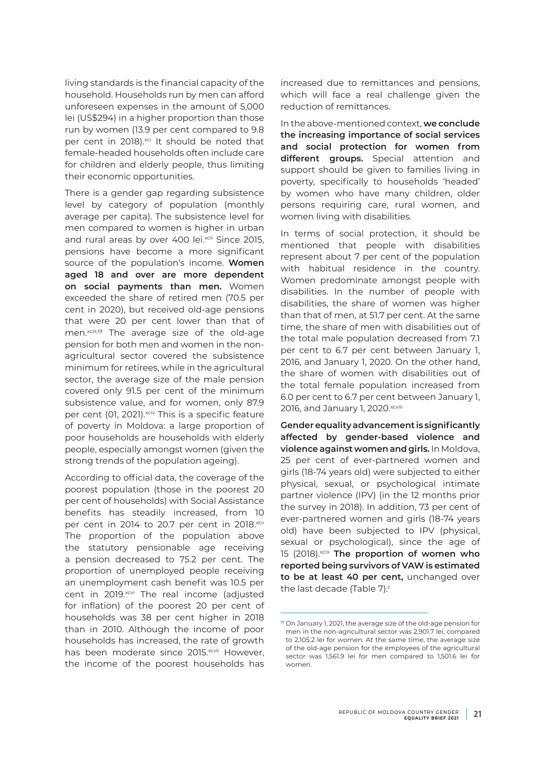living standards is the financial capacity of the household. Households run by men can afford unforeseen expenses in the amount of 5,000 lei (US$294) in a higher proportion than those run by women (13.9 per cent compared to 9.8 per cent in 2018).[xci] It should be noted that female-headed households often include care for children and elderly people, thus limiting their economic opportunities.

There is a gender gap regarding subsistence level by category of population (monthly average per capita). The subsistence level for men compared to women is higher in urban and rural areas by over 400 lei.[xcii] Since 2015, pensions have become a more significant source of the population's income. **Women aged 18 and over are more dependent on social payments than men.** Women exceeded the share of retired men (70.5 per cent in 2020), but received old-age pensions that were 20 per cent lower than that of men.[xciii,19] The average size of the old-age pension for both men and women in the non-agricultural sector covered the subsistence minimum for retirees, while in the agricultural sector, the average size of the male pension covered only 91.5 per cent of the minimum subsistence value, and for women, only 87.9 per cent (01, 2021).[xciv] This is a specific feature of poverty in Moldova: a large proportion of poor households are households with elderly people, especially amongst women (given the strong trends of the population ageing).

According to official data, the coverage of the poorest population (those in the poorest 20 per cent of households) with Social Assistance benefits has steadily increased, from 10 per cent in 2014 to 20.7 per cent in 2018.[xcv] The proportion of the population above the statutory pensionable age receiving a pension decreased to 75.2 per cent. The proportion of unemployed people receiving an unemployment cash benefit was 10.5 per cent in 2019.[xcvi] The real income (adjusted for inflation) of the poorest 20 per cent of households was 38 per cent higher in 2018 than in 2010. Although the income of poor households has increased, the rate of growth has been moderate since 2015.[xcvii] However, the income of the poorest households has increased due to remittances and pensions, which will face a real challenge given the reduction of remittances.

In the above-mentioned context, **we conclude the increasing importance of social services and social protection for women from different groups.** Special attention and support should be given to families living in poverty, specifically to households 'headed' by women who have many children, older persons requiring care, rural women, and women living with disabilities.

In terms of social protection, it should be mentioned that people with disabilities represent about 7 per cent of the population with habitual residence in the country. Women predominate amongst people with disabilities. In the number of people with disabilities, the share of women was higher than that of men, at 51.7 per cent. At the same time, the share of men with disabilities out of the total male population decreased from 7.1 per cent to 6.7 per cent between January 1, 2016, and January 1, 2020. On the other hand, the share of women with disabilities out of the total female population increased from 6.0 per cent to 6.7 per cent between January 1, 2016, and January 1, 2020.[xcviii]

**Gender equality advancement is significantly affected by gender-based violence and violence against women and girls.** In Moldova, 25 per cent of ever-partnered women and girls (18-74 years old) were subjected to either physical, sexual, or psychological intimate partner violence (IPV) (in the 12 months prior the survey in 2018). In addition, 73 per cent of ever-partnered women and girls (18-74 years old) have been subjected to IPV (physical, sexual or psychological), since the age of 15 (2018).[xcix] **The proportion of women who reported being survivors of VAW is estimated to be at least 40 per cent,** unchanged over the last decade (Table 7).[c]

---

[19] On January 1, 2021, the average size of the old-age pension for men in the non-agricultural sector was 2,901.7 lei, compared to 2,105.2 lei for women. At the same time, the average size of the old-age pension for the employees of the agricultural sector was 1,561.9 lei for men compared to 1,501.6 lei for women.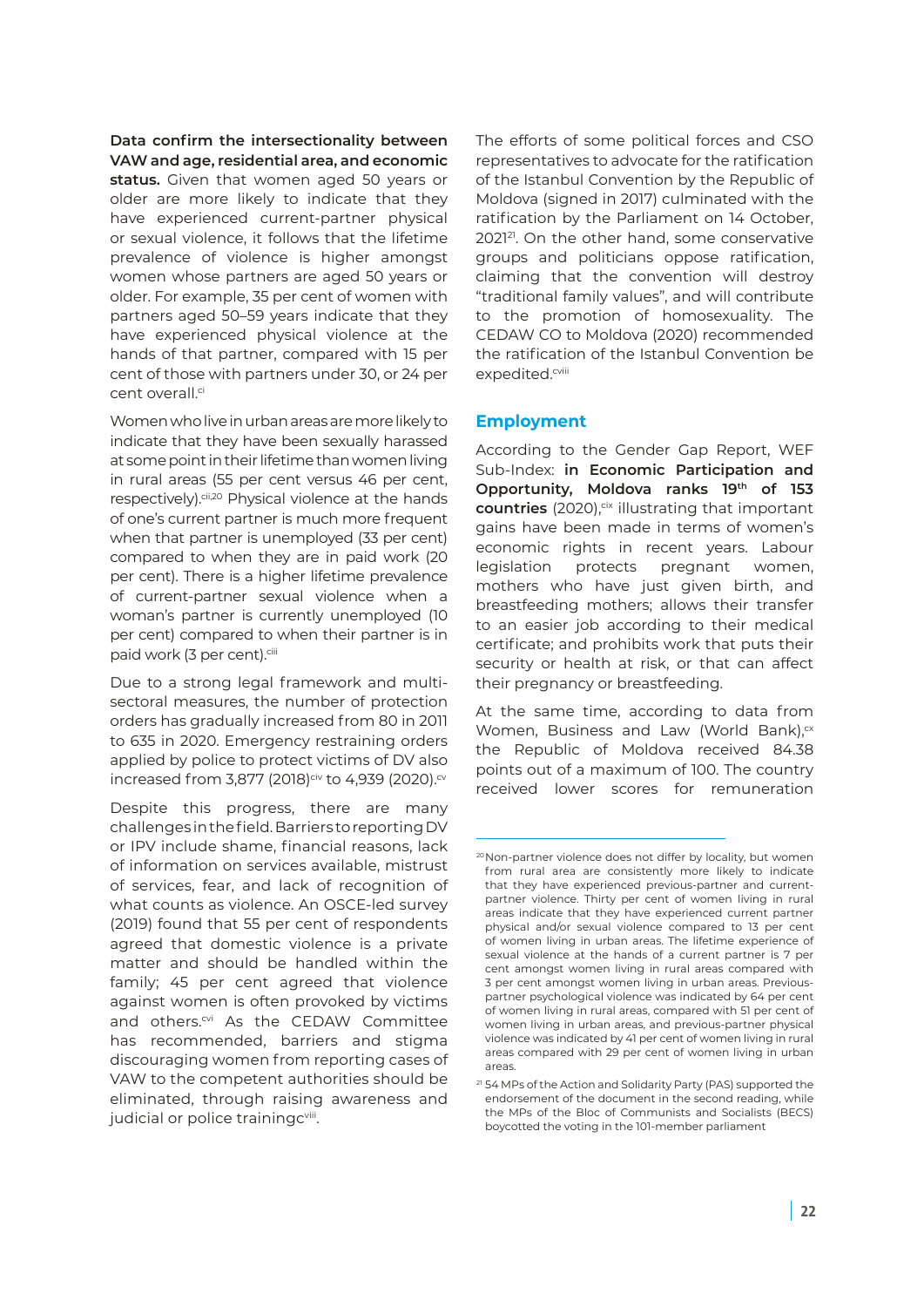**Data confirm the intersectionality between VAW and age, residential area, and economic status.** Given that women aged 50 years or older are more likely to indicate that they have experienced current-partner physical or sexual violence, it follows that the lifetime prevalence of violence is higher amongst women whose partners are aged 50 years or older. For example, 35 per cent of women with partners aged 50–59 years indicate that they have experienced physical violence at the hands of that partner, compared with 15 per cent of those with partners under 30, or 24 per cent overall.[ci]

Women who live in urban areas are more likely to indicate that they have been sexually harassed at some point in their lifetime than women living in rural areas (55 per cent versus 46 per cent, respectively).[cii,20] Physical violence at the hands of one's current partner is much more frequent when that partner is unemployed (33 per cent) compared to when they are in paid work (20 per cent). There is a higher lifetime prevalence of current-partner sexual violence when a woman's partner is currently unemployed (10 per cent) compared to when their partner is in paid work (3 per cent).[ciii]

Due to a strong legal framework and multi-sectoral measures, the number of protection orders has gradually increased from 80 in 2011 to 635 in 2020. Emergency restraining orders applied by police to protect victims of DV also increased from 3,877 (2018)[civ] to 4,939 (2020).[cv]

Despite this progress, there are many challenges in the field. Barriers to reporting DV or IPV include shame, financial reasons, lack of information on services available, mistrust of services, fear, and lack of recognition of what counts as violence. An OSCE-led survey (2019) found that 55 per cent of respondents agreed that domestic violence is a private matter and should be handled within the family; 45 per cent agreed that violence against women is often provoked by victims and others.[cvi] As the CEDAW Committee has recommended, barriers and stigma discouraging women from reporting cases of VAW to the competent authorities should be eliminated, through raising awareness and judicial or police trainingc[viii].

The efforts of some political forces and CSO representatives to advocate for the ratification of the Istanbul Convention by the Republic of Moldova (signed in 2017) culminated with the ratification by the Parliament on 14 October, 2021[21]. On the other hand, some conservative groups and politicians oppose ratification, claiming that the convention will destroy "traditional family values", and will contribute to the promotion of homosexuality. The CEDAW CO to Moldova (2020) recommended the ratification of the Istanbul Convention be expedited.[cviii]

## Employment

According to the Gender Gap Report, WEF Sub-Index: **in Economic Participation and Opportunity, Moldova ranks 19th of 153 countries** (2020),[cix] illustrating that important gains have been made in terms of women's economic rights in recent years. Labour legislation protects pregnant women, mothers who have just given birth, and breastfeeding mothers; allows their transfer to an easier job according to their medical certificate; and prohibits work that puts their security or health at risk, or that can affect their pregnancy or breastfeeding.

At the same time, according to data from Women, Business and Law (World Bank),[cx] the Republic of Moldova received 84.38 points out of a maximum of 100. The country received lower scores for remuneration

---

[20] Non-partner violence does not differ by locality, but women from rural area are consistently more likely to indicate that they have experienced previous-partner and current-partner violence. Thirty per cent of women living in rural areas indicate that they have experienced current partner physical and/or sexual violence compared to 13 per cent of women living in urban areas. The lifetime experience of sexual violence at the hands of a current partner is 7 per cent amongst women living in rural areas compared with 3 per cent amongst women living in urban areas. Previous-partner psychological violence was indicated by 64 per cent of women living in rural areas, compared with 51 per cent of women living in urban areas, and previous-partner physical violence was indicated by 41 per cent of women living in rural areas compared with 29 per cent of women living in urban areas.

[21] 54 MPs of the Action and Solidarity Party (PAS) supported the endorsement of the document in the second reading, while the MPs of the Bloc of Communists and Socialists (BECS) boycotted the voting in the 101-member parliament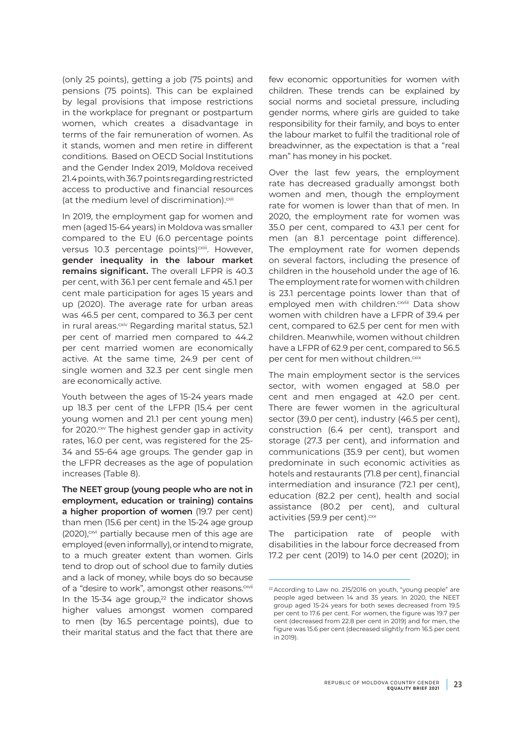(only 25 points), getting a job (75 points) and pensions (75 points). This can be explained by legal provisions that impose restrictions in the workplace for pregnant or postpartum women, which creates a disadvantage in terms of the fair remuneration of women. As it stands, women and men retire in different conditions. Based on OECD Social Institutions and the Gender Index 2019, Moldova received 21.4 points, with 36.7 points regarding restricted access to productive and financial resources (at the medium level of discrimination).[cxii]

In 2019, the employment gap for women and men (aged 15-64 years) in Moldova was smaller compared to the EU (6.0 percentage points versus 10.3 percentage points)[cxiii]. However, **gender inequality in the labour market remains significant.** The overall LFPR is 40.3 per cent, with 36.1 per cent female and 45.1 per cent male participation for ages 15 years and up (2020). The average rate for urban areas was 46.5 per cent, compared to 36.3 per cent in rural areas.[cxiv] Regarding marital status, 52.1 per cent of married men compared to 44.2 per cent married women are economically active. At the same time, 24.9 per cent of single women and 32.3 per cent single men are economically active.

Youth between the ages of 15-24 years made up 18.3 per cent of the LFPR (15.4 per cent young women and 21.1 per cent young men) for 2020.[cxv] The highest gender gap in activity rates, 16.0 per cent, was registered for the 25-34 and 55-64 age groups. The gender gap in the LFPR decreases as the age of population increases (Table 8).

**The NEET group (young people who are not in employment, education or training) contains a higher proportion of women** (19.7 per cent) than men (15.6 per cent) in the 15-24 age group (2020),[cxvi] partially because men of this age are employed (even informally), or intend to migrate, to a much greater extent than women. Girls tend to drop out of school due to family duties and a lack of money, while boys do so because of a "desire to work", amongst other reasons.[cxvii] In the 15-34 age group,[22] the indicator shows higher values amongst women compared to men (by 16.5 percentage points), due to their marital status and the fact that there are few economic opportunities for women with children. These trends can be explained by social norms and societal pressure, including gender norms, where girls are guided to take responsibility for their family, and boys to enter the labour market to fulfil the traditional role of breadwinner, as the expectation is that a "real man" has money in his pocket.

Over the last few years, the employment rate has decreased gradually amongst both women and men, though the employment rate for women is lower than that of men. In 2020, the employment rate for women was 35.0 per cent, compared to 43.1 per cent for men (an 8.1 percentage point difference). The employment rate for women depends on several factors, including the presence of children in the household under the age of 16. The employment rate for women with children is 23.1 percentage points lower than that of employed men with children.[cxviii] Data show women with children have a LFPR of 39.4 per cent, compared to 62.5 per cent for men with children. Meanwhile, women without children have a LFPR of 62.9 per cent, compared to 56.5 per cent for men without children.[cxix]

The main employment sector is the services sector, with women engaged at 58.0 per cent and men engaged at 42.0 per cent. There are fewer women in the agricultural sector (39.0 per cent), industry (46.5 per cent), construction (6.4 per cent), transport and storage (27.3 per cent), and information and communications (35.9 per cent), but women predominate in such economic activities as hotels and restaurants (71.8 per cent), financial intermediation and insurance (72.1 per cent), education (82.2 per cent), health and social assistance (80.2 per cent), and cultural activities (59.9 per cent).[cxx]

The participation rate of people with disabilities in the labour force decreased from 17.2 per cent (2019) to 14.0 per cent (2020); in

---

[22] According to Law no. 215/2016 on youth, "young people" are people aged between 14 and 35 years. In 2020, the NEET group aged 15-24 years for both sexes decreased from 19.5 per cent to 17.6 per cent. For women, the figure was 19.7 per cent (decreased from 22.8 per cent in 2019) and for men, the figure was 15.6 per cent (decreased slightly from 16.5 per cent in 2019).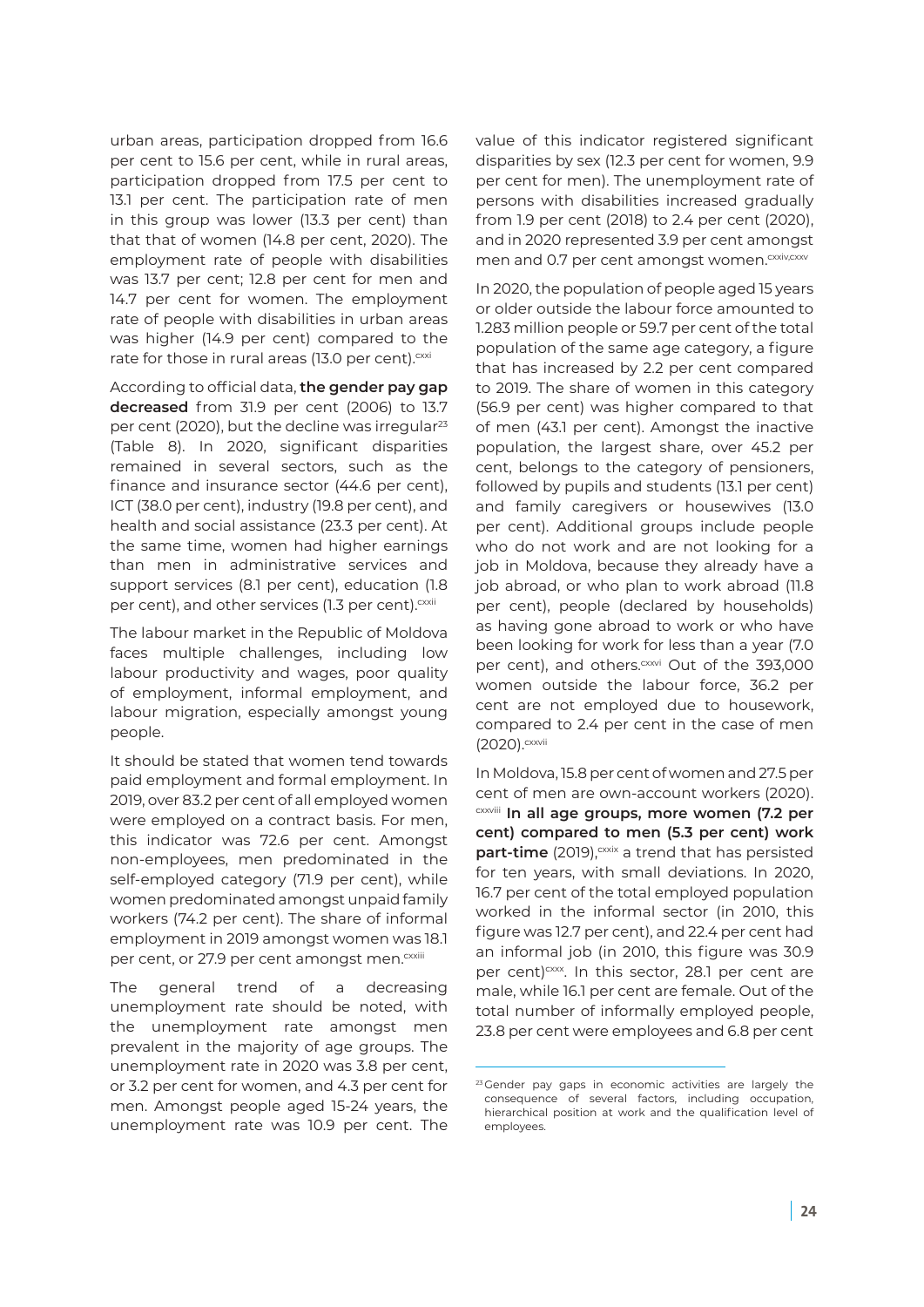urban areas, participation dropped from 16.6 per cent to 15.6 per cent, while in rural areas, participation dropped from 17.5 per cent to 13.1 per cent. The participation rate of men in this group was lower (13.3 per cent) than that that of women (14.8 per cent, 2020). The employment rate of people with disabilities was 13.7 per cent; 12.8 per cent for men and 14.7 per cent for women. The employment rate of people with disabilities in urban areas was higher (14.9 per cent) compared to the rate for those in rural areas (13.0 per cent).[cxxi]

According to official data, **the gender pay gap decreased** from 31.9 per cent (2006) to 13.7 per cent (2020), but the decline was irregular[23] (Table 8). In 2020, significant disparities remained in several sectors, such as the finance and insurance sector (44.6 per cent), ICT (38.0 per cent), industry (19.8 per cent), and health and social assistance (23.3 per cent). At the same time, women had higher earnings than men in administrative services and support services (8.1 per cent), education (1.8 per cent), and other services (1.3 per cent).[cxxii]

The labour market in the Republic of Moldova faces multiple challenges, including low labour productivity and wages, poor quality of employment, informal employment, and labour migration, especially amongst young people.

It should be stated that women tend towards paid employment and formal employment. In 2019, over 83.2 per cent of all employed women were employed on a contract basis. For men, this indicator was 72.6 per cent. Amongst non-employees, men predominated in the self-employed category (71.9 per cent), while women predominated amongst unpaid family workers (74.2 per cent). The share of informal employment in 2019 amongst women was 18.1 per cent, or 27.9 per cent amongst men.[cxxiii]

The general trend of a decreasing unemployment rate should be noted, with the unemployment rate amongst men prevalent in the majority of age groups. The unemployment rate in 2020 was 3.8 per cent, or 3.2 per cent for women, and 4.3 per cent for men. Amongst people aged 15-24 years, the unemployment rate was 10.9 per cent. The value of this indicator registered significant disparities by sex (12.3 per cent for women, 9.9 per cent for men). The unemployment rate of persons with disabilities increased gradually from 1.9 per cent (2018) to 2.4 per cent (2020), and in 2020 represented 3.9 per cent amongst men and 0.7 per cent amongst women.[cxxiv,cxxv]

In 2020, the population of people aged 15 years or older outside the labour force amounted to 1.283 million people or 59.7 per cent of the total population of the same age category, a figure that has increased by 2.2 per cent compared to 2019. The share of women in this category (56.9 per cent) was higher compared to that of men (43.1 per cent). Amongst the inactive population, the largest share, over 45.2 per cent, belongs to the category of pensioners, followed by pupils and students (13.1 per cent) and family caregivers or housewives (13.0 per cent). Additional groups include people who do not work and are not looking for a job in Moldova, because they already have a job abroad, or who plan to work abroad (11.8 per cent), people (declared by households) as having gone abroad to work or who have been looking for work for less than a year (7.0 per cent), and others.[cxxvi] Out of the 393,000 women outside the labour force, 36.2 per cent are not employed due to housework, compared to 2.4 per cent in the case of men (2020).[cxxvii]

In Moldova, 15.8 per cent of women and 27.5 per cent of men are own-account workers (2020).[cxxviii] **In all age groups, more women (7.2 per cent) compared to men (5.3 per cent) work part-time** (2019),[cxxix] a trend that has persisted for ten years, with small deviations. In 2020, 16.7 per cent of the total employed population worked in the informal sector (in 2010, this figure was 12.7 per cent), and 22.4 per cent had an informal job (in 2010, this figure was 30.9 per cent)[cxxx]. In this sector, 28.1 per cent are male, while 16.1 per cent are female. Out of the total number of informally employed people, 23.8 per cent were employees and 6.8 per cent

[23] Gender pay gaps in economic activities are largely the consequence of several factors, including occupation, hierarchical position at work and the qualification level of employees.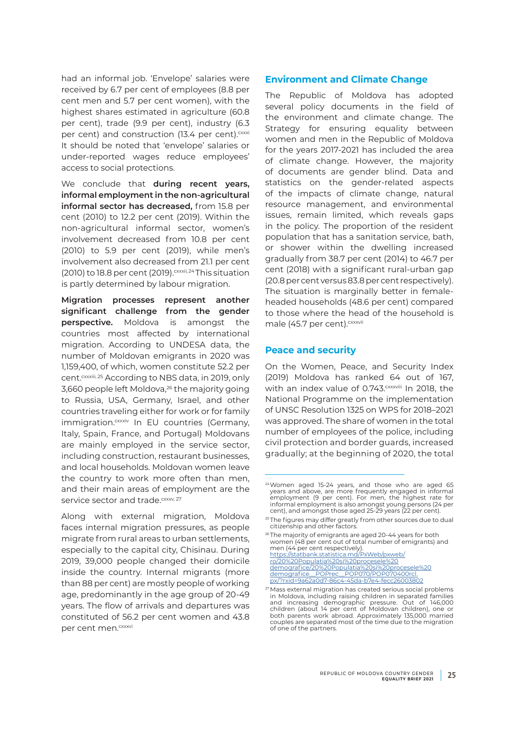had an informal job. 'Envelope' salaries were received by 6.7 per cent of employees (8.8 per cent men and 5.7 per cent women), with the highest shares estimated in agriculture (60.8 per cent), trade (9.9 per cent), industry (6.3 per cent) and construction (13.4 per cent).[cxxxi] It should be noted that 'envelope' salaries or under-reported wages reduce employees' access to social protections.

We conclude that **during recent years, informal employment in the non-agricultural informal sector has decreased,** from 15.8 per cent (2010) to 12.2 per cent (2019). Within the non-agricultural informal sector, women's involvement decreased from 10.8 per cent (2010) to 5.9 per cent (2019), while men's involvement also decreased from 21.1 per cent (2010) to 18.8 per cent (2019).[cxxxii, 24] This situation is partly determined by labour migration.

**Migration processes represent another significant challenge from the gender perspective.** Moldova is amongst the countries most affected by international migration. According to UNDESA data, the number of Moldovan emigrants in 2020 was 1,159,400, of which, women constitute 52.2 per cent.[cxxxiii, 25] According to NBS data, in 2019, only 3,660 people left Moldova,[26] the majority going to Russia, USA, Germany, Israel, and other countries traveling either for work or for family immigration.[cxxxiv] In EU countries (Germany, Italy, Spain, France, and Portugal) Moldovans are mainly employed in the service sector, including construction, restaurant businesses, and local households. Moldovan women leave the country to work more often than men, and their main areas of employment are the service sector and trade.[cxxxv, 27]

Along with external migration, Moldova faces internal migration pressures, as people migrate from rural areas to urban settlements, especially to the capital city, Chisinau. During 2019, 39,000 people changed their domicile inside the country. Internal migrants (more than 88 per cent) are mostly people of working age, predominantly in the age group of 20-49 years. The flow of arrivals and departures was constituted of 56.2 per cent women and 43.8 per cent men.[cxxxvi]

## Environment and Climate Change

The Republic of Moldova has adopted several policy documents in the field of the environment and climate change. The Strategy for ensuring equality between women and men in the Republic of Moldova for the years 2017-2021 has included the area of climate change. However, the majority of documents are gender blind. Data and statistics on the gender-related aspects of the impacts of climate change, natural resource management, and environmental issues, remain limited, which reveals gaps in the policy. The proportion of the resident population that has a sanitation service, bath, or shower within the dwelling increased gradually from 38.7 per cent (2014) to 46.7 per cent (2018) with a significant rural-urban gap (20.8 per cent versus 83.8 per cent respectively). The situation is marginally better in female-headed households (48.6 per cent) compared to those where the head of the household is male (45.7 per cent).[cxxxvii]

## Peace and security

On the Women, Peace, and Security Index (2019) Moldova has ranked 64 out of 167, with an index value of 0.743.[cxxxviii] In 2018, the National Programme on the implementation of UNSC Resolution 1325 on WPS for 2018–2021 was approved. The share of women in the total number of employees of the police, including civil protection and border guards, increased gradually; at the beginning of 2020, the total

---

[24] Women aged 15-24 years, and those who are aged 65 years and above, are more frequently engaged in informal employment (9 per cent). For men, the highest rate for informal employment is also amongst young persons (24 per cent), and amongst those aged 25-29 years (22 per cent).

[25] The figures may differ greatly from other sources due to dual citizenship and other factors.

[26] The majority of emigrants are aged 20-44 years for both women (48 per cent out of total number of emigrants) and men (44 per cent respectively). https://statbank.statistica.md/PxWeb/pxweb/ro/20%20Populatia%20si%20procesele%20demografice/20%20Populatia%20si%20procesele%20demografice__POPrec__POP070/POP070400rcl.px/?rxid=9a62a0d7-86c4-45da-b7e4-fecc26003802

[27] Mass external migration has created serious social problems in Moldova, including raising children in separated families and increasing demographic pressure. Out of 146,000 children (about 14 per cent of Moldovan children), one or both parents work abroad. Approximately 135,000 married couples are separated most of the time due to the migration of one of the partners.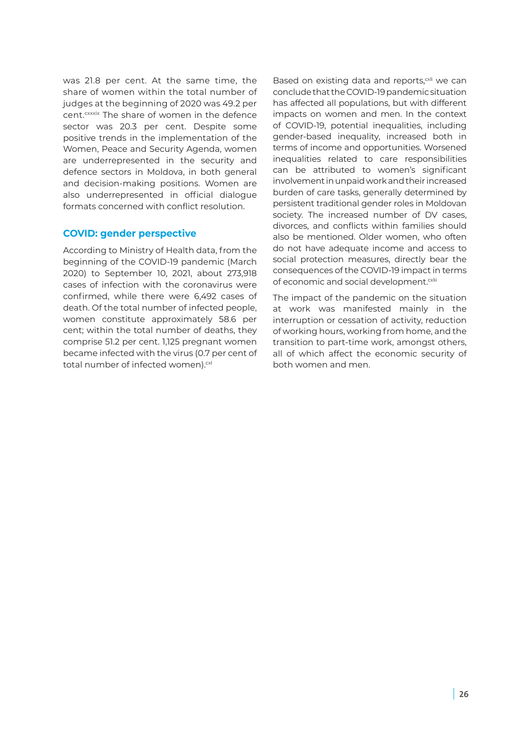was 21.8 per cent. At the same time, the share of women within the total number of judges at the beginning of 2020 was 49.2 per cent.[cxxxix] The share of women in the defence sector was 20.3 per cent. Despite some positive trends in the implementation of the Women, Peace and Security Agenda, women are underrepresented in the security and defence sectors in Moldova, in both general and decision-making positions. Women are also underrepresented in official dialogue formats concerned with conflict resolution.

### COVID: gender perspective

According to Ministry of Health data, from the beginning of the COVID-19 pandemic (March 2020) to September 10, 2021, about 273,918 cases of infection with the coronavirus were confirmed, while there were 6,492 cases of death. Of the total number of infected people, women constitute approximately 58.6 per cent; within the total number of deaths, they comprise 51.2 per cent. 1,125 pregnant women became infected with the virus (0.7 per cent of total number of infected women).[cxl]

Based on existing data and reports,[cxli] we can conclude that the COVID-19 pandemic situation has affected all populations, but with different impacts on women and men. In the context of COVID-19, potential inequalities, including gender-based inequality, increased both in terms of income and opportunities. Worsened inequalities related to care responsibilities can be attributed to women's significant involvement in unpaid work and their increased burden of care tasks, generally determined by persistent traditional gender roles in Moldovan society. The increased number of DV cases, divorces, and conflicts within families should also be mentioned. Older women, who often do not have adequate income and access to social protection measures, directly bear the consequences of the COVID-19 impact in terms of economic and social development.[cxlii]

The impact of the pandemic on the situation at work was manifested mainly in the interruption or cessation of activity, reduction of working hours, working from home, and the transition to part-time work, amongst others, all of which affect the economic security of both women and men.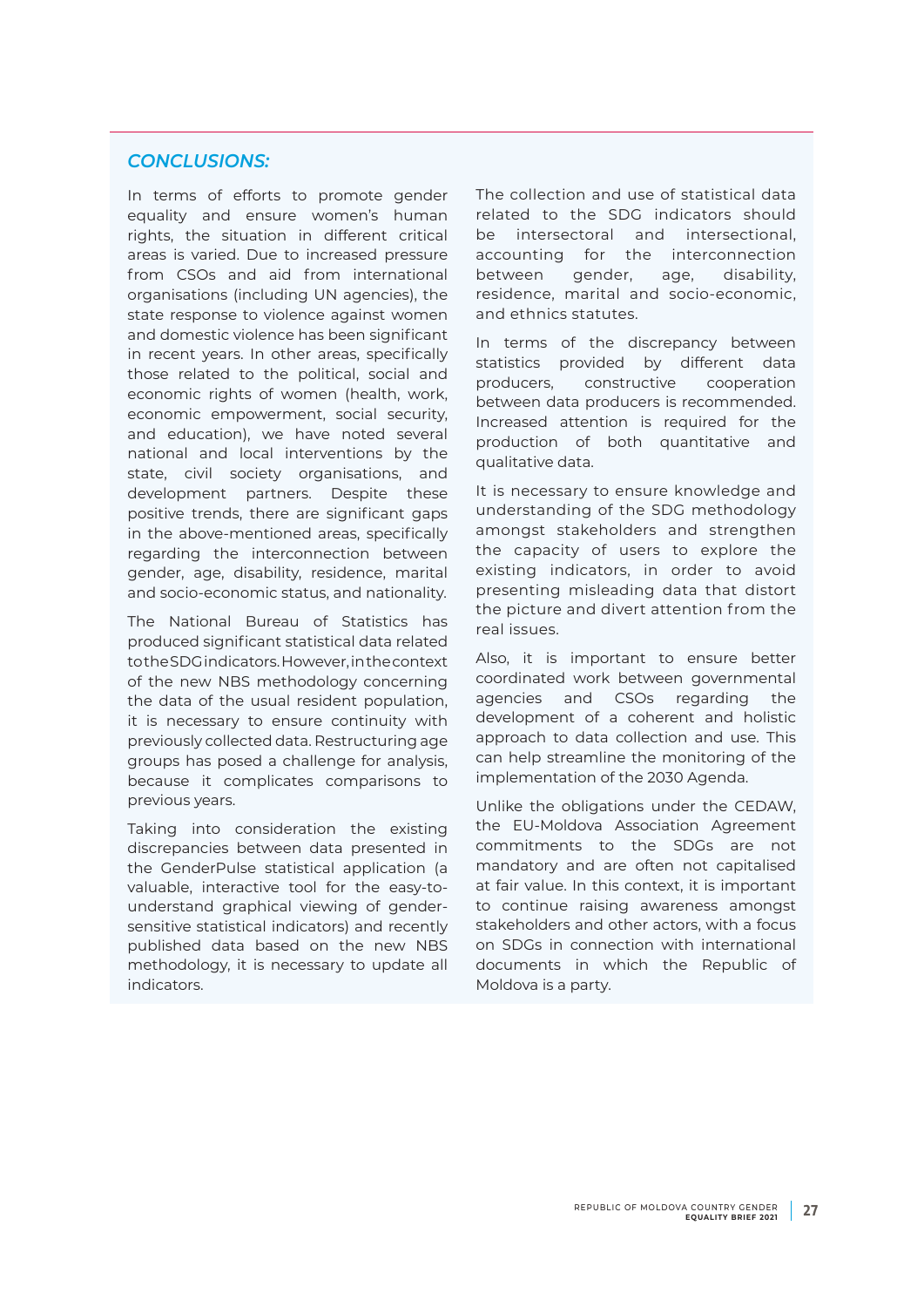## *CONCLUSIONS:*

In terms of efforts to promote gender equality and ensure women's human rights, the situation in different critical areas is varied. Due to increased pressure from CSOs and aid from international organisations (including UN agencies), the state response to violence against women and domestic violence has been significant in recent years. In other areas, specifically those related to the political, social and economic rights of women (health, work, economic empowerment, social security, and education), we have noted several national and local interventions by the state, civil society organisations, and development partners. Despite these positive trends, there are significant gaps in the above-mentioned areas, specifically regarding the interconnection between gender, age, disability, residence, marital and socio-economic status, and nationality.

The National Bureau of Statistics has produced significant statistical data related to the SDG indicators. However, in the context of the new NBS methodology concerning the data of the usual resident population, it is necessary to ensure continuity with previously collected data. Restructuring age groups has posed a challenge for analysis, because it complicates comparisons to previous years.

Taking into consideration the existing discrepancies between data presented in the GenderPulse statistical application (a valuable, interactive tool for the easy-to-understand graphical viewing of gender-sensitive statistical indicators) and recently published data based on the new NBS methodology, it is necessary to update all indicators.

The collection and use of statistical data related to the SDG indicators should be intersectoral and intersectional, accounting for the interconnection between gender, age, disability, residence, marital and socio-economic, and ethnics statutes.

In terms of the discrepancy between statistics provided by different data producers, constructive cooperation between data producers is recommended. Increased attention is required for the production of both quantitative and qualitative data.

It is necessary to ensure knowledge and understanding of the SDG methodology amongst stakeholders and strengthen the capacity of users to explore the existing indicators, in order to avoid presenting misleading data that distort the picture and divert attention from the real issues.

Also, it is important to ensure better coordinated work between governmental agencies and CSOs regarding the development of a coherent and holistic approach to data collection and use. This can help streamline the monitoring of the implementation of the 2030 Agenda.

Unlike the obligations under the CEDAW, the EU-Moldova Association Agreement commitments to the SDGs are not mandatory and are often not capitalised at fair value. In this context, it is important to continue raising awareness amongst stakeholders and other actors, with a focus on SDGs in connection with international documents in which the Republic of Moldova is a party.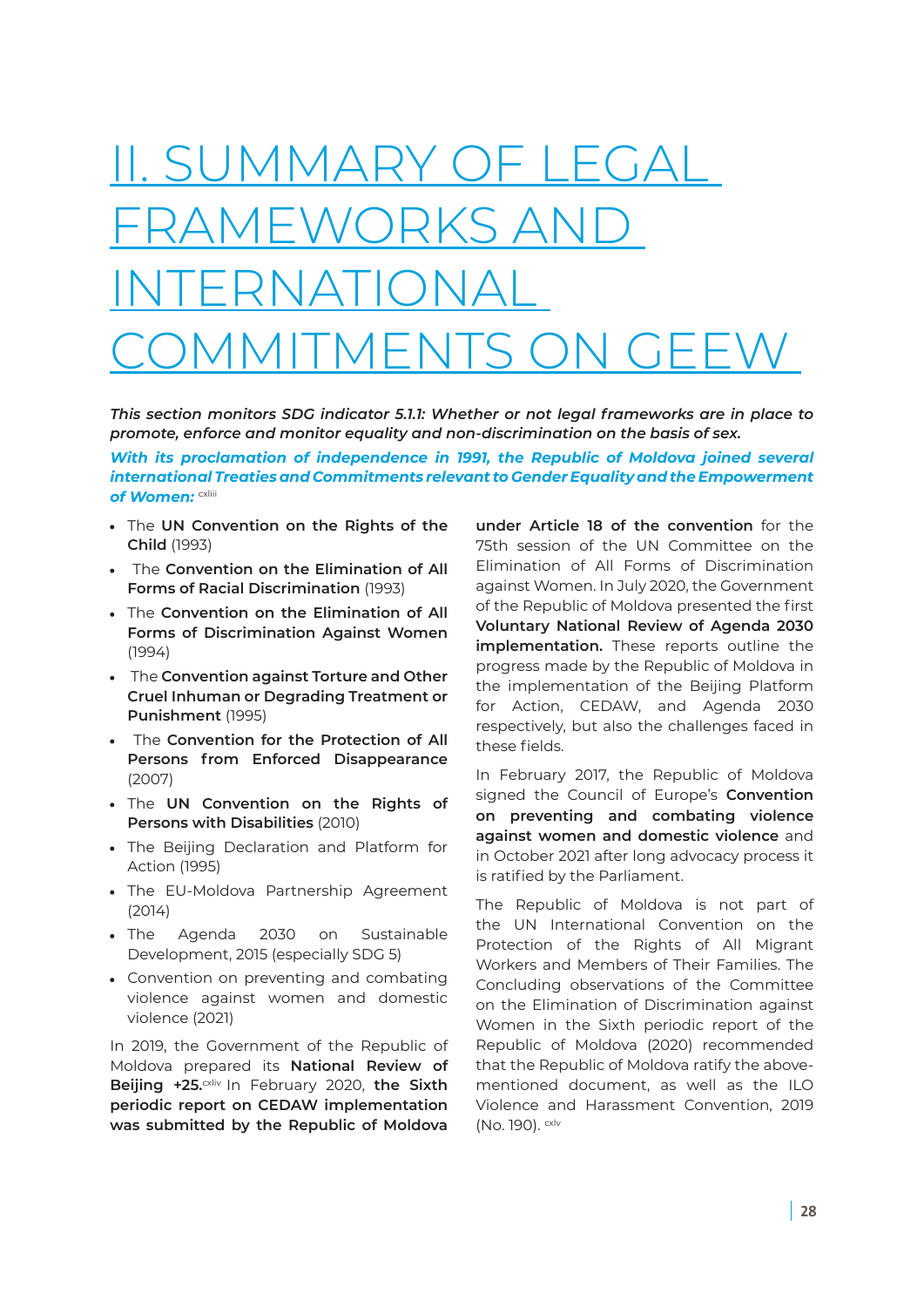# II. SUMMARY OF LEGAL FRAMEWORKS AND INTERNATIONAL COMMITMENTS ON GEEW

***This section monitors SDG indicator 5.1.1: Whether or not legal frameworks are in place to promote, enforce and monitor equality and non-discrimination on the basis of sex.***

***With its proclamation of independence in 1991, the Republic of Moldova joined several international Treaties and Commitments relevant to Gender Equality and the Empowerment of Women:*** [cxliii]

- The **UN Convention on the Rights of the Child** (1993)
- The **Convention on the Elimination of All Forms of Racial Discrimination** (1993)
- The **Convention on the Elimination of All Forms of Discrimination Against Women** (1994)
- The **Convention against Torture and Other Cruel Inhuman or Degrading Treatment or Punishment** (1995)
- The **Convention for the Protection of All Persons from Enforced Disappearance** (2007)
- The **UN Convention on the Rights of Persons with Disabilities** (2010)
- The Beijing Declaration and Platform for Action (1995)
- The EU-Moldova Partnership Agreement (2014)
- The Agenda 2030 on Sustainable Development, 2015 (especially SDG 5)
- Convention on preventing and combating violence against women and domestic violence (2021)

In 2019, the Government of the Republic of Moldova prepared its **National Review of Beijing +25.**[cxliv] In February 2020, **the Sixth periodic report on CEDAW implementation was submitted by the Republic of Moldova under Article 18 of the convention** for the 75th session of the UN Committee on the Elimination of All Forms of Discrimination against Women. In July 2020, the Government of the Republic of Moldova presented the first **Voluntary National Review of Agenda 2030 implementation.** These reports outline the progress made by the Republic of Moldova in the implementation of the Beijing Platform for Action, CEDAW, and Agenda 2030 respectively, but also the challenges faced in these fields.

In February 2017, the Republic of Moldova signed the Council of Europe's **Convention on preventing and combating violence against women and domestic violence** and in October 2021 after long advocacy process it is ratified by the Parliament.

The Republic of Moldova is not part of the UN International Convention on the Protection of the Rights of All Migrant Workers and Members of Their Families. The Concluding observations of the Committee on the Elimination of Discrimination against Women in the Sixth periodic report of the Republic of Moldova (2020) recommended that the Republic of Moldova ratify the above-mentioned document, as well as the ILO Violence and Harassment Convention, 2019 (No. 190). [cxlv]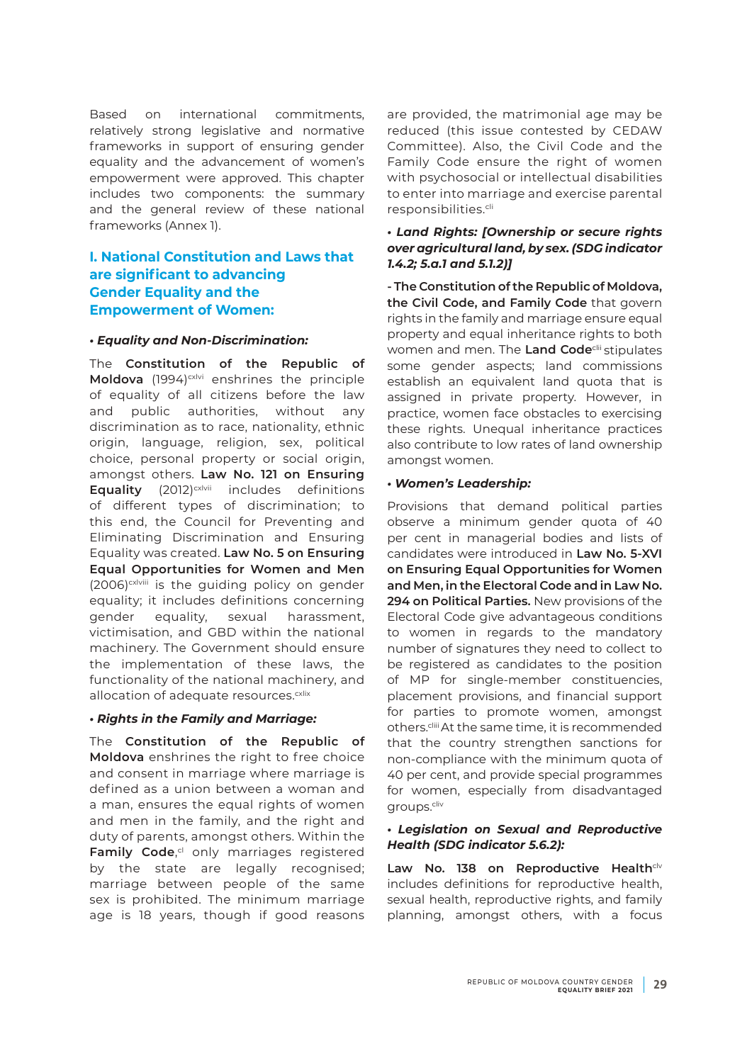Based on international commitments, relatively strong legislative and normative frameworks in support of ensuring gender equality and the advancement of women's empowerment were approved. This chapter includes two components: the summary and the general review of these national frameworks (Annex 1).

## I. National Constitution and Laws that are significant to advancing Gender Equality and the Empowerment of Women:

• ***Equality and Non-Discrimination:***

The **Constitution of the Republic of Moldova** (1994)[cxlvi] enshrines the principle of equality of all citizens before the law and public authorities, without any discrimination as to race, nationality, ethnic origin, language, religion, sex, political choice, personal property or social origin, amongst others. **Law No. 121 on Ensuring Equality** (2012)[cxlvii] includes definitions of different types of discrimination; to this end, the Council for Preventing and Eliminating Discrimination and Ensuring Equality was created. **Law No. 5 on Ensuring Equal Opportunities for Women and Men** (2006)[cxlviii] is the guiding policy on gender equality; it includes definitions concerning gender equality, sexual harassment, victimisation, and GBD within the national machinery. The Government should ensure the implementation of these laws, the functionality of the national machinery, and allocation of adequate resources.[cxlix]

• ***Rights in the Family and Marriage:***

The **Constitution of the Republic of Moldova** enshrines the right to free choice and consent in marriage where marriage is defined as a union between a woman and a man, ensures the equal rights of women and men in the family, and the right and duty of parents, amongst others. Within the **Family Code**,[cl] only marriages registered by the state are legally recognised; marriage between people of the same sex is prohibited. The minimum marriage age is 18 years, though if good reasons are provided, the matrimonial age may be reduced (this issue contested by CEDAW Committee). Also, the Civil Code and the Family Code ensure the right of women with psychosocial or intellectual disabilities to enter into marriage and exercise parental responsibilities.[cli]

• ***Land Rights: [Ownership or secure rights over agricultural land, by sex. (SDG indicator 1.4.2; 5.a.1 and 5.1.2)]***

**- The Constitution of the Republic of Moldova, the Civil Code, and Family Code** that govern rights in the family and marriage ensure equal property and equal inheritance rights to both women and men. The **Land Code**[clii] stipulates some gender aspects; land commissions establish an equivalent land quota that is assigned in private property. However, in practice, women face obstacles to exercising these rights. Unequal inheritance practices also contribute to low rates of land ownership amongst women.

• ***Women's Leadership:***

Provisions that demand political parties observe a minimum gender quota of 40 per cent in managerial bodies and lists of candidates were introduced in **Law No. 5-XVI on Ensuring Equal Opportunities for Women and Men, in the Electoral Code and in Law No. 294 on Political Parties.** New provisions of the Electoral Code give advantageous conditions to women in regards to the mandatory number of signatures they need to collect to be registered as candidates to the position of MP for single-member constituencies, placement provisions, and financial support for parties to promote women, amongst others.[cliii] At the same time, it is recommended that the country strengthen sanctions for non-compliance with the minimum quota of 40 per cent, and provide special programmes for women, especially from disadvantaged groups.[cliv]

• ***Legislation on Sexual and Reproductive Health (SDG indicator 5.6.2):***

**Law No. 138 on Reproductive Health**[clv] includes definitions for reproductive health, sexual health, reproductive rights, and family planning, amongst others, with a focus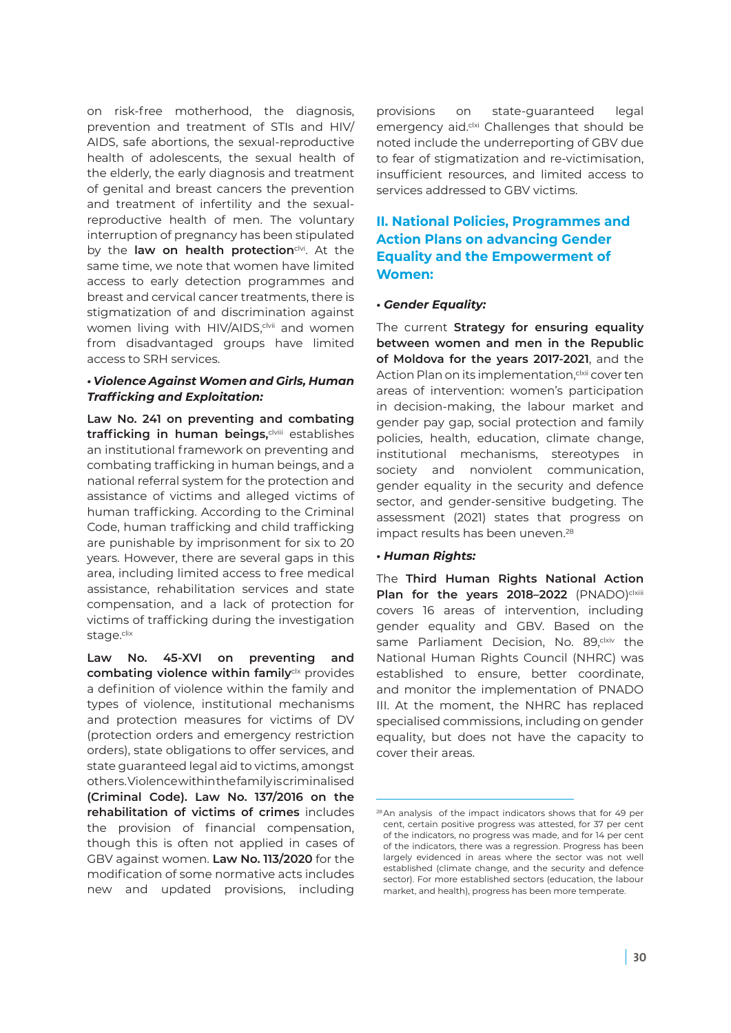on risk-free motherhood, the diagnosis, prevention and treatment of STIs and HIV/AIDS, safe abortions, the sexual-reproductive health of adolescents, the sexual health of the elderly, the early diagnosis and treatment of genital and breast cancers the prevention and treatment of infertility and the sexual-reproductive health of men. The voluntary interruption of pregnancy has been stipulated by the **law on health protection**[clvi]. At the same time, we note that women have limited access to early detection programmes and breast and cervical cancer treatments, there is stigmatization of and discrimination against women living with HIV/AIDS,[clvii] and women from disadvantaged groups have limited access to SRH services.

***• Violence Against Women and Girls, Human Trafficking and Exploitation:***

**Law No. 241 on preventing and combating trafficking in human beings,**[clviii] establishes an institutional framework on preventing and combating trafficking in human beings, and a national referral system for the protection and assistance of victims and alleged victims of human trafficking. According to the Criminal Code, human trafficking and child trafficking are punishable by imprisonment for six to 20 years. However, there are several gaps in this area, including limited access to free medical assistance, rehabilitation services and state compensation, and a lack of protection for victims of trafficking during the investigation stage.[clix]

**Law No. 45-XVI on preventing and combating violence within family**[clx] provides a definition of violence within the family and types of violence, institutional mechanisms and protection measures for victims of DV (protection orders and emergency restriction orders), state obligations to offer services, and state guaranteed legal aid to victims, amongst others. Violence within the family is criminalised **(Criminal Code). Law No. 137/2016 on the rehabilitation of victims of crimes** includes the provision of financial compensation, though this is often not applied in cases of GBV against women. **Law No. 113/2020** for the modification of some normative acts includes new and updated provisions, including provisions on state-guaranteed legal emergency aid.[clxi] Challenges that should be noted include the underreporting of GBV due to fear of stigmatization and re-victimisation, insufficient resources, and limited access to services addressed to GBV victims.

## II. National Policies, Programmes and Action Plans on advancing Gender Equality and the Empowerment of Women:

***• Gender Equality:***

The current **Strategy for ensuring equality between women and men in the Republic of Moldova for the years 2017-2021**, and the Action Plan on its implementation,[clxii] cover ten areas of intervention: women's participation in decision-making, the labour market and gender pay gap, social protection and family policies, health, education, climate change, institutional mechanisms, stereotypes in society and nonviolent communication, gender equality in the security and defence sector, and gender-sensitive budgeting. The assessment (2021) states that progress on impact results has been uneven.[28]

***• Human Rights:***

The **Third Human Rights National Action Plan for the years 2018–2022** (PNADO)[clxiii] covers 16 areas of intervention, including gender equality and GBV. Based on the same Parliament Decision, No. 89,[clxiv] the National Human Rights Council (NHRC) was established to ensure, better coordinate, and monitor the implementation of PNADO III. At the moment, the NHRC has replaced specialised commissions, including on gender equality, but does not have the capacity to cover their areas.

---

[28] An analysis of the impact indicators shows that for 49 per cent, certain positive progress was attested, for 37 per cent of the indicators, no progress was made, and for 14 per cent of the indicators, there was a regression. Progress has been largely evidenced in areas where the sector was not well established (climate change, and the security and defence sector). For more established sectors (education, the labour market, and health), progress has been more temperate.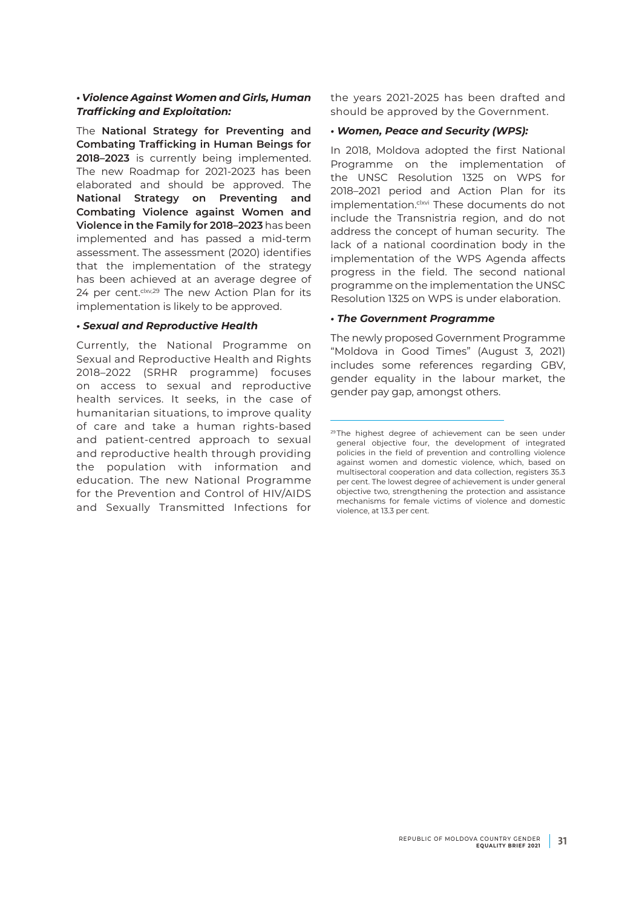• ***Violence Against Women and Girls, Human Trafficking and Exploitation:***

The **National Strategy for Preventing and Combating Trafficking in Human Beings for 2018–2023** is currently being implemented. The new Roadmap for 2021-2023 has been elaborated and should be approved. The **National Strategy on Preventing and Combating Violence against Women and Violence in the Family for 2018–2023** has been implemented and has passed a mid-term assessment. The assessment (2020) identifies that the implementation of the strategy has been achieved at an average degree of 24 per cent.[clxv,29] The new Action Plan for its implementation is likely to be approved.

• ***Sexual and Reproductive Health***

Currently, the National Programme on Sexual and Reproductive Health and Rights 2018–2022 (SRHR programme) focuses on access to sexual and reproductive health services. It seeks, in the case of humanitarian situations, to improve quality of care and take a human rights-based and patient-centred approach to sexual and reproductive health through providing the population with information and education. The new National Programme for the Prevention and Control of HIV/AIDS and Sexually Transmitted Infections for the years 2021-2025 has been drafted and should be approved by the Government.

• ***Women, Peace and Security (WPS):***

In 2018, Moldova adopted the first National Programme on the implementation of the UNSC Resolution 1325 on WPS for 2018–2021 period and Action Plan for its implementation.[clxvi] These documents do not include the Transnistria region, and do not address the concept of human security. The lack of a national coordination body in the implementation of the WPS Agenda affects progress in the field. The second national programme on the implementation the UNSC Resolution 1325 on WPS is under elaboration.

• ***The Government Programme***

The newly proposed Government Programme "Moldova in Good Times" (August 3, 2021) includes some references regarding GBV, gender equality in the labour market, the gender pay gap, amongst others.

---

[29] The highest degree of achievement can be seen under general objective four, the development of integrated policies in the field of prevention and controlling violence against women and domestic violence, which, based on multisectoral cooperation and data collection, registers 35.3 per cent. The lowest degree of achievement is under general objective two, strengthening the protection and assistance mechanisms for female victims of violence and domestic violence, at 13.3 per cent.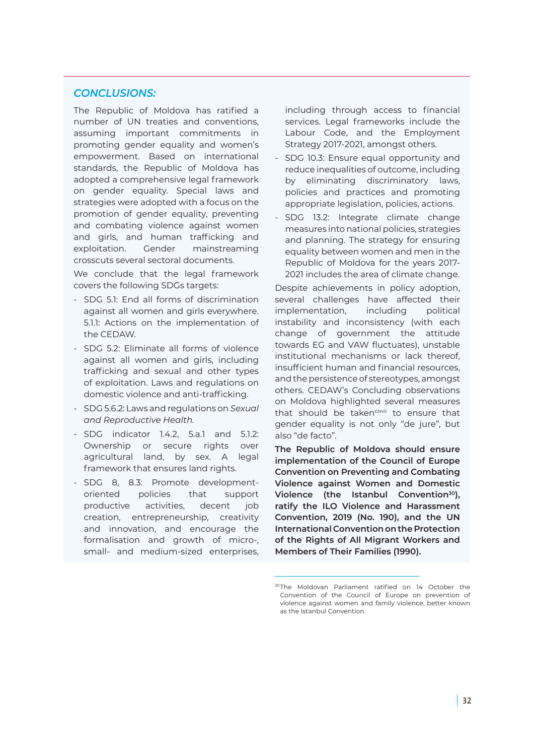## *CONCLUSIONS:*

The Republic of Moldova has ratified a number of UN treaties and conventions, assuming important commitments in promoting gender equality and women's empowerment. Based on international standards, the Republic of Moldova has adopted a comprehensive legal framework on gender equality. Special laws and strategies were adopted with a focus on the promotion of gender equality, preventing and combating violence against women and girls, and human trafficking and exploitation. Gender mainstreaming crosscuts several sectoral documents.

We conclude that the legal framework covers the following SDGs targets:

- SDG 5.1: End all forms of discrimination against all women and girls everywhere. 5.1.1: Actions on the implementation of the CEDAW.
- SDG 5.2: Eliminate all forms of violence against all women and girls, including trafficking and sexual and other types of exploitation. Laws and regulations on domestic violence and anti-trafficking.
- SDG 5.6.2: Laws and regulations on *Sexual and Reproductive Health*.
- SDG indicator 1.4.2, 5.a.1 and 5.1.2: Ownership or secure rights over agricultural land, by sex. A legal framework that ensures land rights.
- SDG 8, 8.3: Promote development-oriented policies that support productive activities, decent job creation, entrepreneurship, creativity and innovation, and encourage the formalisation and growth of micro-, small- and medium-sized enterprises, including through access to financial services. Legal frameworks include the Labour Code, and the Employment Strategy 2017-2021, amongst others.
- SDG 10.3: Ensure equal opportunity and reduce inequalities of outcome, including by eliminating discriminatory laws, policies and practices and promoting appropriate legislation, policies, actions.
- SDG 13.2: Integrate climate change measures into national policies, strategies and planning. The strategy for ensuring equality between women and men in the Republic of Moldova for the years 2017-2021 includes the area of climate change.

Despite achievements in policy adoption, several challenges have affected their implementation, including political instability and inconsistency (with each change of government the attitude towards EG and VAW fluctuates), unstable institutional mechanisms or lack thereof, insufficient human and financial resources, and the persistence of stereotypes, amongst others. CEDAW's Concluding observations on Moldova highlighted several measures that should be taken[clxvii] to ensure that gender equality is not only "de jure", but also "de facto".

**The Republic of Moldova should ensure implementation of the Council of Europe Convention on Preventing and Combating Violence against Women and Domestic Violence (the Istanbul Convention[30]), ratify the ILO Violence and Harassment Convention, 2019 (No. 190), and the UN International Convention on the Protection of the Rights of All Migrant Workers and Members of Their Families (1990).**

[30] The Moldovan Parliament ratified on 14 October the Convention of the Council of Europe on prevention of violence against women and family violence, better known as the Istanbul Convention.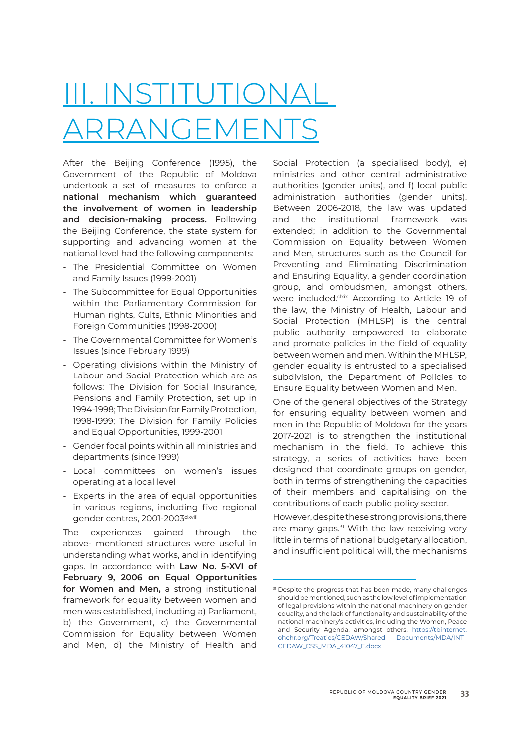# III. INSTITUTIONAL ARRANGEMENTS

After the Beijing Conference (1995), the Government of the Republic of Moldova undertook a set of measures to enforce a **national mechanism which guaranteed the involvement of women in leadership and decision-making process.** Following the Beijing Conference, the state system for supporting and advancing women at the national level had the following components:

- The Presidential Committee on Women and Family Issues (1999-2001)
- The Subcommittee for Equal Opportunities within the Parliamentary Commission for Human rights, Cults, Ethnic Minorities and Foreign Communities (1998-2000)
- The Governmental Committee for Women's Issues (since February 1999)
- Operating divisions within the Ministry of Labour and Social Protection which are as follows: The Division for Social Insurance, Pensions and Family Protection, set up in 1994-1998; The Division for Family Protection, 1998-1999; The Division for Family Policies and Equal Opportunities, 1999-2001
- Gender focal points within all ministries and departments (since 1999)
- Local committees on women's issues operating at a local level
- Experts in the area of equal opportunities in various regions, including five regional gender centres, 2001-2003[clxviii]

The experiences gained through the above- mentioned structures were useful in understanding what works, and in identifying gaps. In accordance with **Law No. 5-XVI of February 9, 2006 on Equal Opportunities for Women and Men,** a strong institutional framework for equality between women and men was established, including a) Parliament, b) the Government, c) the Governmental Commission for Equality between Women and Men, d) the Ministry of Health and Social Protection (a specialised body), e) ministries and other central administrative authorities (gender units), and f) local public administration authorities (gender units). Between 2006-2018, the law was updated and the institutional framework was extended; in addition to the Governmental Commission on Equality between Women and Men, structures such as the Council for Preventing and Eliminating Discrimination and Ensuring Equality, a gender coordination group, and ombudsmen, amongst others, were included.[clxix] According to Article 19 of the law, the Ministry of Health, Labour and Social Protection (MHLSP) is the central public authority empowered to elaborate and promote policies in the field of equality between women and men. Within the MHLSP, gender equality is entrusted to a specialised subdivision, the Department of Policies to Ensure Equality between Women and Men.

One of the general objectives of the Strategy for ensuring equality between women and men in the Republic of Moldova for the years 2017-2021 is to strengthen the institutional mechanism in the field. To achieve this strategy, a series of activities have been designed that coordinate groups on gender, both in terms of strengthening the capacities of their members and capitalising on the contributions of each public policy sector.

However, despite these strong provisions, there are many gaps.[31] With the law receiving very little in terms of national budgetary allocation, and insufficient political will, the mechanisms

[31] Despite the progress that has been made, many challenges should be mentioned, such as the low level of implementation of legal provisions within the national machinery on gender equality, and the lack of functionality and sustainability of the national machinery's activities, including the Women, Peace and Security Agenda, amongst others. https://tbinternet.ohchr.org/Treaties/CEDAW/Shared Documents/MDA/INT_CEDAW_CSS_MDA_41047_E.docx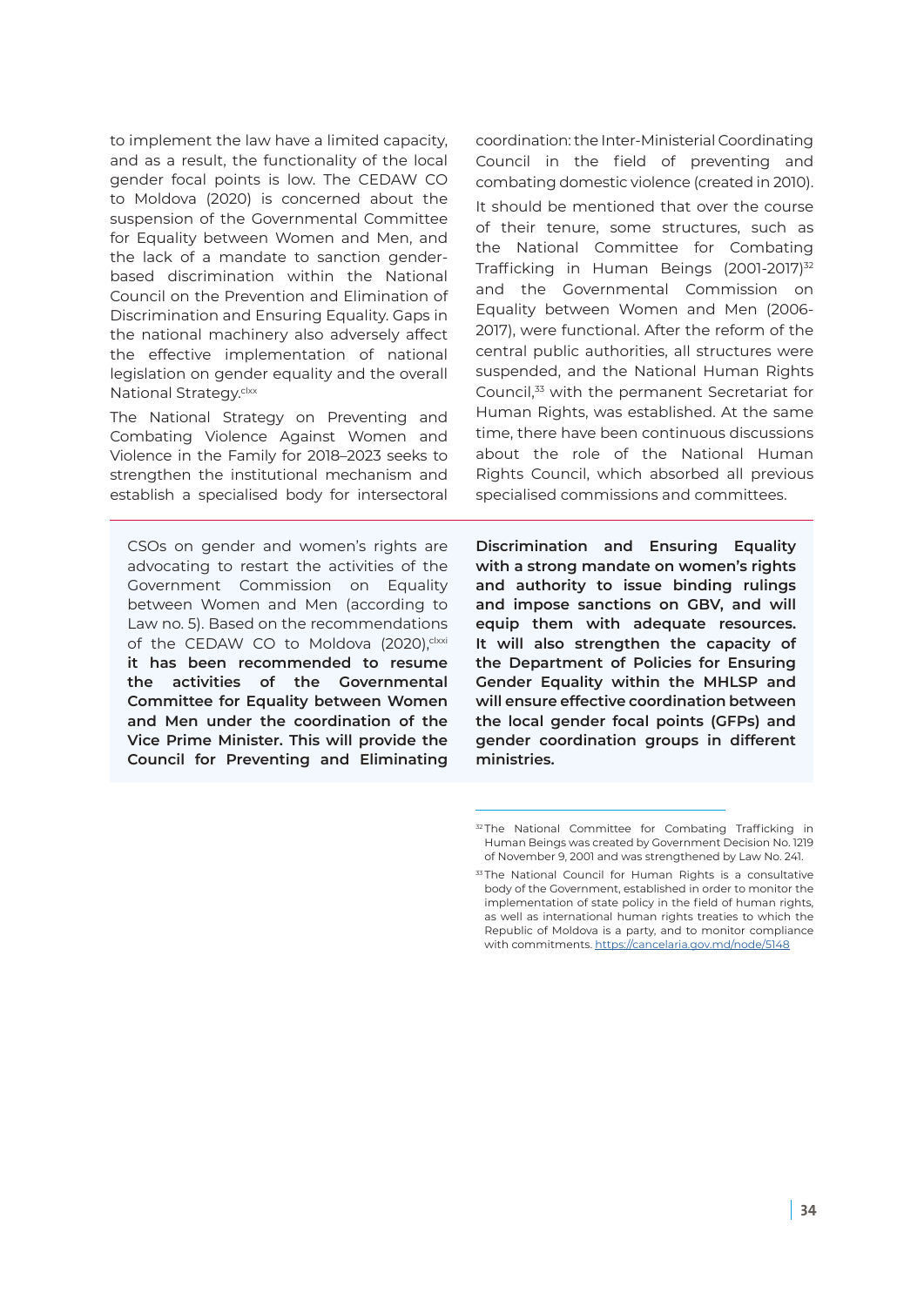to implement the law have a limited capacity, and as a result, the functionality of the local gender focal points is low. The CEDAW CO to Moldova (2020) is concerned about the suspension of the Governmental Committee for Equality between Women and Men, and the lack of a mandate to sanction gender-based discrimination within the National Council on the Prevention and Elimination of Discrimination and Ensuring Equality. Gaps in the national machinery also adversely affect the effective implementation of national legislation on gender equality and the overall National Strategy.[clxx]

The National Strategy on Preventing and Combating Violence Against Women and Violence in the Family for 2018–2023 seeks to strengthen the institutional mechanism and establish a specialised body for intersectoral coordination: the Inter-Ministerial Coordinating Council in the field of preventing and combating domestic violence (created in 2010).

It should be mentioned that over the course of their tenure, some structures, such as the National Committee for Combating Trafficking in Human Beings (2001-2017)[32] and the Governmental Commission on Equality between Women and Men (2006-2017), were functional. After the reform of the central public authorities, all structures were suspended, and the National Human Rights Council,[33] with the permanent Secretariat for Human Rights, was established. At the same time, there have been continuous discussions about the role of the National Human Rights Council, which absorbed all previous specialised commissions and committees.

CSOs on gender and women's rights are advocating to restart the activities of the Government Commission on Equality between Women and Men (according to Law no. 5). Based on the recommendations of the CEDAW CO to Moldova (2020),[clxxi] **it has been recommended to resume the activities of the Governmental Committee for Equality between Women and Men under the coordination of the Vice Prime Minister. This will provide the Council for Preventing and Eliminating Discrimination and Ensuring Equality with a strong mandate on women's rights and authority to issue binding rulings and impose sanctions on GBV, and will equip them with adequate resources. It will also strengthen the capacity of the Department of Policies for Ensuring Gender Equality within the MHLSP and will ensure effective coordination between the local gender focal points (GFPs) and gender coordination groups in different ministries.**

[32] The National Committee for Combating Trafficking in Human Beings was created by Government Decision No. 1219 of November 9, 2001 and was strengthened by Law No. 241.

[33] The National Council for Human Rights is a consultative body of the Government, established in order to monitor the implementation of state policy in the field of human rights, as well as international human rights treaties to which the Republic of Moldova is a party, and to monitor compliance with commitments. https://cancelaria.gov.md/node/5148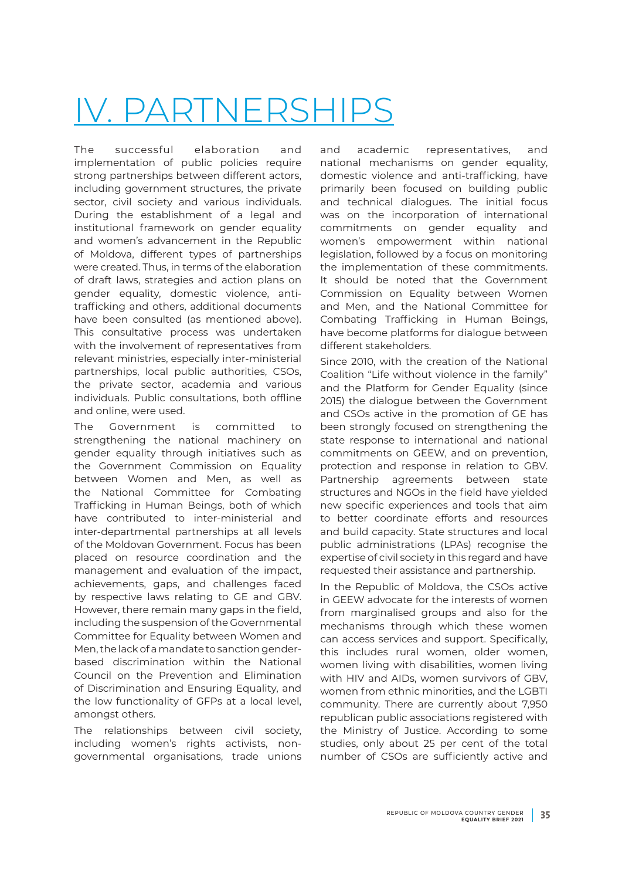# IV. PARTNERSHIPS

The successful elaboration and implementation of public policies require strong partnerships between different actors, including government structures, the private sector, civil society and various individuals. During the establishment of a legal and institutional framework on gender equality and women's advancement in the Republic of Moldova, different types of partnerships were created. Thus, in terms of the elaboration of draft laws, strategies and action plans on gender equality, domestic violence, anti-trafficking and others, additional documents have been consulted (as mentioned above). This consultative process was undertaken with the involvement of representatives from relevant ministries, especially inter-ministerial partnerships, local public authorities, CSOs, the private sector, academia and various individuals. Public consultations, both offline and online, were used.

The Government is committed to strengthening the national machinery on gender equality through initiatives such as the Government Commission on Equality between Women and Men, as well as the National Committee for Combating Trafficking in Human Beings, both of which have contributed to inter-ministerial and inter-departmental partnerships at all levels of the Moldovan Government. Focus has been placed on resource coordination and the management and evaluation of the impact, achievements, gaps, and challenges faced by respective laws relating to GE and GBV. However, there remain many gaps in the field, including the suspension of the Governmental Committee for Equality between Women and Men, the lack of a mandate to sanction gender-based discrimination within the National Council on the Prevention and Elimination of Discrimination and Ensuring Equality, and the low functionality of GFPs at a local level, amongst others.

The relationships between civil society, including women's rights activists, non-governmental organisations, trade unions and academic representatives, and national mechanisms on gender equality, domestic violence and anti-trafficking, have primarily been focused on building public and technical dialogues. The initial focus was on the incorporation of international commitments on gender equality and women's empowerment within national legislation, followed by a focus on monitoring the implementation of these commitments. It should be noted that the Government Commission on Equality between Women and Men, and the National Committee for Combating Trafficking in Human Beings, have become platforms for dialogue between different stakeholders.

Since 2010, with the creation of the National Coalition "Life without violence in the family" and the Platform for Gender Equality (since 2015) the dialogue between the Government and CSOs active in the promotion of GE has been strongly focused on strengthening the state response to international and national commitments on GEEW, and on prevention, protection and response in relation to GBV. Partnership agreements between state structures and NGOs in the field have yielded new specific experiences and tools that aim to better coordinate efforts and resources and build capacity. State structures and local public administrations (LPAs) recognise the expertise of civil society in this regard and have requested their assistance and partnership.

In the Republic of Moldova, the CSOs active in GEEW advocate for the interests of women from marginalised groups and also for the mechanisms through which these women can access services and support. Specifically, this includes rural women, older women, women living with disabilities, women living with HIV and AIDs, women survivors of GBV, women from ethnic minorities, and the LGBTI community. There are currently about 7,950 republican public associations registered with the Ministry of Justice. According to some studies, only about 25 per cent of the total number of CSOs are sufficiently active and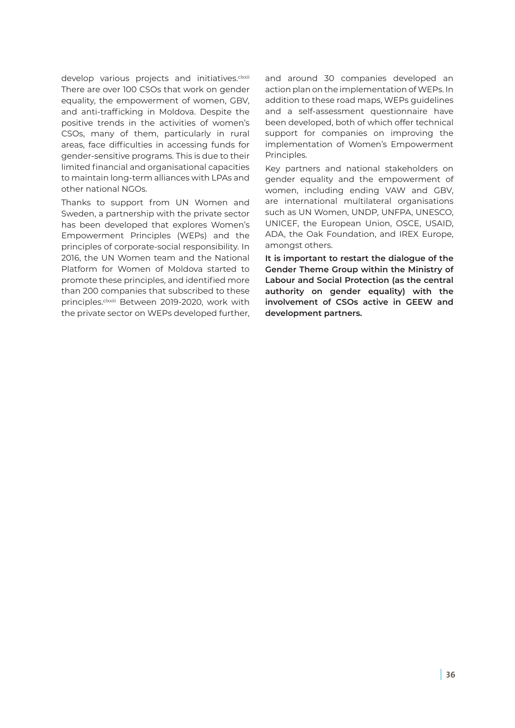develop various projects and initiatives.[clxxii] There are over 100 CSOs that work on gender equality, the empowerment of women, GBV, and anti-trafficking in Moldova. Despite the positive trends in the activities of women's CSOs, many of them, particularly in rural areas, face difficulties in accessing funds for gender-sensitive programs. This is due to their limited financial and organisational capacities to maintain long-term alliances with LPAs and other national NGOs.

Thanks to support from UN Women and Sweden, a partnership with the private sector has been developed that explores Women's Empowerment Principles (WEPs) and the principles of corporate-social responsibility. In 2016, the UN Women team and the National Platform for Women of Moldova started to promote these principles, and identified more than 200 companies that subscribed to these principles.[clxxiii] Between 2019-2020, work with the private sector on WEPs developed further, and around 30 companies developed an action plan on the implementation of WEPs. In addition to these road maps, WEPs guidelines and a self-assessment questionnaire have been developed, both of which offer technical support for companies on improving the implementation of Women's Empowerment Principles.

Key partners and national stakeholders on gender equality and the empowerment of women, including ending VAW and GBV, are international multilateral organisations such as UN Women, UNDP, UNFPA, UNESCO, UNICEF, the European Union, OSCE, USAID, ADA, the Oak Foundation, and IREX Europe, amongst others.

**It is important to restart the dialogue of the Gender Theme Group within the Ministry of Labour and Social Protection (as the central authority on gender equality) with the involvement of CSOs active in GEEW and development partners.**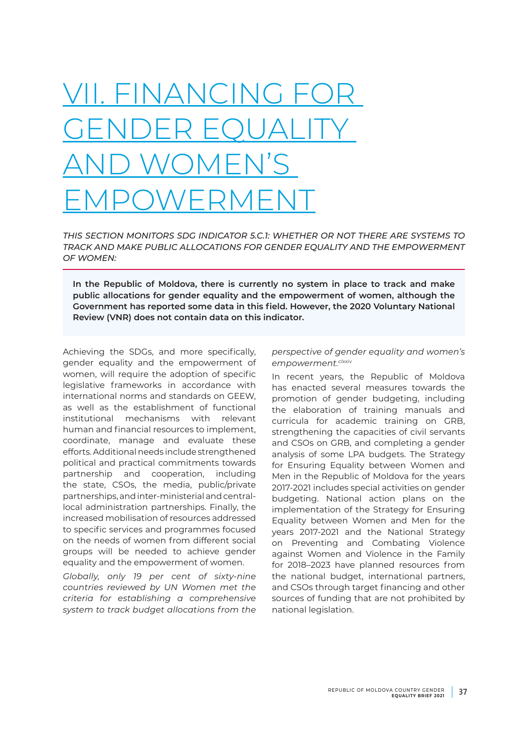# VII. FINANCING FOR GENDER EQUALITY AND WOMEN'S EMPOWERMENT

*THIS SECTION MONITORS SDG INDICATOR 5.C.1: WHETHER OR NOT THERE ARE SYSTEMS TO TRACK AND MAKE PUBLIC ALLOCATIONS FOR GENDER EQUALITY AND THE EMPOWERMENT OF WOMEN:*

**In the Republic of Moldova, there is currently no system in place to track and make public allocations for gender equality and the empowerment of women, although the Government has reported some data in this field. However, the 2020 Voluntary National Review (VNR) does not contain data on this indicator.**

Achieving the SDGs, and more specifically, gender equality and the empowerment of women, will require the adoption of specific legislative frameworks in accordance with international norms and standards on GEEW, as well as the establishment of functional institutional mechanisms with relevant human and financial resources to implement, coordinate, manage and evaluate these efforts. Additional needs include strengthened political and practical commitments towards partnership and cooperation, including the state, CSOs, the media, public/private partnerships, and inter-ministerial and central-local administration partnerships. Finally, the increased mobilisation of resources addressed to specific services and programmes focused on the needs of women from different social groups will be needed to achieve gender equality and the empowerment of women.

*Globally, only 19 per cent of sixty-nine countries reviewed by UN Women met the criteria for establishing a comprehensive system to track budget allocations from the perspective of gender equality and women's empowerment.*[clxxiv]

In recent years, the Republic of Moldova has enacted several measures towards the promotion of gender budgeting, including the elaboration of training manuals and curricula for academic training on GRB, strengthening the capacities of civil servants and CSOs on GRB, and completing a gender analysis of some LPA budgets. The Strategy for Ensuring Equality between Women and Men in the Republic of Moldova for the years 2017-2021 includes special activities on gender budgeting. National action plans on the implementation of the Strategy for Ensuring Equality between Women and Men for the years 2017-2021 and the National Strategy on Preventing and Combating Violence against Women and Violence in the Family for 2018–2023 have planned resources from the national budget, international partners, and CSOs through target financing and other sources of funding that are not prohibited by national legislation.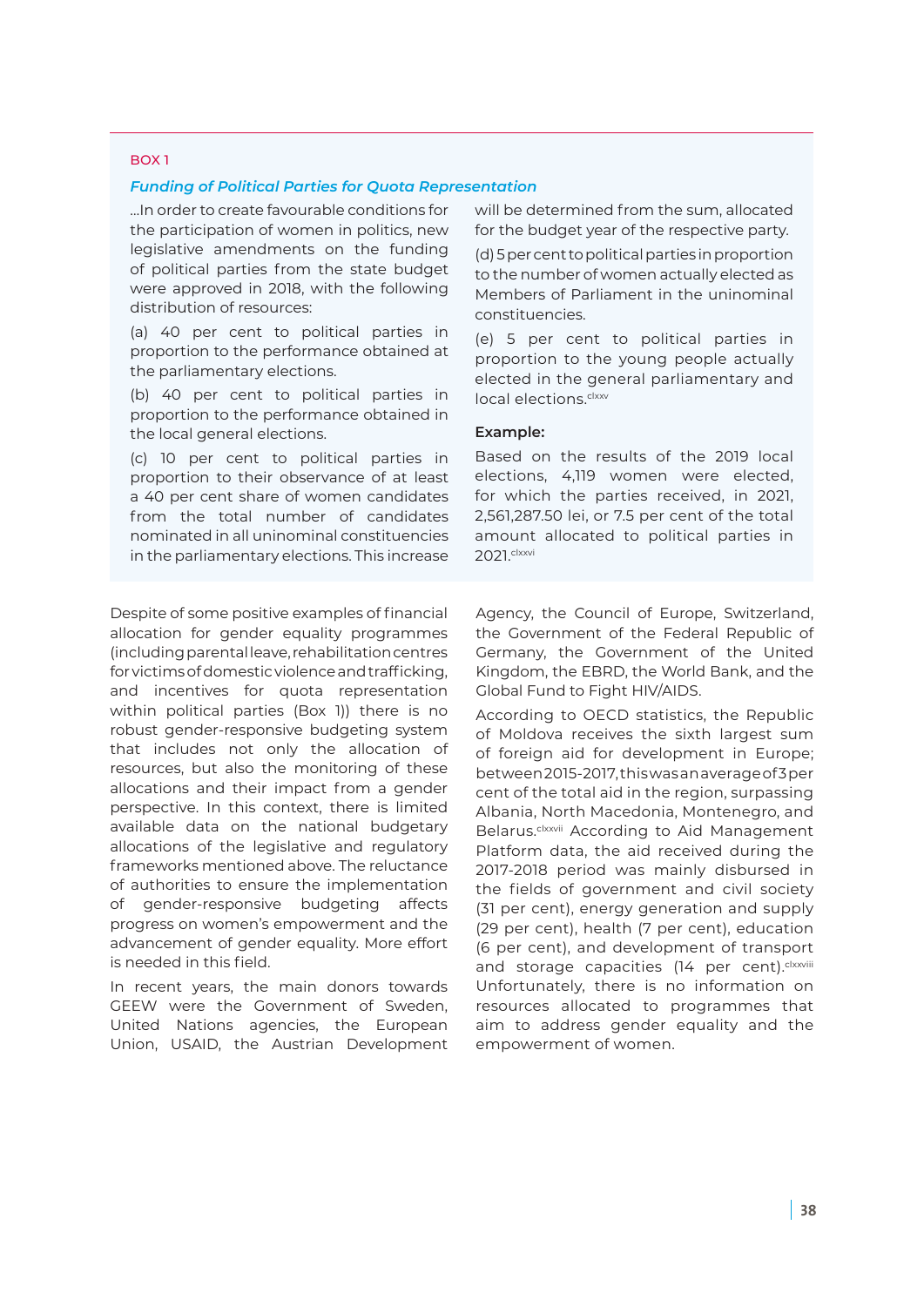BOX 1

***Funding of Political Parties for Quota Representation***

...In order to create favourable conditions for the participation of women in politics, new legislative amendments on the funding of political parties from the state budget were approved in 2018, with the following distribution of resources:

(a) 40 per cent to political parties in proportion to the performance obtained at the parliamentary elections.

(b) 40 per cent to political parties in proportion to the performance obtained in the local general elections.

(c) 10 per cent to political parties in proportion to their observance of at least a 40 per cent share of women candidates from the total number of candidates nominated in all uninominal constituencies in the parliamentary elections. This increase will be determined from the sum, allocated for the budget year of the respective party.

(d) 5 per cent to political parties in proportion to the number of women actually elected as Members of Parliament in the uninominal constituencies.

(e) 5 per cent to political parties in proportion to the young people actually elected in the general parliamentary and local elections.[clxxv]

**Example:**

Based on the results of the 2019 local elections, 4,119 women were elected, for which the parties received, in 2021, 2,561,287.50 lei, or 7.5 per cent of the total amount allocated to political parties in 2021.[clxxvi]

Despite of some positive examples of financial allocation for gender equality programmes (including parental leave, rehabilitation centres for victims of domestic violence and trafficking, and incentives for quota representation within political parties (Box 1)) there is no robust gender-responsive budgeting system that includes not only the allocation of resources, but also the monitoring of these allocations and their impact from a gender perspective. In this context, there is limited available data on the national budgetary allocations of the legislative and regulatory frameworks mentioned above. The reluctance of authorities to ensure the implementation of gender-responsive budgeting affects progress on women's empowerment and the advancement of gender equality. More effort is needed in this field.

In recent years, the main donors towards GEEW were the Government of Sweden, United Nations agencies, the European Union, USAID, the Austrian Development Agency, the Council of Europe, Switzerland, the Government of the Federal Republic of Germany, the Government of the United Kingdom, the EBRD, the World Bank, and the Global Fund to Fight HIV/AIDS.

According to OECD statistics, the Republic of Moldova receives the sixth largest sum of foreign aid for development in Europe; between 2015-2017, this was an average of 3 per cent of the total aid in the region, surpassing Albania, North Macedonia, Montenegro, and Belarus.[clxxvii] According to Aid Management Platform data, the aid received during the 2017-2018 period was mainly disbursed in the fields of government and civil society (31 per cent), energy generation and supply (29 per cent), health (7 per cent), education (6 per cent), and development of transport and storage capacities (14 per cent).[clxxviii] Unfortunately, there is no information on resources allocated to programmes that aim to address gender equality and the empowerment of women.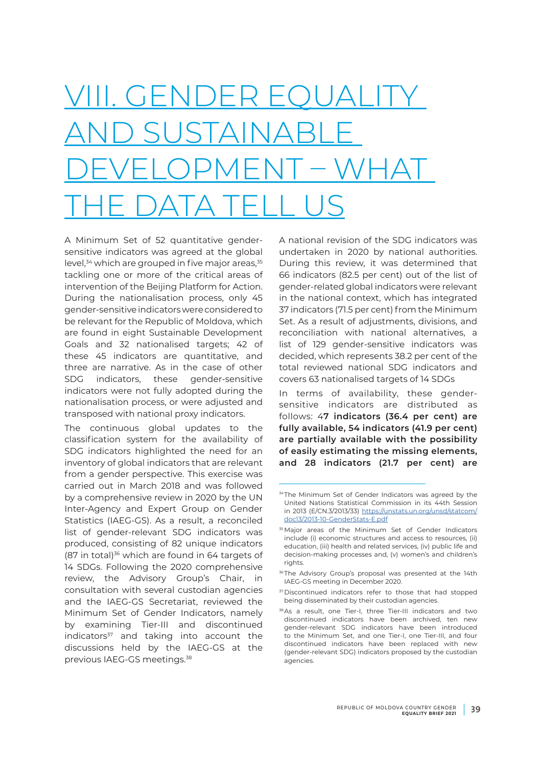# VIII. GENDER EQUALITY AND SUSTAINABLE DEVELOPMENT – WHAT THE DATA TELL US

A Minimum Set of 52 quantitative gender-sensitive indicators was agreed at the global level,[34] which are grouped in five major areas,[35] tackling one or more of the critical areas of intervention of the Beijing Platform for Action. During the nationalisation process, only 45 gender-sensitive indicators were considered to be relevant for the Republic of Moldova, which are found in eight Sustainable Development Goals and 32 nationalised targets; 42 of these 45 indicators are quantitative, and three are narrative. As in the case of other SDG indicators, these gender-sensitive indicators were not fully adopted during the nationalisation process, or were adjusted and transposed with national proxy indicators.

The continuous global updates to the classification system for the availability of SDG indicators highlighted the need for an inventory of global indicators that are relevant from a gender perspective. This exercise was carried out in March 2018 and was followed by a comprehensive review in 2020 by the UN Inter-Agency and Expert Group on Gender Statistics (IAEG-GS). As a result, a reconciled list of gender-relevant SDG indicators was produced, consisting of 82 unique indicators (87 in total)[36] which are found in 64 targets of 14 SDGs. Following the 2020 comprehensive review, the Advisory Group's Chair, in consultation with several custodian agencies and the IAEG-GS Secretariat, reviewed the Minimum Set of Gender Indicators, namely by examining Tier-III and discontinued indicators[37] and taking into account the discussions held by the IAEG-GS at the previous IAEG-GS meetings.[38]

A national revision of the SDG indicators was undertaken in 2020 by national authorities. During this review, it was determined that 66 indicators (82.5 per cent) out of the list of gender-related global indicators were relevant in the national context, which has integrated 37 indicators (71.5 per cent) from the Minimum Set. As a result of adjustments, divisions, and reconciliation with national alternatives, a list of 129 gender-sensitive indicators was decided, which represents 38.2 per cent of the total reviewed national SDG indicators and covers 63 nationalised targets of 14 SDGs

In terms of availability, these gender-sensitive indicators are distributed as follows: 4**7 indicators (36.4 per cent) are fully available, 54 indicators (41.9 per cent) are partially available with the possibility of easily estimating the missing elements, and 28 indicators (21.7 per cent) are**

---

[34] The Minimum Set of Gender Indicators was agreed by the United Nations Statistical Commission in its 44th Session in 2013 (E/CN.3/2013/33) https://unstats.un.org/unsd/statcom/doc13/2013-10-GenderStats-E.pdf

[35] Major areas of the Minimum Set of Gender Indicators include (i) economic structures and access to resources, (ii) education, (iii) health and related services, (iv) public life and decision-making processes and, (v) women's and children's rights.

[36] The Advisory Group's proposal was presented at the 14th IAEG-GS meeting in December 2020.

[37] Discontinued indicators refer to those that had stopped being disseminated by their custodian agencies.

[38] As a result, one Tier-I, three Tier-III indicators and two discontinued indicators have been archived, ten new gender-relevant SDG indicators have been introduced to the Minimum Set, and one Tier-I, one Tier-III, and four discontinued indicators have been replaced with new (gender-relevant SDG) indicators proposed by the custodian agencies.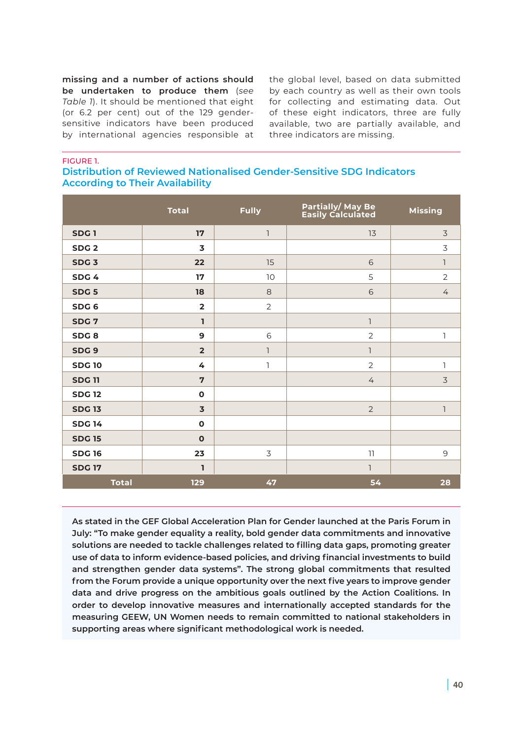**missing and a number of actions should be undertaken to produce them** (*see Table 1*). It should be mentioned that eight (or 6.2 per cent) out of the 129 gender-sensitive indicators have been produced by international agencies responsible at the global level, based on data submitted by each country as well as their own tools for collecting and estimating data. Out of these eight indicators, three are fully available, two are partially available, and three indicators are missing.

FIGURE 1.

### Distribution of Reviewed Nationalised Gender-Sensitive SDG Indicators According to Their Availability

| | Total | Fully | Partially/ May Be Easily Calculated | Missing |
|---|---|---|---|---|
| **SDG 1** | **17** | 1 | 13 | 3 |
| **SDG 2** | **3** | | | 3 |
| **SDG 3** | **22** | 15 | 6 | 1 |
| **SDG 4** | **17** | 10 | 5 | 2 |
| **SDG 5** | **18** | 8 | 6 | 4 |
| **SDG 6** | **2** | 2 | | |
| **SDG 7** | **1** | | 1 | |
| **SDG 8** | **9** | 6 | 2 | 1 |
| **SDG 9** | **2** | 1 | 1 | |
| **SDG 10** | **4** | 1 | 2 | 1 |
| **SDG 11** | **7** | | 4 | 3 |
| **SDG 12** | **0** | | | |
| **SDG 13** | **3** | | 2 | 1 |
| **SDG 14** | **0** | | | |
| **SDG 15** | **0** | | | |
| **SDG 16** | **23** | 3 | 11 | 9 |
| **SDG 17** | **1** | | 1 | |
| **Total** | **129** | **47** | **54** | **28** |

**As stated in the GEF Global Acceleration Plan for Gender launched at the Paris Forum in July: "To make gender equality a reality, bold gender data commitments and innovative solutions are needed to tackle challenges related to filling data gaps, promoting greater use of data to inform evidence-based policies, and driving financial investments to build and strengthen gender data systems". The strong global commitments that resulted from the Forum provide a unique opportunity over the next five years to improve gender data and drive progress on the ambitious goals outlined by the Action Coalitions. In order to develop innovative measures and internationally accepted standards for the measuring GEEW, UN Women needs to remain committed to national stakeholders in supporting areas where significant methodological work is needed.**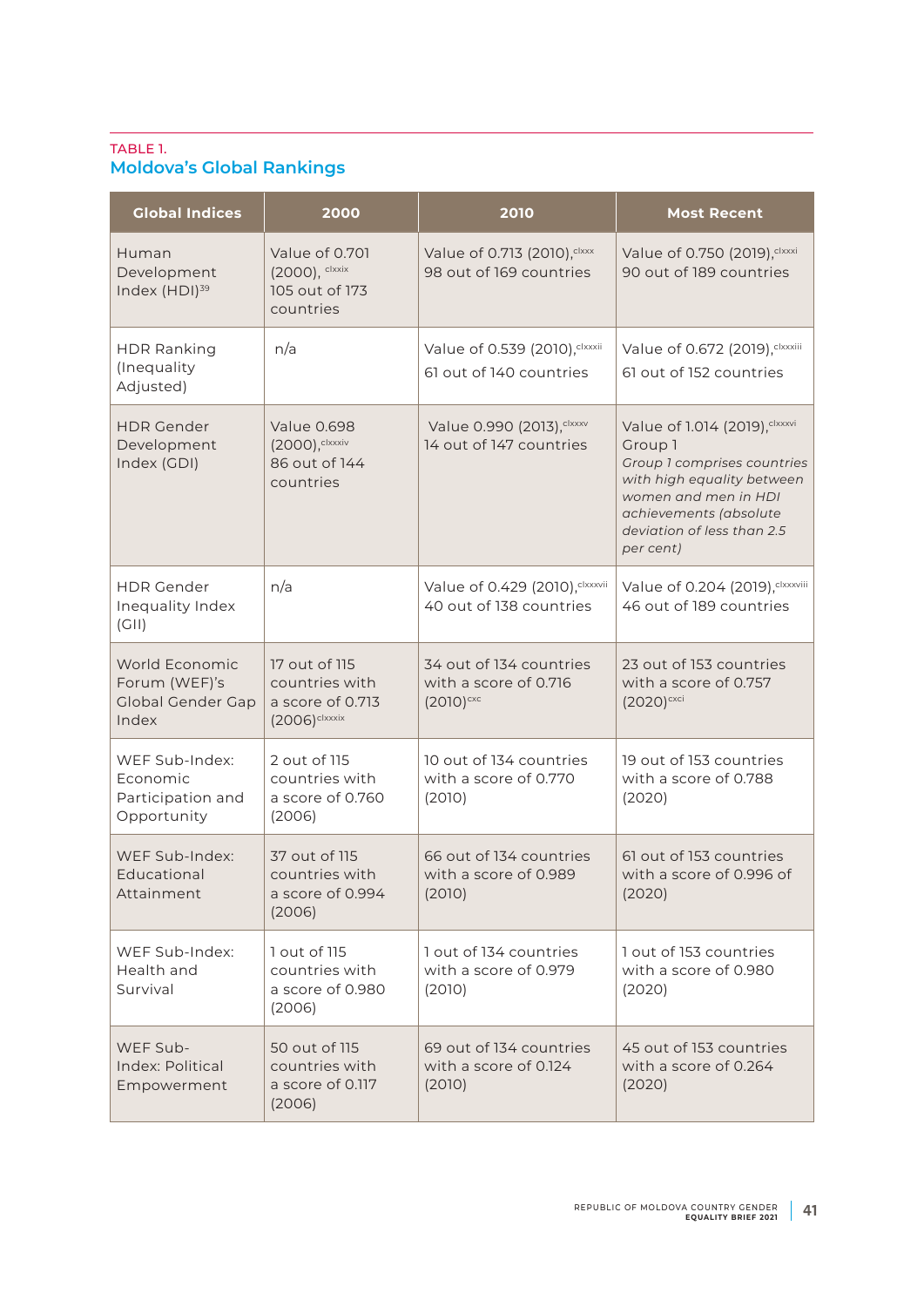TABLE 1.

## Moldova's Global Rankings

| Global Indices | 2000 | 2010 | Most Recent |
|---|---|---|---|
| Human Development Index (HDI)[39] | Value of 0.701 (2000), [clxxix] 105 out of 173 countries | Value of 0.713 (2010),[clxxx] 98 out of 169 countries | Value of 0.750 (2019),[clxxxi] 90 out of 189 countries |
| HDR Ranking (Inequality Adjusted) | n/a | Value of 0.539 (2010),[clxxxii] 61 out of 140 countries | Value of 0.672 (2019),[clxxxiii] 61 out of 152 countries |
| HDR Gender Development Index (GDI) | Value 0.698 (2000),[clxxxiv] 86 out of 144 countries | Value 0.990 (2013),[clxxxv] 14 out of 147 countries | Value of 1.014 (2019),[clxxxvi] Group 1 *Group 1 comprises countries with high equality between women and men in HDI achievements (absolute deviation of less than 2.5 per cent)* |
| HDR Gender Inequality Index (GII) | n/a | Value of 0.429 (2010),[clxxxvii] 40 out of 138 countries | Value of 0.204 (2019),[clxxxviii] 46 out of 189 countries |
| World Economic Forum (WEF)'s Global Gender Gap Index | 17 out of 115 countries with a score of 0.713 (2006)[clxxxix] | 34 out of 134 countries with a score of 0.716 (2010)[cxc] | 23 out of 153 countries with a score of 0.757 (2020)[cxci] |
| WEF Sub-Index: Economic Participation and Opportunity | 2 out of 115 countries with a score of 0.760 (2006) | 10 out of 134 countries with a score of 0.770 (2010) | 19 out of 153 countries with a score of 0.788 (2020) |
| WEF Sub-Index: Educational Attainment | 37 out of 115 countries with a score of 0.994 (2006) | 66 out of 134 countries with a score of 0.989 (2010) | 61 out of 153 countries with a score of 0.996 of (2020) |
| WEF Sub-Index: Health and Survival | 1 out of 115 countries with a score of 0.980 (2006) | 1 out of 134 countries with a score of 0.979 (2010) | 1 out of 153 countries with a score of 0.980 (2020) |
| WEF Sub-Index: Political Empowerment | 50 out of 115 countries with a score of 0.117 (2006) | 69 out of 134 countries with a score of 0.124 (2010) | 45 out of 153 countries with a score of 0.264 (2020) |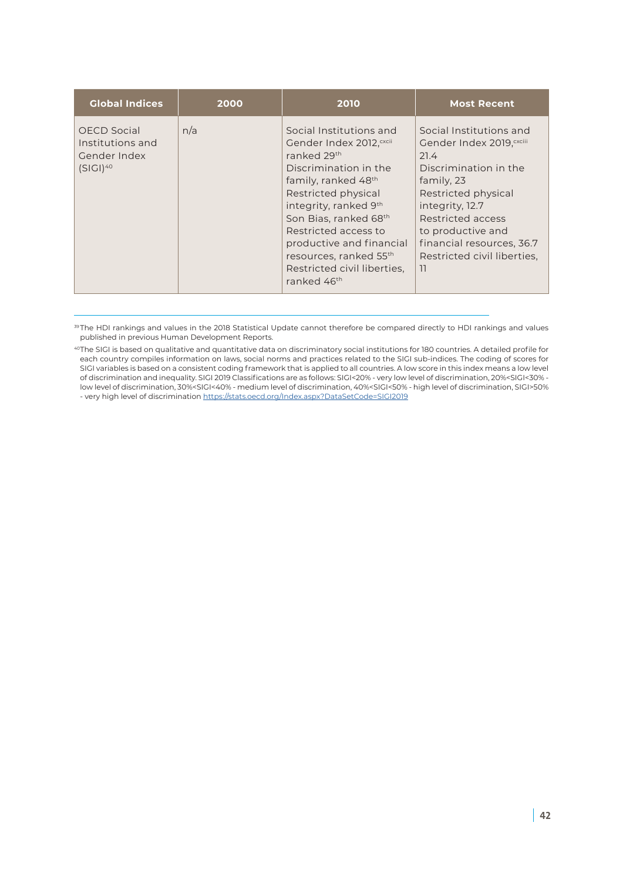| Global Indices | 2000 | 2010 | Most Recent |
| --- | --- | --- | --- |
| OECD Social Institutions and Gender Index (SIGI)[40] | n/a | Social Institutions and Gender Index 2012,[cxcii] ranked 29th<br>Discrimination in the family, ranked 48th<br>Restricted physical integrity, ranked 9th<br>Son Bias, ranked 68th<br>Restricted access to productive and financial resources, ranked 55th<br>Restricted civil liberties, ranked 46th | Social Institutions and Gender Index 2019,[cxciii] 21.4<br>Discrimination in the family, 23<br>Restricted physical integrity, 12.7<br>Restricted access to productive and financial resources, 36.7<br>Restricted civil liberties, 11 |

---

[39] The HDI rankings and values in the 2018 Statistical Update cannot therefore be compared directly to HDI rankings and values published in previous Human Development Reports.

[40] The SIGI is based on qualitative and quantitative data on discriminatory social institutions for 180 countries. A detailed profile for each country compiles information on laws, social norms and practices related to the SIGI sub-indices. The coding of scores for SIGI variables is based on a consistent coding framework that is applied to all countries. A low score in this index means a low level of discrimination and inequality. SIGI 2019 Classifications are as follows: SIGI<20% - very low level of discrimination, 20%<SIGI<30% - low level of discrimination, 30%<SIGI<40% - medium level of discrimination, 40%<SIGI<50% - high level of discrimination, SIGI>50% - very high level of discrimination https://stats.oecd.org/Index.aspx?DataSetCode=SIGI2019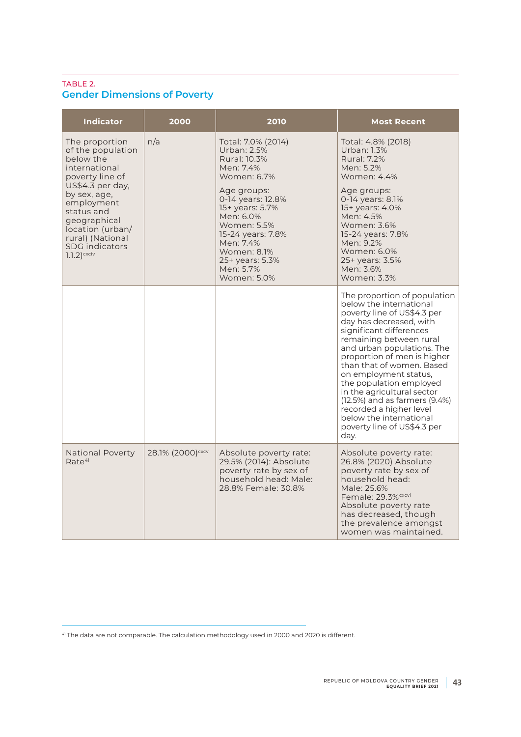TABLE 2.

## Gender Dimensions of Poverty

| Indicator | 2000 | 2010 | Most Recent |
|---|---|---|---|
| The proportion of the population below the international poverty line of US$4.3 per day, by sex, age, employment status and geographical location (urban/rural) (National SDG indicators 1.1.2)[cxciv] | n/a | Total: 7.0% (2014)<br>Urban: 2.5%<br>Rural: 10.3%<br>Men: 7.4%<br>Women: 6.7%<br><br>Age groups:<br>0-14 years: 12.8%<br>15+ years: 5.7%<br>Men: 6.0%<br>Women: 5.5%<br>15-24 years: 7.8%<br>Men: 7.4%<br>Women: 8.1%<br>25+ years: 5.3%<br>Men: 5.7%<br>Women: 5.0% | Total: 4.8% (2018)<br>Urban: 1.3%<br>Rural: 7.2%<br>Men: 5.2%<br>Women: 4.4%<br><br>Age groups:<br>0-14 years: 8.1%<br>15+ years: 4.0%<br>Men: 4.5%<br>Women: 3.6%<br>15-24 years: 7.8%<br>Men: 9.2%<br>Women: 6.0%<br>25+ years: 3.5%<br>Men: 3.6%<br>Women: 3.3% |
| | | | The proportion of population below the international poverty line of US$4.3 per day has decreased, with significant differences remaining between rural and urban populations. The proportion of men is higher than that of women. Based on employment status, the population employed in the agricultural sector (12.5%) and as farmers (9.4%) recorded a higher level below the international poverty line of US$4.3 per day. |
| National Poverty Rate[41] | 28.1% (2000)[cxcv] | Absolute poverty rate: 29.5% (2014): Absolute poverty rate by sex of household head: Male: 28.8% Female: 30.8% | Absolute poverty rate: 26.8% (2020) Absolute poverty rate by sex of household head:<br>Male: 25.6%<br>Female: 29.3%[cxcvi]<br>Absolute poverty rate has decreased, though the prevalence amongst women was maintained. |

[41] The data are not comparable. The calculation methodology used in 2000 and 2020 is different.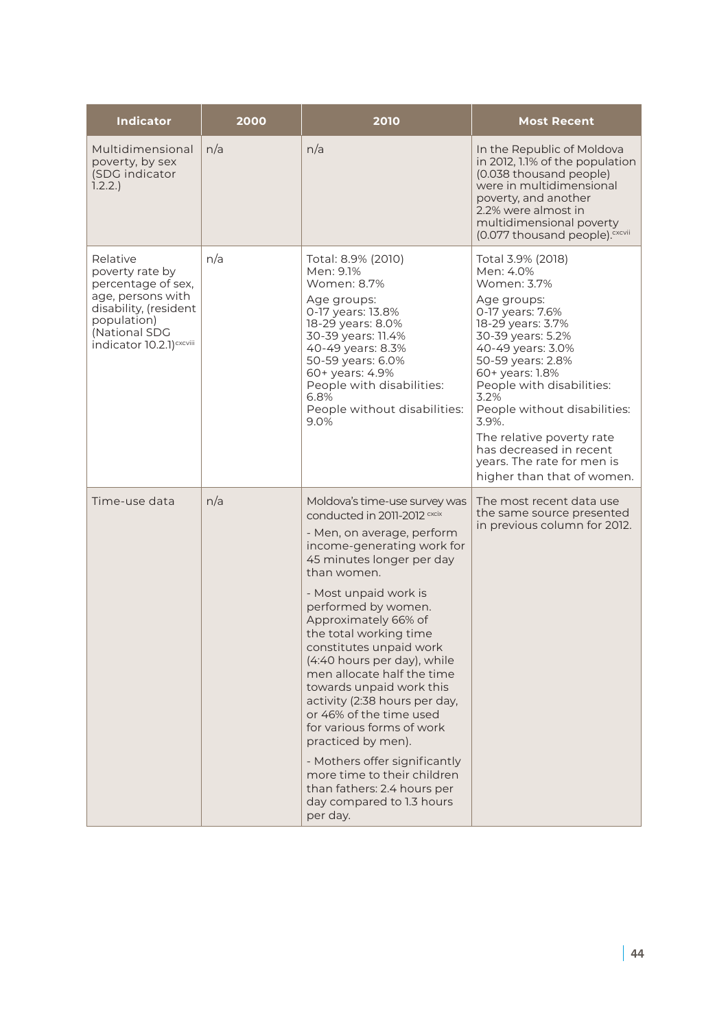| Indicator | 2000 | 2010 | Most Recent |
|---|---|---|---|
| Multidimensional poverty, by sex (SDG indicator 1.2.2.) | n/a | n/a | In the Republic of Moldova in 2012, 1.1% of the population (0.038 thousand people) were in multidimensional poverty, and another 2.2% were almost in multidimensional poverty (0.077 thousand people).[cxcvii] |
| Relative poverty rate by percentage of sex, age, persons with disability, (resident population) (National SDG indicator 10.2.1)[cxcviii] | n/a | Total: 8.9% (2010)<br>Men: 9.1%<br>Women: 8.7%<br>Age groups:<br>0-17 years: 13.8%<br>18-29 years: 8.0%<br>30-39 years: 11.4%<br>40-49 years: 8.3%<br>50-59 years: 6.0%<br>60+ years: 4.9%<br>People with disabilities: 6.8%<br>People without disabilities: 9.0% | Total 3.9% (2018)<br>Men: 4.0%<br>Women: 3.7%<br>Age groups:<br>0-17 years: 7.6%<br>18-29 years: 3.7%<br>30-39 years: 5.2%<br>40-49 years: 3.0%<br>50-59 years: 2.8%<br>60+ years: 1.8%<br>People with disabilities: 3.2%<br>People without disabilities: 3.9%.<br>The relative poverty rate has decreased in recent years. The rate for men is higher than that of women. |
| Time-use data | n/a | Moldova's time-use survey was conducted in 2011-2012[cxcix]<br>- Men, on average, perform income-generating work for 45 minutes longer per day than women.<br>- Most unpaid work is performed by women. Approximately 66% of the total working time constitutes unpaid work (4:40 hours per day), while men allocate half the time towards unpaid work this activity (2:38 hours per day, or 46% of the time used for various forms of work practiced by men).<br>- Mothers offer significantly more time to their children than fathers: 2.4 hours per day compared to 1.3 hours per day. | The most recent data use the same source presented in previous column for 2012. |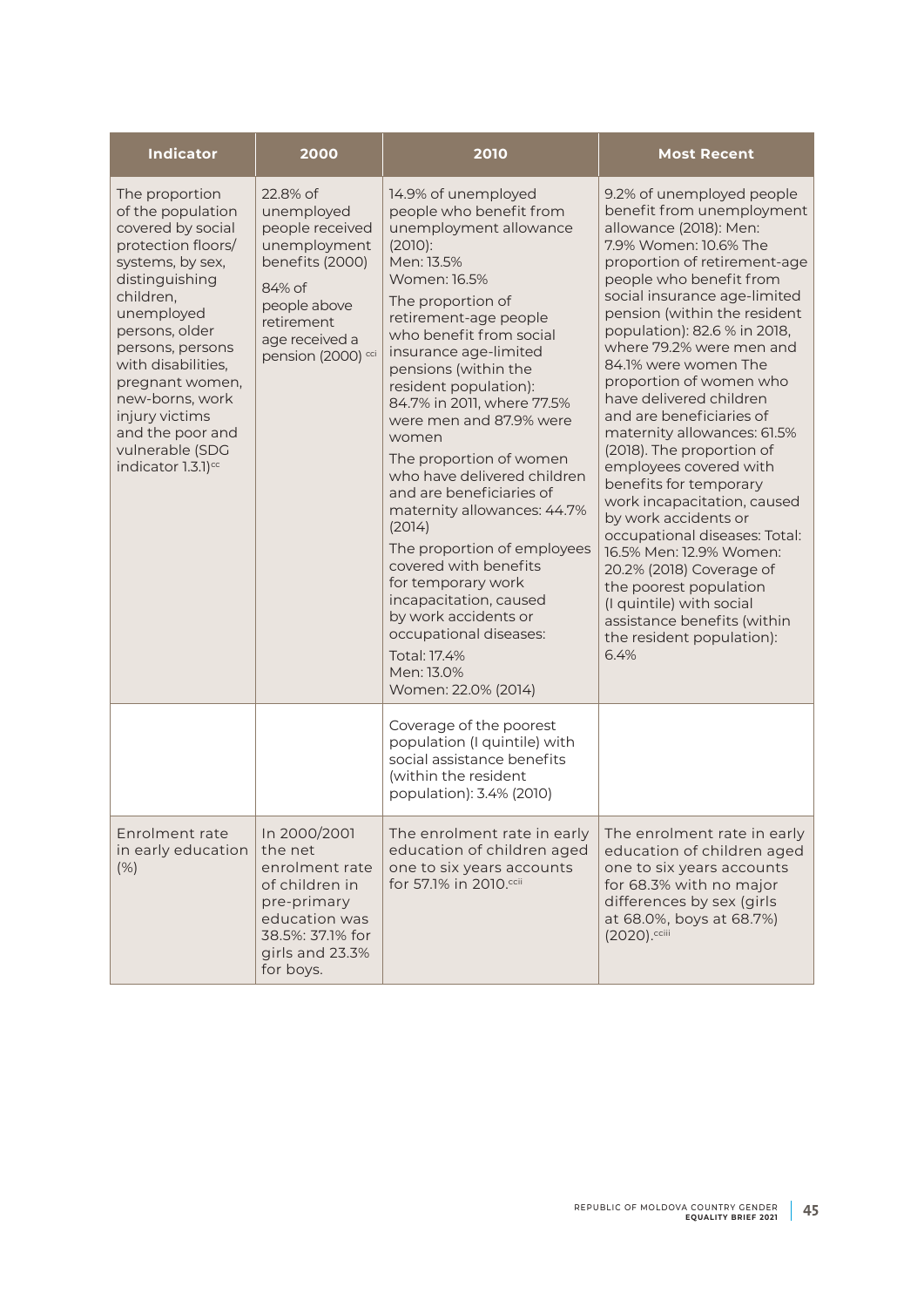| Indicator | 2000 | 2010 | Most Recent |
|---|---|---|---|
| The proportion of the population covered by social protection floors/ systems, by sex, distinguishing children, unemployed persons, older persons, persons with disabilities, pregnant women, new-borns, work injury victims and the poor and vulnerable (SDG indicator 1.3.1)[cc] | 22.8% of unemployed people received unemployment benefits (2000)<br><br>84% of people above retirement age received a pension (2000) [cci] | 14.9% of unemployed people who benefit from unemployment allowance (2010):<br>Men: 13.5%<br>Women: 16.5%<br><br>The proportion of retirement-age people who benefit from social insurance age-limited pensions (within the resident population): 84.7% in 2011, where 77.5% were men and 87.9% were women<br><br>The proportion of women who have delivered children and are beneficiaries of maternity allowances: 44.7% (2014)<br><br>The proportion of employees covered with benefits for temporary work incapacitation, caused by work accidents or occupational diseases:<br>Total: 17.4%<br>Men: 13.0%<br>Women: 22.0% (2014) | 9.2% of unemployed people benefit from unemployment allowance (2018): Men: 7.9% Women: 10.6% The proportion of retirement-age people who benefit from social insurance age-limited pension (within the resident population): 82.6 % in 2018, where 79.2% were men and 84.1% were women The proportion of women who have delivered children and are beneficiaries of maternity allowances: 61.5% (2018). The proportion of employees covered with benefits for temporary work incapacitation, caused by work accidents or occupational diseases: Total: 16.5% Men: 12.9% Women: 20.2% (2018) Coverage of the poorest population (I quintile) with social assistance benefits (within the resident population): 6.4% |
| | | Coverage of the poorest population (I quintile) with social assistance benefits (within the resident population): 3.4% (2010) | |
| Enrolment rate in early education (%) | In 2000/2001 the net enrolment rate of children in pre-primary education was 38.5%: 37.1% for girls and 23.3% for boys. | The enrolment rate in early education of children aged one to six years accounts for 57.1% in 2010.[ccii] | The enrolment rate in early education of children aged one to six years accounts for 68.3% with no major differences by sex (girls at 68.0%, boys at 68.7%) (2020).[cciii] |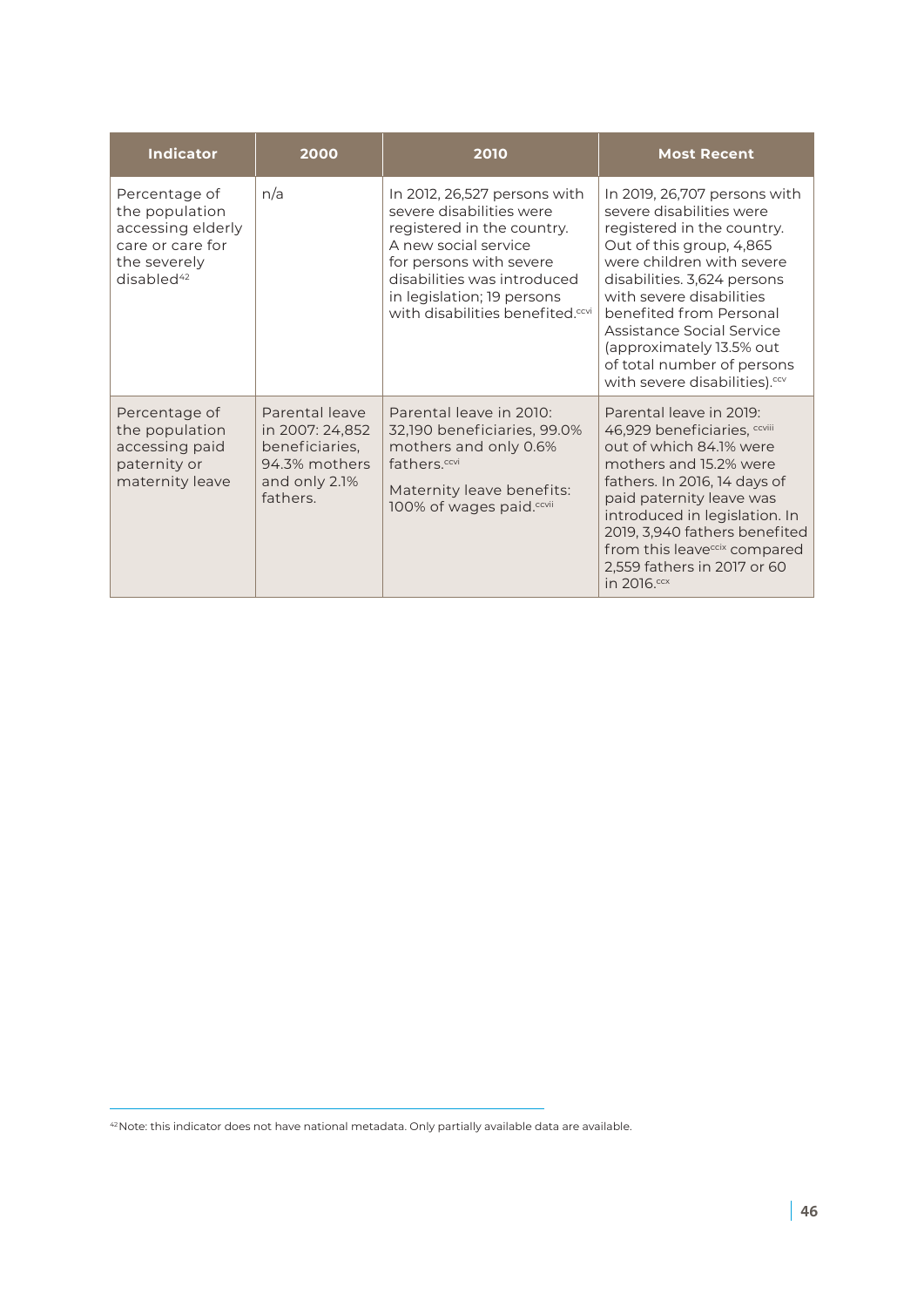| Indicator | 2000 | 2010 | Most Recent |
| --- | --- | --- | --- |
| Percentage of the population accessing elderly care or care for the severely disabled[42] | n/a | In 2012, 26,527 persons with severe disabilities were registered in the country. A new social service for persons with severe disabilities was introduced in legislation; 19 persons with disabilities benefited.[ccvi] | In 2019, 26,707 persons with severe disabilities were registered in the country. Out of this group, 4,865 were children with severe disabilities. 3,624 persons with severe disabilities benefited from Personal Assistance Social Service (approximately 13.5% out of total number of persons with severe disabilities).[ccv] |
| Percentage of the population accessing paid paternity or maternity leave | Parental leave in 2007: 24,852 beneficiaries, 94.3% mothers and only 2.1% fathers. | Parental leave in 2010: 32,190 beneficiaries, 99.0% mothers and only 0.6% fathers.[ccvi] Maternity leave benefits: 100% of wages paid.[ccvii] | Parental leave in 2019: 46,929 beneficiaries, [ccviii] out of which 84.1% were mothers and 15.2% were fathers. In 2016, 14 days of paid paternity leave was introduced in legislation. In 2019, 3,940 fathers benefited from this leave[ccix] compared 2,559 fathers in 2017 or 60 in 2016.[ccx] |

[42] Note: this indicator does not have national metadata. Only partially available data are available.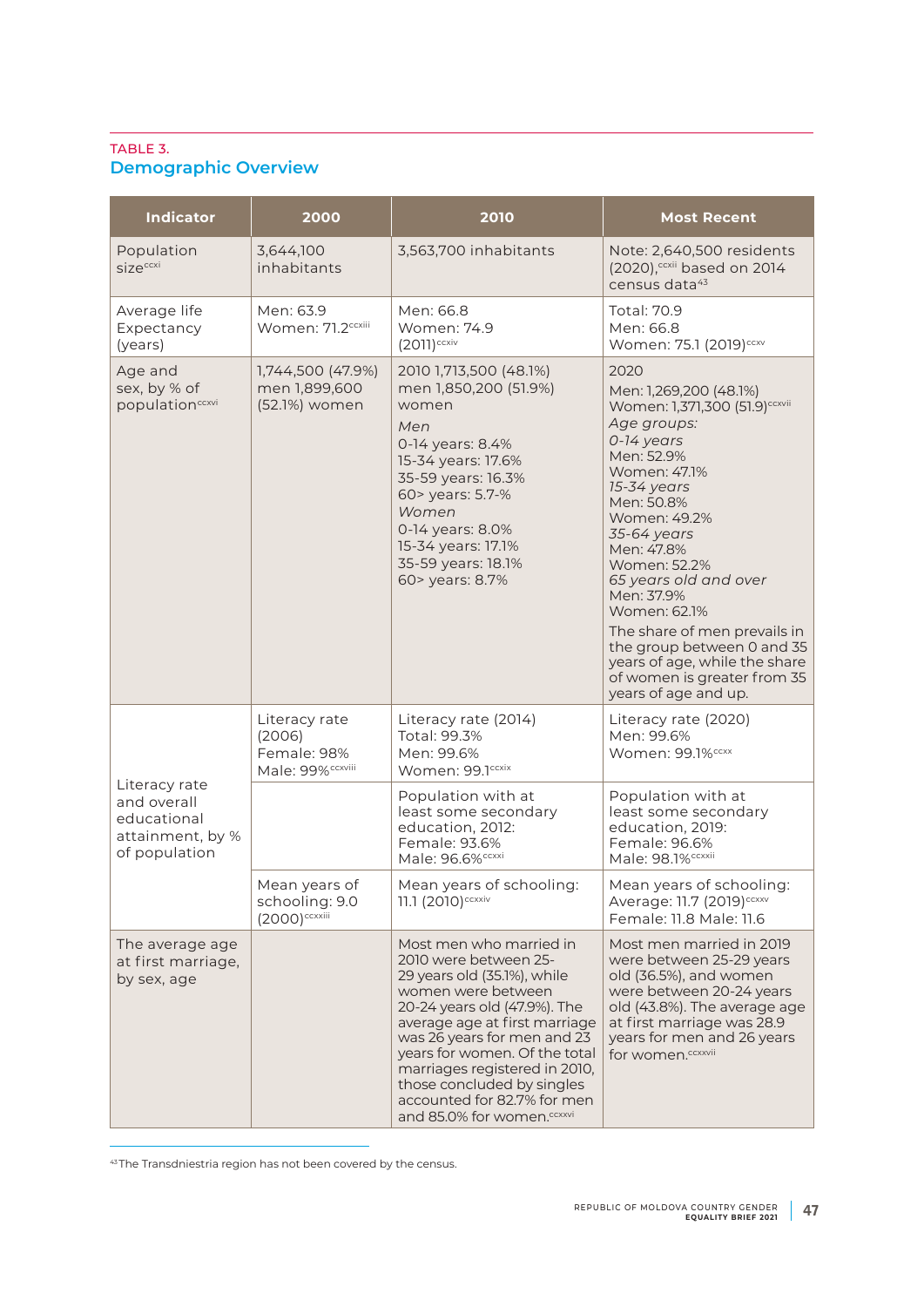TABLE 3.

## Demographic Overview

| Indicator | 2000 | 2010 | Most Recent |
|---|---|---|---|
| Population size[ccxi] | 3,644,100 inhabitants | 3,563,700 inhabitants | Note: 2,640,500 residents (2020),[ccxii] based on 2014 census data[43] |
| Average life Expectancy (years) | Men: 63.9<br>Women: 71.2[ccxiii] | Men: 66.8<br>Women: 74.9<br>(2011)[ccxiv] | Total: 70.9<br>Men: 66.8<br>Women: 75.1 (2019)[ccxv] |
| Age and sex, by % of population[ccxvi] | 1,744,500 (47.9%) men 1,899,600 (52.1%) women | 2010 1,713,500 (48.1%) men 1,850,200 (51.9%) women<br>*Men*<br>0-14 years: 8.4%<br>15-34 years: 17.6%<br>35-59 years: 16.3%<br>60> years: 5.7-%<br>*Women*<br>0-14 years: 8.0%<br>15-34 years: 17.1%<br>35-59 years: 18.1%<br>60> years: 8.7% | 2020<br>Men: 1,269,200 (48.1%)<br>Women: 1,371,300 (51.9)[ccxvii]<br>*Age groups:*<br>*0-14 years*<br>Men: 52.9%<br>Women: 47.1%<br>*15-34 years*<br>Men: 50.8%<br>Women: 49.2%<br>*35-64 years*<br>Men: 47.8%<br>Women: 52.2%<br>*65 years old and over*<br>Men: 37.9%<br>Women: 62.1%<br>The share of men prevails in the group between 0 and 35 years of age, while the share of women is greater from 35 years of age and up. |
| Literacy rate and overall educational attainment, by % of population | Literacy rate (2006)<br>Female: 98%<br>Male: 99%[ccxviii] | Literacy rate (2014)<br>Total: 99.3%<br>Men: 99.6%<br>Women: 99.1[ccxix] | Literacy rate (2020)<br>Men: 99.6%<br>Women: 99.1%[ccxx] |
| | | Population with at least some secondary education, 2012:<br>Female: 93.6%<br>Male: 96.6%[ccxxi] | Population with at least some secondary education, 2019:<br>Female: 96.6%<br>Male: 98.1%[ccxxii] |
| | Mean years of schooling: 9.0 (2000)[ccxxiii] | Mean years of schooling: 11.1 (2010)[ccxxiv] | Mean years of schooling: Average: 11.7 (2019)[ccxxv]<br>Female: 11.8 Male: 11.6 |
| The average age at first marriage, by sex, age | | Most men who married in 2010 were between 25-29 years old (35.1%), while women were between 20-24 years old (47.9%). The average age at first marriage was 26 years for men and 23 years for women. Of the total marriages registered in 2010, those concluded by singles accounted for 82.7% for men and 85.0% for women.[ccxxvi] | Most men married in 2019 were between 25-29 years old (36.5%), and women were between 20-24 years old (43.8%). The average age at first marriage was 28.9 years for men and 26 years for women.[ccxxvii] |

[43] The Transdniestria region has not been covered by the census.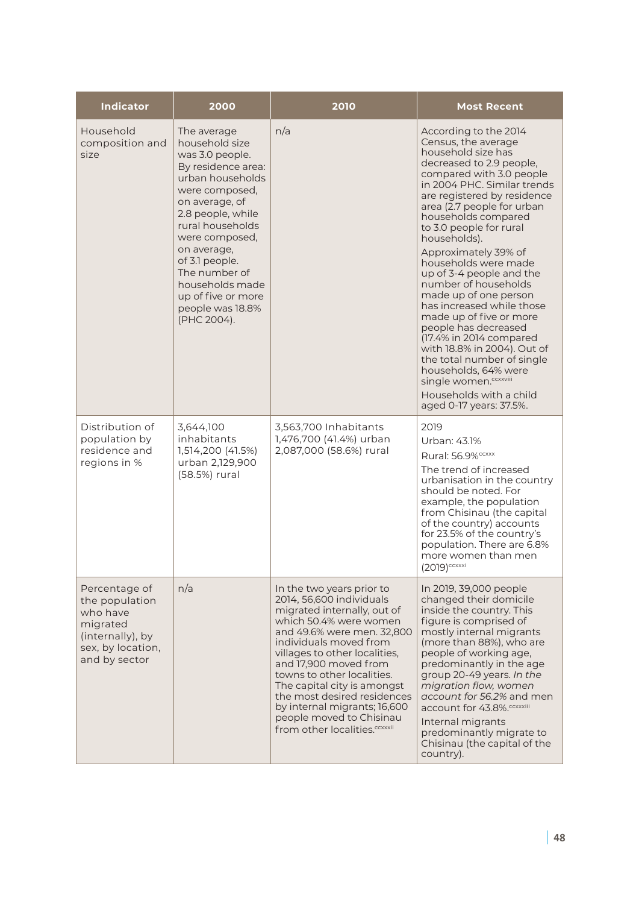| Indicator | 2000 | 2010 | Most Recent |
|---|---|---|---|
| Household composition and size | The average household size was 3.0 people. By residence area: urban households were composed, on average, of 2.8 people, while rural households were composed, on average, of 3.1 people. The number of households made up of five or more people was 18.8% (PHC 2004). | n/a | According to the 2014 Census, the average household size has decreased to 2.9 people, compared with 3.0 people in 2004 PHC. Similar trends are registered by residence area (2.7 people for urban households compared to 3.0 people for rural households).<br>Approximately 39% of households were made up of 3-4 people and the number of households made up of one person has increased while those made up of five or more people has decreased (17.4% in 2014 compared with 18.8% in 2004). Out of the total number of single households, 64% were single women.[ccxxviii]<br>Households with a child aged 0-17 years: 37.5%. |
| Distribution of population by residence and regions in % | 3,644,100 inhabitants 1,514,200 (41.5%) urban 2,129,900 (58.5%) rural | 3,563,700 Inhabitants 1,476,700 (41.4%) urban 2,087,000 (58.6%) rural | 2019<br>Urban: 43.1%<br>Rural: 56.9%[ccxxx]<br>The trend of increased urbanisation in the country should be noted. For example, the population from Chisinau (the capital of the country) accounts for 23.5% of the country's population. There are 6.8% more women than men (2019)[ccxxxi] |
| Percentage of the population who have migrated (internally), by sex, by location, and by sector | n/a | In the two years prior to 2014, 56,600 individuals migrated internally, out of which 50.4% were women and 49.6% were men. 32,800 individuals moved from villages to other localities, and 17,900 moved from towns to other localities. The capital city is amongst the most desired residences by internal migrants; 16,600 people moved to Chisinau from other localities.[ccxxxii] | In 2019, 39,000 people changed their domicile inside the country. This figure is comprised of mostly internal migrants (more than 88%), who are people of working age, predominantly in the age group 20-49 years. *In the migration flow, women account for 56.2%* and men account for 43.8%.[ccxxxiii]<br>Internal migrants predominantly migrate to Chisinau (the capital of the country). |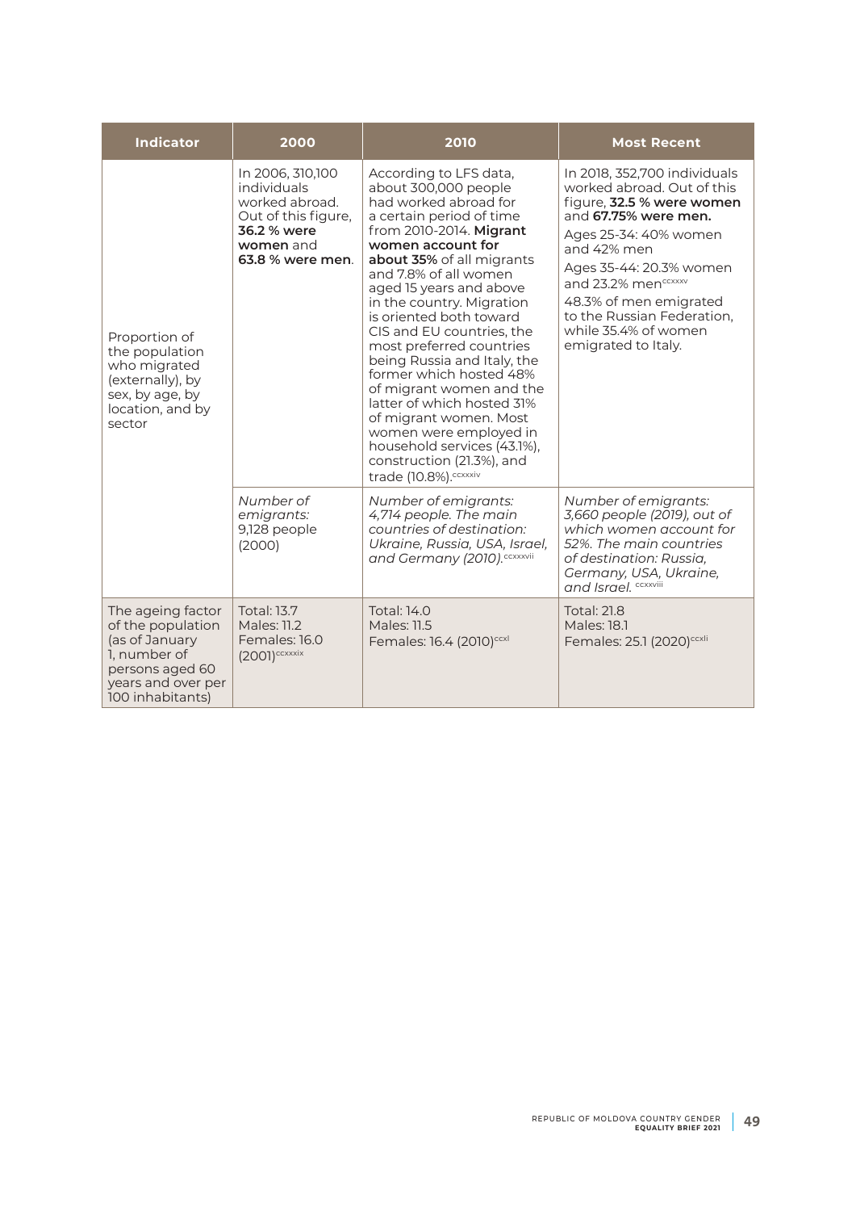| Indicator | 2000 | 2010 | Most Recent |
|---|---|---|---|
| Proportion of the population who migrated (externally), by sex, by age, by location, and by sector | In 2006, 310,100 individuals worked abroad. Out of this figure, **36.2 % were women** and **63.8 % were men**. | According to LFS data, about 300,000 people had worked abroad for a certain period of time from 2010-2014. **Migrant women account for about 35%** of all migrants and 7.8% of all women aged 15 years and above in the country. Migration is oriented both toward CIS and EU countries, the most preferred countries being Russia and Italy, the former which hosted 48% of migrant women and the latter of which hosted 31% of migrant women. Most women were employed in household services (43.1%), construction (21.3%), and trade (10.8%).[ccxxxiv] | In 2018, 352,700 individuals worked abroad. Out of this figure, **32.5 % were women** and **67.75% were men.** Ages 25-34: 40% women and 42% men Ages 35-44: 20.3% women and 23.2% men[ccxxxv] 48.3% of men emigrated to the Russian Federation, while 35.4% of women emigrated to Italy. |
| | *Number of emigrants:* 9,128 people (2000) | *Number of emigrants: 4,714 people. The main countries of destination: Ukraine, Russia, USA, Israel, and Germany (2010).*[ccxxxvii] | *Number of emigrants: 3,660 people (2019), out of which women account for 52%. The main countries of destination: Russia, Germany, USA, Ukraine, and Israel.*[ccxxxviii] |
| The ageing factor of the population (as of January 1, number of persons aged 60 years and over per 100 inhabitants) | Total: 13.7<br>Males: 11.2<br>Females: 16.0 (2001)[ccxxxix] | Total: 14.0<br>Males: 11.5<br>Females: 16.4 (2010)[ccxl] | Total: 21.8<br>Males: 18.1<br>Females: 25.1 (2020)[ccxli] |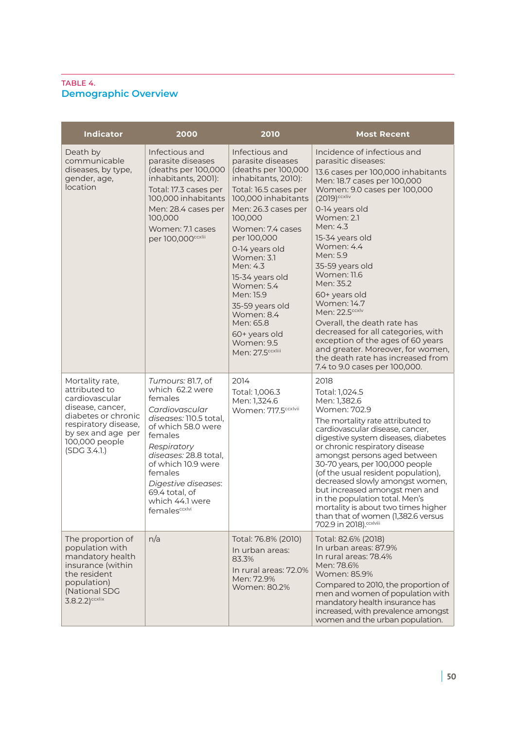TABLE 4.

## Demographic Overview

| Indicator | 2000 | 2010 | Most Recent |
|---|---|---|---|
| Death by communicable diseases, by type, gender, age, location | Infectious and parasite diseases (deaths per 100,000 inhabitants, 2001): Total: 17.3 cases per 100,000 inhabitants Men: 28.4 cases per 100,000 Women: 7.1 cases per 100,000[ccxlii] | Infectious and parasite diseases (deaths per 100,000 inhabitants, 2010): Total: 16.5 cases per 100,000 inhabitants Men: 26.3 cases per 100,000 Women: 7.4 cases per 100,000 0-14 years old Women: 3.1 Men: 4.3 15-34 years old Women: 5.4 Men: 15.9 35-59 years old Women: 8.4 Men: 65.8 60+ years old Women: 9.5 Men: 27.5[ccxliii] | Incidence of infectious and parasitic diseases: 13.6 cases per 100,000 inhabitants Men: 18.7 cases per 100,000 Women: 9.0 cases per 100,000 (2019)[ccxliv] 0-14 years old Women: 2.1 Men: 4.3 15-34 years old Women: 4.4 Men: 5.9 35-59 years old Women: 11.6 Men: 35.2 60+ years old Women: 14.7 Men: 22.5[ccxlv] Overall, the death rate has decreased for all categories, with exception of the ages of 60 years and greater. Moreover, for women, the death rate has increased from 7.4 to 9.0 cases per 100,000. |
| Mortality rate, attributed to cardiovascular disease, cancer, diabetes or chronic respiratory disease, by sex and age per 100,000 people (SDG 3.4.1.) | *Tumours:* 81.7, of which 62.2 were females *Cardiovascular diseases:* 110.5 total, of which 58.0 were females *Respiratory diseases:* 28.8 total, of which 10.9 were females *Digestive diseases*: 69.4 total, of which 44.1 were females[ccxlvi] | 2014 Total: 1,006.3 Men: 1,324.6 Women: 717.5[ccxlvii] | 2018 Total: 1,024.5 Men: 1,382.6 Women: 702.9 The mortality rate attributed to cardiovascular disease, cancer, digestive system diseases, diabetes or chronic respiratory disease amongst persons aged between 30-70 years, per 100,000 people (of the usual resident population), decreased slowly amongst women, but increased amongst men and in the population total. Men's mortality is about two times higher than that of women (1,382.6 versus 702.9 in 2018).[ccxlviii] |
| The proportion of population with mandatory health insurance (within the resident population) (National SDG 3.8.2.2)[ccxlix] | n/a | Total: 76.8% (2010) In urban areas: 83.3% In rural areas: 72.0% Men: 72.9% Women: 80.2% | Total: 82.6% (2018) In urban areas: 87.9% In rural areas: 78.4% Men: 78.6% Women: 85.9% Compared to 2010, the proportion of men and women of population with mandatory health insurance has increased, with prevalence amongst women and the urban population. |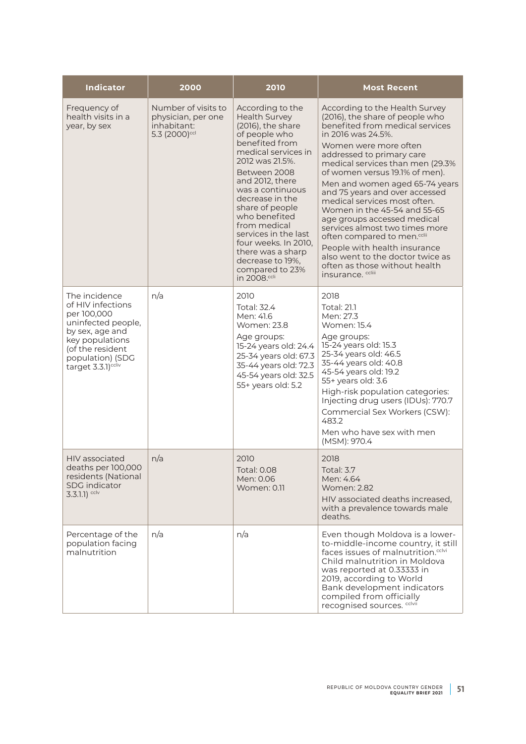| Indicator | 2000 | 2010 | Most Recent |
| --- | --- | --- | --- |
| Frequency of health visits in a year, by sex | Number of visits to physician, per one inhabitant: 5.3 (2000)[ccl] | According to the Health Survey (2016), the share of people who benefited from medical services in 2012 was 21.5%. Between 2008 and 2012, there was a continuous decrease in the share of people who benefited from medical services in the last four weeks. In 2010, there was a sharp decrease to 19%, compared to 23% in 2008.[ccli] | According to the Health Survey (2016), the share of people who benefited from medical services in 2016 was 24.5%. Women were more often addressed to primary care medical services than men (29.3% of women versus 19.1% of men). Men and women aged 65-74 years and 75 years and over accessed medical services most often. Women in the 45-54 and 55-65 age groups accessed medical services almost two times more often compared to men.[cclii] People with health insurance also went to the doctor twice as often as those without health insurance. [ccliii] |
| The incidence of HIV infections per 100,000 uninfected people, by sex, age and key populations (of the resident population) (SDG target 3.3.1)[ccliv] | n/a | 2010<br>Total: 32.4<br>Men: 41.6<br>Women: 23.8<br>Age groups:<br>15-24 years old: 24.4<br>25-34 years old: 67.3<br>35-44 years old: 72.3<br>45-54 years old: 32.5<br>55+ years old: 5.2 | 2018<br>Total: 21.1<br>Men: 27.3<br>Women: 15.4<br>Age groups:<br>15-24 years old: 15.3<br>25-34 years old: 46.5<br>35-44 years old: 40.8<br>45-54 years old: 19.2<br>55+ years old: 3.6<br>High-risk population categories: Injecting drug users (IDUs): 770.7<br>Commercial Sex Workers (CSW): 483.2<br>Men who have sex with men (MSM): 970.4 |
| HIV associated deaths per 100,000 residents (National SDG indicator 3.3.1.1) [cclv] | n/a | 2010<br>Total: 0.08<br>Men: 0.06<br>Women: 0.11 | 2018<br>Total: 3.7<br>Men: 4.64<br>Women: 2.82<br>HIV associated deaths increased, with a prevalence towards male deaths. |
| Percentage of the population facing malnutrition | n/a | n/a | Even though Moldova is a lower-to-middle-income country, it still faces issues of malnutrition.[cclvi] Child malnutrition in Moldova was reported at 0.33333 in 2019, according to World Bank development indicators compiled from officially recognised sources. [cclvii] |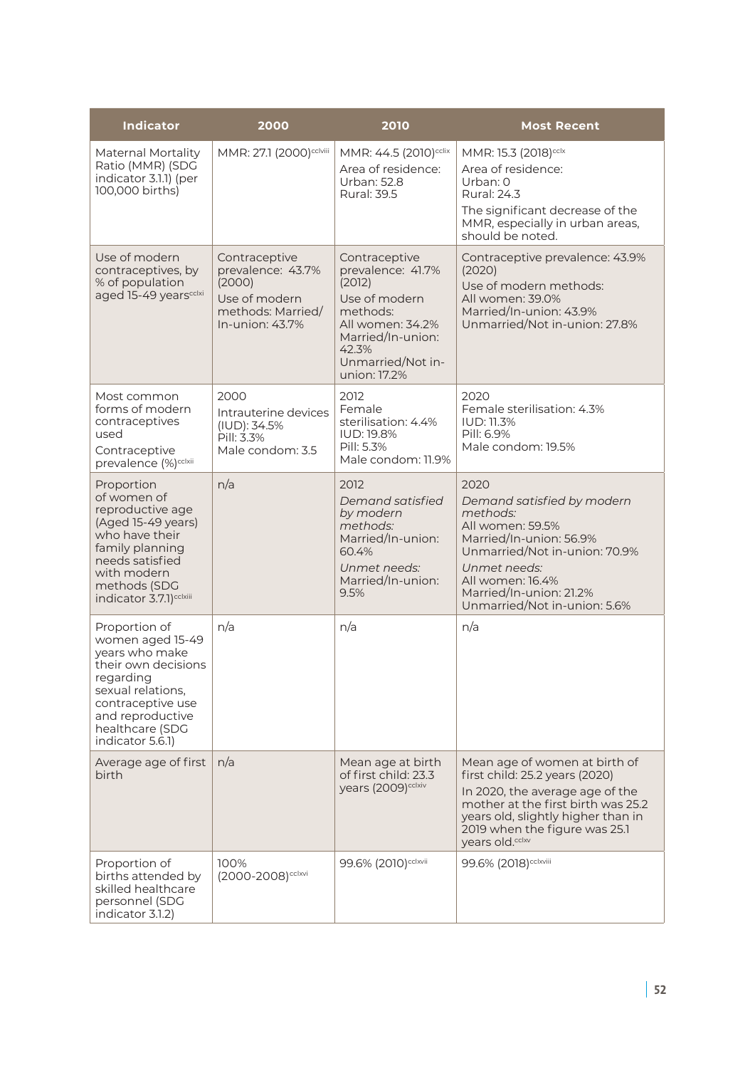| Indicator | 2000 | 2010 | Most Recent |
|---|---|---|---|
| Maternal Mortality Ratio (MMR) (SDG indicator 3.1.1) (per 100,000 births) | MMR: 27.1 (2000)[cclviii] | MMR: 44.5 (2010)[cclix]<br>Area of residence:<br>Urban: 52.8<br>Rural: 39.5 | MMR: 15.3 (2018)[cclx]<br>Area of residence:<br>Urban: 0<br>Rural: 24.3<br>The significant decrease of the MMR, especially in urban areas, should be noted. |
| Use of modern contraceptives, by % of population aged 15-49 years[cclxi] | Contraceptive prevalence: 43.7% (2000)<br>Use of modern methods: Married/In-union: 43.7% | Contraceptive prevalence: 41.7% (2012)<br>Use of modern methods:<br>All women: 34.2%<br>Married/In-union: 42.3%<br>Unmarried/Not in-union: 17.2% | Contraceptive prevalence: 43.9% (2020)<br>Use of modern methods:<br>All women: 39.0%<br>Married/In-union: 43.9%<br>Unmarried/Not in-union: 27.8% |
| Most common forms of modern contraceptives used<br>Contraceptive prevalence (%)[cclxii] | 2000<br>Intrauterine devices (IUD): 34.5%<br>Pill: 3.3%<br>Male condom: 3.5 | 2012<br>Female sterilisation: 4.4%<br>IUD: 19.8%<br>Pill: 5.3%<br>Male condom: 11.9% | 2020<br>Female sterilisation: 4.3%<br>IUD: 11.3%<br>Pill: 6.9%<br>Male condom: 19.5% |
| Proportion of women of reproductive age (Aged 15-49 years) who have their family planning needs satisfied with modern methods (SDG indicator 3.7.1)[cclxiii] | n/a | 2012<br>*Demand satisfied by modern methods:*<br>Married/In-union: 60.4%<br>*Unmet needs:*<br>Married/In-union: 9.5% | 2020<br>*Demand satisfied by modern methods:*<br>All women: 59.5%<br>Married/In-union: 56.9%<br>Unmarried/Not in-union: 70.9%<br>*Unmet needs:*<br>All women: 16.4%<br>Married/In-union: 21.2%<br>Unmarried/Not in-union: 5.6% |
| Proportion of women aged 15-49 years who make their own decisions regarding sexual relations, contraceptive use and reproductive healthcare (SDG indicator 5.6.1) | n/a | n/a | n/a |
| Average age of first birth | n/a | Mean age at birth of first child: 23.3 years (2009)[cclxiv] | Mean age of women at birth of first child: 25.2 years (2020)<br>In 2020, the average age of the mother at the first birth was 25.2 years old, slightly higher than in 2019 when the figure was 25.1 years old.[cclxv] |
| Proportion of births attended by skilled healthcare personnel (SDG indicator 3.1.2) | 100% (2000-2008)[cclxvi] | 99.6% (2010)[cclxvii] | 99.6% (2018)[cclxviii] |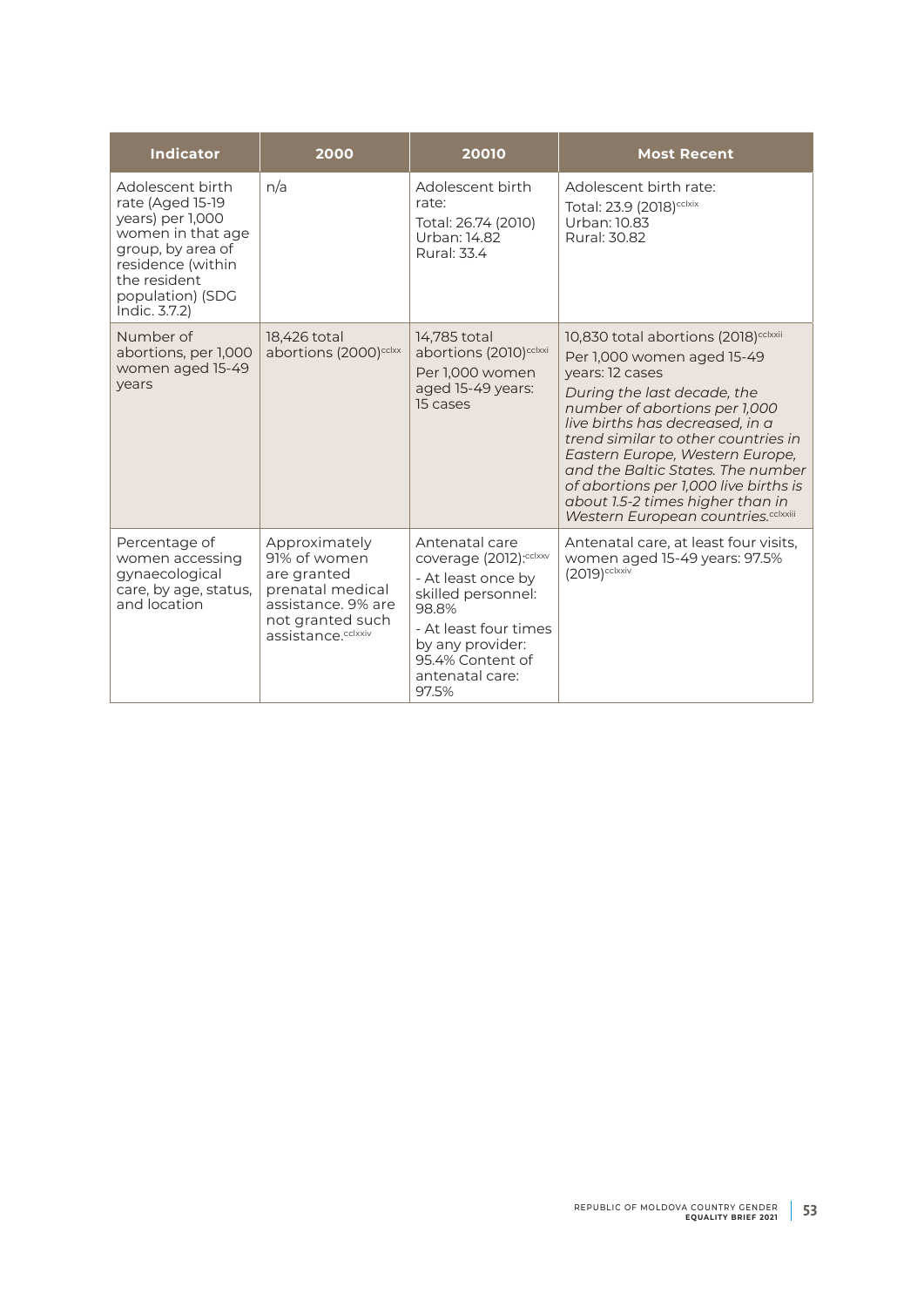| Indicator | 2000 | 20010 | Most Recent |
|---|---|---|---|
| Adolescent birth rate (Aged 15-19 years) per 1,000 women in that age group, by area of residence (within the resident population) (SDG Indic. 3.7.2) | n/a | Adolescent birth rate:<br>Total: 26.74 (2010)<br>Urban: 14.82<br>Rural: 33.4 | Adolescent birth rate:<br>Total: 23.9 (2018)[cclxix]<br>Urban: 10.83<br>Rural: 30.82 |
| Number of abortions, per 1,000 women aged 15-49 years | 18,426 total abortions (2000)[cclxx] | 14,785 total abortions (2010)[cclxxi]<br>Per 1,000 women aged 15-49 years: 15 cases | 10,830 total abortions (2018)[cclxxii]<br>Per 1,000 women aged 15-49 years: 12 cases<br>*During the last decade, the number of abortions per 1,000 live births has decreased, in a trend similar to other countries in Eastern Europe, Western Europe, and the Baltic States. The number of abortions per 1,000 live births is about 1.5-2 times higher than in Western European countries.*[cclxxiii] |
| Percentage of women accessing gynaecological care, by age, status, and location | Approximately 91% of women are granted prenatal medical assistance. 9% are not granted such assistance.[cclxxiv] | Antenatal care coverage (2012):[cclxxv]<br>- At least once by skilled personnel: 98.8%<br>- At least four times by any provider: 95.4% Content of antenatal care: 97.5% | Antenatal care, at least four visits, women aged 15-49 years: 97.5% (2019)[cclxxiv] |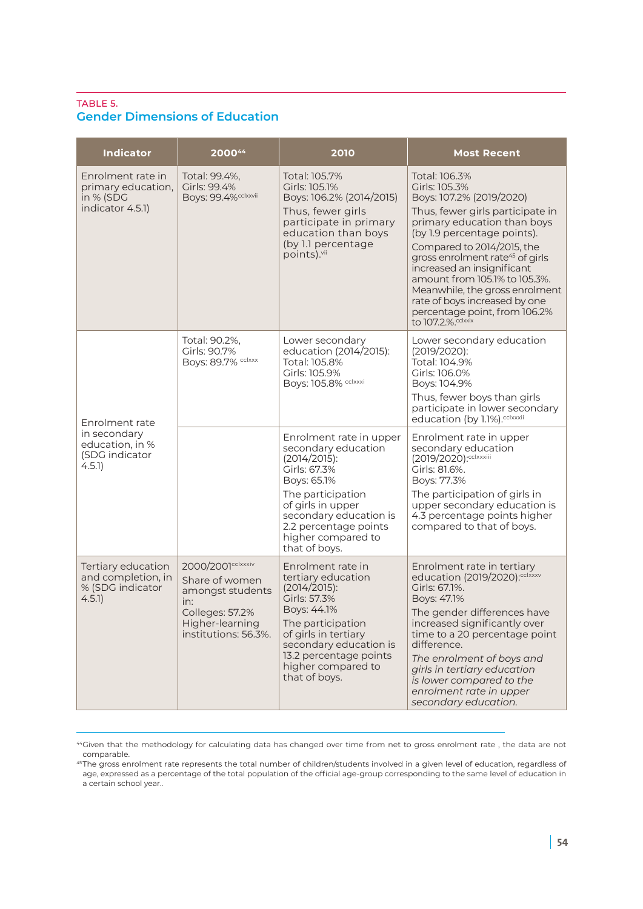TABLE 5.

## Gender Dimensions of Education

| Indicator | 2000[44] | 2010 | Most Recent |
|---|---|---|---|
| Enrolment rate in primary education, in % (SDG indicator 4.5.1) | Total: 99.4%, Girls: 99.4% Boys: 99.4%[cclxxvii] | Total: 105.7% Girls: 105.1% Boys: 106.2% (2014/2015) Thus, fewer girls participate in primary education than boys (by 1.1 percentage points).[vii] | Total: 106.3% Girls: 105.3% Boys: 107.2% (2019/2020) Thus, fewer girls participate in primary education than boys (by 1.9 percentage points). Compared to 2014/2015, the gross enrolment rate[45] of girls increased an insignificant amount from 105.1% to 105.3%. Meanwhile, the gross enrolment rate of boys increased by one percentage point, from 106.2% to 107.2%.[cclxxix] |
| Enrolment rate in secondary education, in % (SDG indicator 4.5.1) | Total: 90.2%, Girls: 90.7% Boys: 89.7% [cclxxx] | Lower secondary education (2014/2015): Total: 105.8% Girls: 105.9% Boys: 105.8% [cclxxxi] | Lower secondary education (2019/2020): Total: 104.9% Girls: 106.0% Boys: 104.9% Thus, fewer boys than girls participate in lower secondary education (by 1.1%).[cclxxxii] |
| | | Enrolment rate in upper secondary education (2014/2015): Girls: 67.3% Boys: 65.1% The participation of girls in upper secondary education is 2.2 percentage points higher compared to that of boys. | Enrolment rate in upper secondary education (2019/2020):[cclxxxiii] Girls: 81.6%. Boys: 77.3% The participation of girls in upper secondary education is 4.3 percentage points higher compared to that of boys. |
| Tertiary education and completion, in % (SDG indicator 4.5.1) | 2000/2001[cclxxxiv] Share of women amongst students in: Colleges: 57.2% Higher-learning institutions: 56.3%. | Enrolment rate in tertiary education (2014/2015): Girls: 57.3% Boys: 44.1% The participation of girls in tertiary secondary education is 13.2 percentage points higher compared to that of boys. | Enrolment rate in tertiary education (2019/2020):[cclxxxv] Girls: 67.1%. Boys: 47.1% The gender differences have increased significantly over time to a 20 percentage point difference. *The enrolment of boys and girls in tertiary education is lower compared to the enrolment rate in upper secondary education.* |

[44]Given that the methodology for calculating data has changed over time from net to gross enrolment rate , the data are not comparable.

[45]The gross enrolment rate represents the total number of children/students involved in a given level of education, regardless of age, expressed as a percentage of the total population of the official age-group corresponding to the same level of education in a certain school year..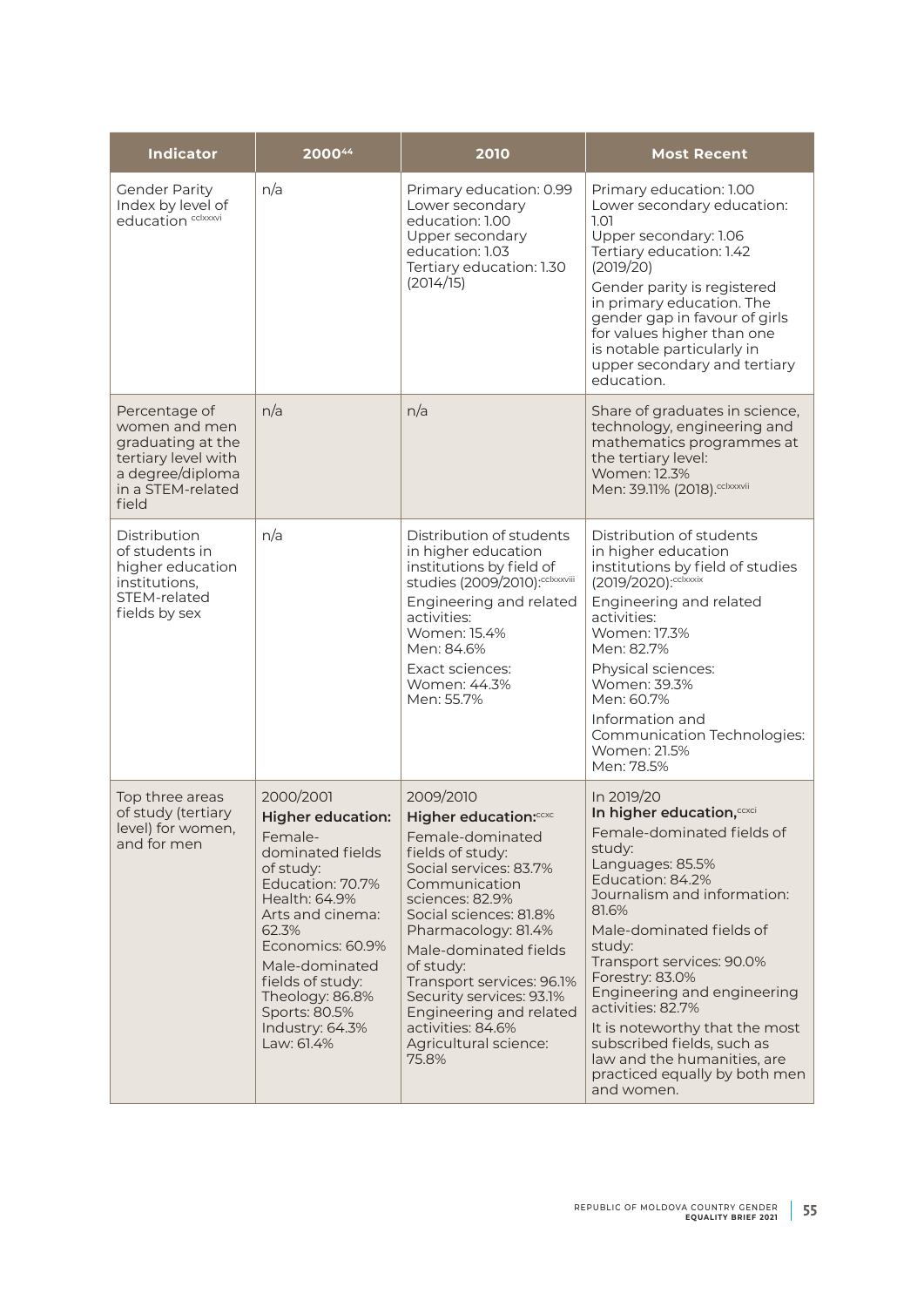| Indicator | 2000[44] | 2010 | Most Recent |
|---|---|---|---|
| Gender Parity Index by level of education [cclxxxvi] | n/a | Primary education: 0.99<br>Lower secondary education: 1.00<br>Upper secondary education: 1.03<br>Tertiary education: 1.30 (2014/15) | Primary education: 1.00<br>Lower secondary education: 1.01<br>Upper secondary: 1.06<br>Tertiary education: 1.42 (2019/20)<br>Gender parity is registered in primary education. The gender gap in favour of girls for values higher than one is notable particularly in upper secondary and tertiary education. |
| Percentage of women and men graduating at the tertiary level with a degree/diploma in a STEM-related field | n/a | n/a | Share of graduates in science, technology, engineering and mathematics programmes at the tertiary level:<br>Women: 12.3%<br>Men: 39.11% (2018).[cclxxxvii] |
| Distribution of students in higher education institutions, STEM-related fields by sex | n/a | Distribution of students in higher education institutions by field of studies (2009/2010):[cclxxxviii]<br>Engineering and related activities:<br>Women: 15.4%<br>Men: 84.6%<br>Exact sciences:<br>Women: 44.3%<br>Men: 55.7% | Distribution of students in higher education institutions by field of studies (2019/2020):[cclxxxix]<br>Engineering and related activities:<br>Women: 17.3%<br>Men: 82.7%<br>Physical sciences:<br>Women: 39.3%<br>Men: 60.7%<br>Information and Communication Technologies:<br>Women: 21.5%<br>Men: 78.5% |
| Top three areas of study (tertiary level) for women, and for men | 2000/2001<br>**Higher education:**<br>Female-dominated fields of study:<br>Education: 70.7%<br>Health: 64.9%<br>Arts and cinema: 62.3%<br>Economics: 60.9%<br>Male-dominated fields of study:<br>Theology: 86.8%<br>Sports: 80.5%<br>Industry: 64.3%<br>Law: 61.4% | 2009/2010<br>**Higher education:**[ccxc]<br>Female-dominated fields of study:<br>Social services: 83.7%<br>Communication sciences: 82.9%<br>Social sciences: 81.8%<br>Pharmacology: 81.4%<br>Male-dominated fields of study:<br>Transport services: 96.1%<br>Security services: 93.1%<br>Engineering and related activities: 84.6%<br>Agricultural science: 75.8% | In 2019/20<br>**In higher education,**[ccxci]<br>Female-dominated fields of study:<br>Languages: 85.5%<br>Education: 84.2%<br>Journalism and information: 81.6%<br>Male-dominated fields of study:<br>Transport services: 90.0%<br>Forestry: 83.0%<br>Engineering and engineering activities: 82.7%<br>It is noteworthy that the most subscribed fields, such as law and the humanities, are practiced equally by both men and women. |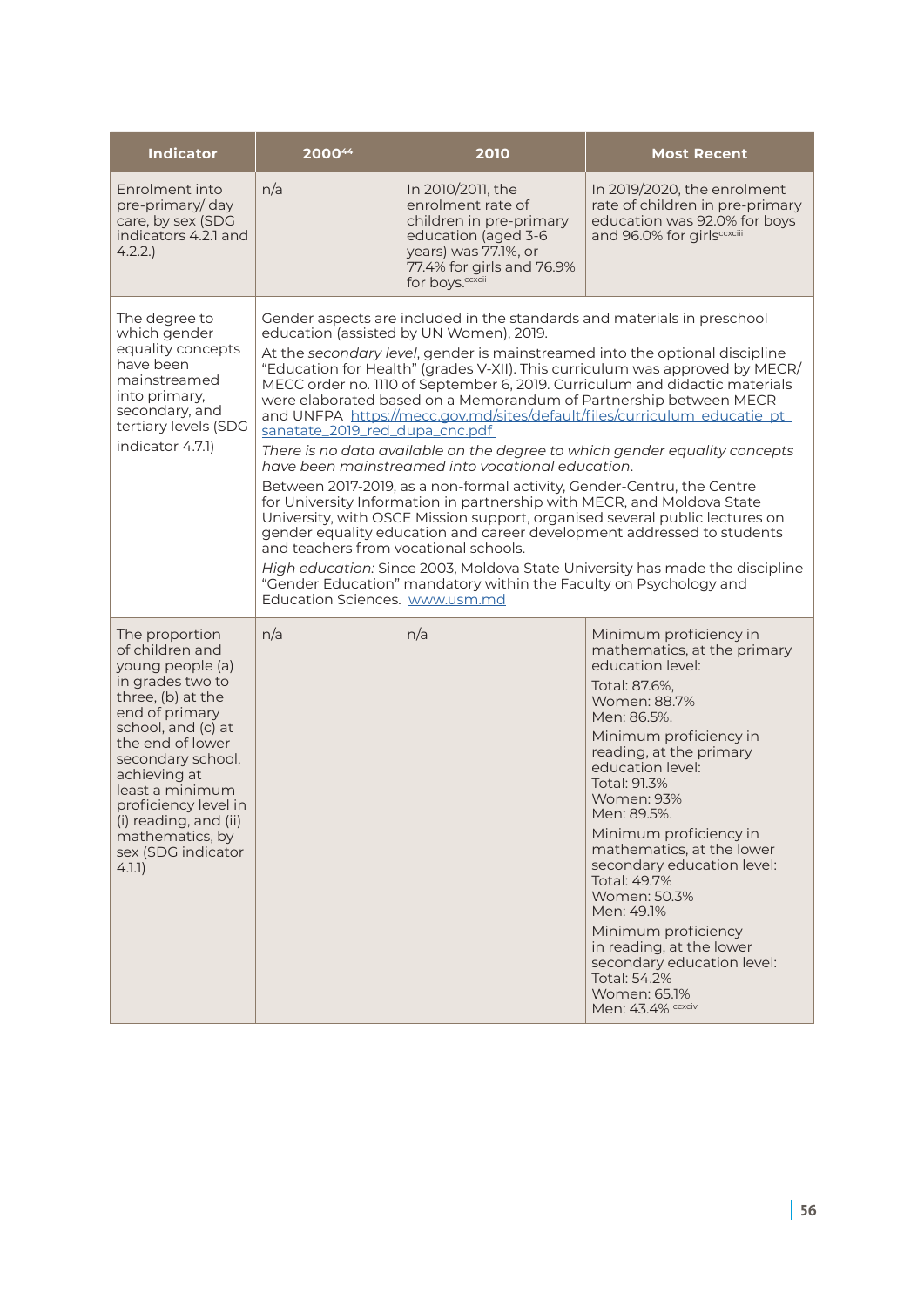| Indicator | 2000[44] | 2010 | Most Recent |
| --- | --- | --- | --- |
| Enrolment into pre-primary/ day care, by sex (SDG indicators 4.2.1 and 4.2.2.) | n/a | In 2010/2011, the enrolment rate of children in pre-primary education (aged 3-6 years) was 77.1%, or 77.4% for girls and 76.9% for boys.[ccxcii] | In 2019/2020, the enrolment rate of children in pre-primary education was 92.0% for boys and 96.0% for girls[ccxciii] |
| The degree to which gender equality concepts have been mainstreamed into primary, secondary, and tertiary levels (SDG indicator 4.7.1) | Gender aspects are included in the standards and materials in preschool education (assisted by UN Women), 2019.<br><br>At the *secondary level*, gender is mainstreamed into the optional discipline "Education for Health" (grades V-XII). This curriculum was approved by MECR/ MECC order no. 1110 of September 6, 2019. Curriculum and didactic materials were elaborated based on a Memorandum of Partnership between MECR and UNFPA https://mecc.gov.md/sites/default/files/curriculum_educatie_pt_sanatate_2019_red_dupa_cnc.pdf<br><br>*There is no data available on the degree to which gender equality concepts have been mainstreamed into vocational education*.<br><br>Between 2017-2019, as a non-formal activity, Gender-Centru, the Centre for University Information in partnership with MECR, and Moldova State University, with OSCE Mission support, organised several public lectures on gender equality education and career development addressed to students and teachers from vocational schools.<br><br>*High education:* Since 2003, Moldova State University has made the discipline "Gender Education" mandatory within the Faculty on Psychology and Education Sciences. www.usm.md | | |
| The proportion of children and young people (a) in grades two to three, (b) at the end of primary school, and (c) at the end of lower secondary school, achieving at least a minimum proficiency level in (i) reading, and (ii) mathematics, by sex (SDG indicator 4.1.1) | n/a | n/a | Minimum proficiency in mathematics, at the primary education level:<br>Total: 87.6%,<br>Women: 88.7%<br>Men: 86.5%.<br><br>Minimum proficiency in reading, at the primary education level:<br>Total: 91.3%<br>Women: 93%<br>Men: 89.5%.<br><br>Minimum proficiency in mathematics, at the lower secondary education level:<br>Total: 49.7%<br>Women: 50.3%<br>Men: 49.1%<br><br>Minimum proficiency in reading, at the lower secondary education level:<br>Total: 54.2%<br>Women: 65.1%<br>Men: 43.4% [ccxciv] |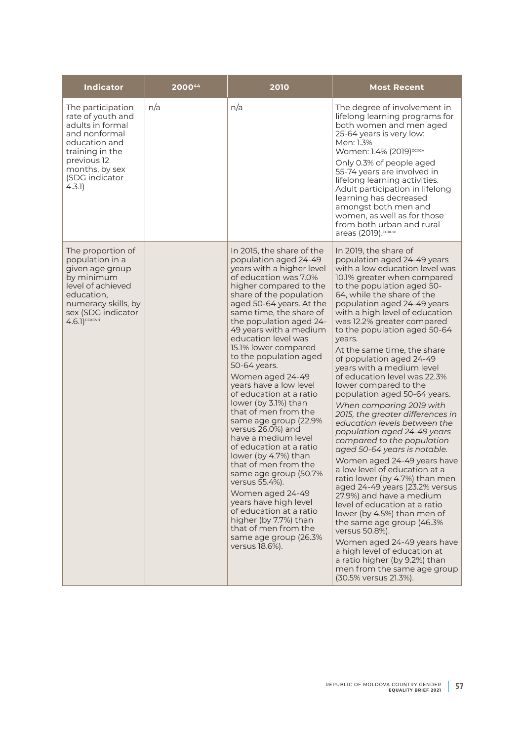| Indicator | 2000[44] | 2010 | Most Recent |
|---|---|---|---|
| The participation rate of youth and adults in formal and nonformal education and training in the previous 12 months, by sex (SDG indicator 4.3.1) | n/a | n/a | The degree of involvement in lifelong learning programs for both women and men aged 25-64 years is very low:<br>Men: 1.3%<br>Women: 1.4% (2019)[ccxcv]<br>Only 0.3% of people aged 55-74 years are involved in lifelong learning activities. Adult participation in lifelong learning has decreased amongst both men and women, as well as for those from both urban and rural areas (2019).[ccxcvi] |
| The proportion of population in a given age group by minimum level of achieved education, numeracy skills, by sex (SDG indicator 4.6.1)[ccxcvii] | | In 2015, the share of the population aged 24-49 years with a higher level of education was 7.0% higher compared to the share of the population aged 50-64 years. At the same time, the share of the population aged 24-49 years with a medium education level was 15.1% lower compared to the population aged 50-64 years.<br>Women aged 24-49 years have a low level of education at a ratio lower (by 3.1%) than that of men from the same age group (22.9% versus 26.0%) and have a medium level of education at a ratio lower (by 4.7%) than that of men from the same age group (50.7% versus 55.4%).<br>Women aged 24-49 years have high level of education at a ratio higher (by 7.7%) than that of men from the same age group (26.3% versus 18.6%). | In 2019, the share of population aged 24-49 years with a low education level was 10.1% greater when compared to the population aged 50-64, while the share of the population aged 24-49 years with a high level of education was 12.2% greater compared to the population aged 50-64 years.<br>At the same time, the share of population aged 24-49 years with a medium level of education was 22.3% lower compared to the population aged 50-64 years.<br>*When comparing 2019 with 2015, the greater differences in education levels between the population aged 24-49 years compared to the population aged 50-64 years is notable.*<br>Women aged 24-49 years have a low level of education at a ratio lower (by 4.7%) than men aged 24-49 years (23.2% versus 27.9%) and have a medium level of education at a ratio lower (by 4.5%) than men of the same age group (46.3% versus 50.8%).<br>Women aged 24-49 years have a high level of education at a ratio higher (by 9.2%) than men from the same age group (30.5% versus 21.3%). |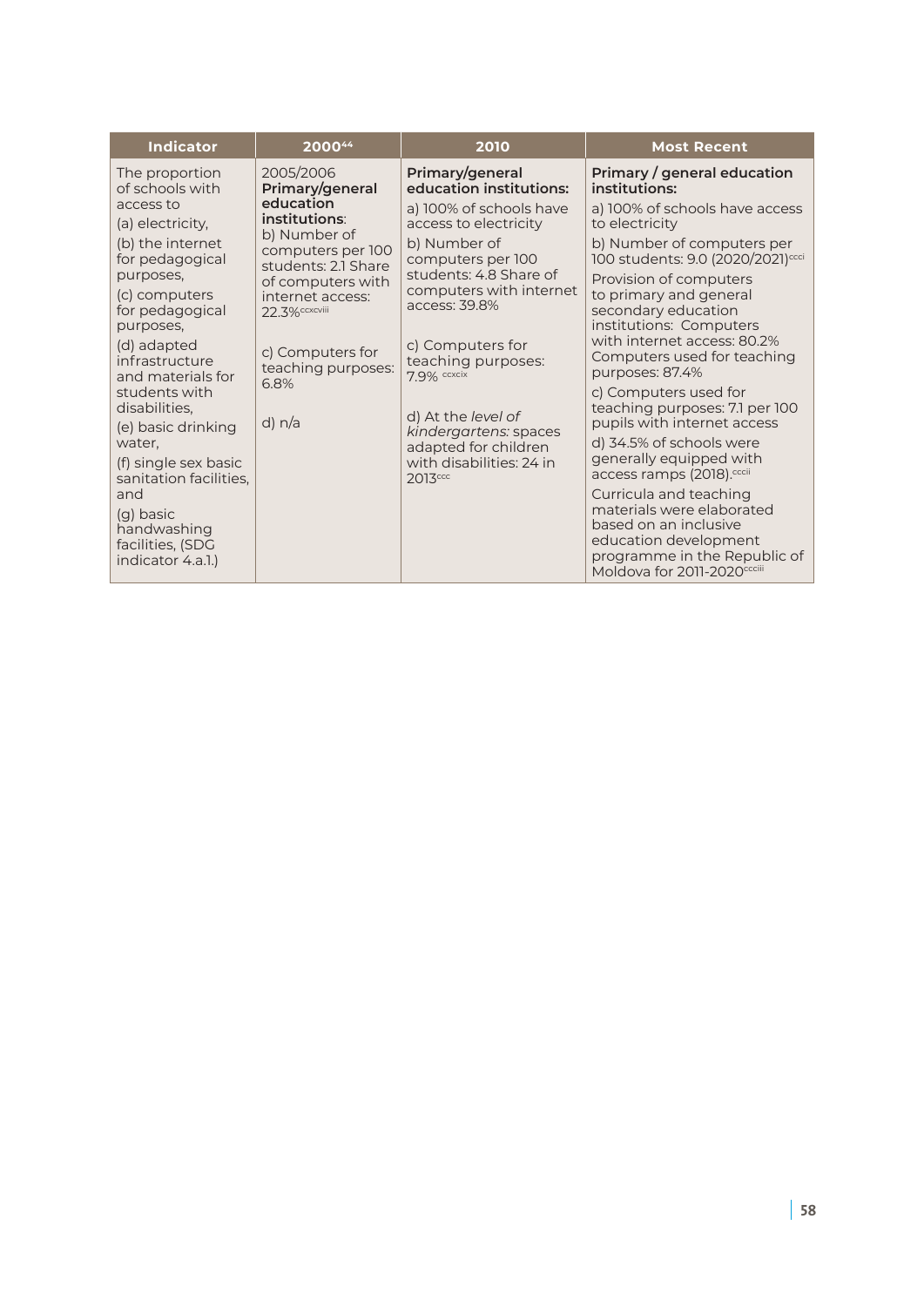| Indicator | 2000[44] | 2010 | Most Recent |
|---|---|---|---|
| The proportion of schools with access to (a) electricity, (b) the internet for pedagogical purposes, (c) computers for pedagogical purposes, (d) adapted infrastructure and materials for students with disabilities, (e) basic drinking water, (f) single sex basic sanitation facilities, and (g) basic handwashing facilities, (SDG indicator 4.a.1.) | 2005/2006 **Primary/general education institutions**: b) Number of computers per 100 students: 2.1 Share of computers with internet access: 22.3%[ccxcviii] c) Computers for teaching purposes: 6.8% d) n/a | **Primary/general education institutions:** a) 100% of schools have access to electricity b) Number of computers per 100 students: 4.8 Share of computers with internet access: 39.8% c) Computers for teaching purposes: 7.9% [ccxcix] d) At the *level of kindergartens:* spaces adapted for children with disabilities: 24 in 2013[ccc] | **Primary / general education institutions:** a) 100% of schools have access to electricity b) Number of computers per 100 students: 9.0 (2020/2021)[ccci] Provision of computers to primary and general secondary education institutions: Computers with internet access: 80.2% Computers used for teaching purposes: 87.4% c) Computers used for teaching purposes: 7.1 per 100 pupils with internet access d) 34.5% of schools were generally equipped with access ramps (2018).[cccii] Curricula and teaching materials were elaborated based on an inclusive education development programme in the Republic of Moldova for 2011-2020[ccciii] |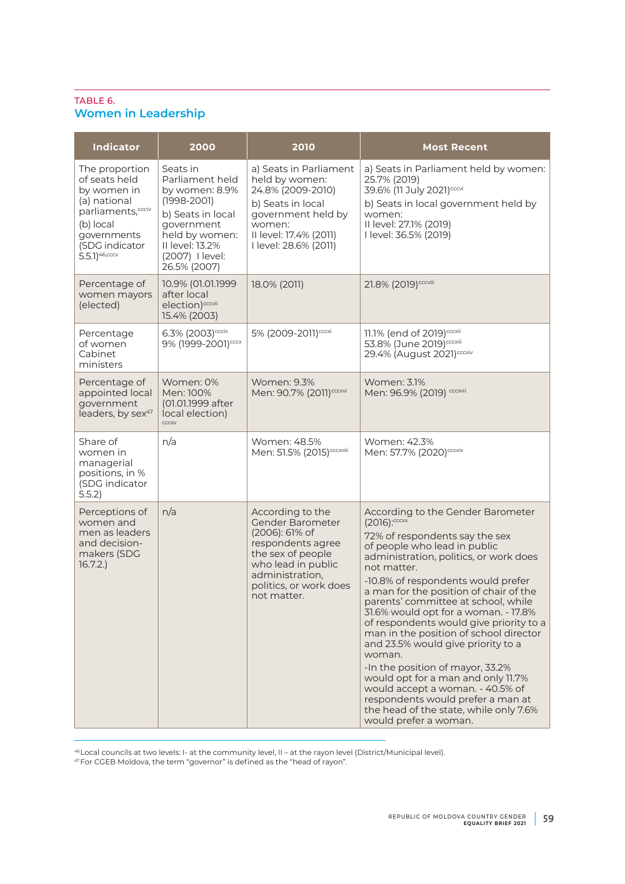TABLE 6.

## Women in Leadership

| Indicator | 2000 | 2010 | Most Recent |
|---|---|---|---|
| The proportion of seats held by women in (a) national parliaments,[ccciv] (b) local governments (SDG indicator 5.5.1)[46,cccv] | Seats in Parliament held by women: 8.9% (1998-2001)<br>b) Seats in local government held by women:<br>II level: 13.2% (2007) I level: 26.5% (2007) | a) Seats in Parliament held by women: 24.8% (2009-2010)<br>b) Seats in local government held by women:<br>II level: 17.4% (2011)<br>I level: 28.6% (2011) | a) Seats in Parliament held by women: 25.7% (2019)<br>39.6% (11 July 2021)[cccvi]<br>b) Seats in local government held by women:<br>II level: 27.1% (2019)<br>I level: 36.5% (2019) |
| Percentage of women mayors (elected) | 10.9% (01.01.1999 after local election)[cccvii]<br>15.4% (2003) | 18.0% (2011) | 21.8% (2019)[cccviii] |
| Percentage of women Cabinet ministers | 6.3% (2003)[cccix]<br>9% (1999-2001)[cccx] | 5% (2009-2011)[cccxi] | 11.1% (end of 2019)[cccxii]<br>53.8% (June 2019)[cccxiii]<br>29.4% (August 2021)[cccxiv] |
| Percentage of appointed local government leaders, by sex[47] | Women: 0%<br>Men: 100%<br>(01.01.1999 after local election)[cccxv] | Women: 9.3%<br>Men: 90.7% (2011)[cccxvi] | Women: 3.1%<br>Men: 96.9% (2019) [cccxvii] |
| Share of women in managerial positions, in % (SDG indicator 5.5.2) | n/a | Women: 48.5%<br>Men: 51.5% (2015)[cccxviii] | Women: 42.3%<br>Men: 57.7% (2020)[cccxix] |
| Perceptions of women and men as leaders and decision-makers (SDG 16.7.2.) | n/a | According to the Gender Barometer (2006): 61% of respondents agree the sex of people who lead in public administration, politics, or work does not matter. | According to the Gender Barometer (2016):[cccxx]<br>72% of respondents say the sex of people who lead in public administration, politics, or work does not matter.<br>-10.8% of respondents would prefer a man for the position of chair of the parents' committee at school, while 31.6% would opt for a woman. - 17.8% of respondents would give priority to a man in the position of school director and 23.5% would give priority to a woman.<br>-In the position of mayor, 33.2% would opt for a man and only 11.7% would accept a woman. - 40.5% of respondents would prefer a man at the head of the state, while only 7.6% would prefer a woman. |

[46] Local councils at two levels: I- at the community level, II – at the rayon level (District/Municipal level).
[47] For CGEB Moldova, the term "governor" is defined as the "head of rayon".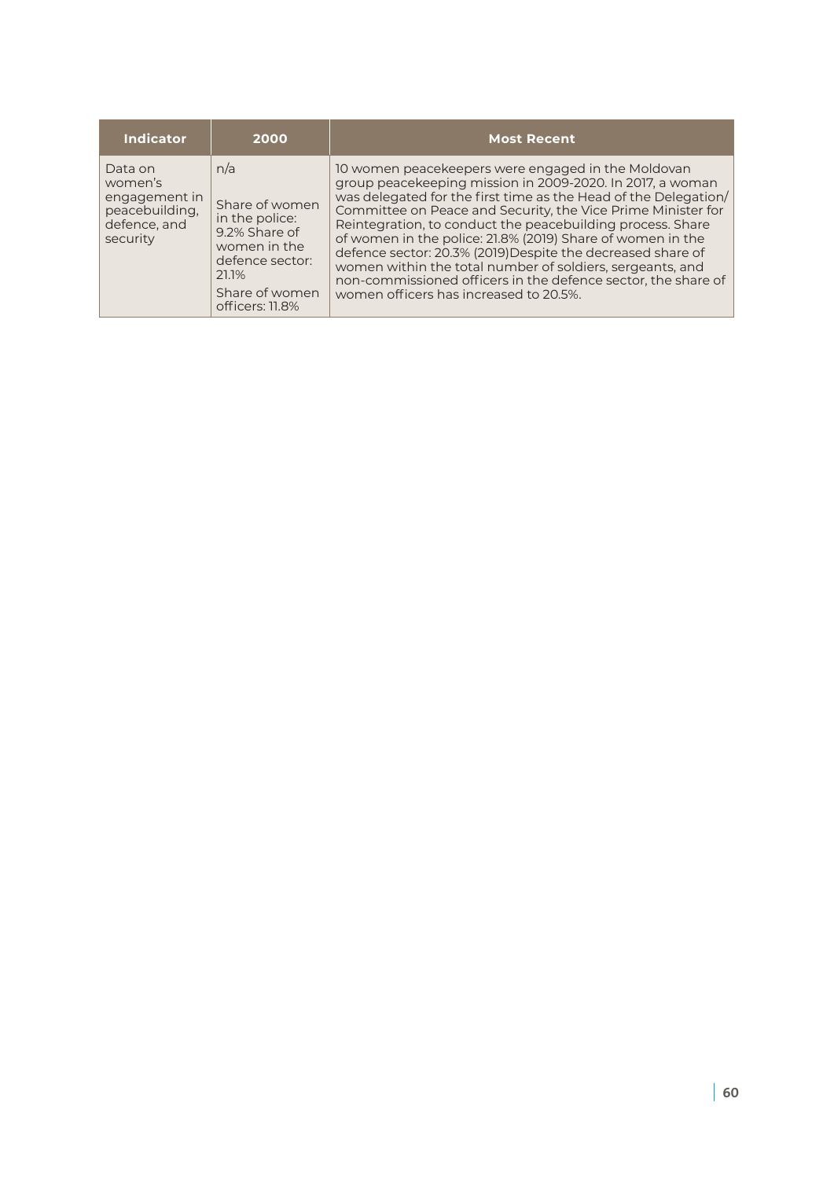| Indicator | 2000 | Most Recent |
|---|---|---|
| Data on women's engagement in peacebuilding, defence, and security | n/a<br><br>Share of women in the police: 9.2% Share of women in the defence sector: 21.1%<br>Share of women officers: 11.8% | 10 women peacekeepers were engaged in the Moldovan group peacekeeping mission in 2009-2020. In 2017, a woman was delegated for the first time as the Head of the Delegation/ Committee on Peace and Security, the Vice Prime Minister for Reintegration, to conduct the peacebuilding process. Share of women in the police: 21.8% (2019) Share of women in the defence sector: 20.3% (2019)Despite the decreased share of women within the total number of soldiers, sergeants, and non-commissioned officers in the defence sector, the share of women officers has increased to 20.5%. |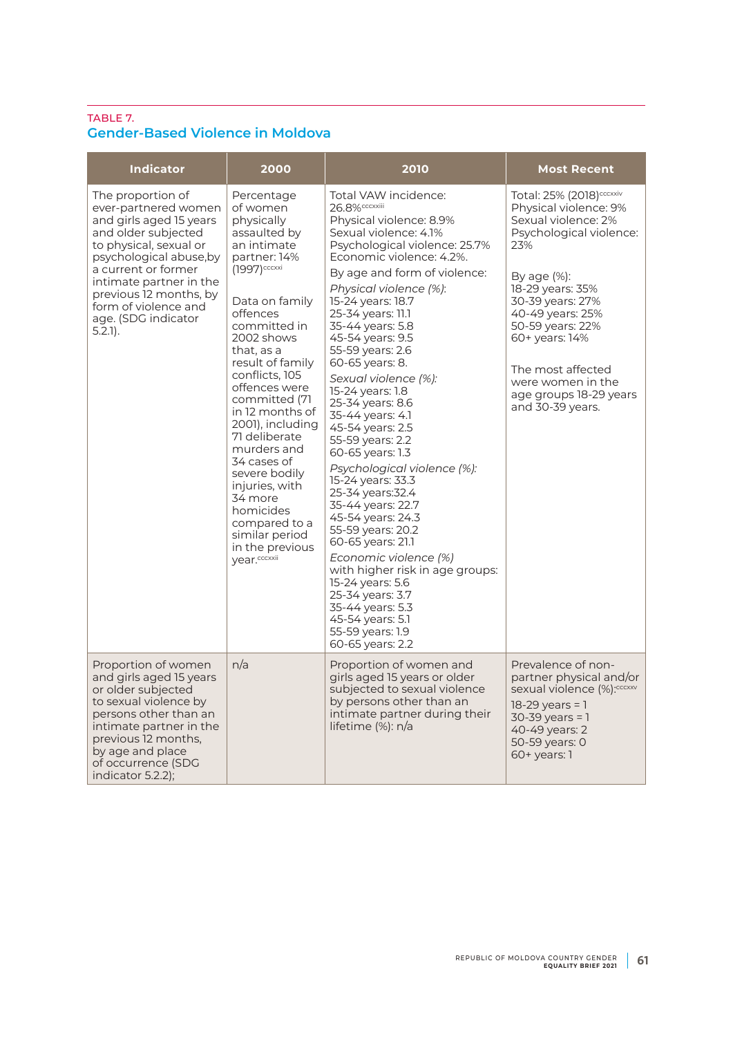TABLE 7.

## Gender-Based Violence in Moldova

| Indicator | 2000 | 2010 | Most Recent |
|---|---|---|---|
| The proportion of ever-partnered women and girls aged 15 years and older subjected to physical, sexual or psychological abuse,by a current or former intimate partner in the previous 12 months, by form of violence and age. (SDG indicator 5.2.1). | Percentage of women physically assaulted by an intimate partner: 14% (1997)[cccxxi]<br><br>Data on family offences committed in 2002 shows that, as a result of family conflicts, 105 offences were committed (71 in 12 months of 2001), including 71 deliberate murders and 34 cases of severe bodily injuries, with 34 more homicides compared to a similar period in the previous year.[cccxxii] | Total VAW incidence: 26.8%[cccxxiii]<br>Physical violence: 8.9%<br>Sexual violence: 4.1%<br>Psychological violence: 25.7%<br>Economic violence: 4.2%.<br><br>By age and form of violence:<br>*Physical violence (%):*<br>15-24 years: 18.7<br>25-34 years: 11.1<br>35-44 years: 5.8<br>45-54 years: 9.5<br>55-59 years: 2.6<br>60-65 years: 8.<br>*Sexual violence (%):*<br>15-24 years: 1.8<br>25-34 years: 8.6<br>35-44 years: 4.1<br>45-54 years: 2.5<br>55-59 years: 2.2<br>60-65 years: 1.3<br>*Psychological violence (%):*<br>15-24 years: 33.3<br>25-34 years:32.4<br>35-44 years: 22.7<br>45-54 years: 24.3<br>55-59 years: 20.2<br>60-65 years: 21.1<br>*Economic violence (%)*<br>with higher risk in age groups:<br>15-24 years: 5.6<br>25-34 years: 3.7<br>35-44 years: 5.3<br>45-54 years: 5.1<br>55-59 years: 1.9<br>60-65 years: 2.2 | Total: 25% (2018)[cccxxiv]<br>Physical violence: 9%<br>Sexual violence: 2%<br>Psychological violence: 23%<br><br>By age (%):<br>18-29 years: 35%<br>30-39 years: 27%<br>40-49 years: 25%<br>50-59 years: 22%<br>60+ years: 14%<br><br>The most affected were women in the age groups 18-29 years and 30-39 years. |
| Proportion of women and girls aged 15 years or older subjected to sexual violence by persons other than an intimate partner in the previous 12 months, by age and place of occurrence (SDG indicator 5.2.2); | n/a | Proportion of women and girls aged 15 years or older subjected to sexual violence by persons other than an intimate partner during their lifetime (%): n/a | Prevalence of non-partner physical and/or sexual violence (%):[cccxxv]<br>18-29 years = 1<br>30-39 years = 1<br>40-49 years: 2<br>50-59 years: 0<br>60+ years: 1 |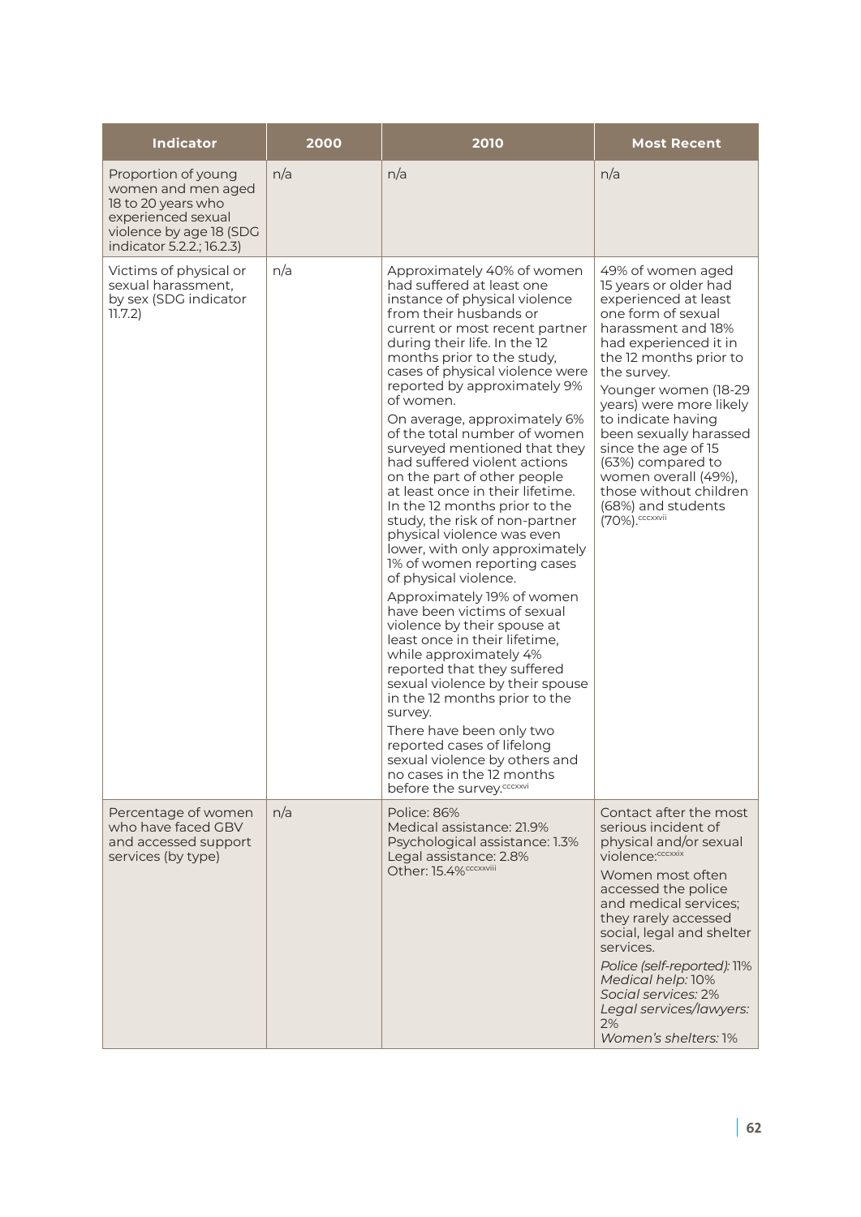| Indicator | 2000 | 2010 | Most Recent |
|---|---|---|---|
| Proportion of young women and men aged 18 to 20 years who experienced sexual violence by age 18 (SDG indicator 5.2.2.; 16.2.3) | n/a | n/a | n/a |
| Victims of physical or sexual harassment, by sex (SDG indicator 11.7.2) | n/a | Approximately 40% of women had suffered at least one instance of physical violence from their husbands or current or most recent partner during their life. In the 12 months prior to the study, cases of physical violence were reported by approximately 9% of women.<br><br>On average, approximately 6% of the total number of women surveyed mentioned that they had suffered violent actions on the part of other people at least once in their lifetime. In the 12 months prior to the study, the risk of non-partner physical violence was even lower, with only approximately 1% of women reporting cases of physical violence.<br><br>Approximately 19% of women have been victims of sexual violence by their spouse at least once in their lifetime, while approximately 4% reported that they suffered sexual violence by their spouse in the 12 months prior to the survey.<br><br>There have been only two reported cases of lifelong sexual violence by others and no cases in the 12 months before the survey.[cccxxvi] | 49% of women aged 15 years or older had experienced at least one form of sexual harassment and 18% had experienced it in the 12 months prior to the survey.<br><br>Younger women (18-29 years) were more likely to indicate having been sexually harassed since the age of 15 (63%) compared to women overall (49%), those without children (68%) and students (70%).[cccxxvii] |
| Percentage of women who have faced GBV and accessed support services (by type) | n/a | Police: 86%<br>Medical assistance: 21.9%<br>Psychological assistance: 1.3%<br>Legal assistance: 2.8%<br>Other: 15.4%[cccxxviii] | Contact after the most serious incident of physical and/or sexual violence:[cccxxix]<br><br>Women most often accessed the police and medical services; they rarely accessed social, legal and shelter services.<br><br>*Police (self-reported):* 11%<br>*Medical help:* 10%<br>*Social services:* 2%<br>*Legal services/lawyers:* 2%<br>*Women's shelters:* 1% |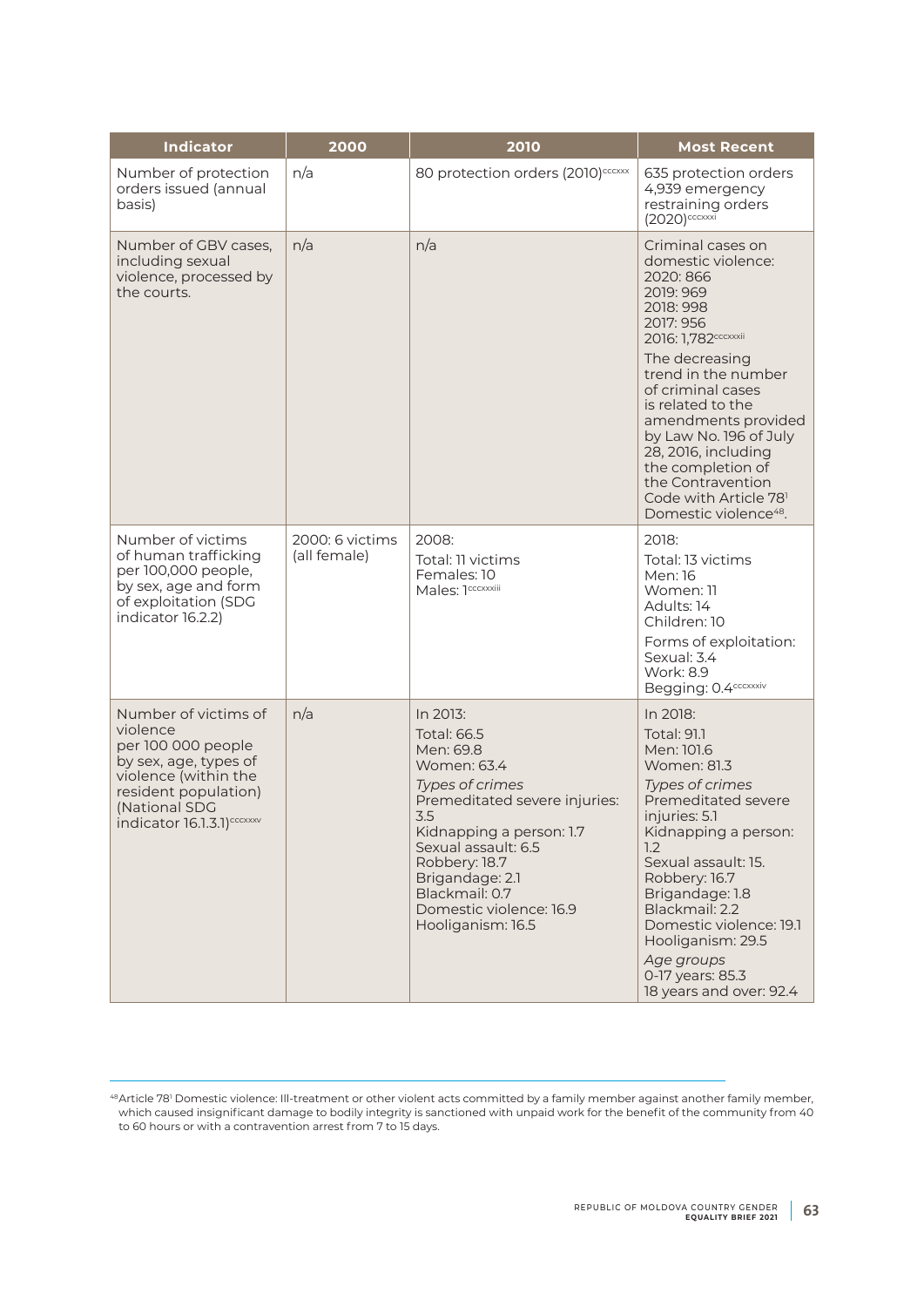| Indicator | 2000 | 2010 | Most Recent |
|---|---|---|---|
| Number of protection orders issued (annual basis) | n/a | 80 protection orders (2010)[ccclxxx] | 635 protection orders<br>4,939 emergency restraining orders (2020)[ccclxxxi] |
| Number of GBV cases, including sexual violence, processed by the courts. | n/a | n/a | Criminal cases on domestic violence:<br>2020: 866<br>2019: 969<br>2018: 998<br>2017: 956<br>2016: 1,782[ccclxxxii]<br>The decreasing trend in the number of criminal cases is related to the amendments provided by Law No. 196 of July 28, 2016, including the completion of the Contravention Code with Article 78[1] Domestic violence[48]. |
| Number of victims of human trafficking per 100,000 people, by sex, age and form of exploitation (SDG indicator 16.2.2) | 2000: 6 victims (all female) | 2008:<br>Total: 11 victims<br>Females: 10<br>Males: 1[ccclxxxiii] | 2018:<br>Total: 13 victims<br>Men: 16<br>Women: 11<br>Adults: 14<br>Children: 10<br>Forms of exploitation:<br>Sexual: 3.4<br>Work: 8.9<br>Begging: 0.4[ccclxxxiv] |
| Number of victims of violence per 100 000 people by sex, age, types of violence (within the resident population) (National SDG indicator 16.1.3.1)[ccclxxxv] | n/a | In 2013:<br>Total: 66.5<br>Men: 69.8<br>Women: 63.4<br>*Types of crimes*<br>Premeditated severe injuries: 3.5<br>Kidnapping a person: 1.7<br>Sexual assault: 6.5<br>Robbery: 18.7<br>Brigandage: 2.1<br>Blackmail: 0.7<br>Domestic violence: 16.9<br>Hooliganism: 16.5 | In 2018:<br>Total: 91.1<br>Men: 101.6<br>Women: 81.3<br>*Types of crimes*<br>Premeditated severe injuries: 5.1<br>Kidnapping a person: 1.2<br>Sexual assault: 15.<br>Robbery: 16.7<br>Brigandage: 1.8<br>Blackmail: 2.2<br>Domestic violence: 19.1<br>Hooliganism: 29.5<br>*Age groups*<br>0-17 years: 85.3<br>18 years and over: 92.4 |

[48] Article 78[1] Domestic violence: Ill-treatment or other violent acts committed by a family member against another family member, which caused insignificant damage to bodily integrity is sanctioned with unpaid work for the benefit of the community from 40 to 60 hours or with a contravention arrest from 7 to 15 days.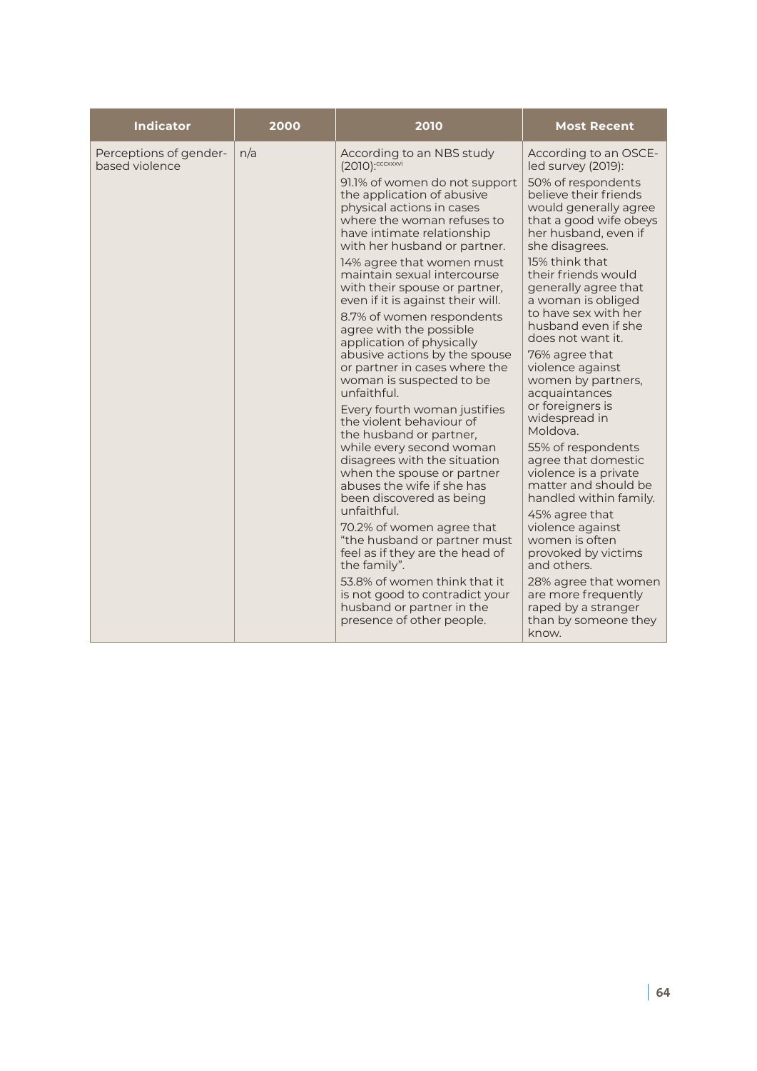| Indicator | 2000 | 2010 | Most Recent |
| --- | --- | --- | --- |
| Perceptions of gender-based violence | n/a | According to an NBS study (2010):[cccxxxvi]<br><br>91.1% of women do not support the application of abusive physical actions in cases where the woman refuses to have intimate relationship with her husband or partner.<br><br>14% agree that women must maintain sexual intercourse with their spouse or partner, even if it is against their will.<br><br>8.7% of women respondents agree with the possible application of physically abusive actions by the spouse or partner in cases where the woman is suspected to be unfaithful.<br><br>Every fourth woman justifies the violent behaviour of the husband or partner, while every second woman disagrees with the situation when the spouse or partner abuses the wife if she has been discovered as being unfaithful.<br><br>70.2% of women agree that "the husband or partner must feel as if they are the head of the family".<br><br>53.8% of women think that it is not good to contradict your husband or partner in the presence of other people. | According to an OSCE-led survey (2019):<br><br>50% of respondents believe their friends would generally agree that a good wife obeys her husband, even if she disagrees.<br><br>15% think that their friends would generally agree that a woman is obliged to have sex with her husband even if she does not want it.<br><br>76% agree that violence against women by partners, acquaintances or foreigners is widespread in Moldova.<br><br>55% of respondents agree that domestic violence is a private matter and should be handled within family.<br><br>45% agree that violence against women is often provoked by victims and others.<br><br>28% agree that women are more frequently raped by a stranger than by someone they know. |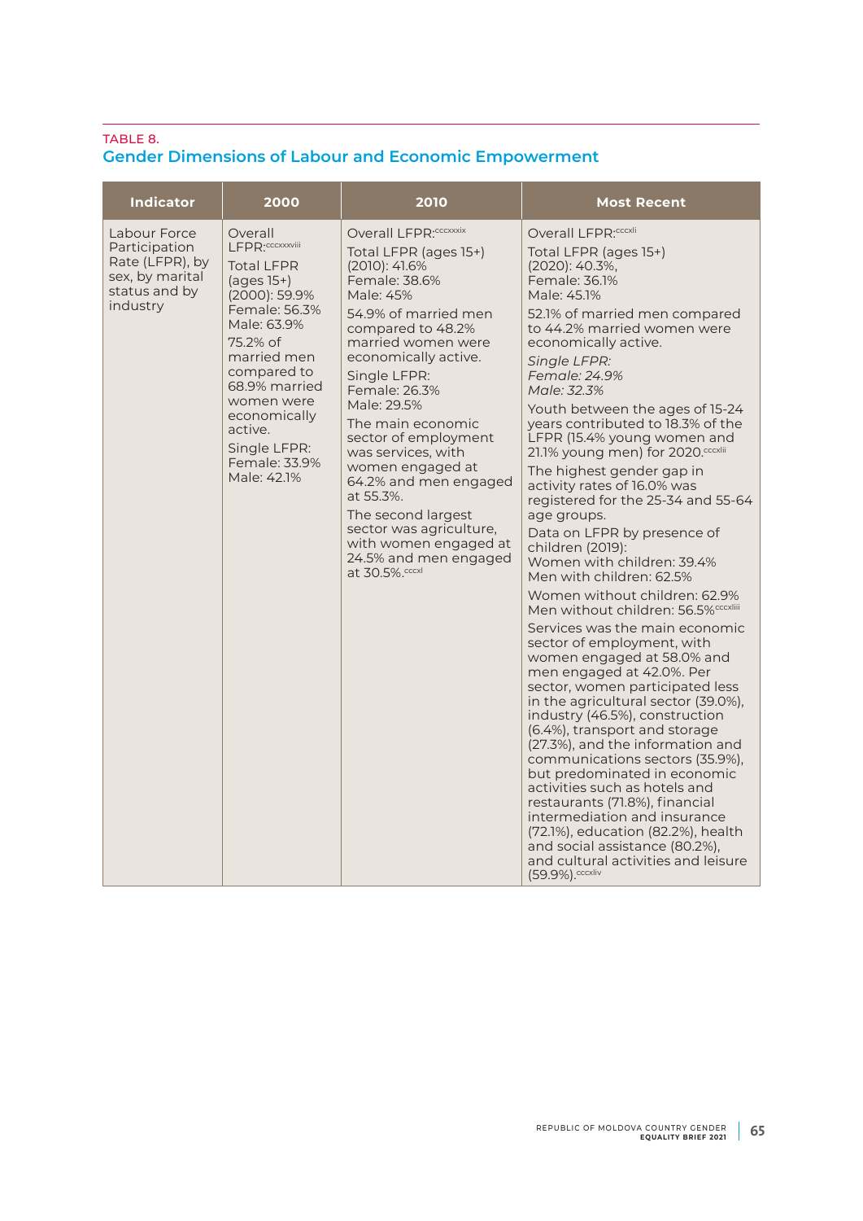TABLE 8.

## Gender Dimensions of Labour and Economic Empowerment

| Indicator | 2000 | 2010 | Most Recent |
|---|---|---|---|
| Labour Force Participation Rate (LFPR), by sex, by marital status and by industry | Overall LFPR:[cccxxxviii]<br>Total LFPR (ages 15+) (2000): 59.9%<br>Female: 56.3%<br>Male: 63.9%<br>75.2% of married men compared to 68.9% married women were economically active.<br>Single LFPR:<br>Female: 33.9%<br>Male: 42.1% | Overall LFPR:[cccxxxix]<br>Total LFPR (ages 15+) (2010): 41.6%<br>Female: 38.6%<br>Male: 45%<br>54.9% of married men compared to 48.2% married women were economically active.<br>Single LFPR:<br>Female: 26.3%<br>Male: 29.5%<br>The main economic sector of employment was services, with women engaged at 64.2% and men engaged at 55.3%.<br>The second largest sector was agriculture, with women engaged at 24.5% and men engaged at 30.5%.[cccxl] | Overall LFPR:[cccxli]<br>Total LFPR (ages 15+) (2020): 40.3%,<br>Female: 36.1%<br>Male: 45.1%<br>52.1% of married men compared to 44.2% married women were economically active.<br>*Single LFPR:*<br>*Female: 24.9%*<br>*Male: 32.3%*<br>Youth between the ages of 15-24 years contributed to 18.3% of the LFPR (15.4% young women and 21.1% young men) for 2020.[cccxlii]<br>The highest gender gap in activity rates of 16.0% was registered for the 25-34 and 55-64 age groups.<br>Data on LFPR by presence of children (2019):<br>Women with children: 39.4%<br>Men with children: 62.5%<br>Women without children: 62.9%<br>Men without children: 56.5%[cccxliii]<br>Services was the main economic sector of employment, with women engaged at 58.0% and men engaged at 42.0%. Per sector, women participated less in the agricultural sector (39.0%), industry (46.5%), construction (6.4%), transport and storage (27.3%), and the information and communications sectors (35.9%), but predominated in economic activities such as hotels and restaurants (71.8%), financial intermediation and insurance (72.1%), education (82.2%), health and social assistance (80.2%), and cultural activities and leisure (59.9%).[cccxliv] |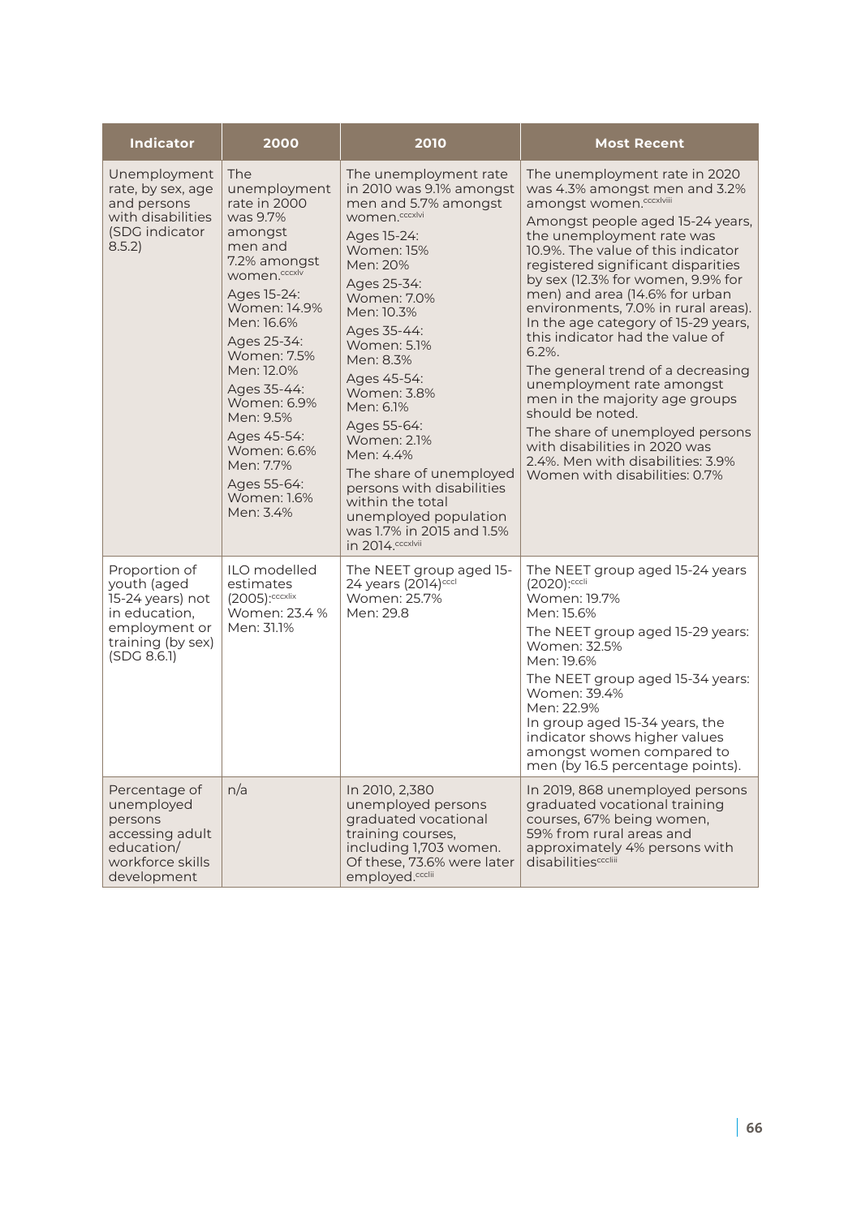| Indicator | 2000 | 2010 | Most Recent |
|---|---|---|---|
| Unemployment rate, by sex, age and persons with disabilities (SDG indicator 8.5.2) | The unemployment rate in 2000 was 9.7% amongst men and 7.2% amongst women.[cccxlv]<br><br>Ages 15-24:<br>Women: 14.9%<br>Men: 16.6%<br><br>Ages 25-34:<br>Women: 7.5%<br>Men: 12.0%<br><br>Ages 35-44:<br>Women: 6.9%<br>Men: 9.5%<br><br>Ages 45-54:<br>Women: 6.6%<br>Men: 7.7%<br><br>Ages 55-64:<br>Women: 1.6%<br>Men: 3.4% | The unemployment rate in 2010 was 9.1% amongst men and 5.7% amongst women.[cccxlvi]<br><br>Ages 15-24:<br>Women: 15%<br>Men: 20%<br><br>Ages 25-34:<br>Women: 7.0%<br>Men: 10.3%<br><br>Ages 35-44:<br>Women: 5.1%<br>Men: 8.3%<br><br>Ages 45-54:<br>Women: 3.8%<br>Men: 6.1%<br><br>Ages 55-64:<br>Women: 2.1%<br>Men: 4.4%<br><br>The share of unemployed persons with disabilities within the total unemployed population was 1.7% in 2015 and 1.5% in 2014.[cccxlvii] | The unemployment rate in 2020 was 4.3% amongst men and 3.2% amongst women.[cccxlviii]<br><br>Amongst people aged 15-24 years, the unemployment rate was 10.9%. The value of this indicator registered significant disparities by sex (12.3% for women, 9.9% for men) and area (14.6% for urban environments, 7.0% in rural areas). In the age category of 15-29 years, this indicator had the value of 6.2%.<br><br>The general trend of a decreasing unemployment rate amongst men in the majority age groups should be noted.<br><br>The share of unemployed persons with disabilities in 2020 was 2.4%. Men with disabilities: 3.9% Women with disabilities: 0.7% |
| Proportion of youth (aged 15-24 years) not in education, employment or training (by sex) (SDG 8.6.1) | ILO modelled estimates (2005):[cccxlix]<br>Women: 23.4 %<br>Men: 31.1% | The NEET group aged 15-24 years (2014)[cccl]<br>Women: 25.7%<br>Men: 29.8 | The NEET group aged 15-24 years (2020):[cccli]<br>Women: 19.7%<br>Men: 15.6%<br><br>The NEET group aged 15-29 years:<br>Women: 32.5%<br>Men: 19.6%<br><br>The NEET group aged 15-34 years:<br>Women: 39.4%<br>Men: 22.9%<br>In group aged 15-34 years, the indicator shows higher values amongst women compared to men (by 16.5 percentage points). |
| Percentage of unemployed persons accessing adult education/ workforce skills development | n/a | In 2010, 2,380 unemployed persons graduated vocational training courses, including 1,703 women. Of these, 73.6% were later employed.[ccclii] | In 2019, 868 unemployed persons graduated vocational training courses, 67% being women, 59% from rural areas and approximately 4% persons with disabilities[cccliii] |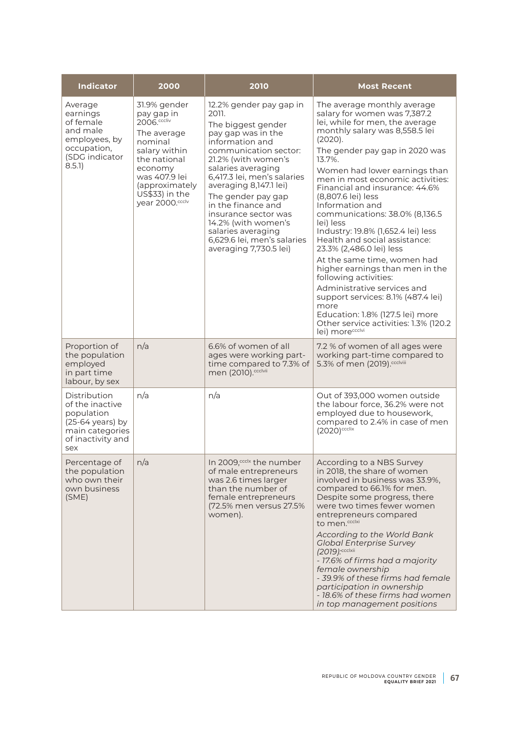| Indicator | 2000 | 2010 | Most Recent |
|---|---|---|---|
| Average earnings of female and male employees, by occupation, (SDG indicator 8.5.1) | 31.9% gender pay gap in 2006.[cccliv]<br>The average nominal salary within the national economy was 407.9 lei (approximately US$33) in the year 2000.[ccclv] | 12.2% gender pay gap in 2011.<br>The biggest gender pay gap was in the information and communication sector: 21.2% (with women's salaries averaging 6,417.3 lei, men's salaries averaging 8,147.1 lei)<br>The gender pay gap in the finance and insurance sector was 14.2% (with women's salaries averaging 6,629.6 lei, men's salaries averaging 7,730.5 lei) | The average monthly average salary for women was 7,387.2 lei, while for men, the average monthly salary was 8,558.5 lei (2020).<br>The gender pay gap in 2020 was 13.7%.<br>Women had lower earnings than men in most economic activities:<br>Financial and insurance: 44.6% (8,807.6 lei) less<br>Information and communications: 38.0% (8,136.5 lei) less<br>Industry: 19.8% (1,652.4 lei) less<br>Health and social assistance: 23.3% (2,486.0 lei) less<br>At the same time, women had higher earnings than men in the following activities:<br>Administrative services and support services: 8.1% (487.4 lei) more<br>Education: 1.8% (127.5 lei) more<br>Other service activities: 1.3% (120.2 lei) more[ccclvi] |
| Proportion of the population employed in part time labour, by sex | n/a | 6.6% of women of all ages were working part-time compared to 7.3% of men (2010).[ccclvii] | 7.2 % of women of all ages were working part-time compared to 5.3% of men (2019).[ccclviii] |
| Distribution of the inactive population (25-64 years) by main categories of inactivity and sex | n/a | n/a | Out of 393,000 women outside the labour force, 36.2% were not employed due to housework, compared to 2.4% in case of men (2020)[ccclix] |
| Percentage of the population who own their own business (SME) | n/a | In 2009,[ccclx] the number of male entrepreneurs was 2.6 times larger than the number of female entrepreneurs (72.5% men versus 27.5% women). | According to a NBS Survey in 2018, the share of women involved in business was 33.9%, compared to 66.1% for men. Despite some progress, there were two times fewer women entrepreneurs compared to men.[ccclxi]<br>*According to the World Bank Global Enterprise Survey (2019):*[ccclxii]<br>*- 17.6% of firms had a majority female ownership*<br>*- 39.9% of these firms had female participation in ownership*<br>*- 18.6% of these firms had women in top management positions* |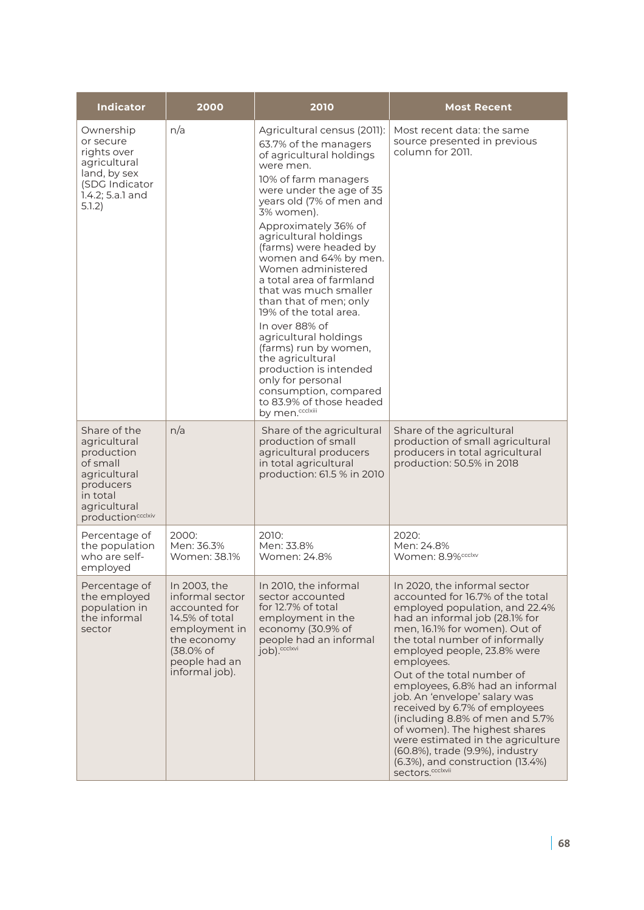| Indicator | 2000 | 2010 | Most Recent |
|---|---|---|---|
| Ownership or secure rights over agricultural land, by sex (SDG Indicator 1.4.2; 5.a.1 and 5.1.2) | n/a | Agricultural census (2011): 63.7% of the managers of agricultural holdings were men. 10% of farm managers were under the age of 35 years old (7% of men and 3% women). Approximately 36% of agricultural holdings (farms) were headed by women and 64% by men. Women administered a total area of farmland that was much smaller than that of men; only 19% of the total area. In over 88% of agricultural holdings (farms) run by women, the agricultural production is intended only for personal consumption, compared to 83.9% of those headed by men.[ccclxiii] | Most recent data: the same source presented in previous column for 2011. |
| Share of the agricultural production of small agricultural producers in total agricultural production[ccclxiv] | n/a | Share of the agricultural production of small agricultural producers in total agricultural production: 61.5 % in 2010 | Share of the agricultural production of small agricultural producers in total agricultural production: 50.5% in 2018 |
| Percentage of the population who are self-employed | 2000: Men: 36.3% Women: 38.1% | 2010: Men: 33.8% Women: 24.8% | 2020: Men: 24.8% Women: 8.9%[ccclxv] |
| Percentage of the employed population in the informal sector | In 2003, the informal sector accounted for 14.5% of total employment in the economy (38.0% of people had an informal job). | In 2010, the informal sector accounted for 12.7% of total employment in the economy (30.9% of people had an informal job).[ccclxvi] | In 2020, the informal sector accounted for 16.7% of the total employed population, and 22.4% had an informal job (28.1% for men, 16.1% for women). Out of the total number of informally employed people, 23.8% were employees. Out of the total number of employees, 6.8% had an informal job. An 'envelope' salary was received by 6.7% of employees (including 8.8% of men and 5.7% of women). The highest shares were estimated in the agriculture (60.8%), trade (9.9%), industry (6.3%), and construction (13.4%) sectors.[ccclxvii] |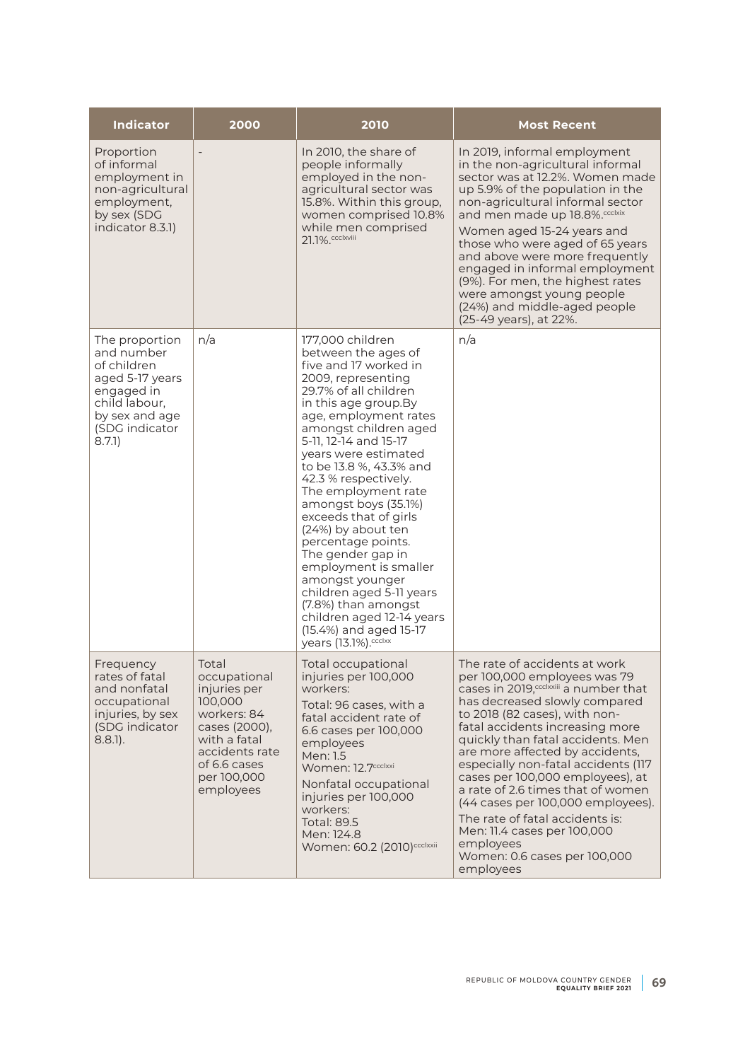| Indicator | 2000 | 2010 | Most Recent |
|---|---|---|---|
| Proportion of informal employment in non-agricultural employment, by sex (SDG indicator 8.3.1) | - | In 2010, the share of people informally employed in the non-agricultural sector was 15.8%. Within this group, women comprised 10.8% while men comprised 21.1%.[ccclxviii] | In 2019, informal employment in the non-agricultural informal sector was at 12.2%. Women made up 5.9% of the population in the non-agricultural informal sector and men made up 18.8%.[ccclxix]<br><br>Women aged 15-24 years and those who were aged of 65 years and above were more frequently engaged in informal employment (9%). For men, the highest rates were amongst young people (24%) and middle-aged people (25-49 years), at 22%. |
| The proportion and number of children aged 5-17 years engaged in child labour, by sex and age (SDG indicator 8.7.1) | n/a | 177,000 children between the ages of five and 17 worked in 2009, representing 29.7% of all children in this age group.By age, employment rates amongst children aged 5-11, 12-14 and 15-17 years were estimated to be 13.8 %, 43.3% and 42.3 % respectively. The employment rate amongst boys (35.1%) exceeds that of girls (24%) by about ten percentage points. The gender gap in employment is smaller amongst younger children aged 5-11 years (7.8%) than amongst children aged 12-14 years (15.4%) and aged 15-17 years (13.1%).[ccclxx] | n/a |
| Frequency rates of fatal and nonfatal occupational injuries, by sex (SDG indicator 8.8.1). | Total occupational injuries per 100,000 workers: 84 cases (2000), with a fatal accidents rate of 6.6 cases per 100,000 employees | Total occupational injuries per 100,000 workers:<br><br>Total: 96 cases, with a fatal accident rate of 6.6 cases per 100,000 employees<br>Men: 1.5<br>Women: 12.7[ccclxxi]<br><br>Nonfatal occupational injuries per 100,000 workers:<br>Total: 89.5<br>Men: 124.8<br>Women: 60.2 (2010)[ccclxxii] | The rate of accidents at work per 100,000 employees was 79 cases in 2019,[ccclxxiii] a number that has decreased slowly compared to 2018 (82 cases), with non-fatal accidents increasing more quickly than fatal accidents. Men are more affected by accidents, especially non-fatal accidents (117 cases per 100,000 employees), at a rate of 2.6 times that of women (44 cases per 100,000 employees).<br><br>The rate of fatal accidents is:<br>Men: 11.4 cases per 100,000 employees<br>Women: 0.6 cases per 100,000 employees |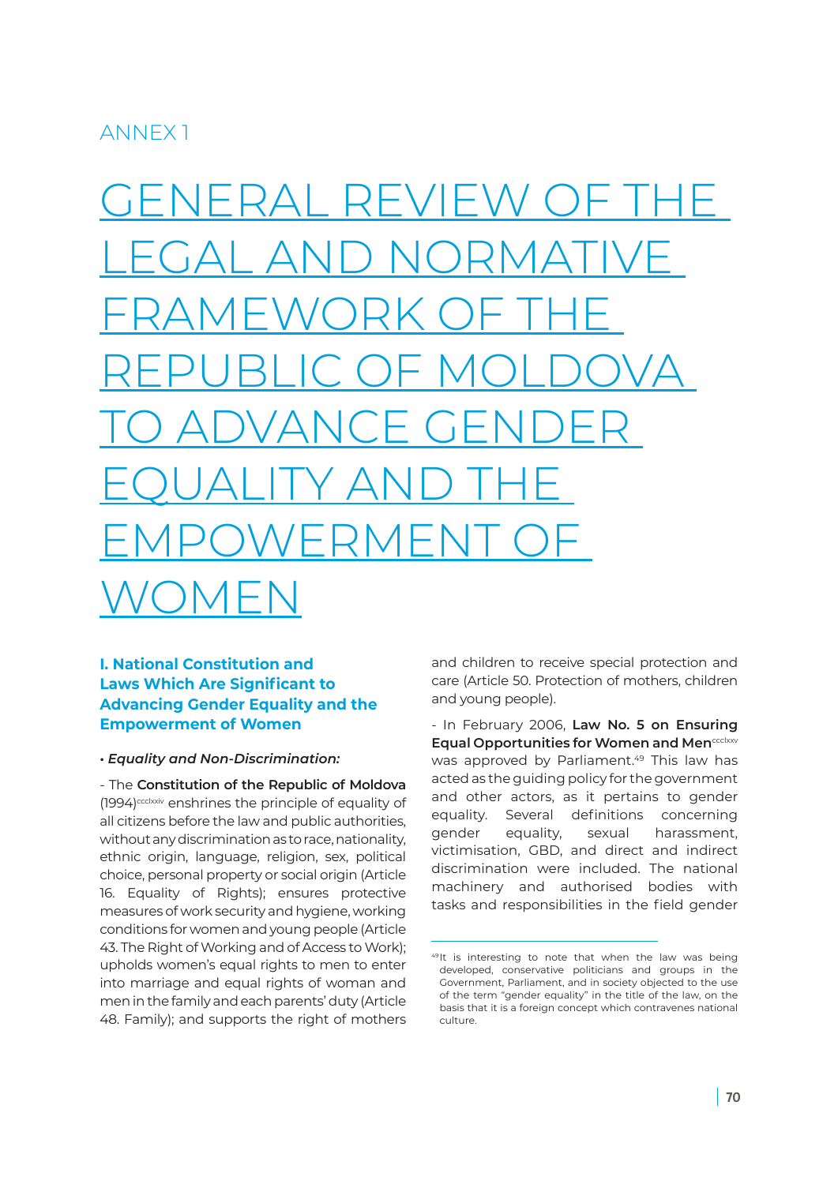ANNEX 1

# GENERAL REVIEW OF THE LEGAL AND NORMATIVE FRAMEWORK OF THE REPUBLIC OF MOLDOVA TO ADVANCE GENDER EQUALITY AND THE EMPOWERMENT OF WOMEN

## I. National Constitution and Laws Which Are Significant to Advancing Gender Equality and the Empowerment of Women

• ***Equality and Non-Discrimination:***

- The **Constitution of the Republic of Moldova** (1994)[ccclxxiv] enshrines the principle of equality of all citizens before the law and public authorities, without any discrimination as to race, nationality, ethnic origin, language, religion, sex, political choice, personal property or social origin (Article 16. Equality of Rights); ensures protective measures of work security and hygiene, working conditions for women and young people (Article 43. The Right of Working and of Access to Work); upholds women's equal rights to men to enter into marriage and equal rights of woman and men in the family and each parents' duty (Article 48. Family); and supports the right of mothers and children to receive special protection and care (Article 50. Protection of mothers, children and young people).

- In February 2006, **Law No. 5 on Ensuring Equal Opportunities for Women and Men**[ccclxxv] was approved by Parliament.[49] This law has acted as the guiding policy for the government and other actors, as it pertains to gender equality. Several definitions concerning gender equality, sexual harassment, victimisation, GBD, and direct and indirect discrimination were included. The national machinery and authorised bodies with tasks and responsibilities in the field gender

[49] It is interesting to note that when the law was being developed, conservative politicians and groups in the Government, Parliament, and in society objected to the use of the term "gender equality" in the title of the law, on the basis that it is a foreign concept which contravenes national culture.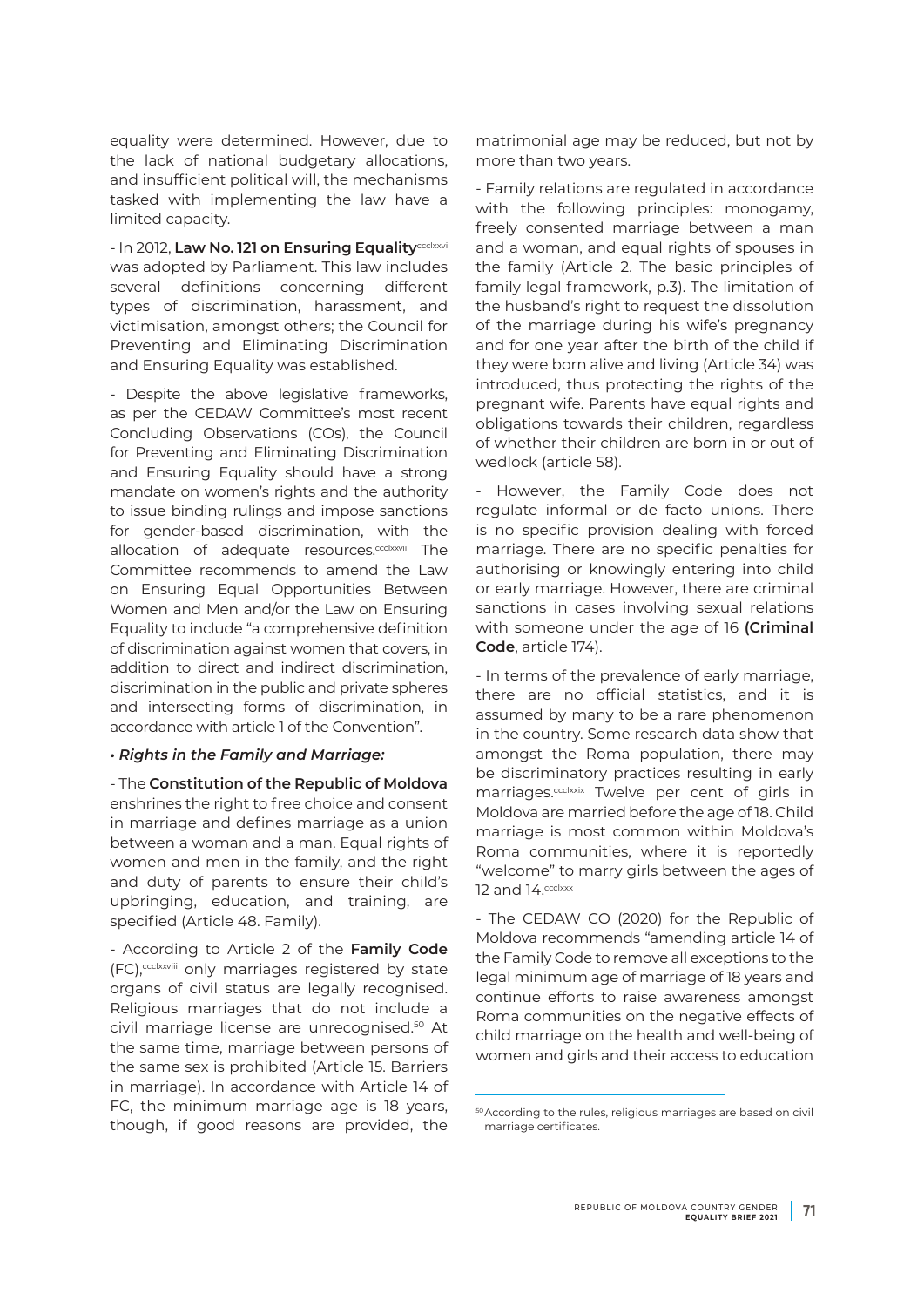equality were determined. However, due to the lack of national budgetary allocations, and insufficient political will, the mechanisms tasked with implementing the law have a limited capacity.

- In 2012, **Law No. 121 on Ensuring Equality**[ccclxxvi] was adopted by Parliament. This law includes several definitions concerning different types of discrimination, harassment, and victimisation, amongst others; the Council for Preventing and Eliminating Discrimination and Ensuring Equality was established.

- Despite the above legislative frameworks, as per the CEDAW Committee's most recent Concluding Observations (COs), the Council for Preventing and Eliminating Discrimination and Ensuring Equality should have a strong mandate on women's rights and the authority to issue binding rulings and impose sanctions for gender-based discrimination, with the allocation of adequate resources.[ccclxxvii] The Committee recommends to amend the Law on Ensuring Equal Opportunities Between Women and Men and/or the Law on Ensuring Equality to include "a comprehensive definition of discrimination against women that covers, in addition to direct and indirect discrimination, discrimination in the public and private spheres and intersecting forms of discrimination, in accordance with article 1 of the Convention".

• ***Rights in the Family and Marriage:***

- The **Constitution of the Republic of Moldova** enshrines the right to free choice and consent in marriage and defines marriage as a union between a woman and a man. Equal rights of women and men in the family, and the right and duty of parents to ensure their child's upbringing, education, and training, are specified (Article 48. Family).

- According to Article 2 of the **Family Code** (FC),[ccclxxviii] only marriages registered by state organs of civil status are legally recognised. Religious marriages that do not include a civil marriage license are unrecognised.[50] At the same time, marriage between persons of the same sex is prohibited (Article 15. Barriers in marriage). In accordance with Article 14 of FC, the minimum marriage age is 18 years, though, if good reasons are provided, the matrimonial age may be reduced, but not by more than two years.

- Family relations are regulated in accordance with the following principles: monogamy, freely consented marriage between a man and a woman, and equal rights of spouses in the family (Article 2. The basic principles of family legal framework, p.3). The limitation of the husband's right to request the dissolution of the marriage during his wife's pregnancy and for one year after the birth of the child if they were born alive and living (Article 34) was introduced, thus protecting the rights of the pregnant wife. Parents have equal rights and obligations towards their children, regardless of whether their children are born in or out of wedlock (article 58).

- However, the Family Code does not regulate informal or de facto unions. There is no specific provision dealing with forced marriage. There are no specific penalties for authorising or knowingly entering into child or early marriage. However, there are criminal sanctions in cases involving sexual relations with someone under the age of 16 **(Criminal Code**, article 174).

- In terms of the prevalence of early marriage, there are no official statistics, and it is assumed by many to be a rare phenomenon in the country. Some research data show that amongst the Roma population, there may be discriminatory practices resulting in early marriages.[ccclxxix] Twelve per cent of girls in Moldova are married before the age of 18. Child marriage is most common within Moldova's Roma communities, where it is reportedly "welcome" to marry girls between the ages of 12 and 14.[ccclxxx]

- The CEDAW CO (2020) for the Republic of Moldova recommends "amending article 14 of the Family Code to remove all exceptions to the legal minimum age of marriage of 18 years and continue efforts to raise awareness amongst Roma communities on the negative effects of child marriage on the health and well-being of women and girls and their access to education

[50] According to the rules, religious marriages are based on civil marriage certificates.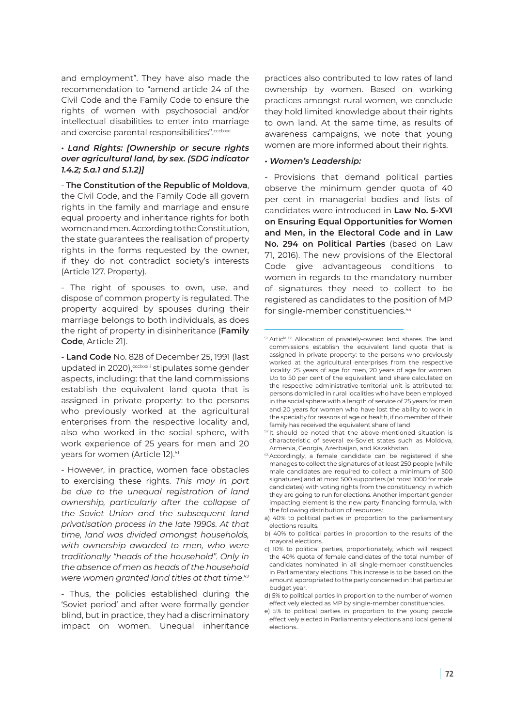and employment". They have also made the recommendation to "amend article 24 of the Civil Code and the Family Code to ensure the rights of women with psychosocial and/or intellectual disabilities to enter into marriage and exercise parental responsibilities".[ccclxxxi]

• ***Land Rights: [Ownership or secure rights over agricultural land, by sex. (SDG indicator 1.4.2; 5.a.1 and 5.1.2)]***

- **The Constitution of the Republic of Moldova**, the Civil Code, and the Family Code all govern rights in the family and marriage and ensure equal property and inheritance rights for both women and men. According to the Constitution, the state guarantees the realisation of property rights in the forms requested by the owner, if they do not contradict society's interests (Article 127. Property).

- The right of spouses to own, use, and dispose of common property is regulated. The property acquired by spouses during their marriage belongs to both individuals, as does the right of property in disinheritance (**Family Code**, Article 21).

- **Land Code** No. 828 of December 25, 1991 (last updated in 2020),[ccclxxxii] stipulates some gender aspects, including: that the land commissions establish the equivalent land quota that is assigned in private property: to the persons who previously worked at the agricultural enterprises from the respective locality and, also who worked in the social sphere, with work experience of 25 years for men and 20 years for women (Article 12).[51]

- However, in practice, women face obstacles to exercising these rights. *This may in part be due to the unequal registration of land ownership, particularly after the collapse of the Soviet Union and the subsequent land privatisation process in the late 1990s. At that time, land was divided amongst households, with ownership awarded to men, who were traditionally "heads of the household". Only in the absence of men as heads of the household were women granted land titles at that time.*[52]

- Thus, the policies established during the 'Soviet period' and after were formally gender blind, but in practice, they had a discriminatory impact on women. Unequal inheritance practices also contributed to low rates of land ownership by women. Based on working practices amongst rural women, we conclude they hold limited knowledge about their rights to own land. At the same time, as results of awareness campaigns, we note that young women are more informed about their rights.

• ***Women's Leadership:***

- Provisions that demand political parties observe the minimum gender quota of 40 per cent in managerial bodies and lists of candidates were introduced in **Law No. 5-XVI on Ensuring Equal Opportunities for Women and Men, in the Electoral Code and in Law No. 294 on Political Parties** (based on Law 71, 2016). The new provisions of the Electoral Code give advantageous conditions to women in regards to the mandatory number of signatures they need to collect to be registered as candidates to the position of MP for single-member constituencies.[53]

---

[51] Article 12. Allocation of privately-owned land shares. The land commissions establish the equivalent land quota that is assigned in private property: to the persons who previously worked at the agricultural enterprises from the respective locality: 25 years of age for men, 20 years of age for women. Up to 50 per cent of the equivalent land share calculated on the respective administrative-territorial unit is attributed to: persons domiciled in rural localities who have been employed in the social sphere with a length of service of 25 years for men and 20 years for women who have lost the ability to work in the specialty for reasons of age or health, if no member of their family has received the equivalent share of land

[52] It should be noted that the above-mentioned situation is characteristic of several ex-Soviet states such as Moldova, Armenia, Georgia, Azerbaijan, and Kazakhstan.

[53] Accordingly, a female candidate can be registered if she manages to collect the signatures of at least 250 people (while male candidates are required to collect a minimum of 500 signatures) and at most 500 supporters (at most 1000 for male candidates) with voting rights from the constituency in which they are going to run for elections. Another important gender impacting element is the new party financing formula, with the following distribution of resources:

a) 40% to political parties in proportion to the parliamentary elections results.

b) 40% to political parties in proportion to the results of the mayoral elections.

c) 10% to political parties, proportionately, which will respect the 40% quota of female candidates of the total number of candidates nominated in all single-member constituencies in Parliamentary elections. This increase is to be based on the amount appropriated to the party concerned in that particular budget year.

d) 5% to political parties in proportion to the number of women effectively elected as MP by single-member constituencies.

e) 5% to political parties in proportion to the young people effectively elected in Parliamentary elections and local general elections..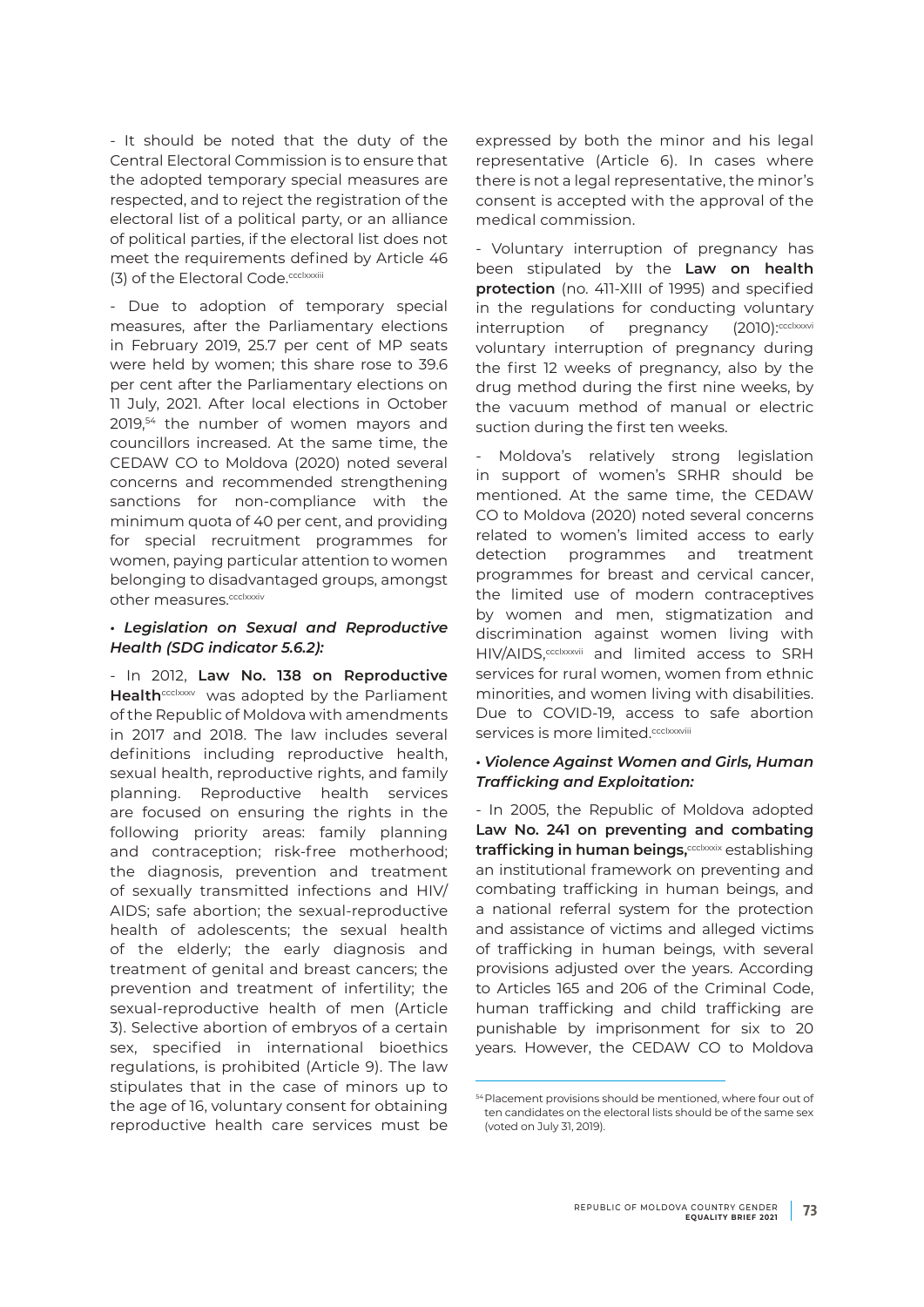- It should be noted that the duty of the Central Electoral Commission is to ensure that the adopted temporary special measures are respected, and to reject the registration of the electoral list of a political party, or an alliance of political parties, if the electoral list does not meet the requirements defined by Article 46 (3) of the Electoral Code.[ccclxxxiii]

- Due to adoption of temporary special measures, after the Parliamentary elections in February 2019, 25.7 per cent of MP seats were held by women; this share rose to 39.6 per cent after the Parliamentary elections on 11 July, 2021. After local elections in October 2019,[54] the number of women mayors and councillors increased. At the same time, the CEDAW CO to Moldova (2020) noted several concerns and recommended strengthening sanctions for non-compliance with the minimum quota of 40 per cent, and providing for special recruitment programmes for women, paying particular attention to women belonging to disadvantaged groups, amongst other measures.[ccclxxxiv]

• ***Legislation on Sexual and Reproductive Health (SDG indicator 5.6.2):***

- In 2012, **Law No. 138 on Reproductive Health**[ccclxxxv] was adopted by the Parliament of the Republic of Moldova with amendments in 2017 and 2018. The law includes several definitions including reproductive health, sexual health, reproductive rights, and family planning. Reproductive health services are focused on ensuring the rights in the following priority areas: family planning and contraception; risk-free motherhood; the diagnosis, prevention and treatment of sexually transmitted infections and HIV/AIDS; safe abortion; the sexual-reproductive health of adolescents; the sexual health of the elderly; the early diagnosis and treatment of genital and breast cancers; the prevention and treatment of infertility; the sexual-reproductive health of men (Article 3). Selective abortion of embryos of a certain sex, specified in international bioethics regulations, is prohibited (Article 9). The law stipulates that in the case of minors up to the age of 16, voluntary consent for obtaining reproductive health care services must be expressed by both the minor and his legal representative (Article 6). In cases where there is not a legal representative, the minor's consent is accepted with the approval of the medical commission.

- Voluntary interruption of pregnancy has been stipulated by the **Law on health protection** (no. 411-XIII of 1995) and specified in the regulations for conducting voluntary interruption of pregnancy (2010):[ccclxxxvi] voluntary interruption of pregnancy during the first 12 weeks of pregnancy, also by the drug method during the first nine weeks, by the vacuum method of manual or electric suction during the first ten weeks.

- Moldova's relatively strong legislation in support of women's SRHR should be mentioned. At the same time, the CEDAW CO to Moldova (2020) noted several concerns related to women's limited access to early detection programmes and treatment programmes for breast and cervical cancer, the limited use of modern contraceptives by women and men, stigmatization and discrimination against women living with HIV/AIDS,[ccclxxxvii] and limited access to SRH services for rural women, women from ethnic minorities, and women living with disabilities. Due to COVID-19, access to safe abortion services is more limited.[ccclxxxviii]

• ***Violence Against Women and Girls, Human Trafficking and Exploitation:***

- In 2005, the Republic of Moldova adopted **Law No. 241 on preventing and combating trafficking in human beings,**[ccclxxxix] establishing an institutional framework on preventing and combating trafficking in human beings, and a national referral system for the protection and assistance of victims and alleged victims of trafficking in human beings, with several provisions adjusted over the years. According to Articles 165 and 206 of the Criminal Code, human trafficking and child trafficking are punishable by imprisonment for six to 20 years. However, the CEDAW CO to Moldova

[54] Placement provisions should be mentioned, where four out of ten candidates on the electoral lists should be of the same sex (voted on July 31, 2019).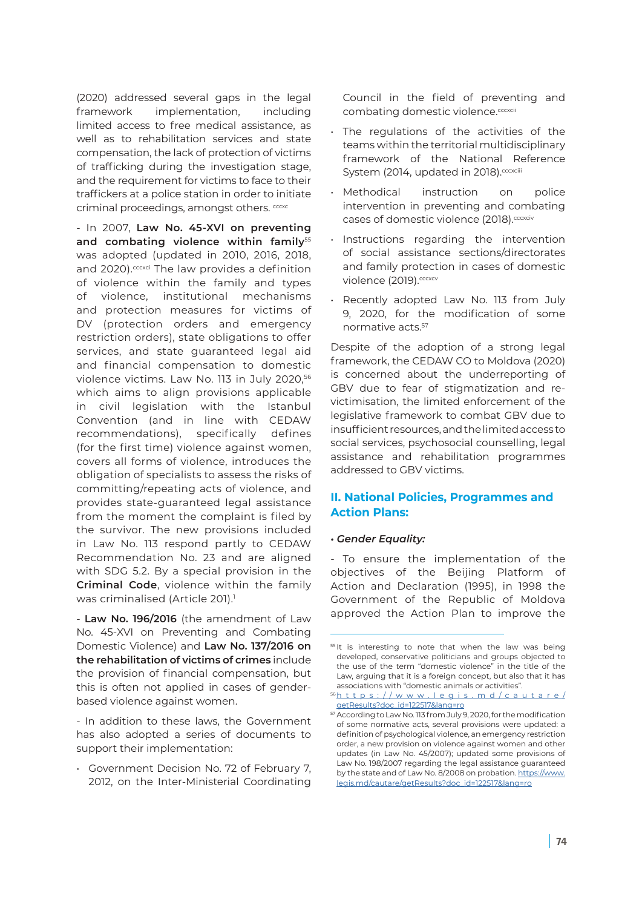(2020) addressed several gaps in the legal framework implementation, including limited access to free medical assistance, as well as to rehabilitation services and state compensation, the lack of protection of victims of trafficking during the investigation stage, and the requirement for victims to face to their traffickers at a police station in order to initiate criminal proceedings, amongst others. [cccxc]

- In 2007, **Law No. 45-XVI on preventing and combating violence within family**[55] was adopted (updated in 2010, 2016, 2018, and 2020).[cccxci] The law provides a definition of violence within the family and types of violence, institutional mechanisms and protection measures for victims of DV (protection orders and emergency restriction orders), state obligations to offer services, and state guaranteed legal aid and financial compensation to domestic violence victims. Law No. 113 in July 2020,[56] which aims to align provisions applicable in civil legislation with the Istanbul Convention (and in line with CEDAW recommendations), specifically defines (for the first time) violence against women, covers all forms of violence, introduces the obligation of specialists to assess the risks of committing/repeating acts of violence, and provides state-guaranteed legal assistance from the moment the complaint is filed by the survivor. The new provisions included in Law No. 113 respond partly to CEDAW Recommendation No. 23 and are aligned with SDG 5.2. By a special provision in the **Criminal Code**, violence within the family was criminalised (Article 201).[1]

- **Law No. 196/2016** (the amendment of Law No. 45-XVI on Preventing and Combating Domestic Violence) and **Law No. 137/2016 on the rehabilitation of victims of crimes** include the provision of financial compensation, but this is often not applied in cases of gender-based violence against women.

- In addition to these laws, the Government has also adopted a series of documents to support their implementation:

- Government Decision No. 72 of February 7, 2012, on the Inter-Ministerial Coordinating Council in the field of preventing and combating domestic violence.[cccxcii]
- The regulations of the activities of the teams within the territorial multidisciplinary framework of the National Reference System (2014, updated in 2018).[cccxciii]
- Methodical instruction on police intervention in preventing and combating cases of domestic violence (2018).[cccxciv]
- Instructions regarding the intervention of social assistance sections/directorates and family protection in cases of domestic violence (2019).[cccxcv]
- Recently adopted Law No. 113 from July 9, 2020, for the modification of some normative acts.[57]

Despite of the adoption of a strong legal framework, the CEDAW CO to Moldova (2020) is concerned about the underreporting of GBV due to fear of stigmatization and re-victimisation, the limited enforcement of the legislative framework to combat GBV due to insufficient resources, and the limited access to social services, psychosocial counselling, legal assistance and rehabilitation programmes addressed to GBV victims.

## II. National Policies, Programmes and Action Plans:

*• **Gender Equality:***

- To ensure the implementation of the objectives of the Beijing Platform of Action and Declaration (1995), in 1998 the Government of the Republic of Moldova approved the Action Plan to improve the

---

[55] It is interesting to note that when the law was being developed, conservative politicians and groups objected to the use of the term "domestic violence" in the title of the Law, arguing that it is a foreign concept, but also that it has associations with "domestic animals or activities".

[56] https://www.legis.md/cautare/getResults?doc_id=122517&lang=ro

[57] According to Law No. 113 from July 9, 2020, for the modification of some normative acts, several provisions were updated: a definition of psychological violence, an emergency restriction order, a new provision on violence against women and other updates (in Law No. 45/2007); updated some provisions of Law No. 198/2007 regarding the legal assistance guaranteed by the state and of Law No. 8/2008 on probation. https://www.legis.md/cautare/getResults?doc_id=122517&lang=ro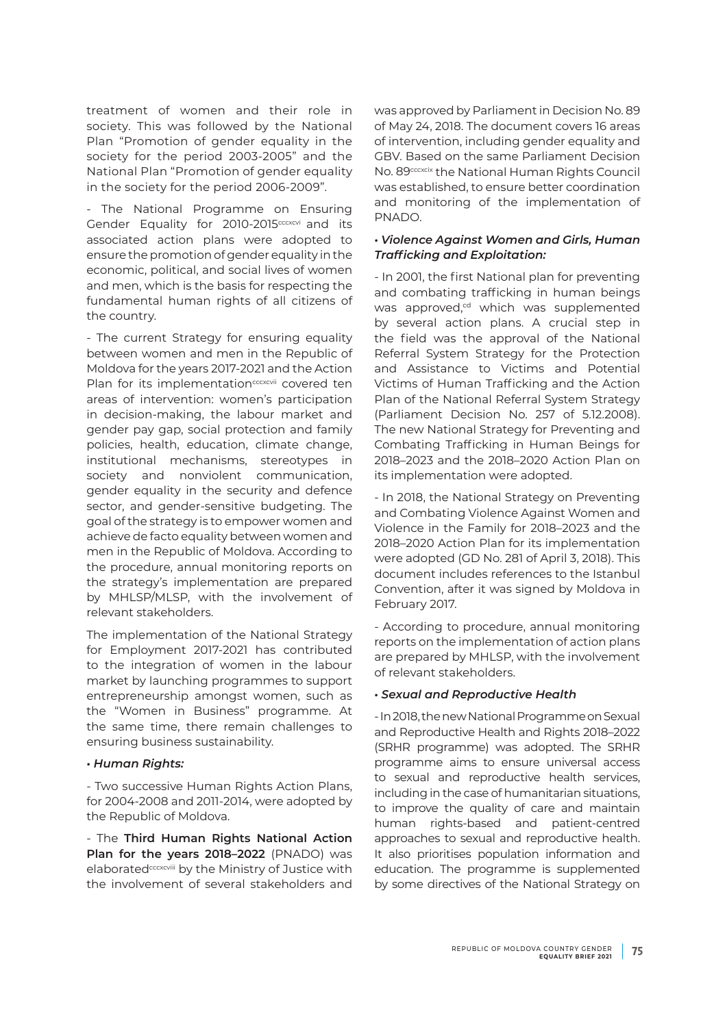treatment of women and their role in society. This was followed by the National Plan "Promotion of gender equality in the society for the period 2003-2005" and the National Plan "Promotion of gender equality in the society for the period 2006-2009".

- The National Programme on Ensuring Gender Equality for 2010-2015[cccxcvi] and its associated action plans were adopted to ensure the promotion of gender equality in the economic, political, and social lives of women and men, which is the basis for respecting the fundamental human rights of all citizens of the country.

- The current Strategy for ensuring equality between women and men in the Republic of Moldova for the years 2017-2021 and the Action Plan for its implementation[cccxcvii] covered ten areas of intervention: women's participation in decision-making, the labour market and gender pay gap, social protection and family policies, health, education, climate change, institutional mechanisms, stereotypes in society and nonviolent communication, gender equality in the security and defence sector, and gender-sensitive budgeting. The goal of the strategy is to empower women and achieve de facto equality between women and men in the Republic of Moldova. According to the procedure, annual monitoring reports on the strategy's implementation are prepared by MHLSP/MLSP, with the involvement of relevant stakeholders.

The implementation of the National Strategy for Employment 2017-2021 has contributed to the integration of women in the labour market by launching programmes to support entrepreneurship amongst women, such as the "Women in Business" programme. At the same time, there remain challenges to ensuring business sustainability.

• ***Human Rights:***

- Two successive Human Rights Action Plans, for 2004-2008 and 2011-2014, were adopted by the Republic of Moldova.

- The **Third Human Rights National Action Plan for the years 2018–2022** (PNADO) was elaborated[cccxcviii] by the Ministry of Justice with the involvement of several stakeholders and was approved by Parliament in Decision No. 89 of May 24, 2018. The document covers 16 areas of intervention, including gender equality and GBV. Based on the same Parliament Decision No. 89[cccxcix] the National Human Rights Council was established, to ensure better coordination and monitoring of the implementation of PNADO.

• ***Violence Against Women and Girls, Human Trafficking and Exploitation:***

- In 2001, the first National plan for preventing and combating trafficking in human beings was approved,[cd] which was supplemented by several action plans. A crucial step in the field was the approval of the National Referral System Strategy for the Protection and Assistance to Victims and Potential Victims of Human Trafficking and the Action Plan of the National Referral System Strategy (Parliament Decision No. 257 of 5.12.2008). The new National Strategy for Preventing and Combating Trafficking in Human Beings for 2018–2023 and the 2018–2020 Action Plan on its implementation were adopted.

- In 2018, the National Strategy on Preventing and Combating Violence Against Women and Violence in the Family for 2018–2023 and the 2018–2020 Action Plan for its implementation were adopted (GD No. 281 of April 3, 2018). This document includes references to the Istanbul Convention, after it was signed by Moldova in February 2017.

- According to procedure, annual monitoring reports on the implementation of action plans are prepared by MHLSP, with the involvement of relevant stakeholders.

• ***Sexual and Reproductive Health***

- In 2018, the new National Programme on Sexual and Reproductive Health and Rights 2018–2022 (SRHR programme) was adopted. The SRHR programme aims to ensure universal access to sexual and reproductive health services, including in the case of humanitarian situations, to improve the quality of care and maintain human rights-based and patient-centred approaches to sexual and reproductive health. It also prioritises population information and education. The programme is supplemented by some directives of the National Strategy on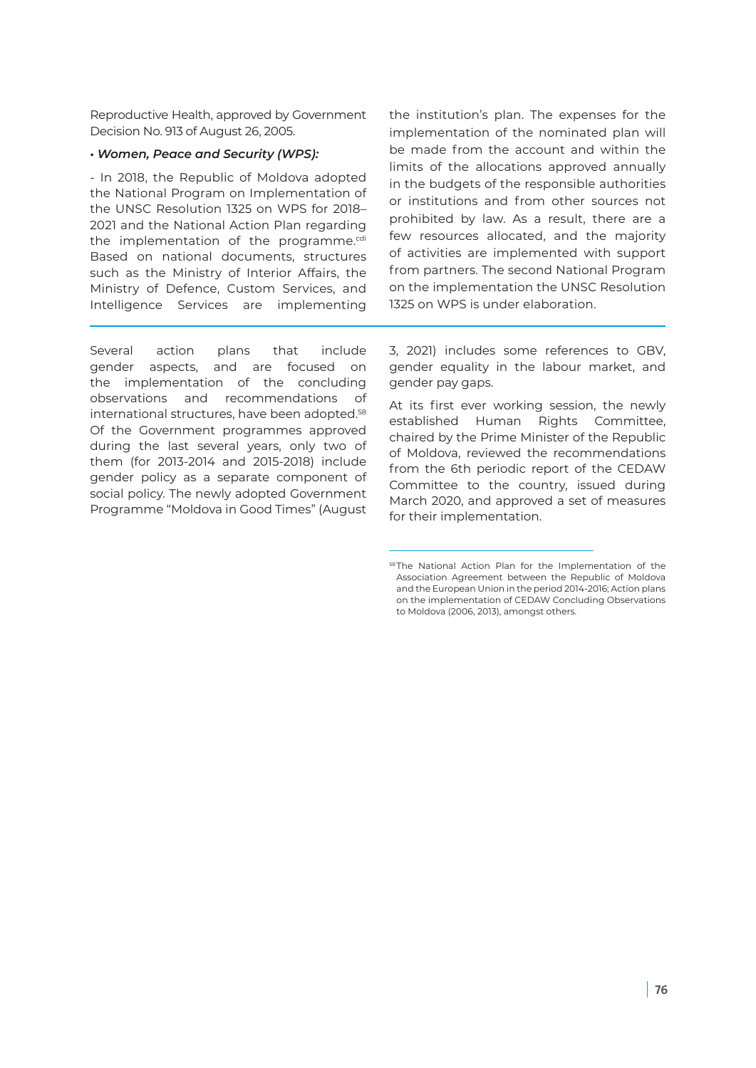Reproductive Health, approved by Government Decision No. 913 of August 26, 2005.

• ***Women, Peace and Security (WPS):***

- In 2018, the Republic of Moldova adopted the National Program on Implementation of the UNSC Resolution 1325 on WPS for 2018–2021 and the National Action Plan regarding the implementation of the programme.[cdi] Based on national documents, structures such as the Ministry of Interior Affairs, the Ministry of Defence, Custom Services, and Intelligence Services are implementing the institution's plan. The expenses for the implementation of the nominated plan will be made from the account and within the limits of the allocations approved annually in the budgets of the responsible authorities or institutions and from other sources not prohibited by law. As a result, there are a few resources allocated, and the majority of activities are implemented with support from partners. The second National Program on the implementation the UNSC Resolution 1325 on WPS is under elaboration.

---

Several action plans that include gender aspects, and are focused on the implementation of the concluding observations and recommendations of international structures, have been adopted.[58] Of the Government programmes approved during the last several years, only two of them (for 2013-2014 and 2015-2018) include gender policy as a separate component of social policy. The newly adopted Government Programme "Moldova in Good Times" (August 3, 2021) includes some references to GBV, gender equality in the labour market, and gender pay gaps.

At its first ever working session, the newly established Human Rights Committee, chaired by the Prime Minister of the Republic of Moldova, reviewed the recommendations from the 6th periodic report of the CEDAW Committee to the country, issued during March 2020, and approved a set of measures for their implementation.

---

[58] The National Action Plan for the Implementation of the Association Agreement between the Republic of Moldova and the European Union in the period 2014-2016; Action plans on the implementation of CEDAW Concluding Observations to Moldova (2006, 2013), amongst others.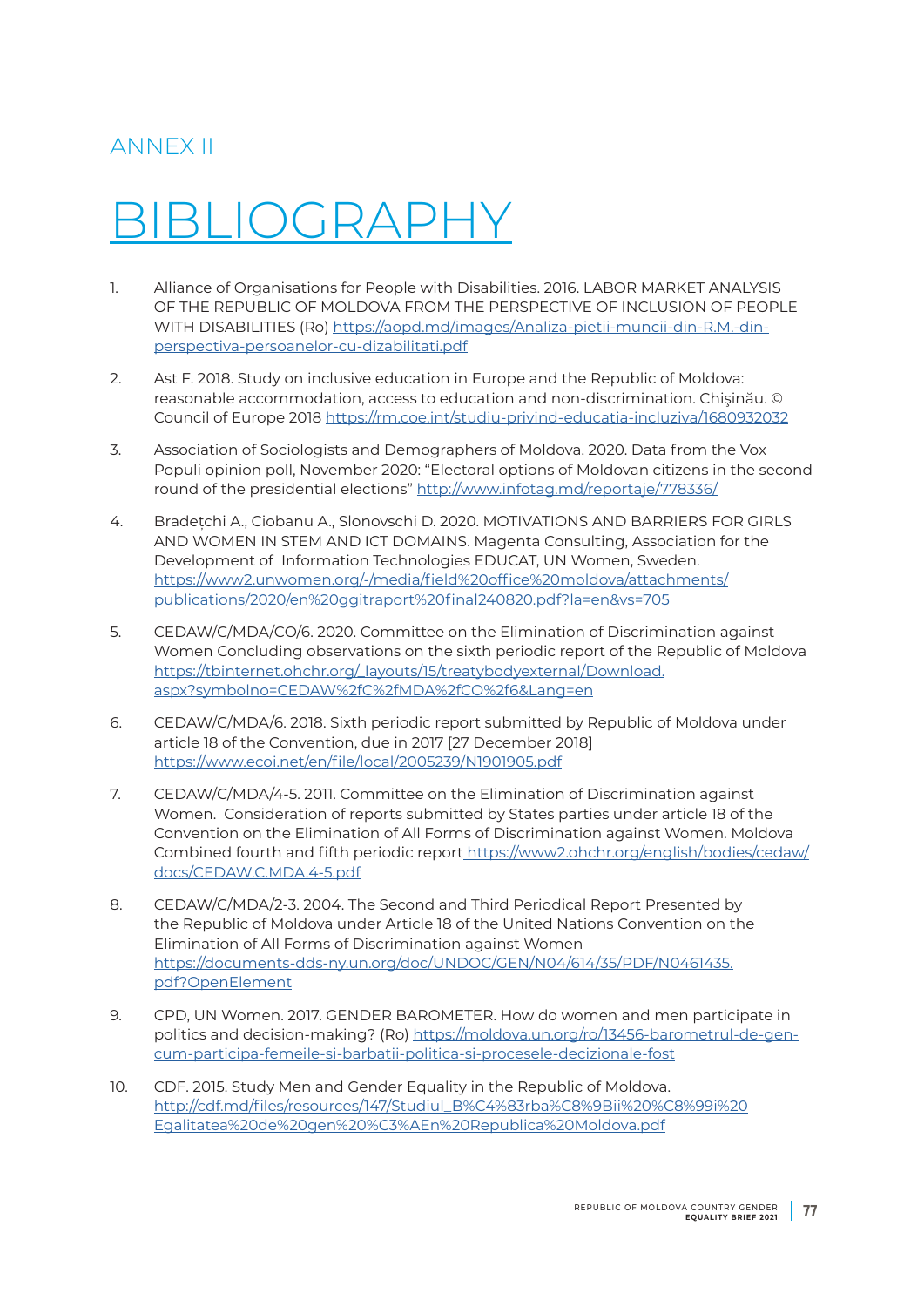## ANNEX II

# BIBLIOGRAPHY

1. Alliance of Organisations for People with Disabilities. 2016. LABOR MARKET ANALYSIS OF THE REPUBLIC OF MOLDOVA FROM THE PERSPECTIVE OF INCLUSION OF PEOPLE WITH DISABILITIES (Ro) https://aopd.md/images/Analiza-pietii-muncii-din-R.M.-din-perspectiva-persoanelor-cu-dizabilitati.pdf

2. Ast F. 2018. Study on inclusive education in Europe and the Republic of Moldova: reasonable accommodation, access to education and non-discrimination. Chişinău. © Council of Europe 2018 https://rm.coe.int/studiu-privind-educatia-incluziva/1680932032

3. Association of Sociologists and Demographers of Moldova. 2020. Data from the Vox Populi opinion poll, November 2020: "Electoral options of Moldovan citizens in the second round of the presidential elections" http://www.infotag.md/reportaje/778336/

4. Bradețchi A., Ciobanu A., Slonovschi D. 2020. MOTIVATIONS AND BARRIERS FOR GIRLS AND WOMEN IN STEM AND ICT DOMAINS. Magenta Consulting, Association for the Development of Information Technologies EDUCAT, UN Women, Sweden. https://www2.unwomen.org/-/media/field%20office%20moldova/attachments/publications/2020/en%20ggitraport%20final240820.pdf?la=en&vs=705

5. CEDAW/C/MDA/CO/6. 2020. Committee on the Elimination of Discrimination against Women Concluding observations on the sixth periodic report of the Republic of Moldova https://tbinternet.ohchr.org/_layouts/15/treatybodyexternal/Download.aspx?symbolno=CEDAW%2fC%2fMDA%2fCO%2f6&Lang=en

6. CEDAW/C/MDA/6. 2018. Sixth periodic report submitted by Republic of Moldova under article 18 of the Convention, due in 2017 [27 December 2018] https://www.ecoi.net/en/file/local/2005239/N1901905.pdf

7. CEDAW/C/MDA/4-5. 2011. Committee on the Elimination of Discrimination against Women. Consideration of reports submitted by States parties under article 18 of the Convention on the Elimination of All Forms of Discrimination against Women. Moldova Combined fourth and fifth periodic report https://www2.ohchr.org/english/bodies/cedaw/docs/CEDAW.C.MDA.4-5.pdf

8. CEDAW/C/MDA/2-3. 2004. The Second and Third Periodical Report Presented by the Republic of Moldova under Article 18 of the United Nations Convention on the Elimination of All Forms of Discrimination against Women https://documents-dds-ny.un.org/doc/UNDOC/GEN/N04/614/35/PDF/N0461435.pdf?OpenElement

9. CPD, UN Women. 2017. GENDER BAROMETER. How do women and men participate in politics and decision-making? (Ro) https://moldova.un.org/ro/13456-barometrul-de-gen-cum-participa-femeile-si-barbatii-politica-si-procesele-decizionale-fost

10. CDF. 2015. Study Men and Gender Equality in the Republic of Moldova. http://cdf.md/files/resources/147/Studiul_B%C4%83rba%C8%9Bii%20%C8%99i%20Egalitatea%20de%20gen%20%C3%AEn%20Republica%20Moldova.pdf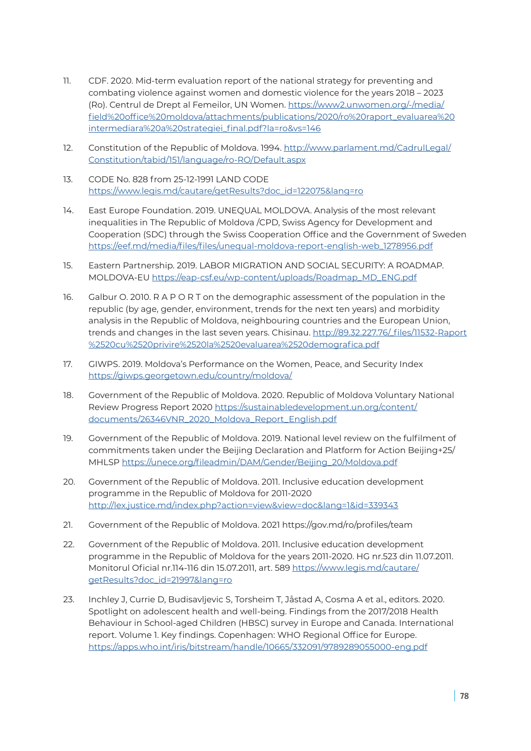11. CDF. 2020. Mid-term evaluation report of the national strategy for preventing and combating violence against women and domestic violence for the years 2018 – 2023 (Ro). Centrul de Drept al Femeilor, UN Women. https://www2.unwomen.org/-/media/field%20office%20moldova/attachments/publications/2020/ro%20raport_evaluarea%20intermediara%20a%20strategiei_final.pdf?la=ro&vs=146

12. Constitution of the Republic of Moldova. 1994. http://www.parlament.md/CadrulLegal/Constitution/tabid/151/language/ro-RO/Default.aspx

13. CODE No. 828 from 25-12-1991 LAND CODE https://www.legis.md/cautare/getResults?doc_id=122075&lang=ro

14. East Europe Foundation. 2019. UNEQUAL MOLDOVA. Analysis of the most relevant inequalities in The Republic of Moldova /CPD, Swiss Agency for Development and Cooperation (SDC) through the Swiss Cooperation Office and the Government of Sweden https://eef.md/media/files/files/unequal-moldova-report-english-web_1278956.pdf

15. Eastern Partnership. 2019. LABOR MIGRATION AND SOCIAL SECURITY: A ROADMAP. MOLDOVA-EU https://eap-csf.eu/wp-content/uploads/Roadmap_MD_ENG.pdf

16. Galbur O. 2010. R A P O R T on the demographic assessment of the population in the republic (by age, gender, environment, trends for the next ten years) and morbidity analysis in the Republic of Moldova, neighbouring countries and the European Union, trends and changes in the last seven years. Chisinau. http://89.32.227.76/_files/11532-Raport%2520cu%2520privire%2520la%2520evaluarea%2520demografica.pdf

17. GIWPS. 2019. Moldova's Performance on the Women, Peace, and Security Index https://giwps.georgetown.edu/country/moldova/

18. Government of the Republic of Moldova. 2020. Republic of Moldova Voluntary National Review Progress Report 2020 https://sustainabledevelopment.un.org/content/documents/26346VNR_2020_Moldova_Report_English.pdf

19. Government of the Republic of Moldova. 2019. National level review on the fulfilment of commitments taken under the Beijing Declaration and Platform for Action Beijing+25/ MHLSP https://unece.org/fileadmin/DAM/Gender/Beijing_20/Moldova.pdf

20. Government of the Republic of Moldova. 2011. Inclusive education development programme in the Republic of Moldova for 2011-2020 http://lex.justice.md/index.php?action=view&view=doc&lang=1&id=339343

21. Government of the Republic of Moldova. 2021 https://gov.md/ro/profiles/team

22. Government of the Republic of Moldova. 2011. Inclusive education development programme in the Republic of Moldova for the years 2011-2020. HG nr.523 din 11.07.2011. Monitorul Oficial nr.114-116 din 15.07.2011, art. 589 https://www.legis.md/cautare/getResults?doc_id=21997&lang=ro

23. Inchley J, Currie D, Budisavljevic S, Torsheim T, Jåstad A, Cosma A et al., editors. 2020. Spotlight on adolescent health and well-being. Findings from the 2017/2018 Health Behaviour in School-aged Children (HBSC) survey in Europe and Canada. International report. Volume 1. Key findings. Copenhagen: WHO Regional Office for Europe. https://apps.who.int/iris/bitstream/handle/10665/332091/9789289055000-eng.pdf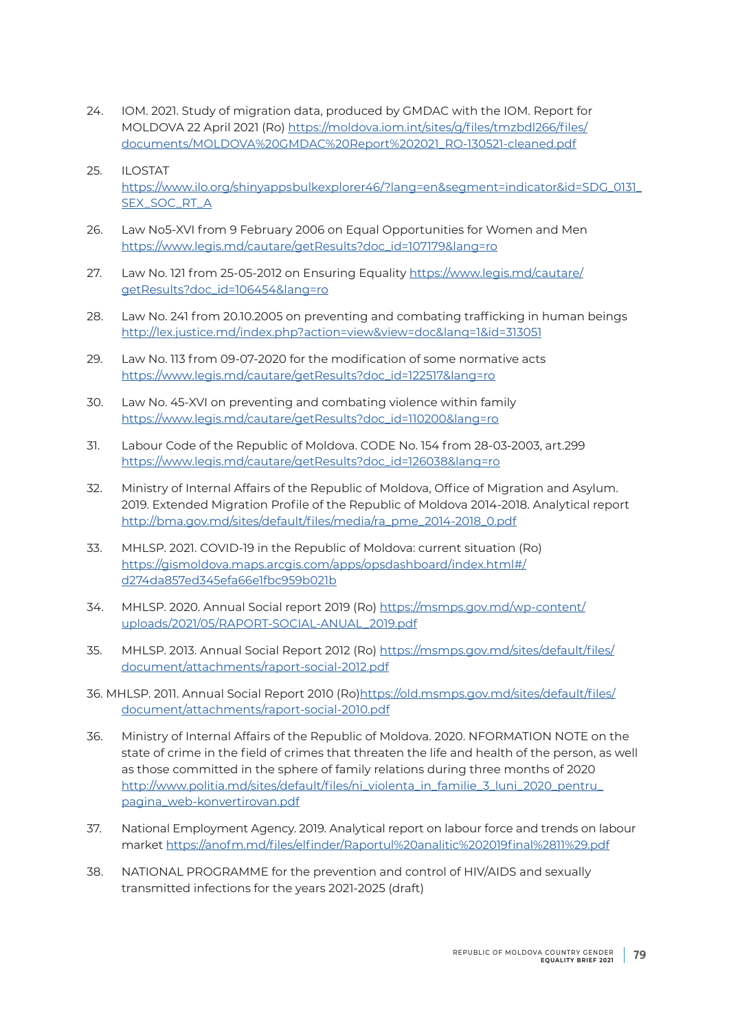24. IOM. 2021. Study of migration data, produced by GMDAC with the IOM. Report for MOLDOVA 22 April 2021 (Ro) https://moldova.iom.int/sites/g/files/tmzbdl266/files/documents/MOLDOVA%20GMDAC%20Report%202021_RO-130521-cleaned.pdf

25. ILOSTAT https://www.ilo.org/shinyappsbulkexplorer46/?lang=en&segment=indicator&id=SDG_0131_SEX_SOC_RT_A

26. Law No5-XVI from 9 February 2006 on Equal Opportunities for Women and Men https://www.legis.md/cautare/getResults?doc_id=107179&lang=ro

27. Law No. 121 from 25-05-2012 on Ensuring Equality https://www.legis.md/cautare/getResults?doc_id=106454&lang=ro

28. Law No. 241 from 20.10.2005 on preventing and combating trafficking in human beings http://lex.justice.md/index.php?action=view&view=doc&lang=1&id=313051

29. Law No. 113 from 09-07-2020 for the modification of some normative acts https://www.legis.md/cautare/getResults?doc_id=122517&lang=ro

30. Law No. 45-XVI on preventing and combating violence within family https://www.legis.md/cautare/getResults?doc_id=110200&lang=ro

31. Labour Code of the Republic of Moldova. CODE No. 154 from 28-03-2003, art.299 https://www.legis.md/cautare/getResults?doc_id=126038&lang=ro

32. Ministry of Internal Affairs of the Republic of Moldova, Office of Migration and Asylum. 2019. Extended Migration Profile of the Republic of Moldova 2014-2018. Analytical report http://bma.gov.md/sites/default/files/media/ra_pme_2014-2018_0.pdf

33. MHLSP. 2021. COVID-19 in the Republic of Moldova: current situation (Ro) https://gismoldova.maps.arcgis.com/apps/opsdashboard/index.html#/d274da857ed345efa66e1fbc959b021b

34. MHLSP. 2020. Annual Social report 2019 (Ro) https://msmps.gov.md/wp-content/uploads/2021/05/RAPORT-SOCIAL-ANUAL_2019.pdf

35. MHLSP. 2013. Annual Social Report 2012 (Ro) https://msmps.gov.md/sites/default/files/document/attachments/raport-social-2012.pdf

36. MHLSP. 2011. Annual Social Report 2010 (Ro)https://old.msmps.gov.md/sites/default/files/document/attachments/raport-social-2010.pdf

36. Ministry of Internal Affairs of the Republic of Moldova. 2020. NFORMATION NOTE on the state of crime in the field of crimes that threaten the life and health of the person, as well as those committed in the sphere of family relations during three months of 2020 http://www.politia.md/sites/default/files/ni_violenta_in_familie_3_luni_2020_pentru_pagina_web-konvertirovan.pdf

37. National Employment Agency. 2019. Analytical report on labour force and trends on labour market https://anofm.md/files/elfinder/Raportul%20analitic%202019final%2811%29.pdf

38. NATIONAL PROGRAMME for the prevention and control of HIV/AIDS and sexually transmitted infections for the years 2021-2025 (draft)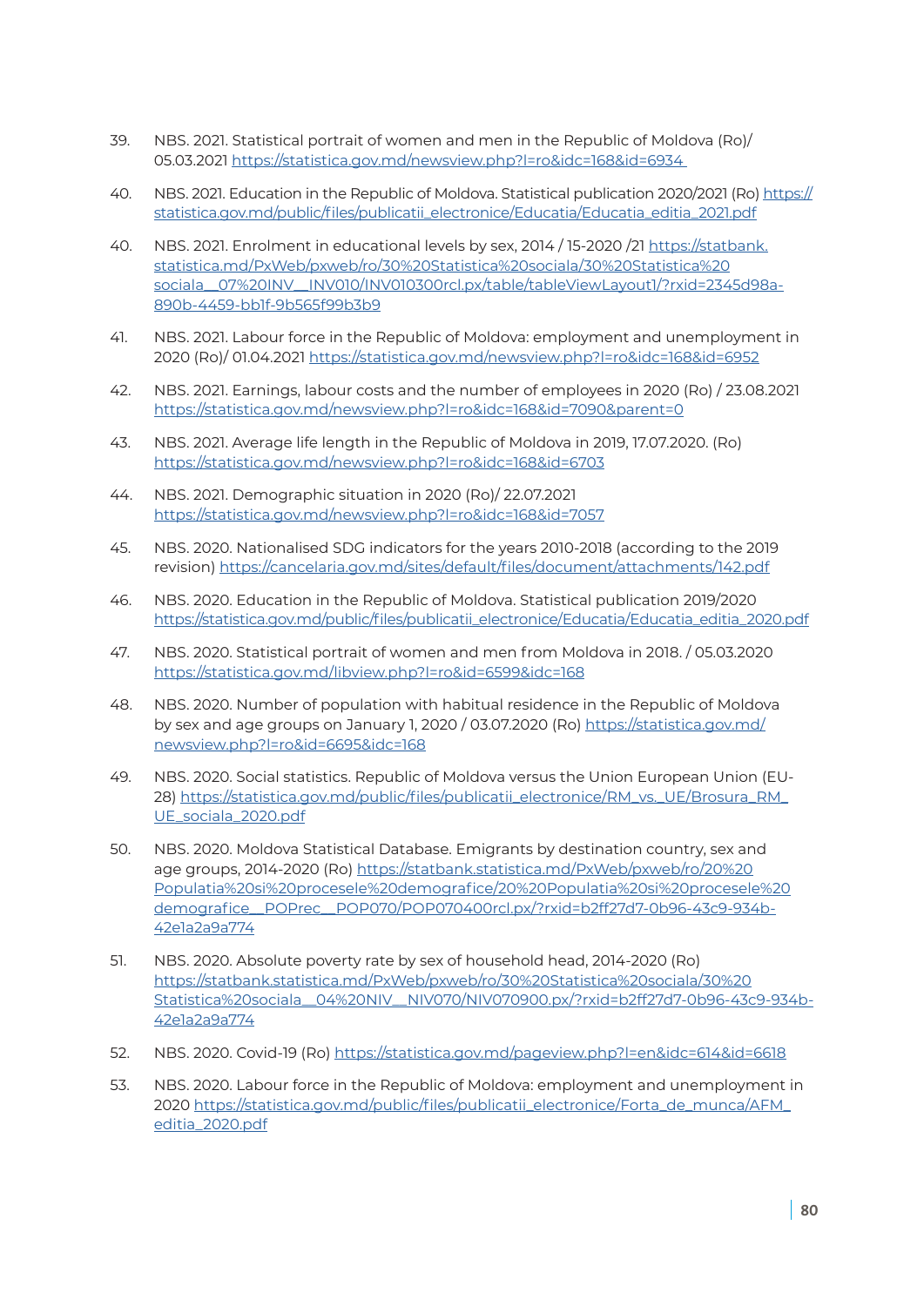39. NBS. 2021. Statistical portrait of women and men in the Republic of Moldova (Ro)/ 05.03.2021 https://statistica.gov.md/newsview.php?l=ro&idc=168&id=6934

40. NBS. 2021. Education in the Republic of Moldova. Statistical publication 2020/2021 (Ro) https://statistica.gov.md/public/files/publicatii_electronice/Educatia/Educatia_editia_2021.pdf

40. NBS. 2021. Enrolment in educational levels by sex, 2014 / 15-2020 /21 https://statbank.statistica.md/PxWeb/pxweb/ro/30%20Statistica%20sociala/30%20Statistica%20sociala__07%20INV__INV010/INV010300rcl.px/table/tableViewLayout1/?rxid=2345d98a-890b-4459-bb1f-9b565f99b3b9

41. NBS. 2021. Labour force in the Republic of Moldova: employment and unemployment in 2020 (Ro)/ 01.04.2021 https://statistica.gov.md/newsview.php?l=ro&idc=168&id=6952

42. NBS. 2021. Earnings, labour costs and the number of employees in 2020 (Ro) / 23.08.2021 https://statistica.gov.md/newsview.php?l=ro&idc=168&id=7090&parent=0

43. NBS. 2021. Average life length in the Republic of Moldova in 2019, 17.07.2020. (Ro) https://statistica.gov.md/newsview.php?l=ro&idc=168&id=6703

44. NBS. 2021. Demographic situation in 2020 (Ro)/ 22.07.2021 https://statistica.gov.md/newsview.php?l=ro&idc=168&id=7057

45. NBS. 2020. Nationalised SDG indicators for the years 2010-2018 (according to the 2019 revision) https://cancelaria.gov.md/sites/default/files/document/attachments/142.pdf

46. NBS. 2020. Education in the Republic of Moldova. Statistical publication 2019/2020 https://statistica.gov.md/public/files/publicatii_electronice/Educatia/Educatia_editia_2020.pdf

47. NBS. 2020. Statistical portrait of women and men from Moldova in 2018. / 05.03.2020 https://statistica.gov.md/libview.php?l=ro&id=6599&idc=168

48. NBS. 2020. Number of population with habitual residence in the Republic of Moldova by sex and age groups on January 1, 2020 / 03.07.2020 (Ro) https://statistica.gov.md/newsview.php?l=ro&id=6695&idc=168

49. NBS. 2020. Social statistics. Republic of Moldova versus the Union European Union (EU-28) https://statistica.gov.md/public/files/publicatii_electronice/RM_vs._UE/Brosura_RM_UE_sociala_2020.pdf

50. NBS. 2020. Moldova Statistical Database. Emigrants by destination country, sex and age groups, 2014-2020 (Ro) https://statbank.statistica.md/PxWeb/pxweb/ro/20%20Populatia%20si%20procesele%20demografice/20%20Populatia%20si%20procesele%20demografice__POPrec__POP070/POP070400rcl.px/?rxid=b2ff27d7-0b96-43c9-934b-42e1a2a9a774

51. NBS. 2020. Absolute poverty rate by sex of household head, 2014-2020 (Ro) https://statbank.statistica.md/PxWeb/pxweb/ro/30%20Statistica%20sociala/30%20Statistica%20sociala__04%20NIV__NIV070/NIV070900.px/?rxid=b2ff27d7-0b96-43c9-934b-42e1a2a9a774

52. NBS. 2020. Covid-19 (Ro) https://statistica.gov.md/pageview.php?l=en&idc=614&id=6618

53. NBS. 2020. Labour force in the Republic of Moldova: employment and unemployment in 2020 https://statistica.gov.md/public/files/publicatii_electronice/Forta_de_munca/AFM_editia_2020.pdf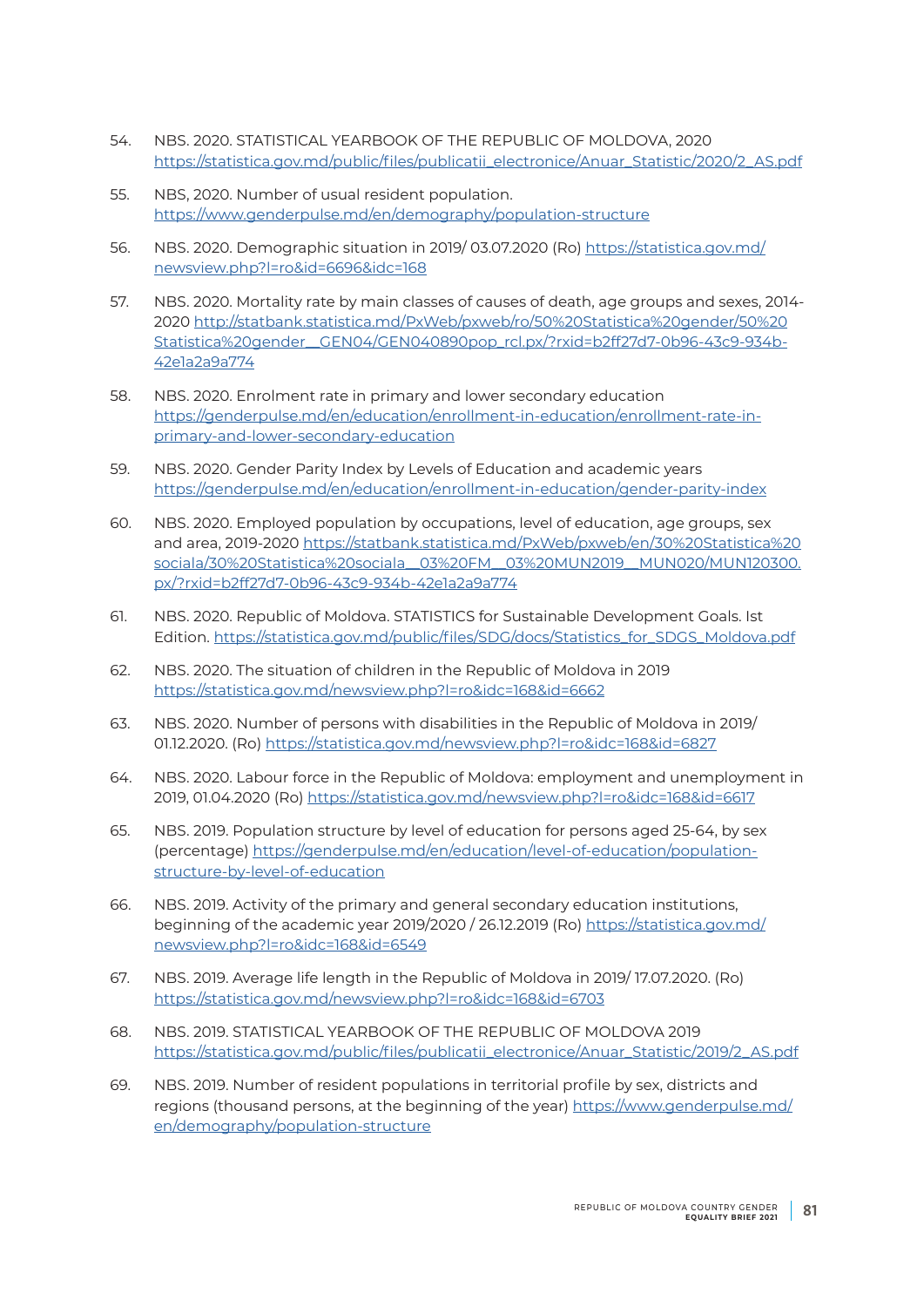54. NBS. 2020. STATISTICAL YEARBOOK OF THE REPUBLIC OF MOLDOVA, 2020 https://statistica.gov.md/public/files/publicatii_electronice/Anuar_Statistic/2020/2_AS.pdf

55. NBS, 2020. Number of usual resident population. https://www.genderpulse.md/en/demography/population-structure

56. NBS. 2020. Demographic situation in 2019/ 03.07.2020 (Ro) https://statistica.gov.md/newsview.php?l=ro&id=6696&idc=168

57. NBS. 2020. Mortality rate by main classes of causes of death, age groups and sexes, 2014-2020 http://statbank.statistica.md/PxWeb/pxweb/ro/50%20Statistica%20gender/50%20Statistica%20gender__GEN04/GEN040890pop_rcl.px/?rxid=b2ff27d7-0b96-43c9-934b-42e1a2a9a774

58. NBS. 2020. Enrolment rate in primary and lower secondary education https://genderpulse.md/en/education/enrollment-in-education/enrollment-rate-in-primary-and-lower-secondary-education

59. NBS. 2020. Gender Parity Index by Levels of Education and academic years https://genderpulse.md/en/education/enrollment-in-education/gender-parity-index

60. NBS. 2020. Employed population by occupations, level of education, age groups, sex and area, 2019-2020 https://statbank.statistica.md/PxWeb/pxweb/en/30%20Statistica%20sociala/30%20Statistica%20sociala__03%20FM__03%20MUN2019__MUN020/MUN120300.px/?rxid=b2ff27d7-0b96-43c9-934b-42e1a2a9a774

61. NBS. 2020. Republic of Moldova. STATISTICS for Sustainable Development Goals. Ist Edition. https://statistica.gov.md/public/files/SDG/docs/Statistics_for_SDGS_Moldova.pdf

62. NBS. 2020. The situation of children in the Republic of Moldova in 2019 https://statistica.gov.md/newsview.php?l=ro&idc=168&id=6662

63. NBS. 2020. Number of persons with disabilities in the Republic of Moldova in 2019/ 01.12.2020. (Ro) https://statistica.gov.md/newsview.php?l=ro&idc=168&id=6827

64. NBS. 2020. Labour force in the Republic of Moldova: employment and unemployment in 2019, 01.04.2020 (Ro) https://statistica.gov.md/newsview.php?l=ro&idc=168&id=6617

65. NBS. 2019. Population structure by level of education for persons aged 25-64, by sex (percentage) https://genderpulse.md/en/education/level-of-education/population-structure-by-level-of-education

66. NBS. 2019. Activity of the primary and general secondary education institutions, beginning of the academic year 2019/2020 / 26.12.2019 (Ro) https://statistica.gov.md/newsview.php?l=ro&idc=168&id=6549

67. NBS. 2019. Average life length in the Republic of Moldova in 2019/ 17.07.2020. (Ro) https://statistica.gov.md/newsview.php?l=ro&idc=168&id=6703

68. NBS. 2019. STATISTICAL YEARBOOK OF THE REPUBLIC OF MOLDOVA 2019 https://statistica.gov.md/public/files/publicatii_electronice/Anuar_Statistic/2019/2_AS.pdf

69. NBS. 2019. Number of resident populations in territorial profile by sex, districts and regions (thousand persons, at the beginning of the year) https://www.genderpulse.md/en/demography/population-structure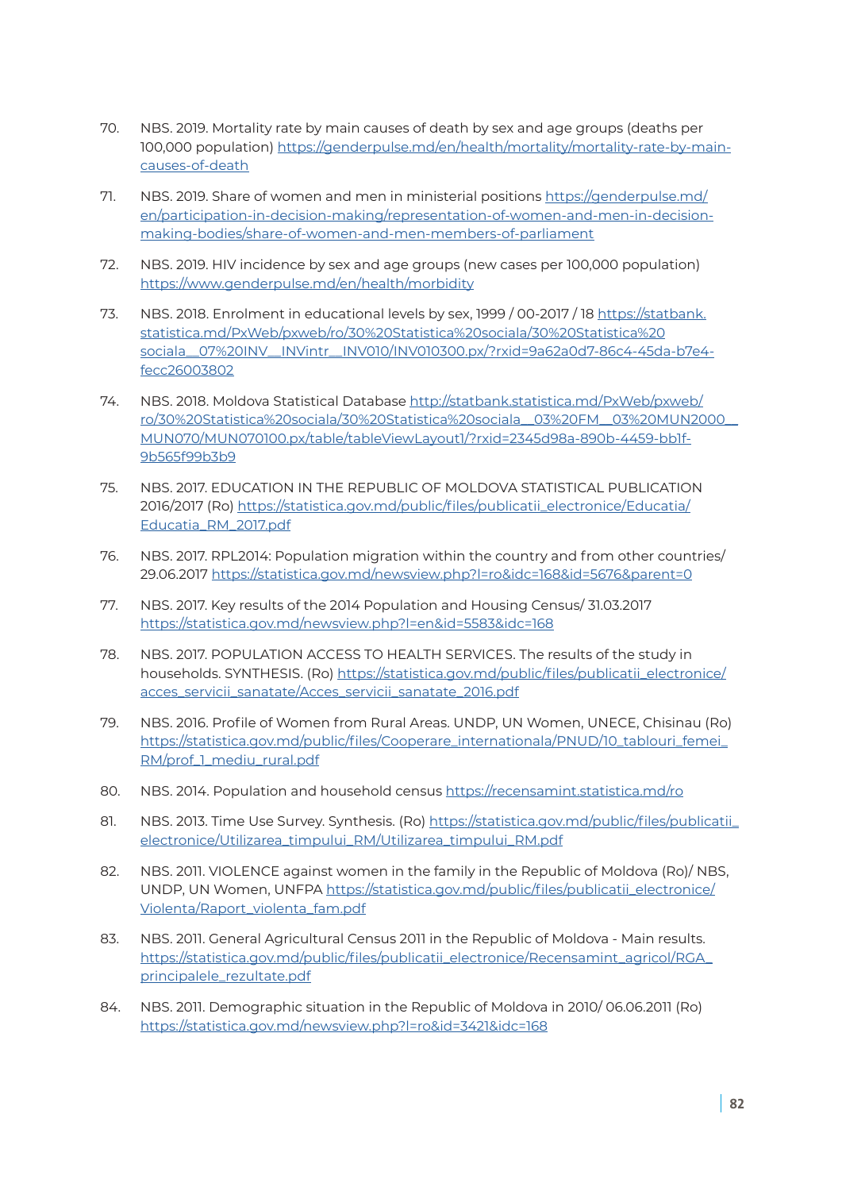70. NBS. 2019. Mortality rate by main causes of death by sex and age groups (deaths per 100,000 population) https://genderpulse.md/en/health/mortality/mortality-rate-by-main-causes-of-death

71. NBS. 2019. Share of women and men in ministerial positions https://genderpulse.md/en/participation-in-decision-making/representation-of-women-and-men-in-decision-making-bodies/share-of-women-and-men-members-of-parliament

72. NBS. 2019. HIV incidence by sex and age groups (new cases per 100,000 population) https://www.genderpulse.md/en/health/morbidity

73. NBS. 2018. Enrolment in educational levels by sex, 1999 / 00-2017 / 18 https://statbank.statistica.md/PxWeb/pxweb/ro/30%20Statistica%20sociala/30%20Statistica%20sociala__07%20INV__INVintr__INV010/INV010300.px/?rxid=9a62a0d7-86c4-45da-b7e4-fecc26003802

74. NBS. 2018. Moldova Statistical Database http://statbank.statistica.md/PxWeb/pxweb/ro/30%20Statistica%20sociala/30%20Statistica%20sociala__03%20FM__03%20MUN2000__MUN070/MUN070100.px/table/tableViewLayout1/?rxid=2345d98a-890b-4459-bb1f-9b565f99b3b9

75. NBS. 2017. EDUCATION IN THE REPUBLIC OF MOLDOVA STATISTICAL PUBLICATION 2016/2017 (Ro) https://statistica.gov.md/public/files/publicatii_electronice/Educatia/Educatia_RM_2017.pdf

76. NBS. 2017. RPL2014: Population migration within the country and from other countries/ 29.06.2017 https://statistica.gov.md/newsview.php?l=ro&idc=168&id=5676&parent=0

77. NBS. 2017. Key results of the 2014 Population and Housing Census/ 31.03.2017 https://statistica.gov.md/newsview.php?l=en&id=5583&idc=168

78. NBS. 2017. POPULATION ACCESS TO HEALTH SERVICES. The results of the study in households. SYNTHESIS. (Ro) https://statistica.gov.md/public/files/publicatii_electronice/acces_servicii_sanatate/Acces_servicii_sanatate_2016.pdf

79. NBS. 2016. Profile of Women from Rural Areas. UNDP, UN Women, UNECE, Chisinau (Ro) https://statistica.gov.md/public/files/Cooperare_internationala/PNUD/10_tablouri_femei_RM/prof_1_mediu_rural.pdf

80. NBS. 2014. Population and household census https://recensamint.statistica.md/ro

81. NBS. 2013. Time Use Survey. Synthesis. (Ro) https://statistica.gov.md/public/files/publicatii_electronice/Utilizarea_timpului_RM/Utilizarea_timpului_RM.pdf

82. NBS. 2011. VIOLENCE against women in the family in the Republic of Moldova (Ro)/ NBS, UNDP, UN Women, UNFPA https://statistica.gov.md/public/files/publicatii_electronice/Violenta/Raport_violenta_fam.pdf

83. NBS. 2011. General Agricultural Census 2011 in the Republic of Moldova - Main results. https://statistica.gov.md/public/files/publicatii_electronice/Recensamint_agricol/RGA_principalele_rezultate.pdf

84. NBS. 2011. Demographic situation in the Republic of Moldova in 2010/ 06.06.2011 (Ro) https://statistica.gov.md/newsview.php?l=ro&id=3421&idc=168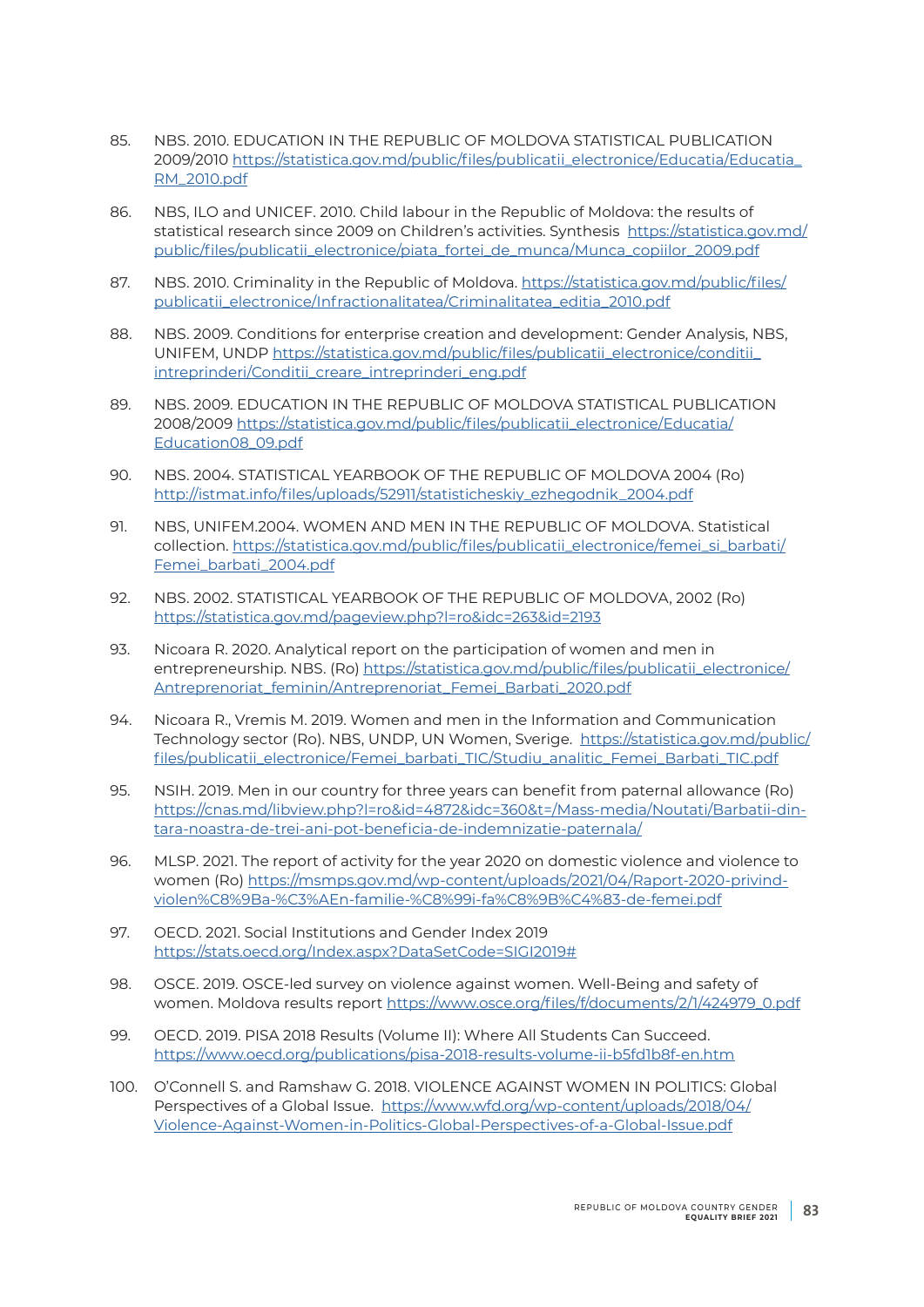85. NBS. 2010. EDUCATION IN THE REPUBLIC OF MOLDOVA STATISTICAL PUBLICATION 2009/2010 https://statistica.gov.md/public/files/publicatii_electronice/Educatia/Educatia_RM_2010.pdf

86. NBS, ILO and UNICEF. 2010. Child labour in the Republic of Moldova: the results of statistical research since 2009 on Children's activities. Synthesis https://statistica.gov.md/public/files/publicatii_electronice/piata_fortei_de_munca/Munca_copiilor_2009.pdf

87. NBS. 2010. Criminality in the Republic of Moldova. https://statistica.gov.md/public/files/publicatii_electronice/Infractionalitatea/Criminalitatea_editia_2010.pdf

88. NBS. 2009. Conditions for enterprise creation and development: Gender Analysis, NBS, UNIFEM, UNDP https://statistica.gov.md/public/files/publicatii_electronice/conditii_intreprinderi/Conditii_creare_intreprinderi_eng.pdf

89. NBS. 2009. EDUCATION IN THE REPUBLIC OF MOLDOVA STATISTICAL PUBLICATION 2008/2009 https://statistica.gov.md/public/files/publicatii_electronice/Educatia/Education08_09.pdf

90. NBS. 2004. STATISTICAL YEARBOOK OF THE REPUBLIC OF MOLDOVA 2004 (Ro) http://istmat.info/files/uploads/52911/statisticheskiy_ezhegodnik_2004.pdf

91. NBS, UNIFEM.2004. WOMEN AND MEN IN THE REPUBLIC OF MOLDOVA. Statistical collection. https://statistica.gov.md/public/files/publicatii_electronice/femei_si_barbati/Femei_barbati_2004.pdf

92. NBS. 2002. STATISTICAL YEARBOOK OF THE REPUBLIC OF MOLDOVA, 2002 (Ro) https://statistica.gov.md/pageview.php?l=ro&idc=263&id=2193

93. Nicoara R. 2020. Analytical report on the participation of women and men in entrepreneurship. NBS. (Ro) https://statistica.gov.md/public/files/publicatii_electronice/Antreprenoriat_feminin/Antreprenoriat_Femei_Barbati_2020.pdf

94. Nicoara R., Vremis M. 2019. Women and men in the Information and Communication Technology sector (Ro). NBS, UNDP, UN Women, Sverige. https://statistica.gov.md/public/files/publicatii_electronice/Femei_barbati_TIC/Studiu_analitic_Femei_Barbati_TIC.pdf

95. NSIH. 2019. Men in our country for three years can benefit from paternal allowance (Ro) https://cnas.md/libview.php?l=ro&id=4872&idc=360&t=/Mass-media/Noutati/Barbatii-din-tara-noastra-de-trei-ani-pot-beneficia-de-indemnizatie-paternala/

96. MLSP. 2021. The report of activity for the year 2020 on domestic violence and violence to women (Ro) https://msmps.gov.md/wp-content/uploads/2021/04/Raport-2020-privind-violen%C8%9Ba-%C3%AEn-familie-%C8%99i-fa%C8%9B%C4%83-de-femei.pdf

97. OECD. 2021. Social Institutions and Gender Index 2019 https://stats.oecd.org/Index.aspx?DataSetCode=SIGI2019#

98. OSCE. 2019. OSCE-led survey on violence against women. Well-Being and safety of women. Moldova results report https://www.osce.org/files/f/documents/2/1/424979_0.pdf

99. OECD. 2019. PISA 2018 Results (Volume II): Where All Students Can Succeed. https://www.oecd.org/publications/pisa-2018-results-volume-ii-b5fd1b8f-en.htm

100. O'Connell S. and Ramshaw G. 2018. VIOLENCE AGAINST WOMEN IN POLITICS: Global Perspectives of a Global Issue. https://www.wfd.org/wp-content/uploads/2018/04/Violence-Against-Women-in-Politics-Global-Perspectives-of-a-Global-Issue.pdf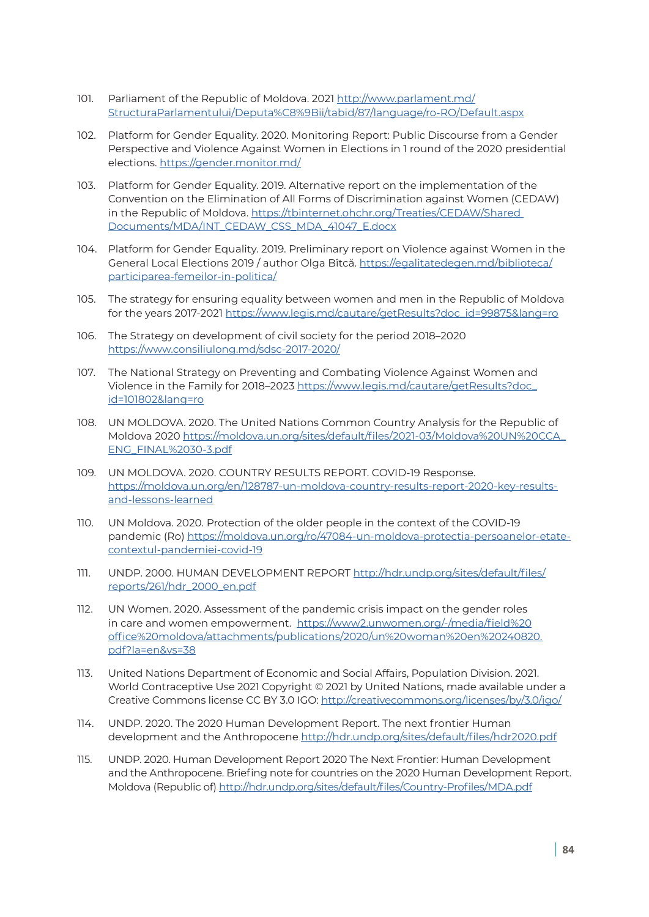101. Parliament of the Republic of Moldova. 2021 http://www.parlament.md/StructuraParlamentului/Deputa%C8%9Bii/tabid/87/language/ro-RO/Default.aspx

102. Platform for Gender Equality. 2020. Monitoring Report: Public Discourse from a Gender Perspective and Violence Against Women in Elections in 1 round of the 2020 presidential elections. https://gender.monitor.md/

103. Platform for Gender Equality. 2019. Alternative report on the implementation of the Convention on the Elimination of All Forms of Discrimination against Women (CEDAW) in the Republic of Moldova. https://tbinternet.ohchr.org/Treaties/CEDAW/Shared Documents/MDA/INT_CEDAW_CSS_MDA_41047_E.docx

104. Platform for Gender Equality. 2019. Preliminary report on Violence against Women in the General Local Elections 2019 / author Olga Bîtcă. https://egalitatedegen.md/biblioteca/participarea-femeilor-in-politica/

105. The strategy for ensuring equality between women and men in the Republic of Moldova for the years 2017-2021 https://www.legis.md/cautare/getResults?doc_id=99875&lang=ro

106. The Strategy on development of civil society for the period 2018–2020 https://www.consiliulong.md/sdsc-2017-2020/

107. The National Strategy on Preventing and Combating Violence Against Women and Violence in the Family for 2018–2023 https://www.legis.md/cautare/getResults?doc_id=101802&lang=ro

108. UN MOLDOVA. 2020. The United Nations Common Country Analysis for the Republic of Moldova 2020 https://moldova.un.org/sites/default/files/2021-03/Moldova%20UN%20CCA_ENG_FINAL%2030-3.pdf

109. UN MOLDOVA. 2020. COUNTRY RESULTS REPORT. COVID-19 Response. https://moldova.un.org/en/128787-un-moldova-country-results-report-2020-key-results-and-lessons-learned

110. UN Moldova. 2020. Protection of the older people in the context of the COVID-19 pandemic (Ro) https://moldova.un.org/ro/47084-un-moldova-protectia-persoanelor-etate-contextul-pandemiei-covid-19

111. UNDP. 2000. HUMAN DEVELOPMENT REPORT http://hdr.undp.org/sites/default/files/reports/261/hdr_2000_en.pdf

112. UN Women. 2020. Assessment of the pandemic crisis impact on the gender roles in care and women empowerment. https://www2.unwomen.org/-/media/field%20office%20moldova/attachments/publications/2020/un%20woman%20en%20240820.pdf?la=en&vs=38

113. United Nations Department of Economic and Social Affairs, Population Division. 2021. World Contraceptive Use 2021 Copyright © 2021 by United Nations, made available under a Creative Commons license CC BY 3.0 IGO: http://creativecommons.org/licenses/by/3.0/igo/

114. UNDP. 2020. The 2020 Human Development Report. The next frontier Human development and the Anthropocene http://hdr.undp.org/sites/default/files/hdr2020.pdf

115. UNDP. 2020. Human Development Report 2020 The Next Frontier: Human Development and the Anthropocene. Briefing note for countries on the 2020 Human Development Report. Moldova (Republic of) http://hdr.undp.org/sites/default/files/Country-Profiles/MDA.pdf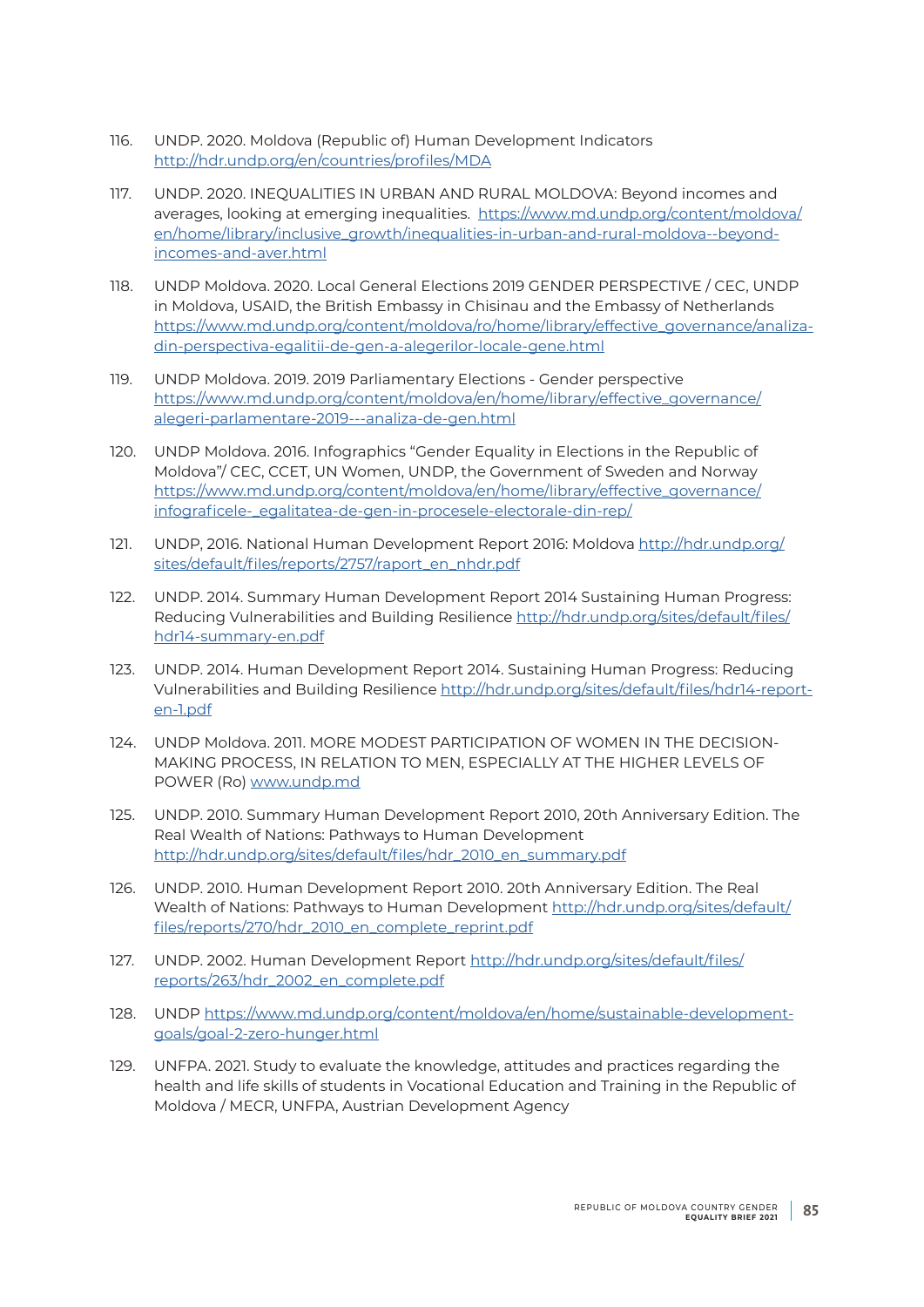116. UNDP. 2020. Moldova (Republic of) Human Development Indicators http://hdr.undp.org/en/countries/profiles/MDA

117. UNDP. 2020. INEQUALITIES IN URBAN AND RURAL MOLDOVA: Beyond incomes and averages, looking at emerging inequalities. https://www.md.undp.org/content/moldova/en/home/library/inclusive_growth/inequalities-in-urban-and-rural-moldova--beyond-incomes-and-aver.html

118. UNDP Moldova. 2020. Local General Elections 2019 GENDER PERSPECTIVE / CEC, UNDP in Moldova, USAID, the British Embassy in Chisinau and the Embassy of Netherlands https://www.md.undp.org/content/moldova/ro/home/library/effective_governance/analiza-din-perspectiva-egalitii-de-gen-a-alegerilor-locale-gene.html

119. UNDP Moldova. 2019. 2019 Parliamentary Elections - Gender perspective https://www.md.undp.org/content/moldova/en/home/library/effective_governance/alegeri-parlamentare-2019---analiza-de-gen.html

120. UNDP Moldova. 2016. Infographics "Gender Equality in Elections in the Republic of Moldova"/ CEC, CCET, UN Women, UNDP, the Government of Sweden and Norway https://www.md.undp.org/content/moldova/en/home/library/effective_governance/infograficele-_egalitatea-de-gen-in-procesele-electorale-din-rep/

121. UNDP, 2016. National Human Development Report 2016: Moldova http://hdr.undp.org/sites/default/files/reports/2757/raport_en_nhdr.pdf

122. UNDP. 2014. Summary Human Development Report 2014 Sustaining Human Progress: Reducing Vulnerabilities and Building Resilience http://hdr.undp.org/sites/default/files/hdr14-summary-en.pdf

123. UNDP. 2014. Human Development Report 2014. Sustaining Human Progress: Reducing Vulnerabilities and Building Resilience http://hdr.undp.org/sites/default/files/hdr14-report-en-1.pdf

124. UNDP Moldova. 2011. MORE MODEST PARTICIPATION OF WOMEN IN THE DECISION-MAKING PROCESS, IN RELATION TO MEN, ESPECIALLY AT THE HIGHER LEVELS OF POWER (Ro) www.undp.md

125. UNDP. 2010. Summary Human Development Report 2010, 20th Anniversary Edition. The Real Wealth of Nations: Pathways to Human Development http://hdr.undp.org/sites/default/files/hdr_2010_en_summary.pdf

126. UNDP. 2010. Human Development Report 2010. 20th Anniversary Edition. The Real Wealth of Nations: Pathways to Human Development http://hdr.undp.org/sites/default/files/reports/270/hdr_2010_en_complete_reprint.pdf

127. UNDP. 2002. Human Development Report http://hdr.undp.org/sites/default/files/reports/263/hdr_2002_en_complete.pdf

128. UNDP https://www.md.undp.org/content/moldova/en/home/sustainable-development-goals/goal-2-zero-hunger.html

129. UNFPA. 2021. Study to evaluate the knowledge, attitudes and practices regarding the health and life skills of students in Vocational Education and Training in the Republic of Moldova / MECR, UNFPA, Austrian Development Agency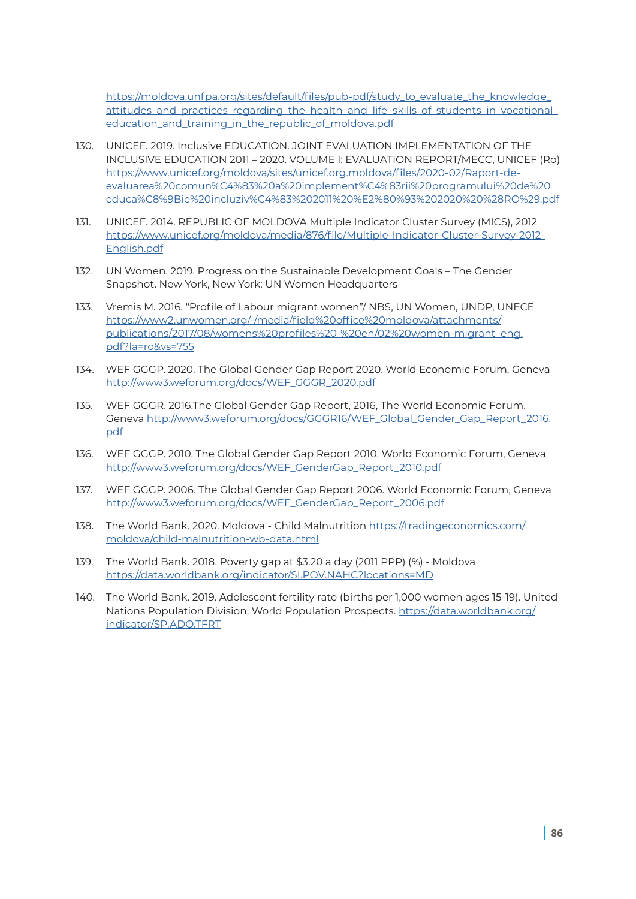https://moldova.unfpa.org/sites/default/files/pub-pdf/study_to_evaluate_the_knowledge_attitudes_and_practices_regarding_the_health_and_life_skills_of_students_in_vocational_education_and_training_in_the_republic_of_moldova.pdf

130. UNICEF. 2019. Inclusive EDUCATION. JOINT EVALUATION IMPLEMENTATION OF THE INCLUSIVE EDUCATION 2011 – 2020. VOLUME I: EVALUATION REPORT/MECC, UNICEF (Ro) https://www.unicef.org/moldova/sites/unicef.org.moldova/files/2020-02/Raport-de-evaluarea%20comun%C4%83%20a%20implement%C4%83rii%20programului%20de%20educa%C8%9Bie%20incluziv%C4%83%202011%20%E2%80%93%202020%20%28RO%29.pdf

131. UNICEF. 2014. REPUBLIC OF MOLDOVA Multiple Indicator Cluster Survey (MICS), 2012 https://www.unicef.org/moldova/media/876/file/Multiple-Indicator-Cluster-Survey-2012-English.pdf

132. UN Women. 2019. Progress on the Sustainable Development Goals – The Gender Snapshot. New York, New York: UN Women Headquarters

133. Vremis M. 2016. "Profile of Labour migrant women"/ NBS, UN Women, UNDP, UNECE https://www2.unwomen.org/-/media/field%20office%20moldova/attachments/publications/2017/08/womens%20profiles%20-%20en/02%20women-migrant_eng.pdf?la=ro&vs=755

134. WEF GGGP. 2020. The Global Gender Gap Report 2020. World Economic Forum, Geneva http://www3.weforum.org/docs/WEF_GGGR_2020.pdf

135. WEF GGGR. 2016.The Global Gender Gap Report, 2016, The World Economic Forum. Geneva http://www3.weforum.org/docs/GGGR16/WEF_Global_Gender_Gap_Report_2016.pdf

136. WEF GGGP. 2010. The Global Gender Gap Report 2010. World Economic Forum, Geneva http://www3.weforum.org/docs/WEF_GenderGap_Report_2010.pdf

137. WEF GGGP. 2006. The Global Gender Gap Report 2006. World Economic Forum, Geneva http://www3.weforum.org/docs/WEF_GenderGap_Report_2006.pdf

138. The World Bank. 2020. Moldova - Child Malnutrition https://tradingeconomics.com/moldova/child-malnutrition-wb-data.html

139. The World Bank. 2018. Poverty gap at $3.20 a day (2011 PPP) (%) - Moldova https://data.worldbank.org/indicator/SI.POV.NAHC?locations=MD

140. The World Bank. 2019. Adolescent fertility rate (births per 1,000 women ages 15-19). United Nations Population Division, World Population Prospects. https://data.worldbank.org/indicator/SP.ADO.TFRT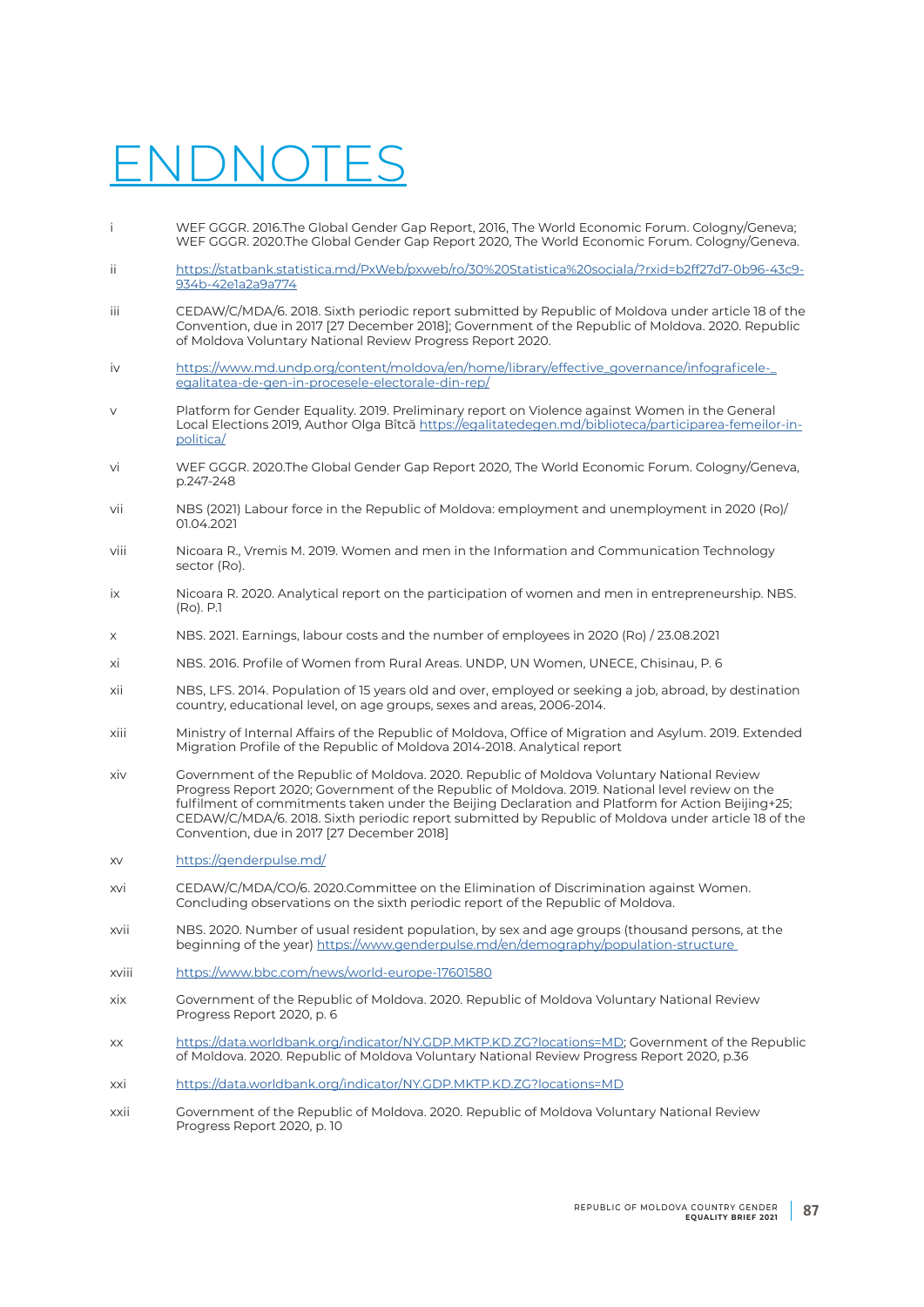# ENDNOTES

i WEF GGGR. 2016.The Global Gender Gap Report, 2016, The World Economic Forum. Cologny/Geneva; WEF GGGR. 2020.The Global Gender Gap Report 2020, The World Economic Forum. Cologny/Geneva.

ii https://statbank.statistica.md/PxWeb/pxweb/ro/30%20Statistica%20sociala/?rxid=b2ff27d7-0b96-43c9-934b-42e1a2a9a774

iii CEDAW/C/MDA/6. 2018. Sixth periodic report submitted by Republic of Moldova under article 18 of the Convention, due in 2017 [27 December 2018]; Government of the Republic of Moldova. 2020. Republic of Moldova Voluntary National Review Progress Report 2020.

iv https://www.md.undp.org/content/moldova/en/home/library/effective_governance/infograficele-_egalitatea-de-gen-in-procesele-electorale-din-rep/

v Platform for Gender Equality. 2019. Preliminary report on Violence against Women in the General Local Elections 2019, Author Olga Bîtcă https://egalitatedegen.md/biblioteca/participarea-femeilor-in-politica/

vi WEF GGGR. 2020.The Global Gender Gap Report 2020, The World Economic Forum. Cologny/Geneva, p.247-248

vii NBS (2021) Labour force in the Republic of Moldova: employment and unemployment in 2020 (Ro)/ 01.04.2021

viii Nicoara R., Vremis M. 2019. Women and men in the Information and Communication Technology sector (Ro).

ix Nicoara R. 2020. Analytical report on the participation of women and men in entrepreneurship. NBS. (Ro). P.1

x NBS. 2021. Earnings, labour costs and the number of employees in 2020 (Ro) / 23.08.2021

xi NBS. 2016. Profile of Women from Rural Areas. UNDP, UN Women, UNECE, Chisinau, P. 6

xii NBS, LFS. 2014. Population of 15 years old and over, employed or seeking a job, abroad, by destination country, educational level, on age groups, sexes and areas, 2006-2014.

xiii Ministry of Internal Affairs of the Republic of Moldova, Office of Migration and Asylum. 2019. Extended Migration Profile of the Republic of Moldova 2014-2018. Analytical report

xiv Government of the Republic of Moldova. 2020. Republic of Moldova Voluntary National Review Progress Report 2020; Government of the Republic of Moldova. 2019. National level review on the fulfilment of commitments taken under the Beijing Declaration and Platform for Action Beijing+25; CEDAW/C/MDA/6. 2018. Sixth periodic report submitted by Republic of Moldova under article 18 of the Convention, due in 2017 [27 December 2018]

xv https://genderpulse.md/

xvi CEDAW/C/MDA/CO/6. 2020.Committee on the Elimination of Discrimination against Women. Concluding observations on the sixth periodic report of the Republic of Moldova.

xvii NBS. 2020. Number of usual resident population, by sex and age groups (thousand persons, at the beginning of the year) https://www.genderpulse.md/en/demography/population-structure

xviii https://www.bbc.com/news/world-europe-17601580

xix Government of the Republic of Moldova. 2020. Republic of Moldova Voluntary National Review Progress Report 2020, p. 6

xx https://data.worldbank.org/indicator/NY.GDP.MKTP.KD.ZG?locations=MD; Government of the Republic of Moldova. 2020. Republic of Moldova Voluntary National Review Progress Report 2020, p.36

xxi https://data.worldbank.org/indicator/NY.GDP.MKTP.KD.ZG?locations=MD

xxii Government of the Republic of Moldova. 2020. Republic of Moldova Voluntary National Review Progress Report 2020, p. 10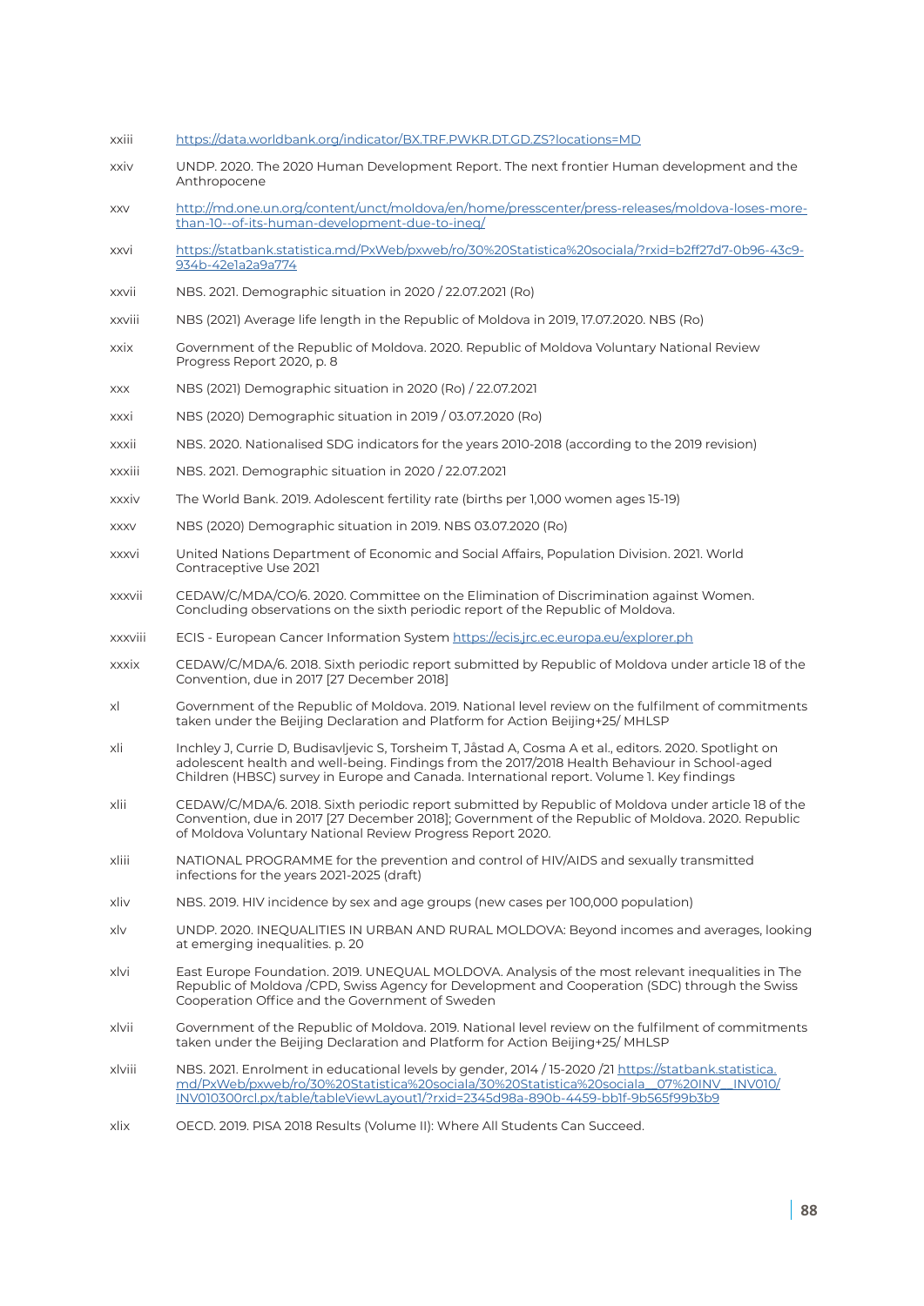xxiii https://data.worldbank.org/indicator/BX.TRF.PWKR.DT.GD.ZS?locations=MD

xxiv UNDP. 2020. The 2020 Human Development Report. The next frontier Human development and the Anthropocene

xxv http://md.one.un.org/content/unct/moldova/en/home/presscenter/press-releases/moldova-loses-more-than-10--of-its-human-development-due-to-ineq/

xxvi https://statbank.statistica.md/PxWeb/pxweb/ro/30%20Statistica%20sociala/?rxid=b2ff27d7-0b96-43c9-934b-42e1a2a9a774

xxvii NBS. 2021. Demographic situation in 2020 / 22.07.2021 (Ro)

xxviii NBS (2021) Average life length in the Republic of Moldova in 2019, 17.07.2020. NBS (Ro)

xxix Government of the Republic of Moldova. 2020. Republic of Moldova Voluntary National Review Progress Report 2020, p. 8

xxx NBS (2021) Demographic situation in 2020 (Ro) / 22.07.2021

xxxi NBS (2020) Demographic situation in 2019 / 03.07.2020 (Ro)

xxxii NBS. 2020. Nationalised SDG indicators for the years 2010-2018 (according to the 2019 revision)

xxxiii NBS. 2021. Demographic situation in 2020 / 22.07.2021

xxxiv The World Bank. 2019. Adolescent fertility rate (births per 1,000 women ages 15-19)

xxxv NBS (2020) Demographic situation in 2019. NBS 03.07.2020 (Ro)

xxxvi United Nations Department of Economic and Social Affairs, Population Division. 2021. World Contraceptive Use 2021

xxxvii CEDAW/C/MDA/CO/6. 2020. Committee on the Elimination of Discrimination against Women. Concluding observations on the sixth periodic report of the Republic of Moldova.

xxxviii ECIS - European Cancer Information System https://ecis.jrc.ec.europa.eu/explorer.ph

xxxix CEDAW/C/MDA/6. 2018. Sixth periodic report submitted by Republic of Moldova under article 18 of the Convention, due in 2017 [27 December 2018]

xl Government of the Republic of Moldova. 2019. National level review on the fulfilment of commitments taken under the Beijing Declaration and Platform for Action Beijing+25/ MHLSP

xli Inchley J, Currie D, Budisavljevic S, Torsheim T, Jåstad A, Cosma A et al., editors. 2020. Spotlight on adolescent health and well-being. Findings from the 2017/2018 Health Behaviour in School-aged Children (HBSC) survey in Europe and Canada. International report. Volume 1. Key findings

xlii CEDAW/C/MDA/6. 2018. Sixth periodic report submitted by Republic of Moldova under article 18 of the Convention, due in 2017 [27 December 2018]; Government of the Republic of Moldova. 2020. Republic of Moldova Voluntary National Review Progress Report 2020.

xliii NATIONAL PROGRAMME for the prevention and control of HIV/AIDS and sexually transmitted infections for the years 2021-2025 (draft)

xliv NBS. 2019. HIV incidence by sex and age groups (new cases per 100,000 population)

xlv UNDP. 2020. INEQUALITIES IN URBAN AND RURAL MOLDOVA: Beyond incomes and averages, looking at emerging inequalities. p. 20

xlvi East Europe Foundation. 2019. UNEQUAL MOLDOVA. Analysis of the most relevant inequalities in The Republic of Moldova /CPD, Swiss Agency for Development and Cooperation (SDC) through the Swiss Cooperation Office and the Government of Sweden

xlvii Government of the Republic of Moldova. 2019. National level review on the fulfilment of commitments taken under the Beijing Declaration and Platform for Action Beijing+25/ MHLSP

xlviii NBS. 2021. Enrolment in educational levels by gender, 2014 / 15-2020 /21 https://statbank.statistica.md/PxWeb/pxweb/ro/30%20Statistica%20sociala/30%20Statistica%20sociala__07%20INV__INV010/INV010300rcl.px/table/tableViewLayout1/?rxid=2345d98a-890b-4459-bb1f-9b565f99b3b9

xlix OECD. 2019. PISA 2018 Results (Volume II): Where All Students Can Succeed.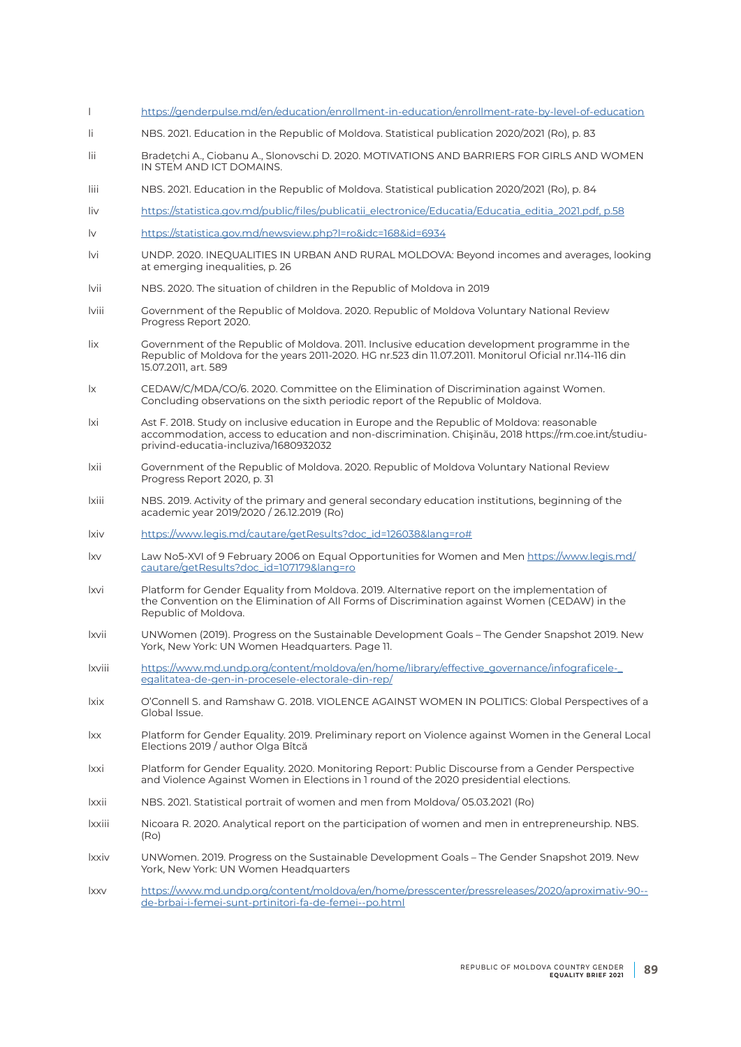l https://genderpulse.md/en/education/enrollment-in-education/enrollment-rate-by-level-of-education

li NBS. 2021. Education in the Republic of Moldova. Statistical publication 2020/2021 (Ro), p. 83

lii Bradețchi A., Ciobanu A., Slonovschi D. 2020. MOTIVATIONS AND BARRIERS FOR GIRLS AND WOMEN IN STEM AND ICT DOMAINS.

liii NBS. 2021. Education in the Republic of Moldova. Statistical publication 2020/2021 (Ro), p. 84

liv https://statistica.gov.md/public/files/publicatii_electronice/Educatia/Educatia_editia_2021.pdf, p.58

lv https://statistica.gov.md/newsview.php?l=ro&idc=168&id=6934

lvi UNDP. 2020. INEQUALITIES IN URBAN AND RURAL MOLDOVA: Beyond incomes and averages, looking at emerging inequalities, p. 26

lvii NBS. 2020. The situation of children in the Republic of Moldova in 2019

lviii Government of the Republic of Moldova. 2020. Republic of Moldova Voluntary National Review Progress Report 2020.

lix Government of the Republic of Moldova. 2011. Inclusive education development programme in the Republic of Moldova for the years 2011-2020. HG nr.523 din 11.07.2011. Monitorul Oficial nr.114-116 din 15.07.2011, art. 589

lx CEDAW/C/MDA/CO/6. 2020. Committee on the Elimination of Discrimination against Women. Concluding observations on the sixth periodic report of the Republic of Moldova.

lxi Ast F. 2018. Study on inclusive education in Europe and the Republic of Moldova: reasonable accommodation, access to education and non-discrimination. Chişinău, 2018 https://rm.coe.int/studiu-privind-educatia-incluziva/1680932032

lxii Government of the Republic of Moldova. 2020. Republic of Moldova Voluntary National Review Progress Report 2020, p. 31

lxiii NBS. 2019. Activity of the primary and general secondary education institutions, beginning of the academic year 2019/2020 / 26.12.2019 (Ro)

lxiv https://www.legis.md/cautare/getResults?doc_id=126038&lang=ro#

lxv Law No5-XVI of 9 February 2006 on Equal Opportunities for Women and Men https://www.legis.md/cautare/getResults?doc_id=107179&lang=ro

lxvi Platform for Gender Equality from Moldova. 2019. Alternative report on the implementation of the Convention on the Elimination of All Forms of Discrimination against Women (CEDAW) in the Republic of Moldova.

lxvii UNWomen (2019). Progress on the Sustainable Development Goals – The Gender Snapshot 2019. New York, New York: UN Women Headquarters. Page 11.

lxviii https://www.md.undp.org/content/moldova/en/home/library/effective_governance/infograficele-_egalitatea-de-gen-in-procesele-electorale-din-rep/

lxix O'Connell S. and Ramshaw G. 2018. VIOLENCE AGAINST WOMEN IN POLITICS: Global Perspectives of a Global Issue.

lxx Platform for Gender Equality. 2019. Preliminary report on Violence against Women in the General Local Elections 2019 / author Olga Bîtcă

lxxi Platform for Gender Equality. 2020. Monitoring Report: Public Discourse from a Gender Perspective and Violence Against Women in Elections in 1 round of the 2020 presidential elections.

lxxii NBS. 2021. Statistical portrait of women and men from Moldova/ 05.03.2021 (Ro)

lxxiii Nicoara R. 2020. Analytical report on the participation of women and men in entrepreneurship. NBS. (Ro)

lxxiv UNWomen. 2019. Progress on the Sustainable Development Goals – The Gender Snapshot 2019. New York, New York: UN Women Headquarters

lxxv https://www.md.undp.org/content/moldova/en/home/presscenter/pressreleases/2020/aproximativ-90--de-brbai-i-femei-sunt-prtinitori-fa-de-femei--po.html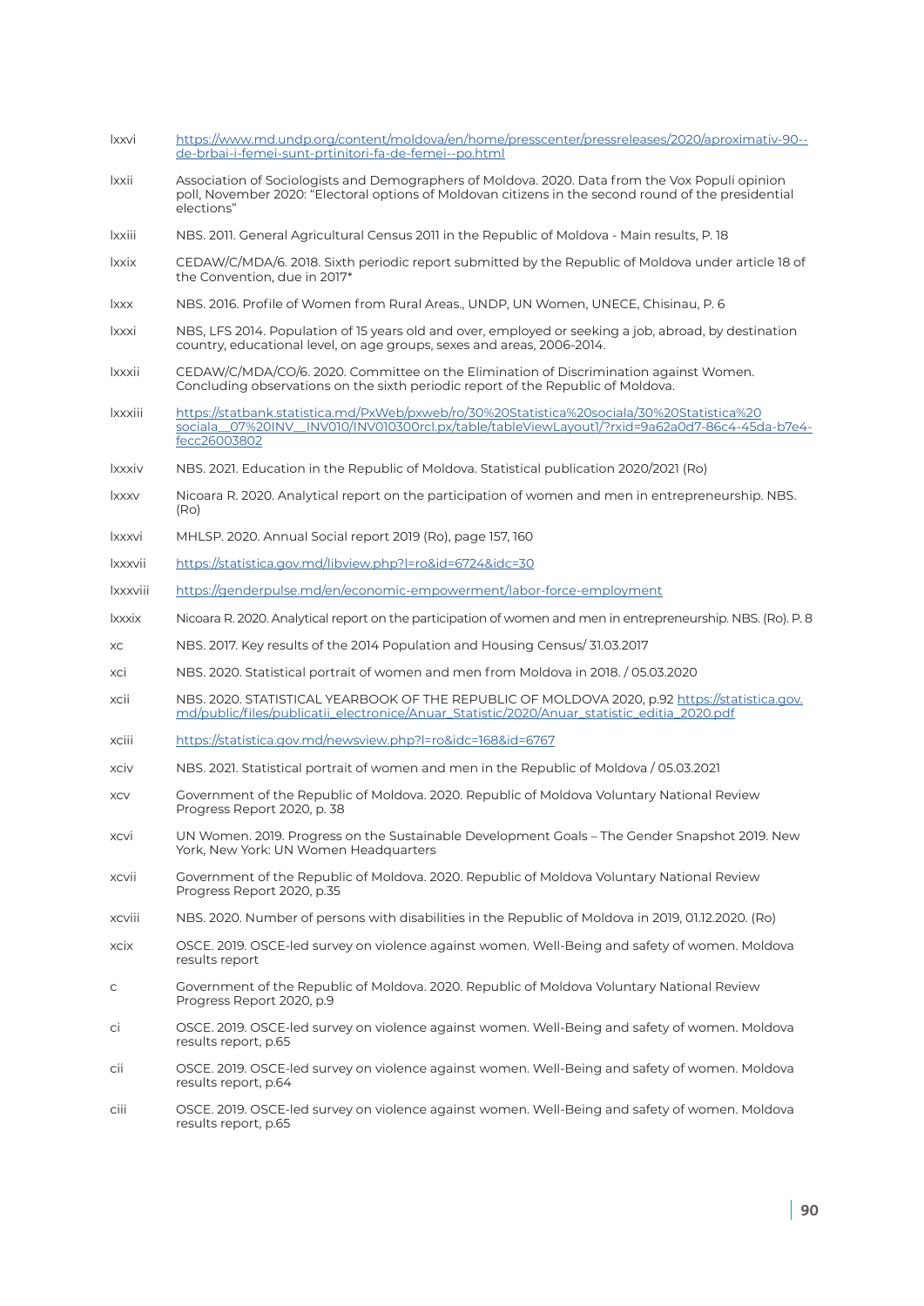lxxvi https://www.md.undp.org/content/moldova/en/home/presscenter/pressreleases/2020/aproximativ-90--de-brbai-i-femei-sunt-prtinitori-fa-de-femei--po.html

lxxii Association of Sociologists and Demographers of Moldova. 2020. Data from the Vox Populi opinion poll, November 2020: "Electoral options of Moldovan citizens in the second round of the presidential elections"

lxxiii NBS. 2011. General Agricultural Census 2011 in the Republic of Moldova - Main results, P. 18

lxxix CEDAW/C/MDA/6. 2018. Sixth periodic report submitted by the Republic of Moldova under article 18 of the Convention, due in 2017*

lxxx NBS. 2016. Profile of Women from Rural Areas., UNDP, UN Women, UNECE, Chisinau, P. 6

lxxxi NBS, LFS 2014. Population of 15 years old and over, employed or seeking a job, abroad, by destination country, educational level, on age groups, sexes and areas, 2006-2014.

lxxxii CEDAW/C/MDA/CO/6. 2020. Committee on the Elimination of Discrimination against Women. Concluding observations on the sixth periodic report of the Republic of Moldova.

lxxxiii https://statbank.statistica.md/PxWeb/pxweb/ro/30%20Statistica%20sociala/30%20Statistica%20sociala__07%20INV__INV010/INV010300rcl.px/table/tableViewLayout1/?rxid=9a62a0d7-86c4-45da-b7e4-fecc26003802

lxxxiv NBS. 2021. Education in the Republic of Moldova. Statistical publication 2020/2021 (Ro)

lxxxv Nicoara R. 2020. Analytical report on the participation of women and men in entrepreneurship. NBS. (Ro)

lxxxvi MHLSP. 2020. Annual Social report 2019 (Ro), page 157, 160

lxxxvii https://statistica.gov.md/libview.php?l=ro&id=6724&idc=30

lxxxviii https://genderpulse.md/en/economic-empowerment/labor-force-employment

lxxxix Nicoara R. 2020. Analytical report on the participation of women and men in entrepreneurship. NBS. (Ro). P. 8

xc NBS. 2017. Key results of the 2014 Population and Housing Census/ 31.03.2017

xci NBS. 2020. Statistical portrait of women and men from Moldova in 2018. / 05.03.2020

xcii NBS. 2020. STATISTICAL YEARBOOK OF THE REPUBLIC OF MOLDOVA 2020, p.92 https://statistica.gov.md/public/files/publicatii_electronice/Anuar_Statistic/2020/Anuar_statistic_editia_2020.pdf

xciii https://statistica.gov.md/newsview.php?l=ro&idc=168&id=6767

xciv NBS. 2021. Statistical portrait of women and men in the Republic of Moldova / 05.03.2021

xcv Government of the Republic of Moldova. 2020. Republic of Moldova Voluntary National Review Progress Report 2020, p. 38

xcvi UN Women. 2019. Progress on the Sustainable Development Goals – The Gender Snapshot 2019. New York, New York: UN Women Headquarters

xcvii Government of the Republic of Moldova. 2020. Republic of Moldova Voluntary National Review Progress Report 2020, p.35

xcviii NBS. 2020. Number of persons with disabilities in the Republic of Moldova in 2019, 01.12.2020. (Ro)

xcix OSCE. 2019. OSCE-led survey on violence against women. Well-Being and safety of women. Moldova results report

c Government of the Republic of Moldova. 2020. Republic of Moldova Voluntary National Review Progress Report 2020, p.9

ci OSCE. 2019. OSCE-led survey on violence against women. Well-Being and safety of women. Moldova results report, p.65

cii OSCE. 2019. OSCE-led survey on violence against women. Well-Being and safety of women. Moldova results report, p.64

ciii OSCE. 2019. OSCE-led survey on violence against women. Well-Being and safety of women. Moldova results report, p.65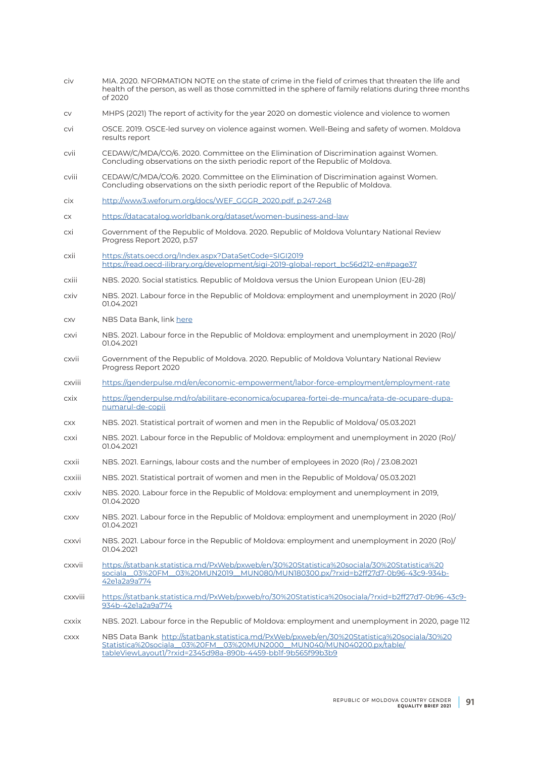civ MIA. 2020. NFORMATION NOTE on the state of crime in the field of crimes that threaten the life and health of the person, as well as those committed in the sphere of family relations during three months of 2020

cv MHPS (2021) The report of activity for the year 2020 on domestic violence and violence to women

cvi OSCE. 2019. OSCE-led survey on violence against women. Well-Being and safety of women. Moldova results report

cvii CEDAW/C/MDA/CO/6. 2020. Committee on the Elimination of Discrimination against Women. Concluding observations on the sixth periodic report of the Republic of Moldova.

cviii CEDAW/C/MDA/CO/6. 2020. Committee on the Elimination of Discrimination against Women. Concluding observations on the sixth periodic report of the Republic of Moldova.

cix http://www3.weforum.org/docs/WEF_GGGR_2020.pdf, p.247-248

cx https://datacatalog.worldbank.org/dataset/women-business-and-law

cxi Government of the Republic of Moldova. 2020. Republic of Moldova Voluntary National Review Progress Report 2020, p.57

cxii https://stats.oecd.org/Index.aspx?DataSetCode=SIGI2019 https://read.oecd-ilibrary.org/development/sigi-2019-global-report_bc56d212-en#page37

cxiii NBS. 2020. Social statistics. Republic of Moldova versus the Union European Union (EU-28)

cxiv NBS. 2021. Labour force in the Republic of Moldova: employment and unemployment in 2020 (Ro)/ 01.04.2021

cxv NBS Data Bank, link here

cxvi NBS. 2021. Labour force in the Republic of Moldova: employment and unemployment in 2020 (Ro)/ 01.04.2021

cxvii Government of the Republic of Moldova. 2020. Republic of Moldova Voluntary National Review Progress Report 2020

cxviii https://genderpulse.md/en/economic-empowerment/labor-force-employment/employment-rate

cxix https://genderpulse.md/ro/abilitare-economica/ocuparea-fortei-de-munca/rata-de-ocupare-dupa-numarul-de-copii

cxx NBS. 2021. Statistical portrait of women and men in the Republic of Moldova/ 05.03.2021

cxxi NBS. 2021. Labour force in the Republic of Moldova: employment and unemployment in 2020 (Ro)/ 01.04.2021

cxxii NBS. 2021. Earnings, labour costs and the number of employees in 2020 (Ro) / 23.08.2021

cxxiii NBS. 2021. Statistical portrait of women and men in the Republic of Moldova/ 05.03.2021

cxxiv NBS. 2020. Labour force in the Republic of Moldova: employment and unemployment in 2019, 01.04.2020

cxxv NBS. 2021. Labour force in the Republic of Moldova: employment and unemployment in 2020 (Ro)/ 01.04.2021

cxxvi NBS. 2021. Labour force in the Republic of Moldova: employment and unemployment in 2020 (Ro)/ 01.04.2021

cxxvii https://statbank.statistica.md/PxWeb/pxweb/en/30%20Statistica%20sociala/30%20Statistica%20sociala__03%20FM__03%20MUN2019__MUN080/MUN180300.px/?rxid=b2ff27d7-0b96-43c9-934b-42e1a2a9a774

cxxviii https://statbank.statistica.md/PxWeb/pxweb/ro/30%20Statistica%20sociala/?rxid=b2ff27d7-0b96-43c9-934b-42e1a2a9a774

cxxix NBS. 2021. Labour force in the Republic of Moldova: employment and unemployment in 2020, page 112

cxxx NBS Data Bank http://statbank.statistica.md/PxWeb/pxweb/en/30%20Statistica%20sociala/30%20Statistica%20sociala__03%20FM__03%20MUN2000__MUN040/MUN040200.px/table/tableViewLayout1/?rxid=2345d98a-890b-4459-bb1f-9b565f99b3b9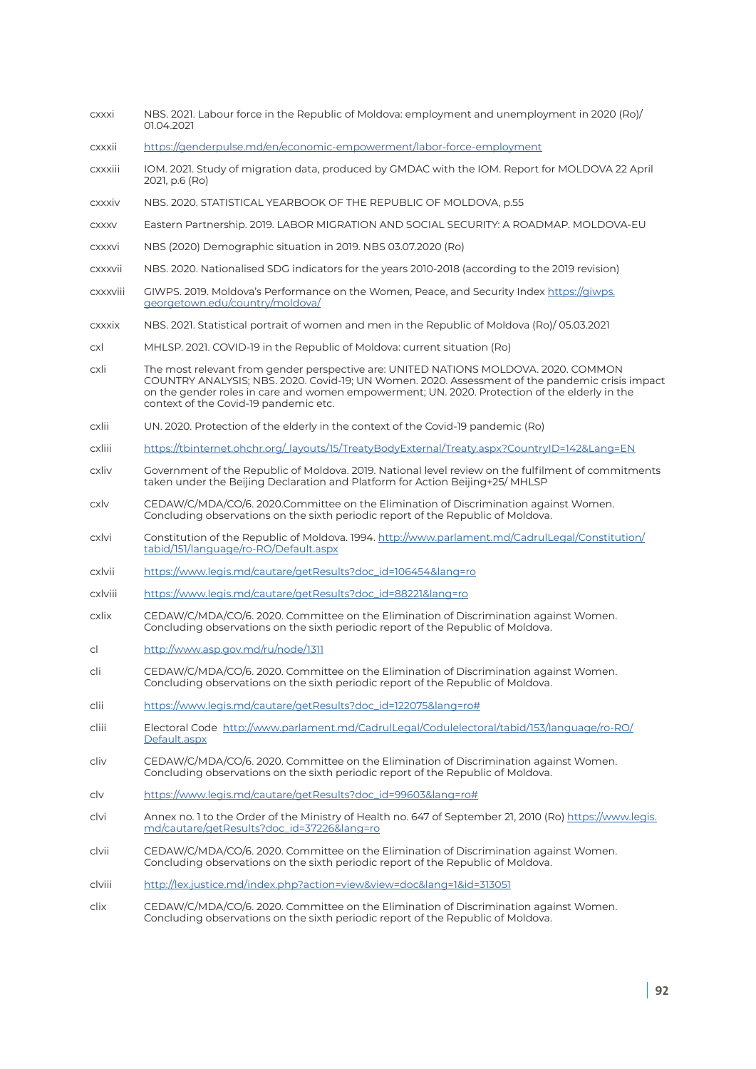cxxxi NBS. 2021. Labour force in the Republic of Moldova: employment and unemployment in 2020 (Ro)/ 01.04.2021

cxxxii https://genderpulse.md/en/economic-empowerment/labor-force-employment

cxxxiii IOM. 2021. Study of migration data, produced by GMDAC with the IOM. Report for MOLDOVA 22 April 2021, p.6 (Ro)

cxxxiv NBS. 2020. STATISTICAL YEARBOOK OF THE REPUBLIC OF MOLDOVA, p.55

cxxxv Eastern Partnership. 2019. LABOR MIGRATION AND SOCIAL SECURITY: A ROADMAP. MOLDOVA-EU

cxxxvi NBS (2020) Demographic situation in 2019. NBS 03.07.2020 (Ro)

cxxxvii NBS. 2020. Nationalised SDG indicators for the years 2010-2018 (according to the 2019 revision)

cxxxviii GIWPS. 2019. Moldova's Performance on the Women, Peace, and Security Index https://giwps.georgetown.edu/country/moldova/

cxxxix NBS. 2021. Statistical portrait of women and men in the Republic of Moldova (Ro)/ 05.03.2021

cxl MHLSP. 2021. COVID-19 in the Republic of Moldova: current situation (Ro)

cxli The most relevant from gender perspective are: UNITED NATIONS MOLDOVA. 2020. COMMON COUNTRY ANALYSIS; NBS. 2020. Covid-19; UN Women. 2020. Assessment of the pandemic crisis impact on the gender roles in care and women empowerment; UN. 2020. Protection of the elderly in the context of the Covid-19 pandemic etc.

cxlii UN. 2020. Protection of the elderly in the context of the Covid-19 pandemic (Ro)

cxliii https://tbinternet.ohchr.org/_layouts/15/TreatyBodyExternal/Treaty.aspx?CountryID=142&Lang=EN

cxliv Government of the Republic of Moldova. 2019. National level review on the fulfilment of commitments taken under the Beijing Declaration and Platform for Action Beijing+25/ MHLSP

cxlv CEDAW/C/MDA/CO/6. 2020.Committee on the Elimination of Discrimination against Women. Concluding observations on the sixth periodic report of the Republic of Moldova.

cxlvi Constitution of the Republic of Moldova. 1994. http://www.parlament.md/CadrulLegal/Constitution/tabid/151/language/ro-RO/Default.aspx

cxlvii https://www.legis.md/cautare/getResults?doc_id=106454&lang=ro

cxlviii https://www.legis.md/cautare/getResults?doc_id=88221&lang=ro

cxlix CEDAW/C/MDA/CO/6. 2020. Committee on the Elimination of Discrimination against Women. Concluding observations on the sixth periodic report of the Republic of Moldova.

cl http://www.asp.gov.md/ru/node/1311

cli CEDAW/C/MDA/CO/6. 2020. Committee on the Elimination of Discrimination against Women. Concluding observations on the sixth periodic report of the Republic of Moldova.

clii https://www.legis.md/cautare/getResults?doc_id=122075&lang=ro#

cliii Electoral Code http://www.parlament.md/CadrulLegal/Codulelectoral/tabid/153/language/ro-RO/Default.aspx

cliv CEDAW/C/MDA/CO/6. 2020. Committee on the Elimination of Discrimination against Women. Concluding observations on the sixth periodic report of the Republic of Moldova.

clv https://www.legis.md/cautare/getResults?doc_id=99603&lang=ro#

clvi Annex no. 1 to the Order of the Ministry of Health no. 647 of September 21, 2010 (Ro) https://www.legis.md/cautare/getResults?doc_id=37226&lang=ro

clvii CEDAW/C/MDA/CO/6. 2020. Committee on the Elimination of Discrimination against Women. Concluding observations on the sixth periodic report of the Republic of Moldova.

clviii http://lex.justice.md/index.php?action=view&view=doc&lang=1&id=313051

clix CEDAW/C/MDA/CO/6. 2020. Committee on the Elimination of Discrimination against Women. Concluding observations on the sixth periodic report of the Republic of Moldova.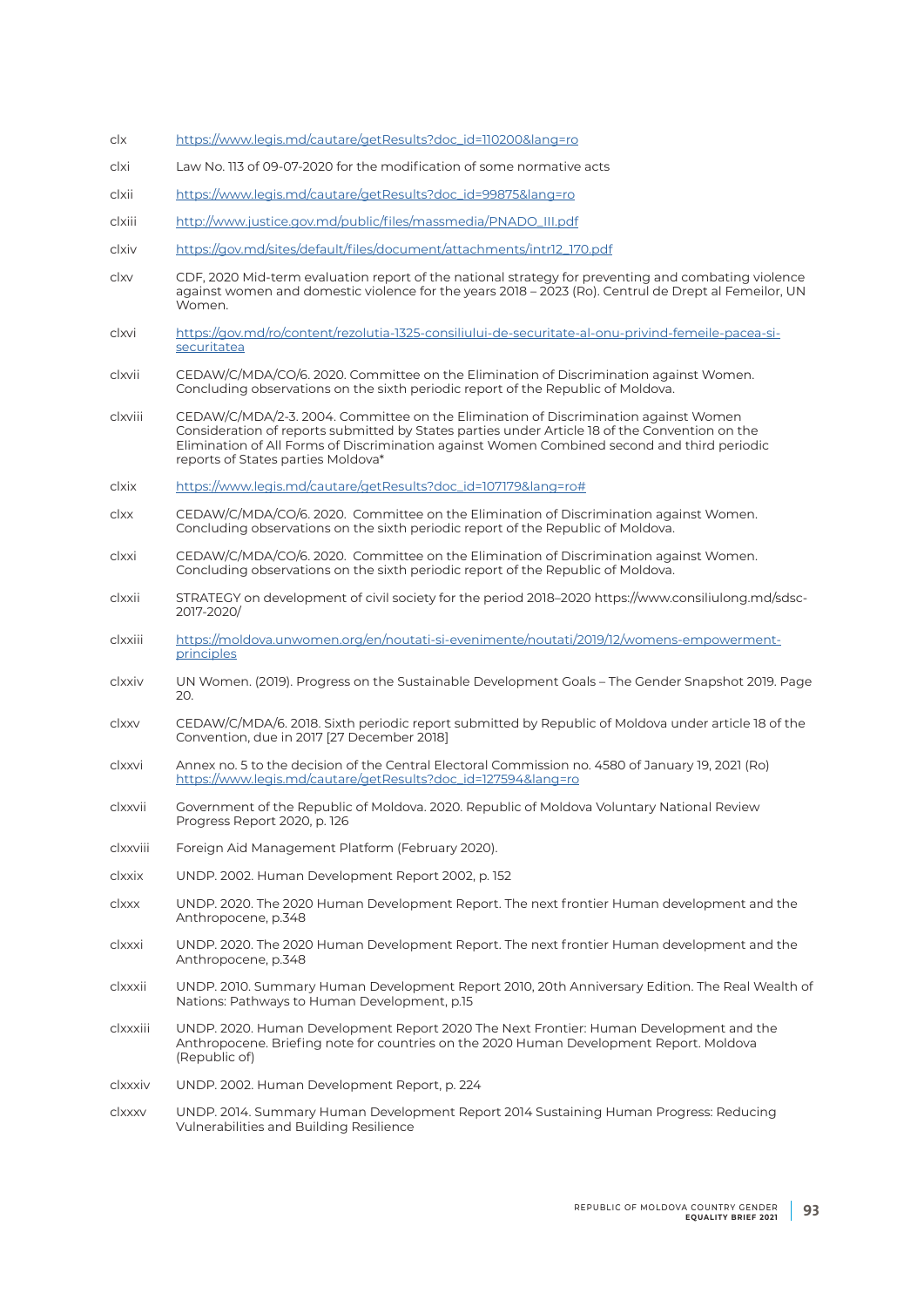clx https://www.legis.md/cautare/getResults?doc_id=110200&lang=ro

clxi Law No. 113 of 09-07-2020 for the modification of some normative acts

clxii https://www.legis.md/cautare/getResults?doc_id=99875&lang=ro

clxiii http://www.justice.gov.md/public/files/massmedia/PNADO_III.pdf

clxiv https://gov.md/sites/default/files/document/attachments/intr12_170.pdf

clxv CDF, 2020 Mid-term evaluation report of the national strategy for preventing and combating violence against women and domestic violence for the years 2018 – 2023 (Ro). Centrul de Drept al Femeilor, UN Women.

clxvi https://gov.md/ro/content/rezolutia-1325-consiliului-de-securitate-al-onu-privind-femeile-pacea-si-securitatea

clxvii CEDAW/C/MDA/CO/6. 2020. Committee on the Elimination of Discrimination against Women. Concluding observations on the sixth periodic report of the Republic of Moldova.

clxviii CEDAW/C/MDA/2-3. 2004. Committee on the Elimination of Discrimination against Women Consideration of reports submitted by States parties under Article 18 of the Convention on the Elimination of All Forms of Discrimination against Women Combined second and third periodic reports of States parties Moldova*

clxix https://www.legis.md/cautare/getResults?doc_id=107179&lang=ro#

clxx CEDAW/C/MDA/CO/6. 2020. Committee on the Elimination of Discrimination against Women. Concluding observations on the sixth periodic report of the Republic of Moldova.

clxxi CEDAW/C/MDA/CO/6. 2020. Committee on the Elimination of Discrimination against Women. Concluding observations on the sixth periodic report of the Republic of Moldova.

clxxii STRATEGY on development of civil society for the period 2018–2020 https://www.consiliulong.md/sdsc-2017-2020/

clxxiii https://moldova.unwomen.org/en/noutati-si-evenimente/noutati/2019/12/womens-empowerment-principles

clxxiv UN Women. (2019). Progress on the Sustainable Development Goals – The Gender Snapshot 2019. Page 20.

clxxv CEDAW/C/MDA/6. 2018. Sixth periodic report submitted by Republic of Moldova under article 18 of the Convention, due in 2017 [27 December 2018]

clxxvi Annex no. 5 to the decision of the Central Electoral Commission no. 4580 of January 19, 2021 (Ro) https://www.legis.md/cautare/getResults?doc_id=127594&lang=ro

clxxvii Government of the Republic of Moldova. 2020. Republic of Moldova Voluntary National Review Progress Report 2020, p. 126

clxxviii Foreign Aid Management Platform (February 2020).

clxxix UNDP. 2002. Human Development Report 2002, p. 152

clxxx UNDP. 2020. The 2020 Human Development Report. The next frontier Human development and the Anthropocene, p.348

clxxxi UNDP. 2020. The 2020 Human Development Report. The next frontier Human development and the Anthropocene, p.348

clxxxii UNDP. 2010. Summary Human Development Report 2010, 20th Anniversary Edition. The Real Wealth of Nations: Pathways to Human Development, p.15

clxxxiii UNDP. 2020. Human Development Report 2020 The Next Frontier: Human Development and the Anthropocene. Briefing note for countries on the 2020 Human Development Report. Moldova (Republic of)

clxxxiv UNDP. 2002. Human Development Report, p. 224

clxxxv UNDP. 2014. Summary Human Development Report 2014 Sustaining Human Progress: Reducing Vulnerabilities and Building Resilience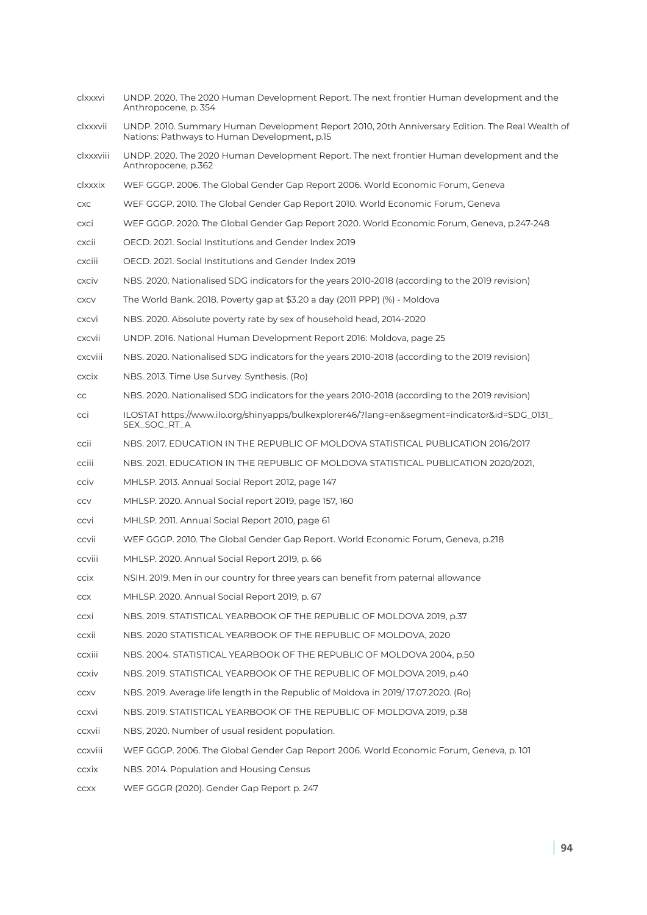clxxxvi UNDP. 2020. The 2020 Human Development Report. The next frontier Human development and the Anthropocene, p. 354

clxxxvii UNDP. 2010. Summary Human Development Report 2010, 20th Anniversary Edition. The Real Wealth of Nations: Pathways to Human Development, p.15

clxxxviii UNDP. 2020. The 2020 Human Development Report. The next frontier Human development and the Anthropocene, p.362

clxxxix WEF GGGP. 2006. The Global Gender Gap Report 2006. World Economic Forum, Geneva

cxc WEF GGGP. 2010. The Global Gender Gap Report 2010. World Economic Forum, Geneva

cxci WEF GGGP. 2020. The Global Gender Gap Report 2020. World Economic Forum, Geneva, p.247-248

cxcii OECD. 2021. Social Institutions and Gender Index 2019

cxciii OECD. 2021. Social Institutions and Gender Index 2019

cxciv NBS. 2020. Nationalised SDG indicators for the years 2010-2018 (according to the 2019 revision)

cxcv The World Bank. 2018. Poverty gap at $3.20 a day (2011 PPP) (%) - Moldova

cxcvi NBS. 2020. Absolute poverty rate by sex of household head, 2014-2020

cxcvii UNDP. 2016. National Human Development Report 2016: Moldova, page 25

cxcviii NBS. 2020. Nationalised SDG indicators for the years 2010-2018 (according to the 2019 revision)

cxcix NBS. 2013. Time Use Survey. Synthesis. (Ro)

cc NBS. 2020. Nationalised SDG indicators for the years 2010-2018 (according to the 2019 revision)

cci ILOSTAT https://www.ilo.org/shinyapps/bulkexplorer46/?lang=en&segment=indicator&id=SDG_0131_SEX_SOC_RT_A

ccii NBS. 2017. EDUCATION IN THE REPUBLIC OF MOLDOVA STATISTICAL PUBLICATION 2016/2017

cciii NBS. 2021. EDUCATION IN THE REPUBLIC OF MOLDOVA STATISTICAL PUBLICATION 2020/2021,

cciv MHLSP. 2013. Annual Social Report 2012, page 147

ccv MHLSP. 2020. Annual Social report 2019, page 157, 160

ccvi MHLSP. 2011. Annual Social Report 2010, page 61

ccvii WEF GGGP. 2010. The Global Gender Gap Report. World Economic Forum, Geneva, p.218

ccviii MHLSP. 2020. Annual Social Report 2019, p. 66

ccix NSIH. 2019. Men in our country for three years can benefit from paternal allowance

ccx MHLSP. 2020. Annual Social Report 2019, p. 67

ccxi NBS. 2019. STATISTICAL YEARBOOK OF THE REPUBLIC OF MOLDOVA 2019, p.37

ccxii NBS. 2020 STATISTICAL YEARBOOK OF THE REPUBLIC OF MOLDOVA, 2020

ccxiii NBS. 2004. STATISTICAL YEARBOOK OF THE REPUBLIC OF MOLDOVA 2004, p.50

ccxiv NBS. 2019. STATISTICAL YEARBOOK OF THE REPUBLIC OF MOLDOVA 2019, p.40

ccxv NBS. 2019. Average life length in the Republic of Moldova in 2019/ 17.07.2020. (Ro)

ccxvi NBS. 2019. STATISTICAL YEARBOOK OF THE REPUBLIC OF MOLDOVA 2019, p.38

ccxvii NBS, 2020. Number of usual resident population.

ccxviii WEF GGGP. 2006. The Global Gender Gap Report 2006. World Economic Forum, Geneva, p. 101

ccxix NBS. 2014. Population and Housing Census

ccxx WEF GGGR (2020). Gender Gap Report p. 247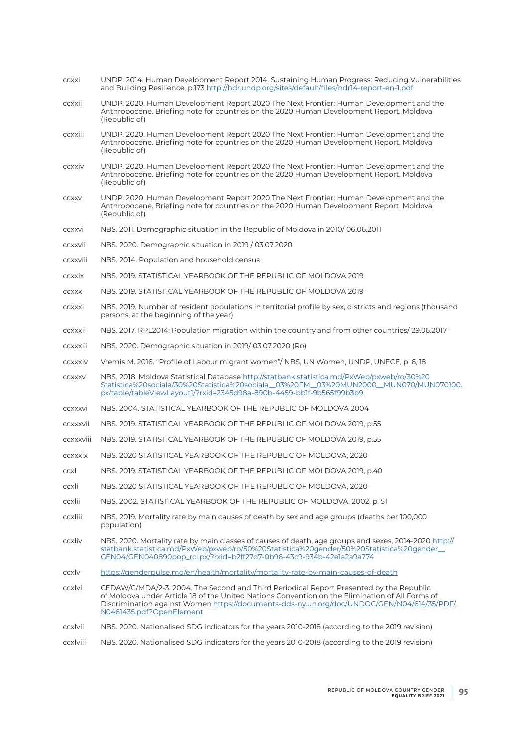ccxxi UNDP. 2014. Human Development Report 2014. Sustaining Human Progress: Reducing Vulnerabilities and Building Resilience, p.173 http://hdr.undp.org/sites/default/files/hdr14-report-en-1.pdf

ccxxii UNDP. 2020. Human Development Report 2020 The Next Frontier: Human Development and the Anthropocene. Briefing note for countries on the 2020 Human Development Report. Moldova (Republic of)

ccxxiii UNDP. 2020. Human Development Report 2020 The Next Frontier: Human Development and the Anthropocene. Briefing note for countries on the 2020 Human Development Report. Moldova (Republic of)

ccxxiv UNDP. 2020. Human Development Report 2020 The Next Frontier: Human Development and the Anthropocene. Briefing note for countries on the 2020 Human Development Report. Moldova (Republic of)

ccxxv UNDP. 2020. Human Development Report 2020 The Next Frontier: Human Development and the Anthropocene. Briefing note for countries on the 2020 Human Development Report. Moldova (Republic of)

ccxxvi NBS. 2011. Demographic situation in the Republic of Moldova in 2010/ 06.06.2011

ccxxvii NBS. 2020. Demographic situation in 2019 / 03.07.2020

ccxxviii NBS. 2014. Population and household census

ccxxix NBS. 2019. STATISTICAL YEARBOOK OF THE REPUBLIC OF MOLDOVA 2019

ccxxx NBS. 2019. STATISTICAL YEARBOOK OF THE REPUBLIC OF MOLDOVA 2019

ccxxxi NBS. 2019. Number of resident populations in territorial profile by sex, districts and regions (thousand persons, at the beginning of the year)

ccxxxii NBS. 2017. RPL2014: Population migration within the country and from other countries/ 29.06.2017

ccxxxiii NBS. 2020. Demographic situation in 2019/ 03.07.2020 (Ro)

ccxxxiv Vremis M. 2016. "Profile of Labour migrant women"/ NBS, UN Women, UNDP, UNECE, p. 6, 18

ccxxxv NBS. 2018. Moldova Statistical Database http://statbank.statistica.md/PxWeb/pxweb/ro/30%20Statistica%20sociala/30%20Statistica%20sociala__03%20FM__03%20MUN2000__MUN070/MUN070100.px/table/tableViewLayout1/?rxid=2345d98a-890b-4459-bb1f-9b565f99b3b9

ccxxxvi NBS. 2004. STATISTICAL YEARBOOK OF THE REPUBLIC OF MOLDOVA 2004

ccxxxvii NBS. 2019. STATISTICAL YEARBOOK OF THE REPUBLIC OF MOLDOVA 2019, p.55

ccxxxviii NBS. 2019. STATISTICAL YEARBOOK OF THE REPUBLIC OF MOLDOVA 2019, p.55

ccxxxix NBS. 2020 STATISTICAL YEARBOOK OF THE REPUBLIC OF MOLDOVA, 2020

ccxl NBS. 2019. STATISTICAL YEARBOOK OF THE REPUBLIC OF MOLDOVA 2019, p.40

ccxli NBS. 2020 STATISTICAL YEARBOOK OF THE REPUBLIC OF MOLDOVA, 2020

ccxlii NBS. 2002. STATISTICAL YEARBOOK OF THE REPUBLIC OF MOLDOVA, 2002, p. 51

ccxliii NBS. 2019. Mortality rate by main causes of death by sex and age groups (deaths per 100,000 population)

ccxliv NBS. 2020. Mortality rate by main classes of causes of death, age groups and sexes, 2014-2020 http://statbank.statistica.md/PxWeb/pxweb/ro/50%20Statistica%20gender/50%20Statistica%20gender__GEN04/GEN040890pop_rcl.px/?rxid=b2ff27d7-0b96-43c9-934b-42e1a2a9a774

ccxlv https://genderpulse.md/en/health/mortality/mortality-rate-by-main-causes-of-death

ccxlvi CEDAW/C/MDA/2-3. 2004. The Second and Third Periodical Report Presented by the Republic of Moldova under Article 18 of the United Nations Convention on the Elimination of All Forms of Discrimination against Women https://documents-dds-ny.un.org/doc/UNDOC/GEN/N04/614/35/PDF/N0461435.pdf?OpenElement

ccxlvii NBS. 2020. Nationalised SDG indicators for the years 2010-2018 (according to the 2019 revision)

ccxlviii NBS. 2020. Nationalised SDG indicators for the years 2010-2018 (according to the 2019 revision)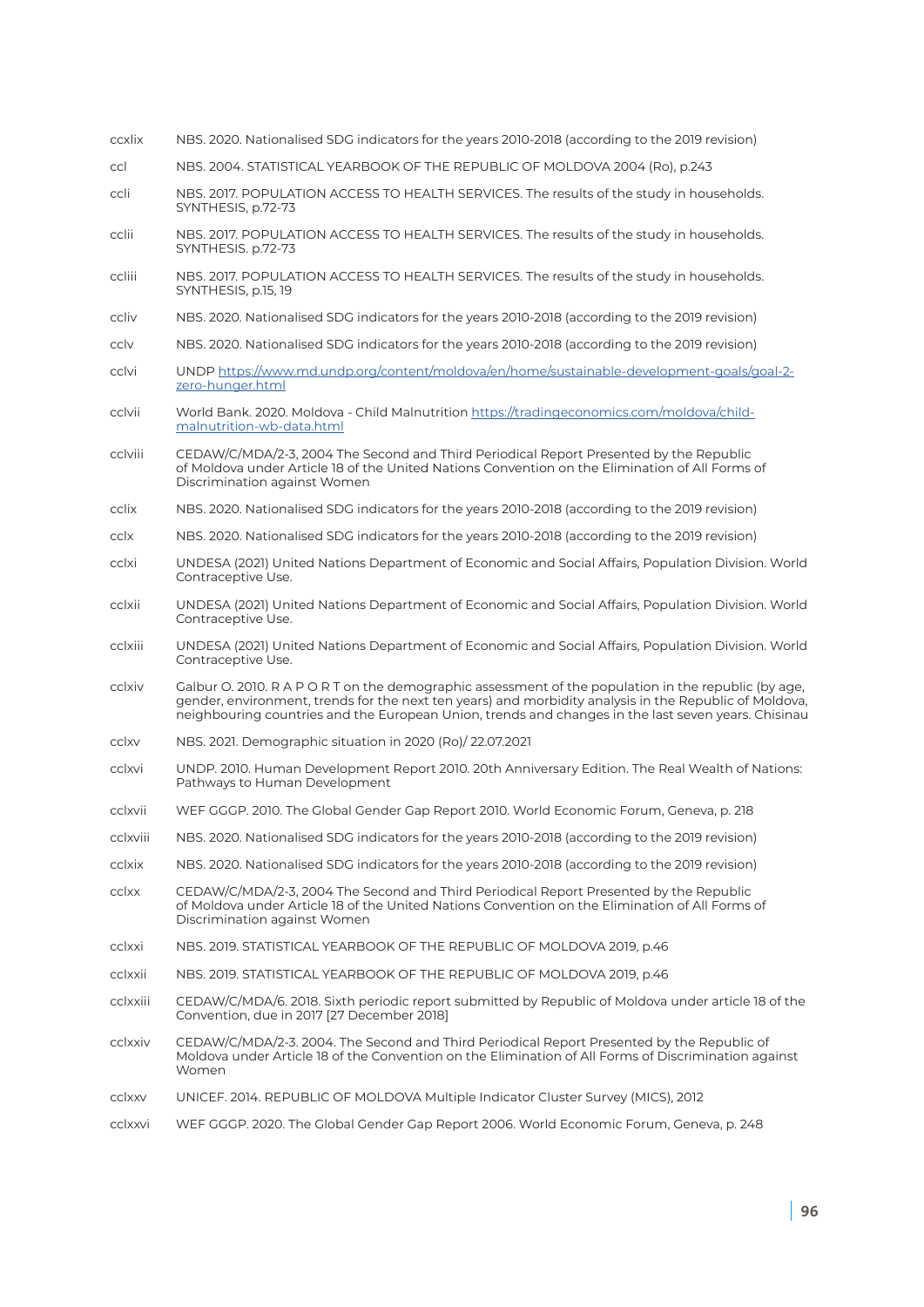ccxlix NBS. 2020. Nationalised SDG indicators for the years 2010-2018 (according to the 2019 revision)

ccl NBS. 2004. STATISTICAL YEARBOOK OF THE REPUBLIC OF MOLDOVA 2004 (Ro), p.243

ccli NBS. 2017. POPULATION ACCESS TO HEALTH SERVICES. The results of the study in households. SYNTHESIS, p.72-73

cclii NBS. 2017. POPULATION ACCESS TO HEALTH SERVICES. The results of the study in households. SYNTHESIS. p.72-73

ccliii NBS. 2017. POPULATION ACCESS TO HEALTH SERVICES. The results of the study in households. SYNTHESIS, p.15, 19

ccliv NBS. 2020. Nationalised SDG indicators for the years 2010-2018 (according to the 2019 revision)

cclv NBS. 2020. Nationalised SDG indicators for the years 2010-2018 (according to the 2019 revision)

cclvi UNDP https://www.md.undp.org/content/moldova/en/home/sustainable-development-goals/goal-2-zero-hunger.html

cclvii World Bank. 2020. Moldova - Child Malnutrition https://tradingeconomics.com/moldova/child-malnutrition-wb-data.html

cclviii CEDAW/C/MDA/2-3, 2004 The Second and Third Periodical Report Presented by the Republic of Moldova under Article 18 of the United Nations Convention on the Elimination of All Forms of Discrimination against Women

cclix NBS. 2020. Nationalised SDG indicators for the years 2010-2018 (according to the 2019 revision)

cclx NBS. 2020. Nationalised SDG indicators for the years 2010-2018 (according to the 2019 revision)

cclxi UNDESA (2021) United Nations Department of Economic and Social Affairs, Population Division. World Contraceptive Use.

cclxii UNDESA (2021) United Nations Department of Economic and Social Affairs, Population Division. World Contraceptive Use.

cclxiii UNDESA (2021) United Nations Department of Economic and Social Affairs, Population Division. World Contraceptive Use.

cclxiv Galbur O. 2010. R A P O R T on the demographic assessment of the population in the republic (by age, gender, environment, trends for the next ten years) and morbidity analysis in the Republic of Moldova, neighbouring countries and the European Union, trends and changes in the last seven years. Chisinau

cclxv NBS. 2021. Demographic situation in 2020 (Ro)/ 22.07.2021

cclxvi UNDP. 2010. Human Development Report 2010. 20th Anniversary Edition. The Real Wealth of Nations: Pathways to Human Development

cclxvii WEF GGGP. 2010. The Global Gender Gap Report 2010. World Economic Forum, Geneva, p. 218

cclxviii NBS. 2020. Nationalised SDG indicators for the years 2010-2018 (according to the 2019 revision)

cclxix NBS. 2020. Nationalised SDG indicators for the years 2010-2018 (according to the 2019 revision)

cclxx CEDAW/C/MDA/2-3, 2004 The Second and Third Periodical Report Presented by the Republic of Moldova under Article 18 of the United Nations Convention on the Elimination of All Forms of Discrimination against Women

cclxxi NBS. 2019. STATISTICAL YEARBOOK OF THE REPUBLIC OF MOLDOVA 2019, p.46

cclxxii NBS. 2019. STATISTICAL YEARBOOK OF THE REPUBLIC OF MOLDOVA 2019, p.46

cclxxiii CEDAW/C/MDA/6. 2018. Sixth periodic report submitted by Republic of Moldova under article 18 of the Convention, due in 2017 [27 December 2018]

cclxxiv CEDAW/C/MDA/2-3. 2004. The Second and Third Periodical Report Presented by the Republic of Moldova under Article 18 of the Convention on the Elimination of All Forms of Discrimination against Women

cclxxv UNICEF. 2014. REPUBLIC OF MOLDOVA Multiple Indicator Cluster Survey (MICS), 2012

cclxxvi WEF GGGP. 2020. The Global Gender Gap Report 2006. World Economic Forum, Geneva, p. 248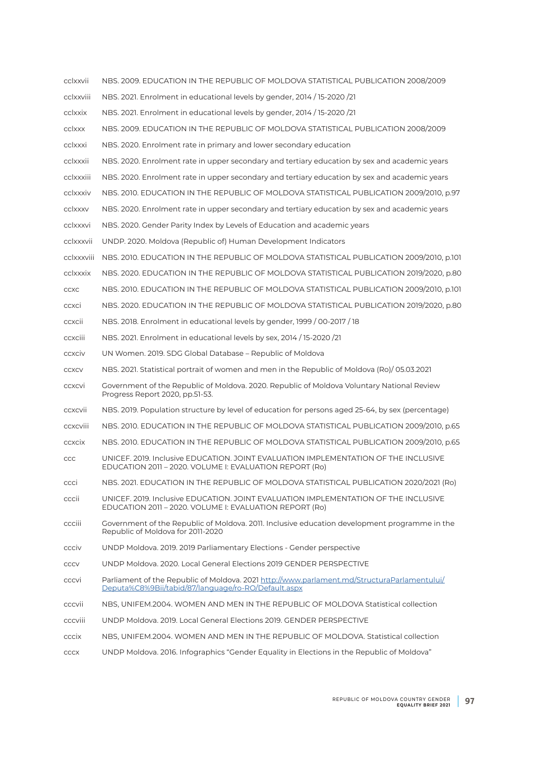cclxxvii NBS. 2009. EDUCATION IN THE REPUBLIC OF MOLDOVA STATISTICAL PUBLICATION 2008/2009

cclxxviii NBS. 2021. Enrolment in educational levels by gender, 2014 / 15-2020 /21

cclxxix NBS. 2021. Enrolment in educational levels by gender, 2014 / 15-2020 /21

cclxxx NBS. 2009. EDUCATION IN THE REPUBLIC OF MOLDOVA STATISTICAL PUBLICATION 2008/2009

cclxxxi NBS. 2020. Enrolment rate in primary and lower secondary education

cclxxxii NBS. 2020. Enrolment rate in upper secondary and tertiary education by sex and academic years

cclxxxiii NBS. 2020. Enrolment rate in upper secondary and tertiary education by sex and academic years

cclxxxiv NBS. 2010. EDUCATION IN THE REPUBLIC OF MOLDOVA STATISTICAL PUBLICATION 2009/2010, p.97

cclxxxv NBS. 2020. Enrolment rate in upper secondary and tertiary education by sex and academic years

cclxxxvi NBS. 2020. Gender Parity Index by Levels of Education and academic years

cclxxxvii UNDP. 2020. Moldova (Republic of) Human Development Indicators

cclxxxviii NBS. 2010. EDUCATION IN THE REPUBLIC OF MOLDOVA STATISTICAL PUBLICATION 2009/2010, p.101

cclxxxix NBS. 2020. EDUCATION IN THE REPUBLIC OF MOLDOVA STATISTICAL PUBLICATION 2019/2020, p.80

ccxc NBS. 2010. EDUCATION IN THE REPUBLIC OF MOLDOVA STATISTICAL PUBLICATION 2009/2010, p.101

ccxci NBS. 2020. EDUCATION IN THE REPUBLIC OF MOLDOVA STATISTICAL PUBLICATION 2019/2020, p.80

ccxcii NBS. 2018. Enrolment in educational levels by gender, 1999 / 00-2017 / 18

ccxciii NBS. 2021. Enrolment in educational levels by sex, 2014 / 15-2020 /21

ccxciv UN Women. 2019. SDG Global Database – Republic of Moldova

ccxcv NBS. 2021. Statistical portrait of women and men in the Republic of Moldova (Ro)/ 05.03.2021

ccxcvi Government of the Republic of Moldova. 2020. Republic of Moldova Voluntary National Review Progress Report 2020, pp.51-53.

ccxcvii NBS. 2019. Population structure by level of education for persons aged 25-64, by sex (percentage)

ccxcviii NBS. 2010. EDUCATION IN THE REPUBLIC OF MOLDOVA STATISTICAL PUBLICATION 2009/2010, p.65

ccxcix NBS. 2010. EDUCATION IN THE REPUBLIC OF MOLDOVA STATISTICAL PUBLICATION 2009/2010, p.65

ccc UNICEF. 2019. Inclusive EDUCATION. JOINT EVALUATION IMPLEMENTATION OF THE INCLUSIVE EDUCATION 2011 – 2020. VOLUME I: EVALUATION REPORT (Ro)

ccci NBS. 2021. EDUCATION IN THE REPUBLIC OF MOLDOVA STATISTICAL PUBLICATION 2020/2021 (Ro)

cccii UNICEF. 2019. Inclusive EDUCATION. JOINT EVALUATION IMPLEMENTATION OF THE INCLUSIVE EDUCATION 2011 – 2020. VOLUME I: EVALUATION REPORT (Ro)

ccciii Government of the Republic of Moldova. 2011. Inclusive education development programme in the Republic of Moldova for 2011-2020

ccciv UNDP Moldova. 2019. 2019 Parliamentary Elections - Gender perspective

cccv UNDP Moldova. 2020. Local General Elections 2019 GENDER PERSPECTIVE

cccvi Parliament of the Republic of Moldova. 2021 http://www.parlament.md/StructuraParlamentului/Deputa%C8%9Bii/tabid/87/language/ro-RO/Default.aspx

cccvii NBS, UNIFEM.2004. WOMEN AND MEN IN THE REPUBLIC OF MOLDOVA Statistical collection

cccviii UNDP Moldova. 2019. Local General Elections 2019. GENDER PERSPECTIVE

cccix NBS, UNIFEM.2004. WOMEN AND MEN IN THE REPUBLIC OF MOLDOVA. Statistical collection

cccx UNDP Moldova. 2016. Infographics "Gender Equality in Elections in the Republic of Moldova"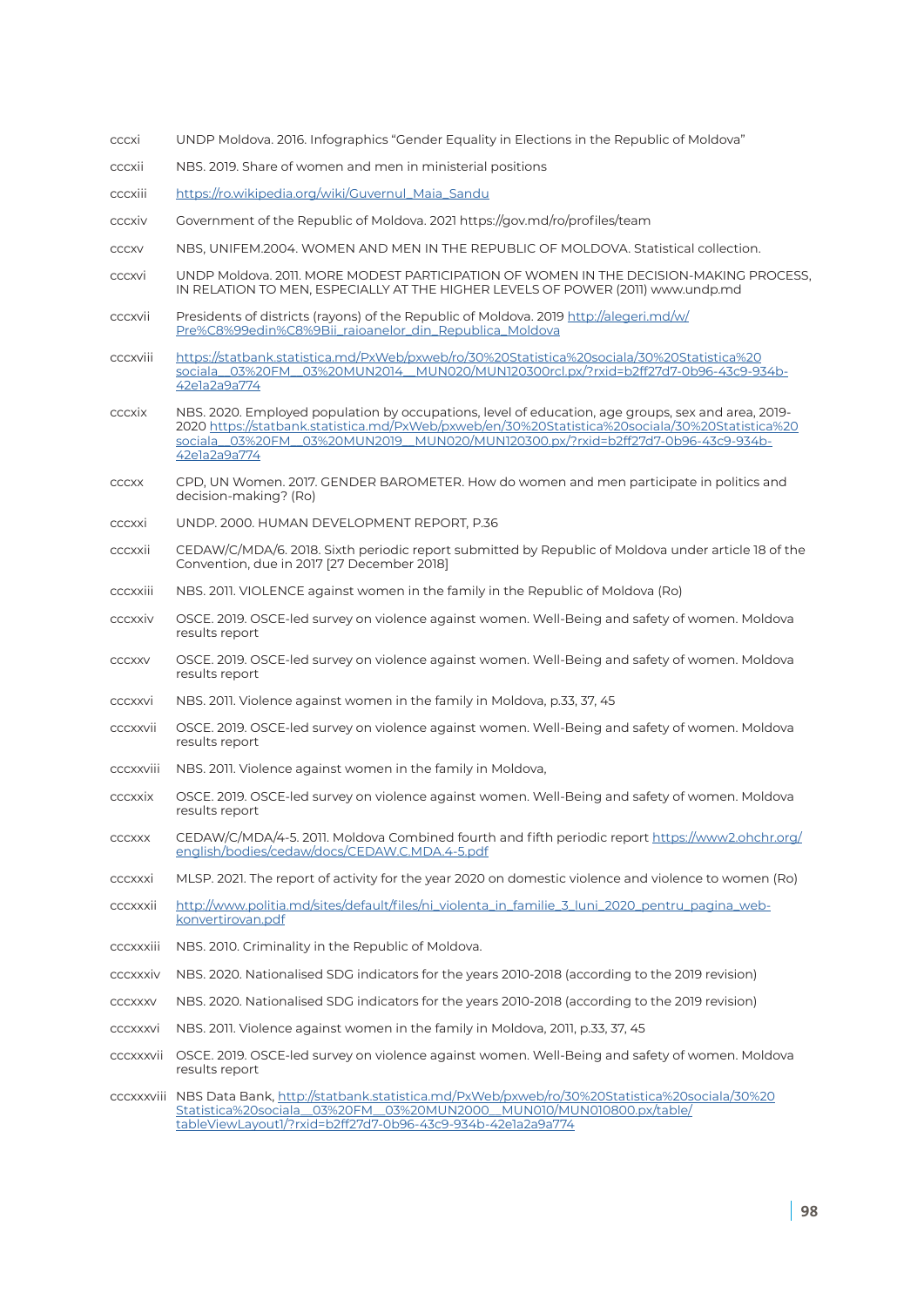cccxi UNDP Moldova. 2016. Infographics "Gender Equality in Elections in the Republic of Moldova"

cccxii NBS. 2019. Share of women and men in ministerial positions

cccxiii https://ro.wikipedia.org/wiki/Guvernul_Maia_Sandu

cccxiv Government of the Republic of Moldova. 2021 https://gov.md/ro/profiles/team

cccxv NBS, UNIFEM.2004. WOMEN AND MEN IN THE REPUBLIC OF MOLDOVA. Statistical collection.

cccxvi UNDP Moldova. 2011. MORE MODEST PARTICIPATION OF WOMEN IN THE DECISION-MAKING PROCESS, IN RELATION TO MEN, ESPECIALLY AT THE HIGHER LEVELS OF POWER (2011) www.undp.md

cccxvii Presidents of districts (rayons) of the Republic of Moldova. 2019 http://alegeri.md/w/Pre%C8%99edin%C8%9Bii_raioanelor_din_Republica_Moldova

cccxviii https://statbank.statistica.md/PxWeb/pxweb/ro/30%20Statistica%20sociala/30%20Statistica%20sociala__03%20FM__03%20MUN2014__MUN020/MUN120300rcl.px/?rxid=b2ff27d7-0b96-43c9-934b-42e1a2a9a774

cccxix NBS. 2020. Employed population by occupations, level of education, age groups, sex and area, 2019-2020 https://statbank.statistica.md/PxWeb/pxweb/en/30%20Statistica%20sociala/30%20Statistica%20sociala__03%20FM__03%20MUN2019__MUN020/MUN120300.px/?rxid=b2ff27d7-0b96-43c9-934b-42e1a2a9a774

cccxx CPD, UN Women. 2017. GENDER BAROMETER. How do women and men participate in politics and decision-making? (Ro)

cccxxi UNDP. 2000. HUMAN DEVELOPMENT REPORT, P.36

cccxxii CEDAW/C/MDA/6. 2018. Sixth periodic report submitted by Republic of Moldova under article 18 of the Convention, due in 2017 [27 December 2018]

cccxxiii NBS. 2011. VIOLENCE against women in the family in the Republic of Moldova (Ro)

cccxxiv OSCE. 2019. OSCE-led survey on violence against women. Well-Being and safety of women. Moldova results report

cccxxv OSCE. 2019. OSCE-led survey on violence against women. Well-Being and safety of women. Moldova results report

cccxxvi NBS. 2011. Violence against women in the family in Moldova, p.33, 37, 45

cccxxvii OSCE. 2019. OSCE-led survey on violence against women. Well-Being and safety of women. Moldova results report

cccxxviii NBS. 2011. Violence against women in the family in Moldova,

cccxxix OSCE. 2019. OSCE-led survey on violence against women. Well-Being and safety of women. Moldova results report

cccxxx CEDAW/C/MDA/4-5. 2011. Moldova Combined fourth and fifth periodic report https://www2.ohchr.org/english/bodies/cedaw/docs/CEDAW.C.MDA.4-5.pdf

cccxxxi MLSP. 2021. The report of activity for the year 2020 on domestic violence and violence to women (Ro)

cccxxxii http://www.politia.md/sites/default/files/ni_violenta_in_familie_3_luni_2020_pentru_pagina_web-konvertirovan.pdf

cccxxxiii NBS. 2010. Criminality in the Republic of Moldova.

cccxxxiv NBS. 2020. Nationalised SDG indicators for the years 2010-2018 (according to the 2019 revision)

cccxxxv NBS. 2020. Nationalised SDG indicators for the years 2010-2018 (according to the 2019 revision)

cccxxxvi NBS. 2011. Violence against women in the family in Moldova, 2011, p.33, 37, 45

cccxxxvii OSCE. 2019. OSCE-led survey on violence against women. Well-Being and safety of women. Moldova results report

cccxxxviii NBS Data Bank, http://statbank.statistica.md/PxWeb/pxweb/ro/30%20Statistica%20sociala/30%20Statistica%20sociala__03%20FM__03%20MUN2000__MUN010/MUN010800.px/table/tableViewLayout1/?rxid=b2ff27d7-0b96-43c9-934b-42e1a2a9a774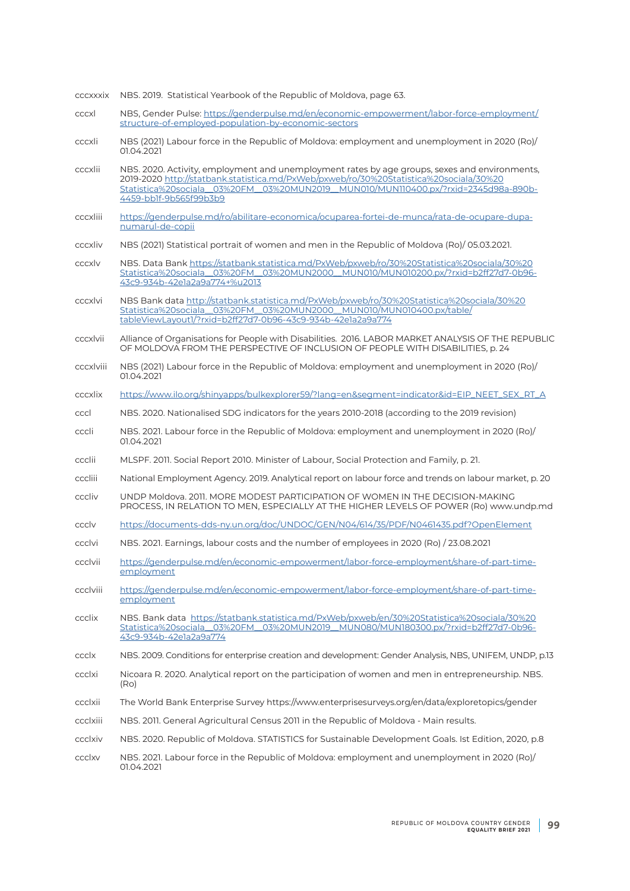cccxxxix NBS. 2019. Statistical Yearbook of the Republic of Moldova, page 63.

cccxl NBS, Gender Pulse: https://genderpulse.md/en/economic-empowerment/labor-force-employment/structure-of-employed-population-by-economic-sectors

cccxli NBS (2021) Labour force in the Republic of Moldova: employment and unemployment in 2020 (Ro)/ 01.04.2021

cccxlii NBS. 2020. Activity, employment and unemployment rates by age groups, sexes and environments, 2019-2020 http://statbank.statistica.md/PxWeb/pxweb/ro/30%20Statistica%20sociala/30%20Statistica%20sociala__03%20FM__03%20MUN2019__MUN010/MUN110400.px/?rxid=2345d98a-890b-4459-bb1f-9b565f99b3b9

cccxliii https://genderpulse.md/ro/abilitare-economica/ocuparea-fortei-de-munca/rata-de-ocupare-dupa-numarul-de-copii

cccxliv NBS (2021) Statistical portrait of women and men in the Republic of Moldova (Ro)/ 05.03.2021.

cccxlv NBS. Data Bank https://statbank.statistica.md/PxWeb/pxweb/ro/30%20Statistica%20sociala/30%20Statistica%20sociala__03%20FM__03%20MUN2000__MUN010/MUN010200.px/?rxid=b2ff27d7-0b96-43c9-934b-42e1a2a9a774+%u2013

cccxlvi NBS Bank data http://statbank.statistica.md/PxWeb/pxweb/ro/30%20Statistica%20sociala/30%20Statistica%20sociala__03%20FM__03%20MUN2000__MUN010/MUN010400.px/table/tableViewLayout1/?rxid=b2ff27d7-0b96-43c9-934b-42e1a2a9a774

cccxlvii Alliance of Organisations for People with Disabilities. 2016. LABOR MARKET ANALYSIS OF THE REPUBLIC OF MOLDOVA FROM THE PERSPECTIVE OF INCLUSION OF PEOPLE WITH DISABILITIES, p. 24

cccxlviii NBS (2021) Labour force in the Republic of Moldova: employment and unemployment in 2020 (Ro)/ 01.04.2021

cccxlix https://www.ilo.org/shinyapps/bulkexplorer59/?lang=en&segment=indicator&id=EIP_NEET_SEX_RT_A

cccl NBS. 2020. Nationalised SDG indicators for the years 2010-2018 (according to the 2019 revision)

cccli NBS. 2021. Labour force in the Republic of Moldova: employment and unemployment in 2020 (Ro)/ 01.04.2021

ccclii MLSPF. 2011. Social Report 2010. Minister of Labour, Social Protection and Family, p. 21.

cccliii National Employment Agency. 2019. Analytical report on labour force and trends on labour market, p. 20

cccliv UNDP Moldova. 2011. MORE MODEST PARTICIPATION OF WOMEN IN THE DECISION-MAKING PROCESS, IN RELATION TO MEN, ESPECIALLY AT THE HIGHER LEVELS OF POWER (Ro) www.undp.md

ccclv https://documents-dds-ny.un.org/doc/UNDOC/GEN/N04/614/35/PDF/N0461435.pdf?OpenElement

ccclvi NBS. 2021. Earnings, labour costs and the number of employees in 2020 (Ro) / 23.08.2021

ccclvii https://genderpulse.md/en/economic-empowerment/labor-force-employment/share-of-part-time-employment

ccclviii https://genderpulse.md/en/economic-empowerment/labor-force-employment/share-of-part-time-employment

ccclix NBS. Bank data https://statbank.statistica.md/PxWeb/pxweb/en/30%20Statistica%20sociala/30%20Statistica%20sociala__03%20FM__03%20MUN2019__MUN080/MUN180300.px/?rxid=b2ff27d7-0b96-43c9-934b-42e1a2a9a774

ccclx NBS. 2009. Conditions for enterprise creation and development: Gender Analysis, NBS, UNIFEM, UNDP, p.13

ccclxi Nicoara R. 2020. Analytical report on the participation of women and men in entrepreneurship. NBS. (Ro)

ccclxii The World Bank Enterprise Survey https://www.enterprisesurveys.org/en/data/exploretopics/gender

ccclxiii NBS. 2011. General Agricultural Census 2011 in the Republic of Moldova - Main results.

ccclxiv NBS. 2020. Republic of Moldova. STATISTICS for Sustainable Development Goals. Ist Edition, 2020, p.8

ccclxv NBS. 2021. Labour force in the Republic of Moldova: employment and unemployment in 2020 (Ro)/ 01.04.2021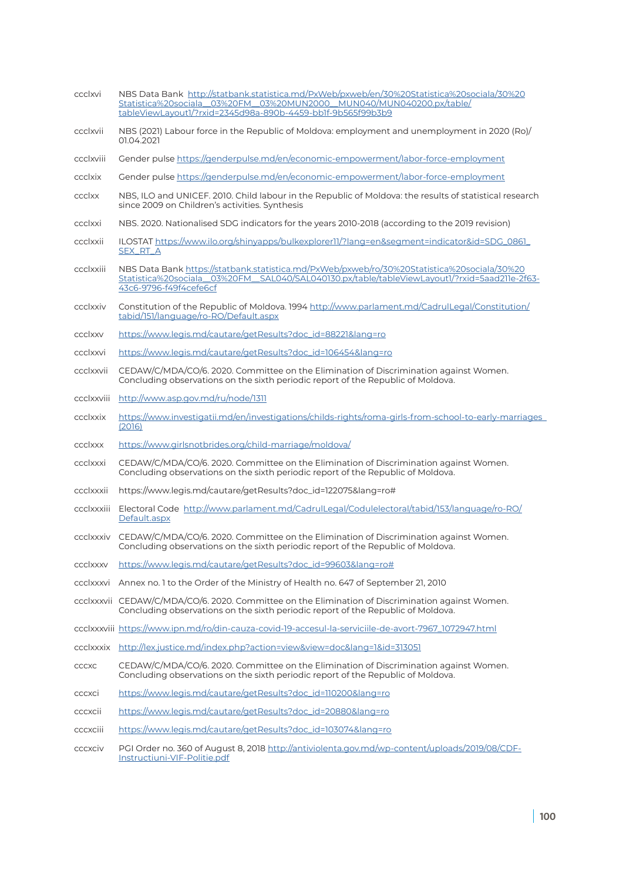ccclxvi NBS Data Bank http://statbank.statistica.md/PxWeb/pxweb/en/30%20Statistica%20sociala/30%20Statistica%20sociala__03%20FM__03%20MUN2000__MUN040/MUN040200.px/table/tableViewLayout1/?rxid=2345d98a-890b-4459-bb1f-9b565f99b3b9

ccclxvii NBS (2021) Labour force in the Republic of Moldova: employment and unemployment in 2020 (Ro)/ 01.04.2021

ccclxviii Gender pulse https://genderpulse.md/en/economic-empowerment/labor-force-employment

ccclxix Gender pulse https://genderpulse.md/en/economic-empowerment/labor-force-employment

ccclxx NBS, ILO and UNICEF. 2010. Child labour in the Republic of Moldova: the results of statistical research since 2009 on Children's activities. Synthesis

ccclxxi NBS. 2020. Nationalised SDG indicators for the years 2010-2018 (according to the 2019 revision)

ccclxxii ILOSTAT https://www.ilo.org/shinyapps/bulkexplorer11/?lang=en&segment=indicator&id=SDG_0861_SEX_RT_A

ccclxxiii NBS Data Bank https://statbank.statistica.md/PxWeb/pxweb/ro/30%20Statistica%20sociala/30%20Statistica%20sociala__03%20FM__SAL040/SAL040130.px/table/tableViewLayout1/?rxid=5aad211e-2f63-43c6-9796-f49f4cefe6cf

ccclxxiv Constitution of the Republic of Moldova. 1994 http://www.parlament.md/CadrulLegal/Constitution/tabid/151/language/ro-RO/Default.aspx

ccclxxv https://www.legis.md/cautare/getResults?doc_id=88221&lang=ro

ccclxxvi https://www.legis.md/cautare/getResults?doc_id=106454&lang=ro

ccclxxvii CEDAW/C/MDA/CO/6. 2020. Committee on the Elimination of Discrimination against Women. Concluding observations on the sixth periodic report of the Republic of Moldova.

ccclxxviii http://www.asp.gov.md/ru/node/1311

ccclxxix https://www.investigatii.md/en/investigations/childs-rights/roma-girls-from-school-to-early-marriages_(2016)

ccclxxx https://www.girlsnotbrides.org/child-marriage/moldova/

ccclxxxi CEDAW/C/MDA/CO/6. 2020. Committee on the Elimination of Discrimination against Women. Concluding observations on the sixth periodic report of the Republic of Moldova.

ccclxxxii https://www.legis.md/cautare/getResults?doc_id=122075&lang=ro#

ccclxxxiii Electoral Code http://www.parlament.md/CadrulLegal/Codulelectoral/tabid/153/language/ro-RO/Default.aspx

ccclxxxiv CEDAW/C/MDA/CO/6. 2020. Committee on the Elimination of Discrimination against Women. Concluding observations on the sixth periodic report of the Republic of Moldova.

ccclxxxv https://www.legis.md/cautare/getResults?doc_id=99603&lang=ro#

ccclxxxvi Annex no. 1 to the Order of the Ministry of Health no. 647 of September 21, 2010

ccclxxxvii CEDAW/C/MDA/CO/6. 2020. Committee on the Elimination of Discrimination against Women. Concluding observations on the sixth periodic report of the Republic of Moldova.

ccclxxxviii https://www.ipn.md/ro/din-cauza-covid-19-accesul-la-serviciile-de-avort-7967_1072947.html

ccclxxxix http://lex.justice.md/index.php?action=view&view=doc&lang=1&id=313051

cccxc CEDAW/C/MDA/CO/6. 2020. Committee on the Elimination of Discrimination against Women. Concluding observations on the sixth periodic report of the Republic of Moldova.

cccxci https://www.legis.md/cautare/getResults?doc_id=110200&lang=ro

cccxcii https://www.legis.md/cautare/getResults?doc_id=20880&lang=ro

cccxciii https://www.legis.md/cautare/getResults?doc_id=103074&lang=ro

cccxciv PGI Order no. 360 of August 8, 2018 http://antiviolenta.gov.md/wp-content/uploads/2019/08/CDF-Instructiuni-VIF-Politie.pdf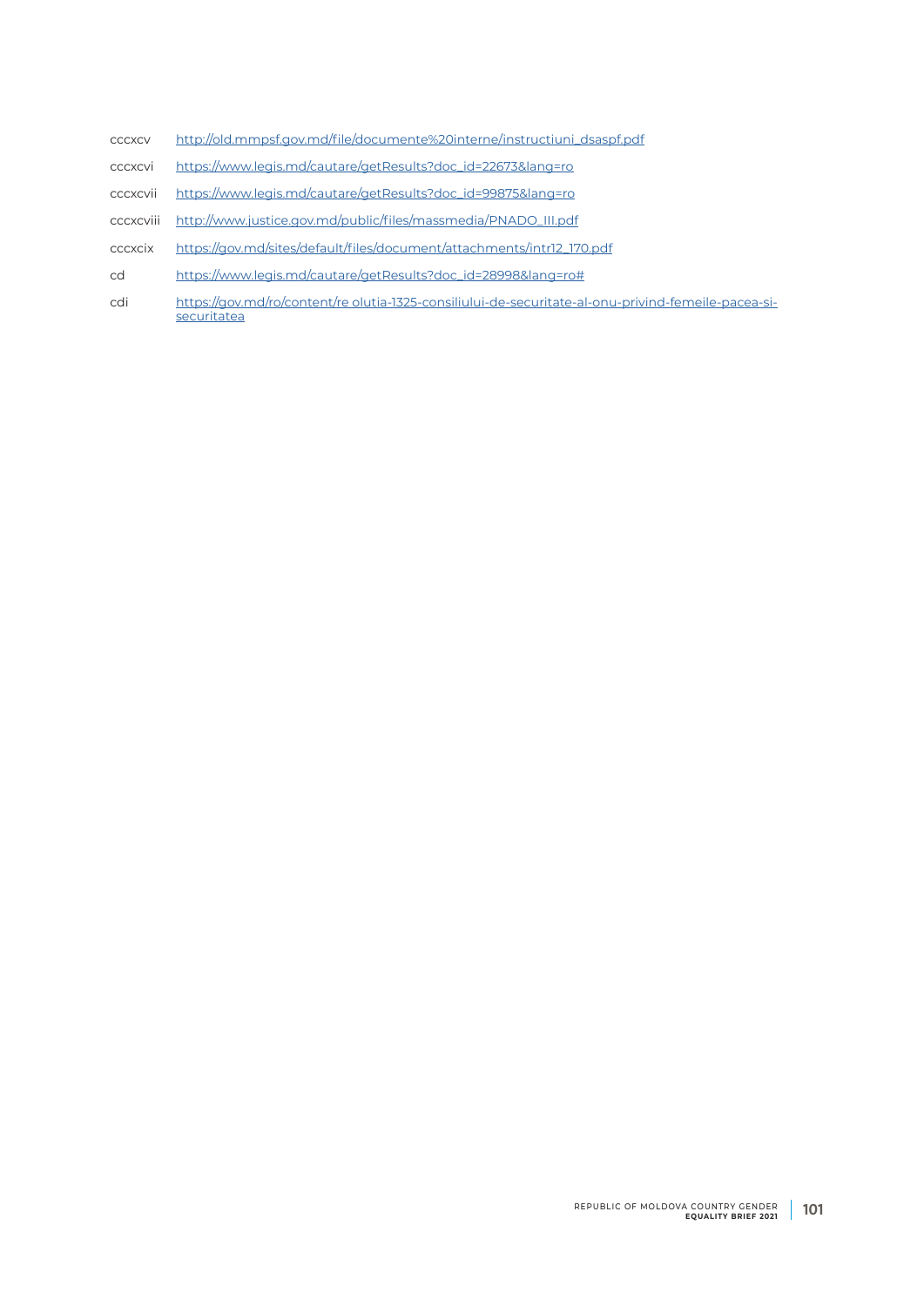cccxcv http://old.mmpsf.gov.md/file/documente%20interne/instructiuni_dsaspf.pdf

cccxcvi https://www.legis.md/cautare/getResults?doc_id=22673&lang=ro

cccxcvii https://www.legis.md/cautare/getResults?doc_id=99875&lang=ro

cccxcviii http://www.justice.gov.md/public/files/massmedia/PNADO_III.pdf

cccxcix https://gov.md/sites/default/files/document/attachments/intr12_170.pdf

cd https://www.legis.md/cautare/getResults?doc_id=28998&lang=ro#

cdi https://gov.md/ro/content/re olutia-1325-consiliului-de-securitate-al-onu-privind-femeile-pacea-si-securitatea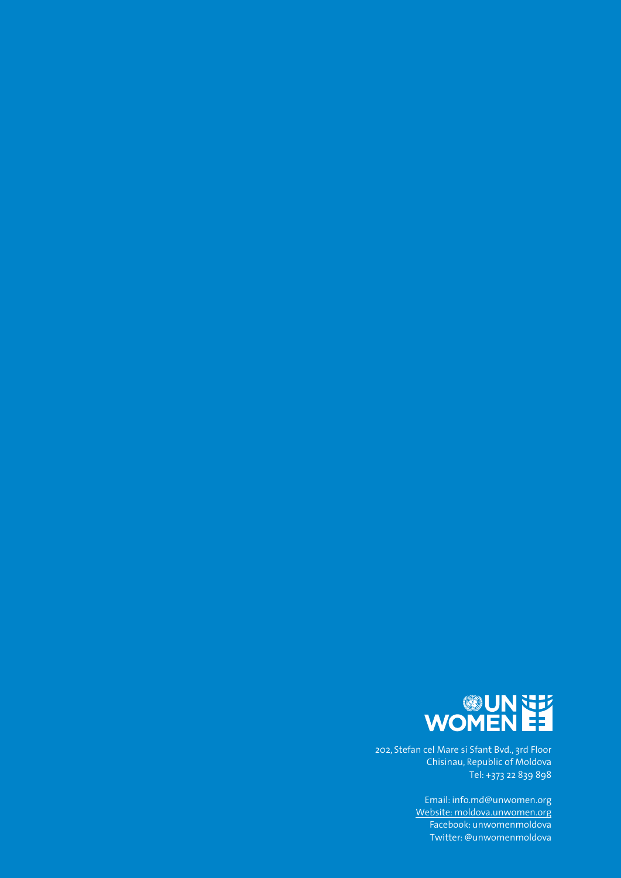UN WOMEN

202, Stefan cel Mare si Sfant Bvd., 3rd Floor
Chisinau, Republic of Moldova
Tel: +373 22 839 898

Email: info.md@unwomen.org
Website: moldova.unwomen.org
Facebook: unwomenmoldova
Twitter: @unwomenmoldova